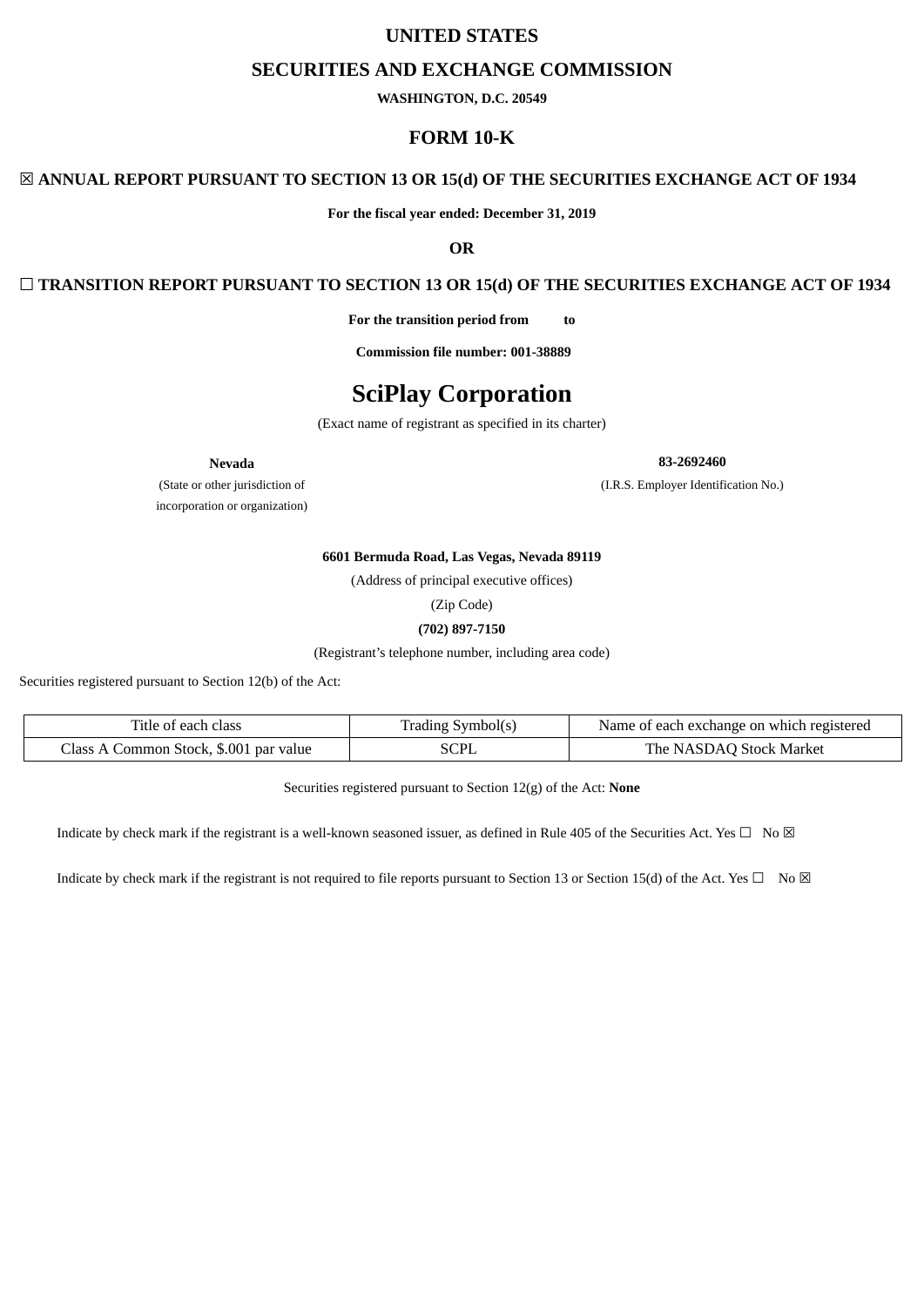# UNITED STATES

# SECURITIES AND EXCHANGE COMMISSION

**WASHINGTON, D.C. 20549**

## FORM 10-K

☒ **ANNUAL REPORT PURSUANT TO SECTION 13 OR 15(d) OF THE SECURITIES EXCHANGE ACT OF 1934**

**For the fiscal year ended: December 31, 2019**

**OR**

☐ **TRANSITION REPORT PURSUANT TO SECTION 13 OR 15(d) OF THE SECURITIES EXCHANGE ACT OF 1934**

**For the transition period from to**

**Commission file number: 001-38889**

# SciPlay Corporation

(Exact name of registrant as specified in its charter)

| **Nevada** | **83-2692460** |
|---|---|
| (State or other jurisdiction of incorporation or organization) | (I.R.S. Employer Identification No.) |

**6601 Bermuda Road, Las Vegas, Nevada 89119**

(Address of principal executive offices)

(Zip Code)

**(702) 897-7150**

(Registrant's telephone number, including area code)

Securities registered pursuant to Section 12(b) of the Act:

| Title of each class | Trading Symbol(s) | Name of each exchange on which registered |
|---|---|---|
| Class A Common Stock, $.001 par value | SCPL | The NASDAQ Stock Market |

Securities registered pursuant to Section 12(g) of the Act: **None**

Indicate by check mark if the registrant is a well-known seasoned issuer, as defined in Rule 405 of the Securities Act. Yes ☐ No ☒

Indicate by check mark if the registrant is not required to file reports pursuant to Section 13 or Section 15(d) of the Act. Yes ☐ No ☒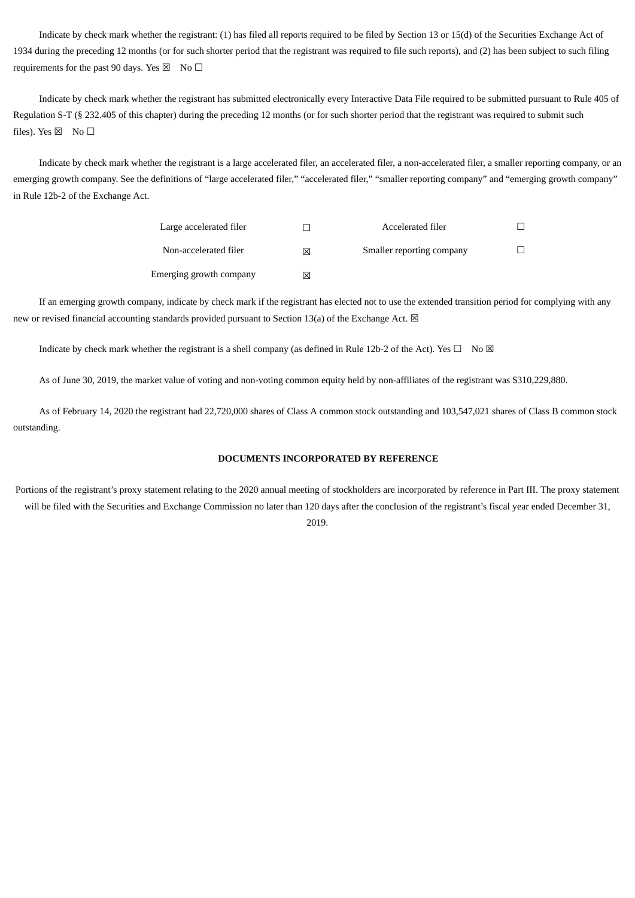Indicate by check mark whether the registrant: (1) has filed all reports required to be filed by Section 13 or 15(d) of the Securities Exchange Act of 1934 during the preceding 12 months (or for such shorter period that the registrant was required to file such reports), and (2) has been subject to such filing requirements for the past 90 days. Yes ☒ No ☐

Indicate by check mark whether the registrant has submitted electronically every Interactive Data File required to be submitted pursuant to Rule 405 of Regulation S-T (§ 232.405 of this chapter) during the preceding 12 months (or for such shorter period that the registrant was required to submit such files). Yes ☒ No ☐

Indicate by check mark whether the registrant is a large accelerated filer, an accelerated filer, a non-accelerated filer, a smaller reporting company, or an emerging growth company. See the definitions of "large accelerated filer," "accelerated filer," "smaller reporting company" and "emerging growth company" in Rule 12b-2 of the Exchange Act.

| | | | |
|---|---|---|---|
| Large accelerated filer | ☐ | Accelerated filer | ☐ |
| Non-accelerated filer | ☒ | Smaller reporting company | ☐ |
| Emerging growth company | ☒ | | |

If an emerging growth company, indicate by check mark if the registrant has elected not to use the extended transition period for complying with any new or revised financial accounting standards provided pursuant to Section 13(a) of the Exchange Act. ☒

Indicate by check mark whether the registrant is a shell company (as defined in Rule 12b-2 of the Act). Yes ☐ No ☒

As of June 30, 2019, the market value of voting and non-voting common equity held by non-affiliates of the registrant was $310,229,880.

As of February 14, 2020 the registrant had 22,720,000 shares of Class A common stock outstanding and 103,547,021 shares of Class B common stock outstanding.

**DOCUMENTS INCORPORATED BY REFERENCE**

Portions of the registrant's proxy statement relating to the 2020 annual meeting of stockholders are incorporated by reference in Part III. The proxy statement will be filed with the Securities and Exchange Commission no later than 120 days after the conclusion of the registrant's fiscal year ended December 31, 2019.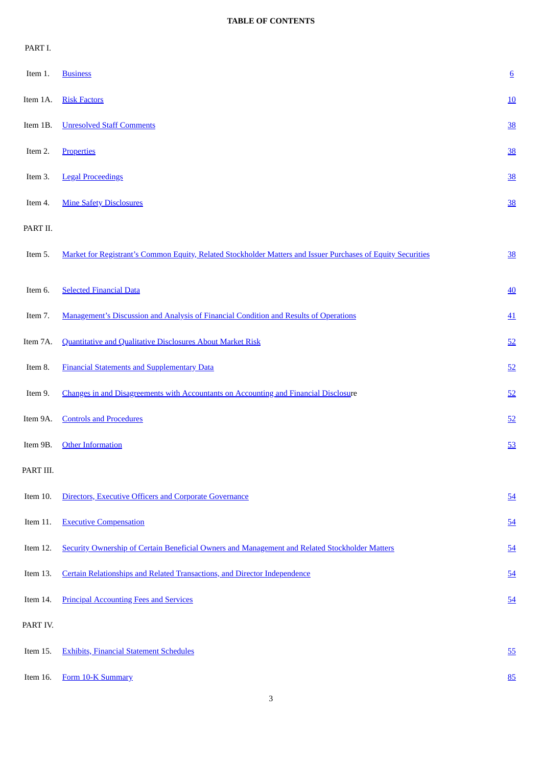**TABLE OF CONTENTS**

| | | |
|---|---|---|
| PART I. | | |
| Item 1. | Business | 6 |
| Item 1A. | Risk Factors | 10 |
| Item 1B. | Unresolved Staff Comments | 38 |
| Item 2. | Properties | 38 |
| Item 3. | Legal Proceedings | 38 |
| Item 4. | Mine Safety Disclosures | 38 |
| PART II. | | |
| Item 5. | Market for Registrant's Common Equity, Related Stockholder Matters and Issuer Purchases of Equity Securities | 38 |
| Item 6. | Selected Financial Data | 40 |
| Item 7. | Management's Discussion and Analysis of Financial Condition and Results of Operations | 41 |
| Item 7A. | Quantitative and Qualitative Disclosures About Market Risk | 52 |
| Item 8. | Financial Statements and Supplementary Data | 52 |
| Item 9. | Changes in and Disagreements with Accountants on Accounting and Financial Disclosure | 52 |
| Item 9A. | Controls and Procedures | 52 |
| Item 9B. | Other Information | 53 |
| PART III. | | |
| Item 10. | Directors, Executive Officers and Corporate Governance | 54 |
| Item 11. | Executive Compensation | 54 |
| Item 12. | Security Ownership of Certain Beneficial Owners and Management and Related Stockholder Matters | 54 |
| Item 13. | Certain Relationships and Related Transactions, and Director Independence | 54 |
| Item 14. | Principal Accounting Fees and Services | 54 |
| PART IV. | | |
| Item 15. | Exhibits, Financial Statement Schedules | 55 |
| Item 16. | Form 10-K Summary | 85 |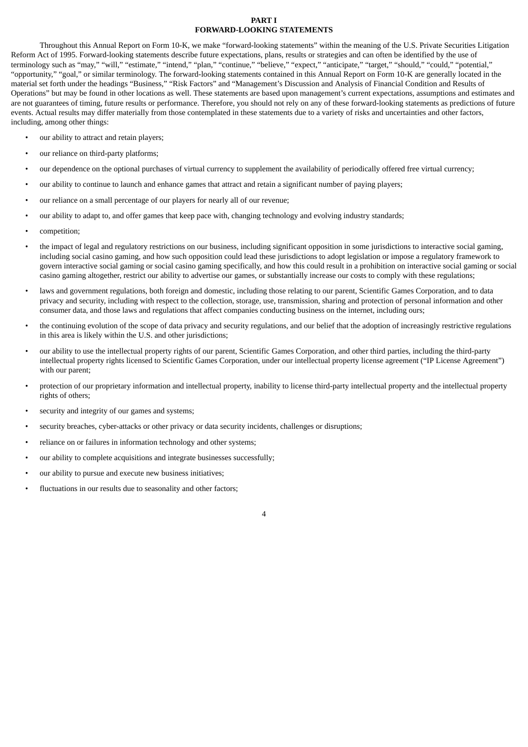# PART I

## FORWARD-LOOKING STATEMENTS

Throughout this Annual Report on Form 10-K, we make "forward-looking statements" within the meaning of the U.S. Private Securities Litigation Reform Act of 1995. Forward-looking statements describe future expectations, plans, results or strategies and can often be identified by the use of terminology such as "may," "will," "estimate," "intend," "plan," "continue," "believe," "expect," "anticipate," "target," "should," "could," "potential," "opportunity," "goal," or similar terminology. The forward-looking statements contained in this Annual Report on Form 10-K are generally located in the material set forth under the headings "Business," "Risk Factors" and "Management's Discussion and Analysis of Financial Condition and Results of Operations" but may be found in other locations as well. These statements are based upon management's current expectations, assumptions and estimates and are not guarantees of timing, future results or performance. Therefore, you should not rely on any of these forward-looking statements as predictions of future events. Actual results may differ materially from those contemplated in these statements due to a variety of risks and uncertainties and other factors, including, among other things:

- our ability to attract and retain players;
- our reliance on third-party platforms;
- our dependence on the optional purchases of virtual currency to supplement the availability of periodically offered free virtual currency;
- our ability to continue to launch and enhance games that attract and retain a significant number of paying players;
- our reliance on a small percentage of our players for nearly all of our revenue;
- our ability to adapt to, and offer games that keep pace with, changing technology and evolving industry standards;
- competition;
- the impact of legal and regulatory restrictions on our business, including significant opposition in some jurisdictions to interactive social gaming, including social casino gaming, and how such opposition could lead these jurisdictions to adopt legislation or impose a regulatory framework to govern interactive social gaming or social casino gaming specifically, and how this could result in a prohibition on interactive social gaming or social casino gaming altogether, restrict our ability to advertise our games, or substantially increase our costs to comply with these regulations;
- laws and government regulations, both foreign and domestic, including those relating to our parent, Scientific Games Corporation, and to data privacy and security, including with respect to the collection, storage, use, transmission, sharing and protection of personal information and other consumer data, and those laws and regulations that affect companies conducting business on the internet, including ours;
- the continuing evolution of the scope of data privacy and security regulations, and our belief that the adoption of increasingly restrictive regulations in this area is likely within the U.S. and other jurisdictions;
- our ability to use the intellectual property rights of our parent, Scientific Games Corporation, and other third parties, including the third-party intellectual property rights licensed to Scientific Games Corporation, under our intellectual property license agreement ("IP License Agreement") with our parent;
- protection of our proprietary information and intellectual property, inability to license third-party intellectual property and the intellectual property rights of others;
- security and integrity of our games and systems;
- security breaches, cyber-attacks or other privacy or data security incidents, challenges or disruptions;
- reliance on or failures in information technology and other systems;
- our ability to complete acquisitions and integrate businesses successfully;
- our ability to pursue and execute new business initiatives;
- fluctuations in our results due to seasonality and other factors;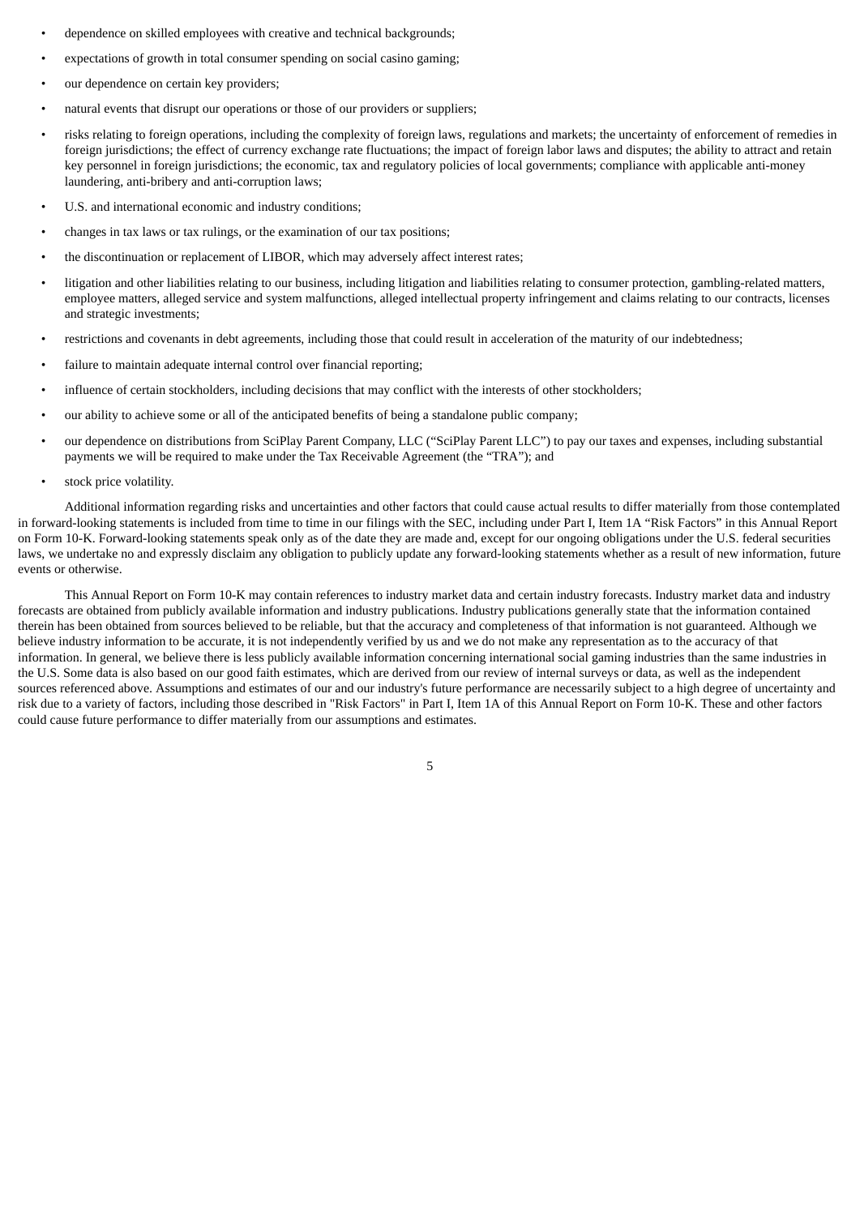- dependence on skilled employees with creative and technical backgrounds;
- expectations of growth in total consumer spending on social casino gaming;
- our dependence on certain key providers;
- natural events that disrupt our operations or those of our providers or suppliers;
- risks relating to foreign operations, including the complexity of foreign laws, regulations and markets; the uncertainty of enforcement of remedies in foreign jurisdictions; the effect of currency exchange rate fluctuations; the impact of foreign labor laws and disputes; the ability to attract and retain key personnel in foreign jurisdictions; the economic, tax and regulatory policies of local governments; compliance with applicable anti-money laundering, anti-bribery and anti-corruption laws;
- U.S. and international economic and industry conditions;
- changes in tax laws or tax rulings, or the examination of our tax positions;
- the discontinuation or replacement of LIBOR, which may adversely affect interest rates;
- litigation and other liabilities relating to our business, including litigation and liabilities relating to consumer protection, gambling-related matters, employee matters, alleged service and system malfunctions, alleged intellectual property infringement and claims relating to our contracts, licenses and strategic investments;
- restrictions and covenants in debt agreements, including those that could result in acceleration of the maturity of our indebtedness;
- failure to maintain adequate internal control over financial reporting;
- influence of certain stockholders, including decisions that may conflict with the interests of other stockholders;
- our ability to achieve some or all of the anticipated benefits of being a standalone public company;
- our dependence on distributions from SciPlay Parent Company, LLC ("SciPlay Parent LLC") to pay our taxes and expenses, including substantial payments we will be required to make under the Tax Receivable Agreement (the "TRA"); and
- stock price volatility.

Additional information regarding risks and uncertainties and other factors that could cause actual results to differ materially from those contemplated in forward-looking statements is included from time to time in our filings with the SEC, including under Part I, Item 1A "Risk Factors" in this Annual Report on Form 10-K. Forward-looking statements speak only as of the date they are made and, except for our ongoing obligations under the U.S. federal securities laws, we undertake no and expressly disclaim any obligation to publicly update any forward-looking statements whether as a result of new information, future events or otherwise.

This Annual Report on Form 10-K may contain references to industry market data and certain industry forecasts. Industry market data and industry forecasts are obtained from publicly available information and industry publications. Industry publications generally state that the information contained therein has been obtained from sources believed to be reliable, but that the accuracy and completeness of that information is not guaranteed. Although we believe industry information to be accurate, it is not independently verified by us and we do not make any representation as to the accuracy of that information. In general, we believe there is less publicly available information concerning international social gaming industries than the same industries in the U.S. Some data is also based on our good faith estimates, which are derived from our review of internal surveys or data, as well as the independent sources referenced above. Assumptions and estimates of our and our industry's future performance are necessarily subject to a high degree of uncertainty and risk due to a variety of factors, including those described in "Risk Factors" in Part I, Item 1A of this Annual Report on Form 10-K. These and other factors could cause future performance to differ materially from our assumptions and estimates.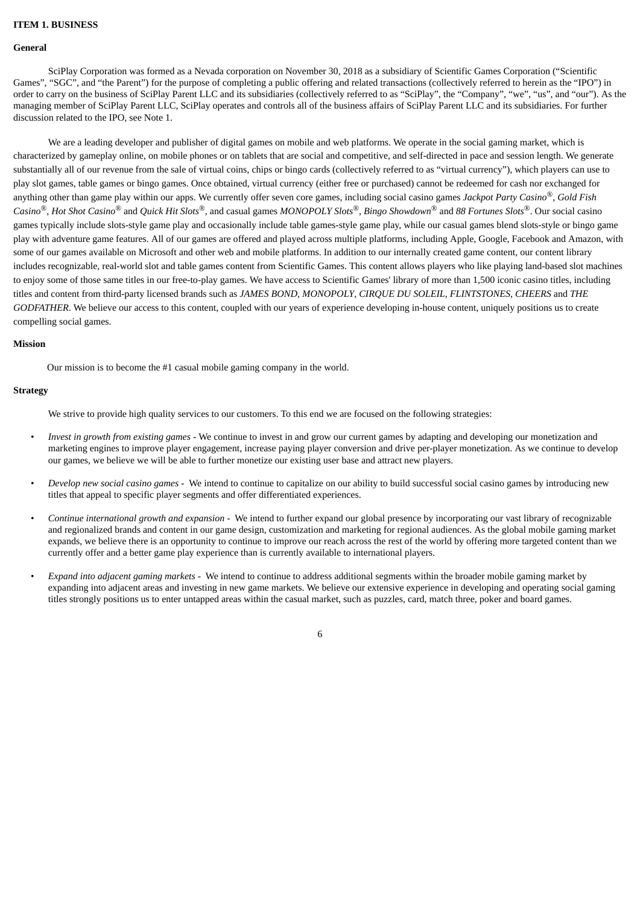# ITEM 1. BUSINESS

## General

SciPlay Corporation was formed as a Nevada corporation on November 30, 2018 as a subsidiary of Scientific Games Corporation ("Scientific Games", "SGC", and "the Parent") for the purpose of completing a public offering and related transactions (collectively referred to herein as the "IPO") in order to carry on the business of SciPlay Parent LLC and its subsidiaries (collectively referred to as "SciPlay", the "Company", "we", "us", and "our"). As the managing member of SciPlay Parent LLC, SciPlay operates and controls all of the business affairs of SciPlay Parent LLC and its subsidiaries. For further discussion related to the IPO, see Note 1.

We are a leading developer and publisher of digital games on mobile and web platforms. We operate in the social gaming market, which is characterized by gameplay online, on mobile phones or on tablets that are social and competitive, and self-directed in pace and session length. We generate substantially all of our revenue from the sale of virtual coins, chips or bingo cards (collectively referred to as "virtual currency"), which players can use to play slot games, table games or bingo games. Once obtained, virtual currency (either free or purchased) cannot be redeemed for cash nor exchanged for anything other than game play within our apps. We currently offer seven core games, including social casino games *Jackpot Party Casino*®, *Gold Fish Casino*®, *Hot Shot Casino*® and *Quick Hit Slots*®, and casual games *MONOPOLY Slots*®, *Bingo Showdown*® and *88 Fortunes Slots*®. Our social casino games typically include slots-style game play and occasionally include table games-style game play, while our casual games blend slots-style or bingo game play with adventure game features. All of our games are offered and played across multiple platforms, including Apple, Google, Facebook and Amazon, with some of our games available on Microsoft and other web and mobile platforms. In addition to our internally created game content, our content library includes recognizable, real-world slot and table games content from Scientific Games. This content allows players who like playing land-based slot machines to enjoy some of those same titles in our free-to-play games. We have access to Scientific Games' library of more than 1,500 iconic casino titles, including titles and content from third-party licensed brands such as *JAMES BOND*, *MONOPOLY*, *CIRQUE DU SOLEIL*, *FLINTSTONES*, *CHEERS* and *THE GODFATHER*. We believe our access to this content, coupled with our years of experience developing in-house content, uniquely positions us to create compelling social games.

## Mission

Our mission is to become the #1 casual mobile gaming company in the world.

## Strategy

We strive to provide high quality services to our customers. To this end we are focused on the following strategies:

- *Invest in growth from existing games* - We continue to invest in and grow our current games by adapting and developing our monetization and marketing engines to improve player engagement, increase paying player conversion and drive per-player monetization. As we continue to develop our games, we believe we will be able to further monetize our existing user base and attract new players.
- *Develop new social casino games* - We intend to continue to capitalize on our ability to build successful social casino games by introducing new titles that appeal to specific player segments and offer differentiated experiences.
- *Continue international growth and expansion* - We intend to further expand our global presence by incorporating our vast library of recognizable and regionalized brands and content in our game design, customization and marketing for regional audiences. As the global mobile gaming market expands, we believe there is an opportunity to continue to improve our reach across the rest of the world by offering more targeted content than we currently offer and a better game play experience than is currently available to international players.
- *Expand into adjacent gaming markets* - We intend to continue to address additional segments within the broader mobile gaming market by expanding into adjacent areas and investing in new game markets. We believe our extensive experience in developing and operating social gaming titles strongly positions us to enter untapped areas within the casual market, such as puzzles, card, match three, poker and board games.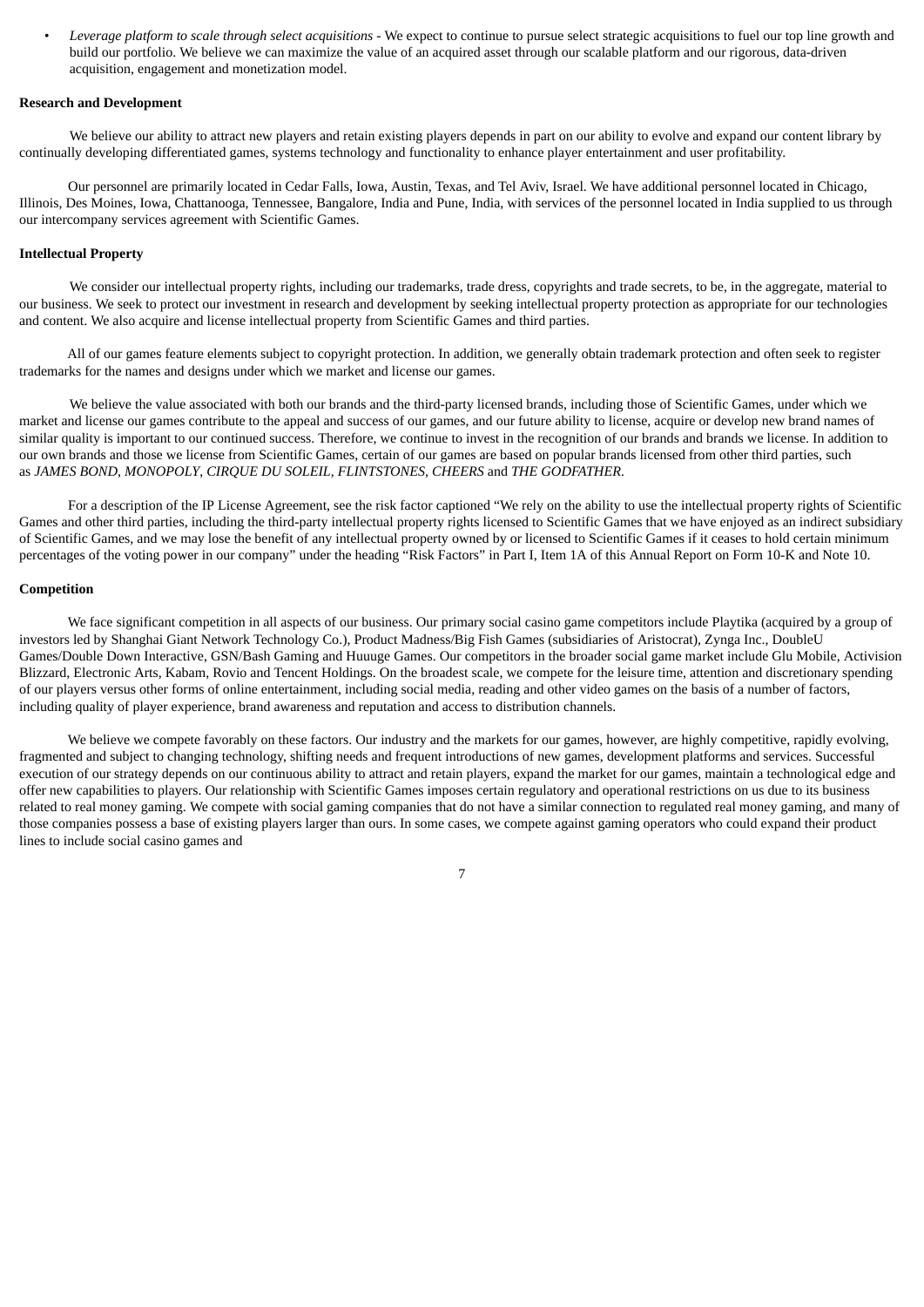- *Leverage platform to scale through select acquisitions* - We expect to continue to pursue select strategic acquisitions to fuel our top line growth and build our portfolio. We believe we can maximize the value of an acquired asset through our scalable platform and our rigorous, data-driven acquisition, engagement and monetization model.

**Research and Development**

We believe our ability to attract new players and retain existing players depends in part on our ability to evolve and expand our content library by continually developing differentiated games, systems technology and functionality to enhance player entertainment and user profitability.

Our personnel are primarily located in Cedar Falls, Iowa, Austin, Texas, and Tel Aviv, Israel. We have additional personnel located in Chicago, Illinois, Des Moines, Iowa, Chattanooga, Tennessee, Bangalore, India and Pune, India, with services of the personnel located in India supplied to us through our intercompany services agreement with Scientific Games.

**Intellectual Property**

We consider our intellectual property rights, including our trademarks, trade dress, copyrights and trade secrets, to be, in the aggregate, material to our business. We seek to protect our investment in research and development by seeking intellectual property protection as appropriate for our technologies and content. We also acquire and license intellectual property from Scientific Games and third parties.

All of our games feature elements subject to copyright protection. In addition, we generally obtain trademark protection and often seek to register trademarks for the names and designs under which we market and license our games.

We believe the value associated with both our brands and the third-party licensed brands, including those of Scientific Games, under which we market and license our games contribute to the appeal and success of our games, and our future ability to license, acquire or develop new brand names of similar quality is important to our continued success. Therefore, we continue to invest in the recognition of our brands and brands we license. In addition to our own brands and those we license from Scientific Games, certain of our games are based on popular brands licensed from other third parties, such as *JAMES BOND*, *MONOPOLY*, *CIRQUE DU SOLEIL*, *FLINTSTONES*, *CHEERS* and *THE GODFATHER*.

For a description of the IP License Agreement, see the risk factor captioned "We rely on the ability to use the intellectual property rights of Scientific Games and other third parties, including the third-party intellectual property rights licensed to Scientific Games that we have enjoyed as an indirect subsidiary of Scientific Games, and we may lose the benefit of any intellectual property owned by or licensed to Scientific Games if it ceases to hold certain minimum percentages of the voting power in our company" under the heading "Risk Factors" in Part I, Item 1A of this Annual Report on Form 10-K and Note 10.

**Competition**

We face significant competition in all aspects of our business. Our primary social casino game competitors include Playtika (acquired by a group of investors led by Shanghai Giant Network Technology Co.), Product Madness/Big Fish Games (subsidiaries of Aristocrat), Zynga Inc., DoubleU Games/Double Down Interactive, GSN/Bash Gaming and Huuuge Games. Our competitors in the broader social game market include Glu Mobile, Activision Blizzard, Electronic Arts, Kabam, Rovio and Tencent Holdings. On the broadest scale, we compete for the leisure time, attention and discretionary spending of our players versus other forms of online entertainment, including social media, reading and other video games on the basis of a number of factors, including quality of player experience, brand awareness and reputation and access to distribution channels.

We believe we compete favorably on these factors. Our industry and the markets for our games, however, are highly competitive, rapidly evolving, fragmented and subject to changing technology, shifting needs and frequent introductions of new games, development platforms and services. Successful execution of our strategy depends on our continuous ability to attract and retain players, expand the market for our games, maintain a technological edge and offer new capabilities to players. Our relationship with Scientific Games imposes certain regulatory and operational restrictions on us due to its business related to real money gaming. We compete with social gaming companies that do not have a similar connection to regulated real money gaming, and many of those companies possess a base of existing players larger than ours. In some cases, we compete against gaming operators who could expand their product lines to include social casino games and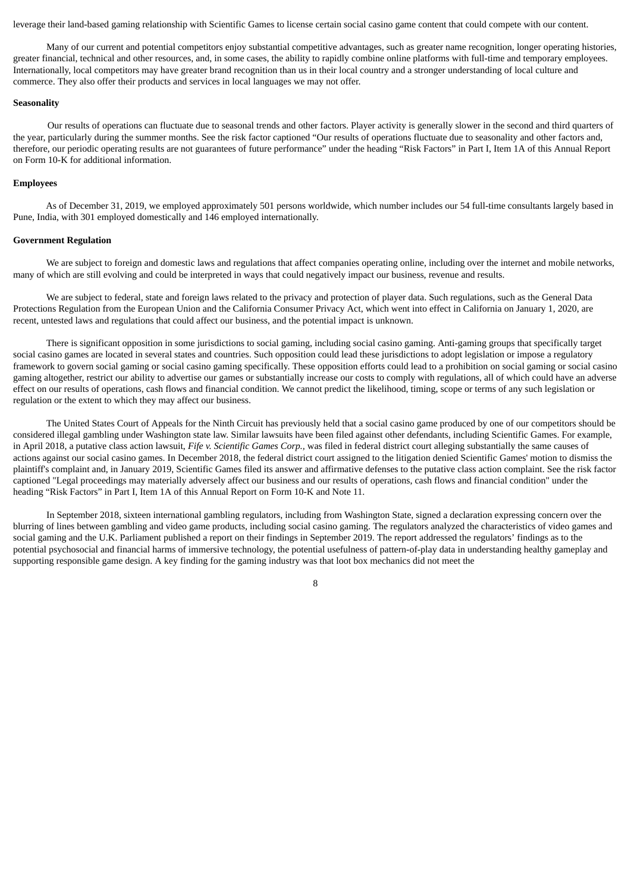leverage their land-based gaming relationship with Scientific Games to license certain social casino game content that could compete with our content.

Many of our current and potential competitors enjoy substantial competitive advantages, such as greater name recognition, longer operating histories, greater financial, technical and other resources, and, in some cases, the ability to rapidly combine online platforms with full-time and temporary employees. Internationally, local competitors may have greater brand recognition than us in their local country and a stronger understanding of local culture and commerce. They also offer their products and services in local languages we may not offer.

**Seasonality**

Our results of operations can fluctuate due to seasonal trends and other factors. Player activity is generally slower in the second and third quarters of the year, particularly during the summer months. See the risk factor captioned "Our results of operations fluctuate due to seasonality and other factors and, therefore, our periodic operating results are not guarantees of future performance" under the heading "Risk Factors" in Part I, Item 1A of this Annual Report on Form 10-K for additional information.

**Employees**

As of December 31, 2019, we employed approximately 501 persons worldwide, which number includes our 54 full-time consultants largely based in Pune, India, with 301 employed domestically and 146 employed internationally.

**Government Regulation**

We are subject to foreign and domestic laws and regulations that affect companies operating online, including over the internet and mobile networks, many of which are still evolving and could be interpreted in ways that could negatively impact our business, revenue and results.

We are subject to federal, state and foreign laws related to the privacy and protection of player data. Such regulations, such as the General Data Protections Regulation from the European Union and the California Consumer Privacy Act, which went into effect in California on January 1, 2020, are recent, untested laws and regulations that could affect our business, and the potential impact is unknown.

There is significant opposition in some jurisdictions to social gaming, including social casino gaming. Anti-gaming groups that specifically target social casino games are located in several states and countries. Such opposition could lead these jurisdictions to adopt legislation or impose a regulatory framework to govern social gaming or social casino gaming specifically. These opposition efforts could lead to a prohibition on social gaming or social casino gaming altogether, restrict our ability to advertise our games or substantially increase our costs to comply with regulations, all of which could have an adverse effect on our results of operations, cash flows and financial condition. We cannot predict the likelihood, timing, scope or terms of any such legislation or regulation or the extent to which they may affect our business.

The United States Court of Appeals for the Ninth Circuit has previously held that a social casino game produced by one of our competitors should be considered illegal gambling under Washington state law. Similar lawsuits have been filed against other defendants, including Scientific Games. For example, in April 2018, a putative class action lawsuit, *Fife v. Scientific Games Corp.*, was filed in federal district court alleging substantially the same causes of actions against our social casino games. In December 2018, the federal district court assigned to the litigation denied Scientific Games' motion to dismiss the plaintiff's complaint and, in January 2019, Scientific Games filed its answer and affirmative defenses to the putative class action complaint. See the risk factor captioned "Legal proceedings may materially adversely affect our business and our results of operations, cash flows and financial condition" under the heading "Risk Factors" in Part I, Item 1A of this Annual Report on Form 10-K and Note 11.

In September 2018, sixteen international gambling regulators, including from Washington State, signed a declaration expressing concern over the blurring of lines between gambling and video game products, including social casino gaming. The regulators analyzed the characteristics of video games and social gaming and the U.K. Parliament published a report on their findings in September 2019. The report addressed the regulators' findings as to the potential psychosocial and financial harms of immersive technology, the potential usefulness of pattern-of-play data in understanding healthy gameplay and supporting responsible game design. A key finding for the gaming industry was that loot box mechanics did not meet the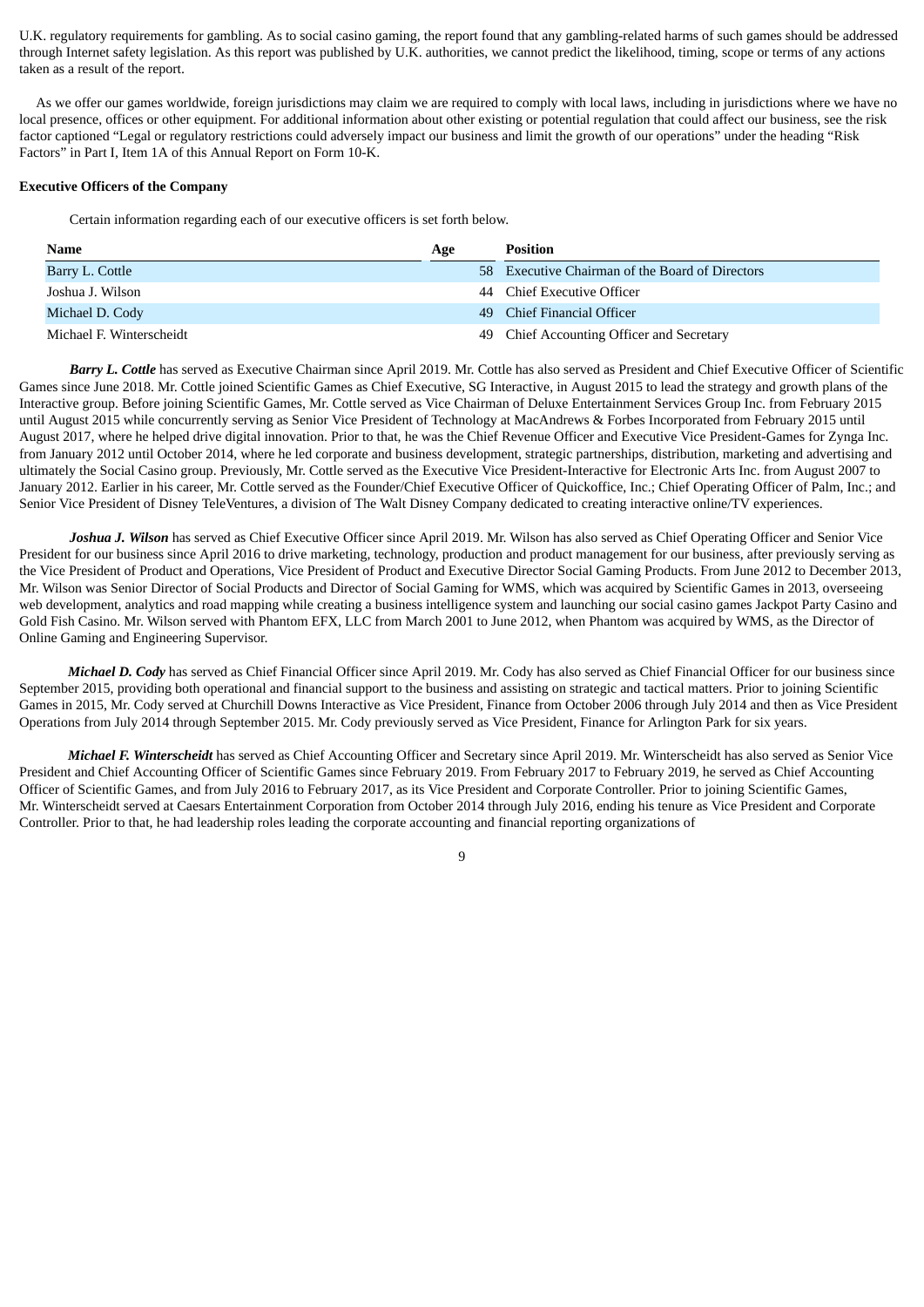U.K. regulatory requirements for gambling. As to social casino gaming, the report found that any gambling-related harms of such games should be addressed through Internet safety legislation. As this report was published by U.K. authorities, we cannot predict the likelihood, timing, scope or terms of any actions taken as a result of the report.

As we offer our games worldwide, foreign jurisdictions may claim we are required to comply with local laws, including in jurisdictions where we have no local presence, offices or other equipment. For additional information about other existing or potential regulation that could affect our business, see the risk factor captioned "Legal or regulatory restrictions could adversely impact our business and limit the growth of our operations" under the heading "Risk Factors" in Part I, Item 1A of this Annual Report on Form 10-K.

**Executive Officers of the Company**

Certain information regarding each of our executive officers is set forth below.

| Name | Age | Position |
|---|---|---|
| Barry L. Cottle | 58 | Executive Chairman of the Board of Directors |
| Joshua J. Wilson | 44 | Chief Executive Officer |
| Michael D. Cody | 49 | Chief Financial Officer |
| Michael F. Winterscheidt | 49 | Chief Accounting Officer and Secretary |

***Barry L. Cottle*** has served as Executive Chairman since April 2019. Mr. Cottle has also served as President and Chief Executive Officer of Scientific Games since June 2018. Mr. Cottle joined Scientific Games as Chief Executive, SG Interactive, in August 2015 to lead the strategy and growth plans of the Interactive group. Before joining Scientific Games, Mr. Cottle served as Vice Chairman of Deluxe Entertainment Services Group Inc. from February 2015 until August 2015 while concurrently serving as Senior Vice President of Technology at MacAndrews & Forbes Incorporated from February 2015 until August 2017, where he helped drive digital innovation. Prior to that, he was the Chief Revenue Officer and Executive Vice President-Games for Zynga Inc. from January 2012 until October 2014, where he led corporate and business development, strategic partnerships, distribution, marketing and advertising and ultimately the Social Casino group. Previously, Mr. Cottle served as the Executive Vice President-Interactive for Electronic Arts Inc. from August 2007 to January 2012. Earlier in his career, Mr. Cottle served as the Founder/Chief Executive Officer of Quickoffice, Inc.; Chief Operating Officer of Palm, Inc.; and Senior Vice President of Disney TeleVentures, a division of The Walt Disney Company dedicated to creating interactive online/TV experiences.

***Joshua J. Wilson*** has served as Chief Executive Officer since April 2019. Mr. Wilson has also served as Chief Operating Officer and Senior Vice President for our business since April 2016 to drive marketing, technology, production and product management for our business, after previously serving as the Vice President of Product and Operations, Vice President of Product and Executive Director Social Gaming Products. From June 2012 to December 2013, Mr. Wilson was Senior Director of Social Products and Director of Social Gaming for WMS, which was acquired by Scientific Games in 2013, overseeing web development, analytics and road mapping while creating a business intelligence system and launching our social casino games Jackpot Party Casino and Gold Fish Casino. Mr. Wilson served with Phantom EFX, LLC from March 2001 to June 2012, when Phantom was acquired by WMS, as the Director of Online Gaming and Engineering Supervisor.

***Michael D. Cody*** has served as Chief Financial Officer since April 2019. Mr. Cody has also served as Chief Financial Officer for our business since September 2015, providing both operational and financial support to the business and assisting on strategic and tactical matters. Prior to joining Scientific Games in 2015, Mr. Cody served at Churchill Downs Interactive as Vice President, Finance from October 2006 through July 2014 and then as Vice President Operations from July 2014 through September 2015. Mr. Cody previously served as Vice President, Finance for Arlington Park for six years.

***Michael F. Winterscheidt*** has served as Chief Accounting Officer and Secretary since April 2019. Mr. Winterscheidt has also served as Senior Vice President and Chief Accounting Officer of Scientific Games since February 2019. From February 2017 to February 2019, he served as Chief Accounting Officer of Scientific Games, and from July 2016 to February 2017, as its Vice President and Corporate Controller. Prior to joining Scientific Games, Mr. Winterscheidt served at Caesars Entertainment Corporation from October 2014 through July 2016, ending his tenure as Vice President and Corporate Controller. Prior to that, he had leadership roles leading the corporate accounting and financial reporting organizations of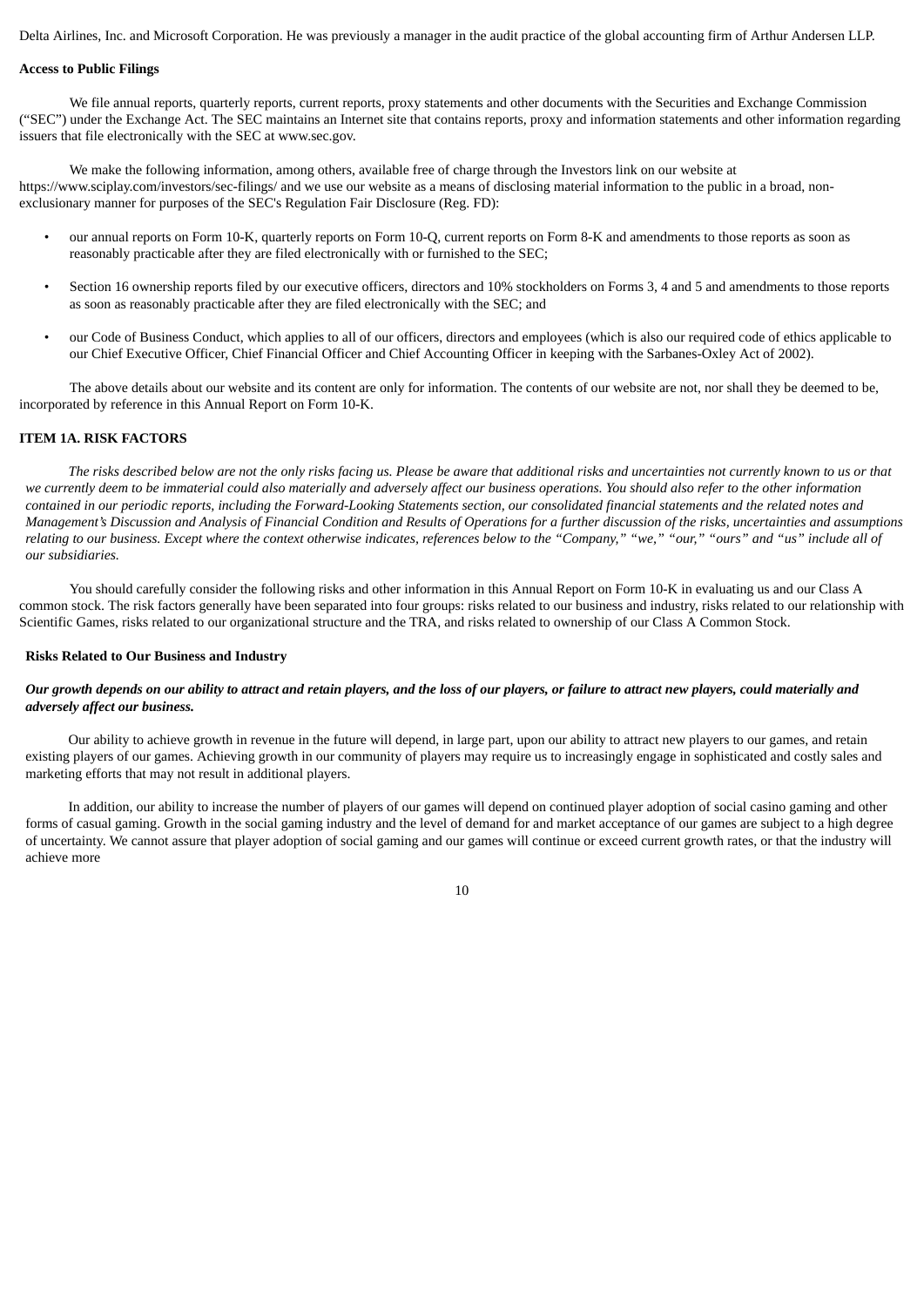Delta Airlines, Inc. and Microsoft Corporation. He was previously a manager in the audit practice of the global accounting firm of Arthur Andersen LLP.

**Access to Public Filings**

We file annual reports, quarterly reports, current reports, proxy statements and other documents with the Securities and Exchange Commission ("SEC") under the Exchange Act. The SEC maintains an Internet site that contains reports, proxy and information statements and other information regarding issuers that file electronically with the SEC at www.sec.gov.

We make the following information, among others, available free of charge through the Investors link on our website at https://www.sciplay.com/investors/sec-filings/ and we use our website as a means of disclosing material information to the public in a broad, non-exclusionary manner for purposes of the SEC's Regulation Fair Disclosure (Reg. FD):

- our annual reports on Form 10-K, quarterly reports on Form 10-Q, current reports on Form 8-K and amendments to those reports as soon as reasonably practicable after they are filed electronically with or furnished to the SEC;
- Section 16 ownership reports filed by our executive officers, directors and 10% stockholders on Forms 3, 4 and 5 and amendments to those reports as soon as reasonably practicable after they are filed electronically with the SEC; and
- our Code of Business Conduct, which applies to all of our officers, directors and employees (which is also our required code of ethics applicable to our Chief Executive Officer, Chief Financial Officer and Chief Accounting Officer in keeping with the Sarbanes-Oxley Act of 2002).

The above details about our website and its content are only for information. The contents of our website are not, nor shall they be deemed to be, incorporated by reference in this Annual Report on Form 10-K.

## ITEM 1A. RISK FACTORS

*The risks described below are not the only risks facing us. Please be aware that additional risks and uncertainties not currently known to us or that we currently deem to be immaterial could also materially and adversely affect our business operations. You should also refer to the other information contained in our periodic reports, including the Forward-Looking Statements section, our consolidated financial statements and the related notes and Management's Discussion and Analysis of Financial Condition and Results of Operations for a further discussion of the risks, uncertainties and assumptions relating to our business. Except where the context otherwise indicates, references below to the "Company," "we," "our," "ours" and "us" include all of our subsidiaries.*

You should carefully consider the following risks and other information in this Annual Report on Form 10-K in evaluating us and our Class A common stock. The risk factors generally have been separated into four groups: risks related to our business and industry, risks related to our relationship with Scientific Games, risks related to our organizational structure and the TRA, and risks related to ownership of our Class A Common Stock.

### Risks Related to Our Business and Industry

***Our growth depends on our ability to attract and retain players, and the loss of our players, or failure to attract new players, could materially and adversely affect our business.***

Our ability to achieve growth in revenue in the future will depend, in large part, upon our ability to attract new players to our games, and retain existing players of our games. Achieving growth in our community of players may require us to increasingly engage in sophisticated and costly sales and marketing efforts that may not result in additional players.

In addition, our ability to increase the number of players of our games will depend on continued player adoption of social casino gaming and other forms of casual gaming. Growth in the social gaming industry and the level of demand for and market acceptance of our games are subject to a high degree of uncertainty. We cannot assure that player adoption of social gaming and our games will continue or exceed current growth rates, or that the industry will achieve more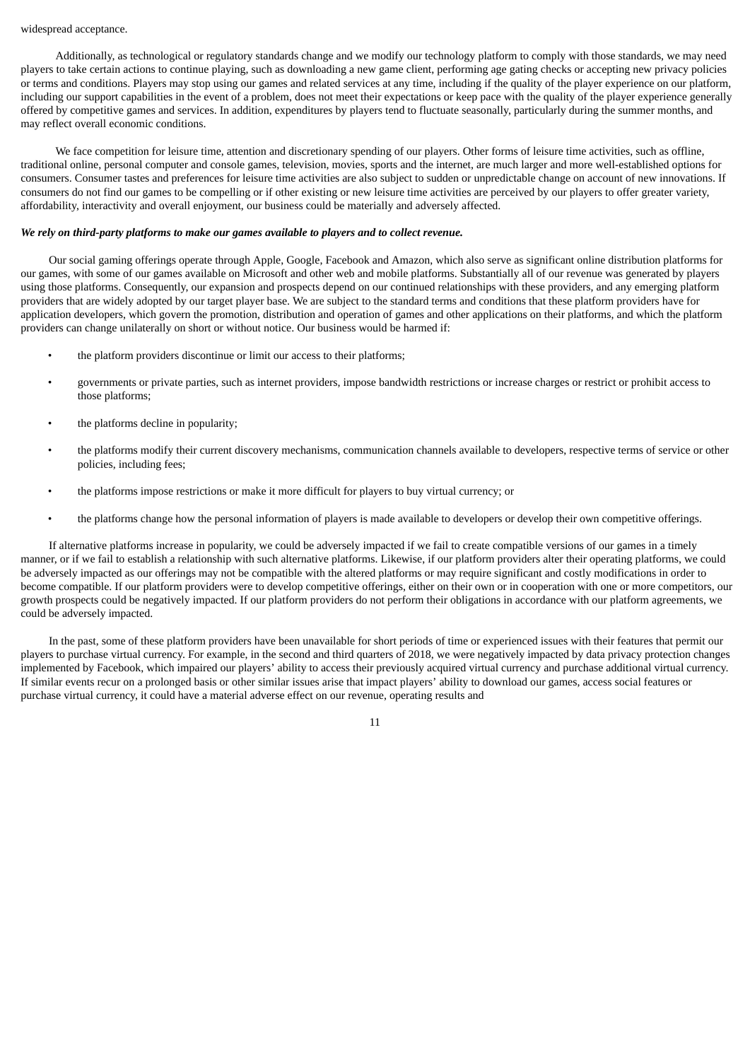widespread acceptance.

Additionally, as technological or regulatory standards change and we modify our technology platform to comply with those standards, we may need players to take certain actions to continue playing, such as downloading a new game client, performing age gating checks or accepting new privacy policies or terms and conditions. Players may stop using our games and related services at any time, including if the quality of the player experience on our platform, including our support capabilities in the event of a problem, does not meet their expectations or keep pace with the quality of the player experience generally offered by competitive games and services. In addition, expenditures by players tend to fluctuate seasonally, particularly during the summer months, and may reflect overall economic conditions.

We face competition for leisure time, attention and discretionary spending of our players. Other forms of leisure time activities, such as offline, traditional online, personal computer and console games, television, movies, sports and the internet, are much larger and more well-established options for consumers. Consumer tastes and preferences for leisure time activities are also subject to sudden or unpredictable change on account of new innovations. If consumers do not find our games to be compelling or if other existing or new leisure time activities are perceived by our players to offer greater variety, affordability, interactivity and overall enjoyment, our business could be materially and adversely affected.

***We rely on third-party platforms to make our games available to players and to collect revenue.***

Our social gaming offerings operate through Apple, Google, Facebook and Amazon, which also serve as significant online distribution platforms for our games, with some of our games available on Microsoft and other web and mobile platforms. Substantially all of our revenue was generated by players using those platforms. Consequently, our expansion and prospects depend on our continued relationships with these providers, and any emerging platform providers that are widely adopted by our target player base. We are subject to the standard terms and conditions that these platform providers have for application developers, which govern the promotion, distribution and operation of games and other applications on their platforms, and which the platform providers can change unilaterally on short or without notice. Our business would be harmed if:

- the platform providers discontinue or limit our access to their platforms;
- governments or private parties, such as internet providers, impose bandwidth restrictions or increase charges or restrict or prohibit access to those platforms;
- the platforms decline in popularity;
- the platforms modify their current discovery mechanisms, communication channels available to developers, respective terms of service or other policies, including fees;
- the platforms impose restrictions or make it more difficult for players to buy virtual currency; or
- the platforms change how the personal information of players is made available to developers or develop their own competitive offerings.

If alternative platforms increase in popularity, we could be adversely impacted if we fail to create compatible versions of our games in a timely manner, or if we fail to establish a relationship with such alternative platforms. Likewise, if our platform providers alter their operating platforms, we could be adversely impacted as our offerings may not be compatible with the altered platforms or may require significant and costly modifications in order to become compatible. If our platform providers were to develop competitive offerings, either on their own or in cooperation with one or more competitors, our growth prospects could be negatively impacted. If our platform providers do not perform their obligations in accordance with our platform agreements, we could be adversely impacted.

In the past, some of these platform providers have been unavailable for short periods of time or experienced issues with their features that permit our players to purchase virtual currency. For example, in the second and third quarters of 2018, we were negatively impacted by data privacy protection changes implemented by Facebook, which impaired our players' ability to access their previously acquired virtual currency and purchase additional virtual currency. If similar events recur on a prolonged basis or other similar issues arise that impact players' ability to download our games, access social features or purchase virtual currency, it could have a material adverse effect on our revenue, operating results and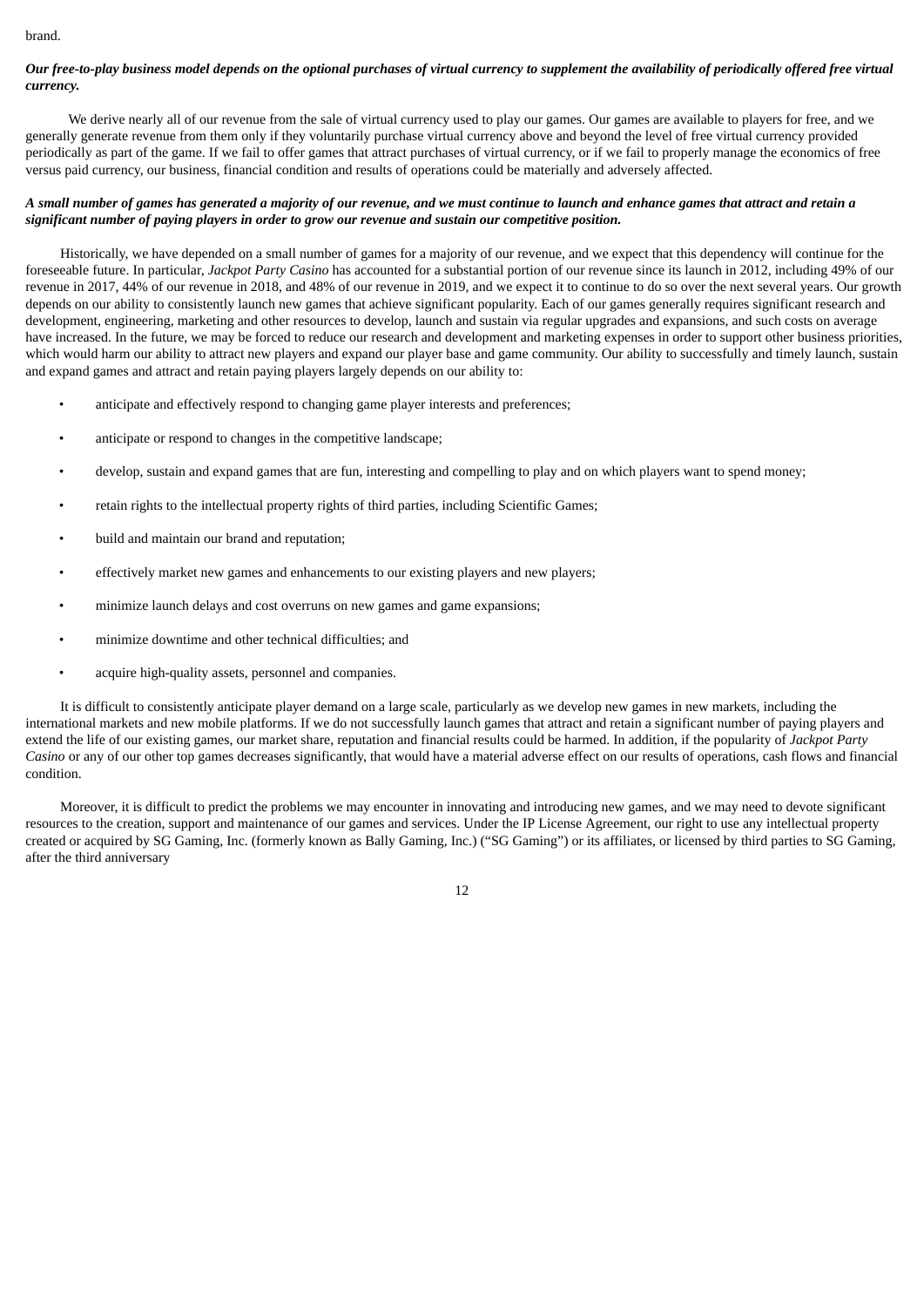brand.

***Our free-to-play business model depends on the optional purchases of virtual currency to supplement the availability of periodically offered free virtual currency.***

We derive nearly all of our revenue from the sale of virtual currency used to play our games. Our games are available to players for free, and we generally generate revenue from them only if they voluntarily purchase virtual currency above and beyond the level of free virtual currency provided periodically as part of the game. If we fail to offer games that attract purchases of virtual currency, or if we fail to properly manage the economics of free versus paid currency, our business, financial condition and results of operations could be materially and adversely affected.

***A small number of games has generated a majority of our revenue, and we must continue to launch and enhance games that attract and retain a significant number of paying players in order to grow our revenue and sustain our competitive position.***

Historically, we have depended on a small number of games for a majority of our revenue, and we expect that this dependency will continue for the foreseeable future. In particular, *Jackpot Party Casino* has accounted for a substantial portion of our revenue since its launch in 2012, including 49% of our revenue in 2017, 44% of our revenue in 2018, and 48% of our revenue in 2019, and we expect it to continue to do so over the next several years. Our growth depends on our ability to consistently launch new games that achieve significant popularity. Each of our games generally requires significant research and development, engineering, marketing and other resources to develop, launch and sustain via regular upgrades and expansions, and such costs on average have increased. In the future, we may be forced to reduce our research and development and marketing expenses in order to support other business priorities, which would harm our ability to attract new players and expand our player base and game community. Our ability to successfully and timely launch, sustain and expand games and attract and retain paying players largely depends on our ability to:

- anticipate and effectively respond to changing game player interests and preferences;
- anticipate or respond to changes in the competitive landscape;
- develop, sustain and expand games that are fun, interesting and compelling to play and on which players want to spend money;
- retain rights to the intellectual property rights of third parties, including Scientific Games;
- build and maintain our brand and reputation;
- effectively market new games and enhancements to our existing players and new players;
- minimize launch delays and cost overruns on new games and game expansions;
- minimize downtime and other technical difficulties; and
- acquire high-quality assets, personnel and companies.

It is difficult to consistently anticipate player demand on a large scale, particularly as we develop new games in new markets, including the international markets and new mobile platforms. If we do not successfully launch games that attract and retain a significant number of paying players and extend the life of our existing games, our market share, reputation and financial results could be harmed. In addition, if the popularity of *Jackpot Party Casino* or any of our other top games decreases significantly, that would have a material adverse effect on our results of operations, cash flows and financial condition.

Moreover, it is difficult to predict the problems we may encounter in innovating and introducing new games, and we may need to devote significant resources to the creation, support and maintenance of our games and services. Under the IP License Agreement, our right to use any intellectual property created or acquired by SG Gaming, Inc. (formerly known as Bally Gaming, Inc.) ("SG Gaming") or its affiliates, or licensed by third parties to SG Gaming, after the third anniversary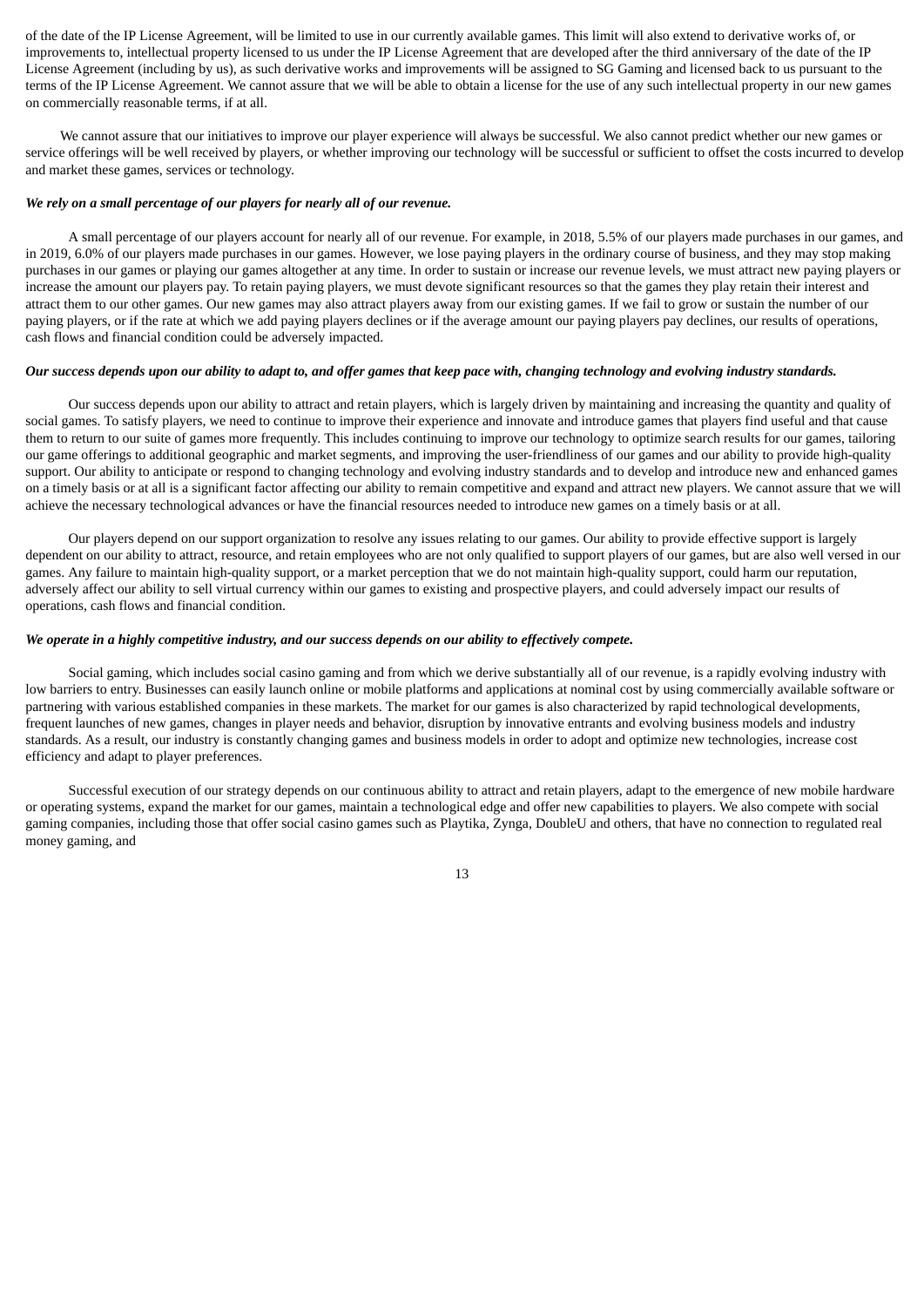of the date of the IP License Agreement, will be limited to use in our currently available games. This limit will also extend to derivative works of, or improvements to, intellectual property licensed to us under the IP License Agreement that are developed after the third anniversary of the date of the IP License Agreement (including by us), as such derivative works and improvements will be assigned to SG Gaming and licensed back to us pursuant to the terms of the IP License Agreement. We cannot assure that we will be able to obtain a license for the use of any such intellectual property in our new games on commercially reasonable terms, if at all.

We cannot assure that our initiatives to improve our player experience will always be successful. We also cannot predict whether our new games or service offerings will be well received by players, or whether improving our technology will be successful or sufficient to offset the costs incurred to develop and market these games, services or technology.

***We rely on a small percentage of our players for nearly all of our revenue.***

A small percentage of our players account for nearly all of our revenue. For example, in 2018, 5.5% of our players made purchases in our games, and in 2019, 6.0% of our players made purchases in our games. However, we lose paying players in the ordinary course of business, and they may stop making purchases in our games or playing our games altogether at any time. In order to sustain or increase our revenue levels, we must attract new paying players or increase the amount our players pay. To retain paying players, we must devote significant resources so that the games they play retain their interest and attract them to our other games. Our new games may also attract players away from our existing games. If we fail to grow or sustain the number of our paying players, or if the rate at which we add paying players declines or if the average amount our paying players pay declines, our results of operations, cash flows and financial condition could be adversely impacted.

***Our success depends upon our ability to adapt to, and offer games that keep pace with, changing technology and evolving industry standards.***

Our success depends upon our ability to attract and retain players, which is largely driven by maintaining and increasing the quantity and quality of social games. To satisfy players, we need to continue to improve their experience and innovate and introduce games that players find useful and that cause them to return to our suite of games more frequently. This includes continuing to improve our technology to optimize search results for our games, tailoring our game offerings to additional geographic and market segments, and improving the user-friendliness of our games and our ability to provide high-quality support. Our ability to anticipate or respond to changing technology and evolving industry standards and to develop and introduce new and enhanced games on a timely basis or at all is a significant factor affecting our ability to remain competitive and expand and attract new players. We cannot assure that we will achieve the necessary technological advances or have the financial resources needed to introduce new games on a timely basis or at all.

Our players depend on our support organization to resolve any issues relating to our games. Our ability to provide effective support is largely dependent on our ability to attract, resource, and retain employees who are not only qualified to support players of our games, but are also well versed in our games. Any failure to maintain high-quality support, or a market perception that we do not maintain high-quality support, could harm our reputation, adversely affect our ability to sell virtual currency within our games to existing and prospective players, and could adversely impact our results of operations, cash flows and financial condition.

***We operate in a highly competitive industry, and our success depends on our ability to effectively compete.***

Social gaming, which includes social casino gaming and from which we derive substantially all of our revenue, is a rapidly evolving industry with low barriers to entry. Businesses can easily launch online or mobile platforms and applications at nominal cost by using commercially available software or partnering with various established companies in these markets. The market for our games is also characterized by rapid technological developments, frequent launches of new games, changes in player needs and behavior, disruption by innovative entrants and evolving business models and industry standards. As a result, our industry is constantly changing games and business models in order to adopt and optimize new technologies, increase cost efficiency and adapt to player preferences.

Successful execution of our strategy depends on our continuous ability to attract and retain players, adapt to the emergence of new mobile hardware or operating systems, expand the market for our games, maintain a technological edge and offer new capabilities to players. We also compete with social gaming companies, including those that offer social casino games such as Playtika, Zynga, DoubleU and others, that have no connection to regulated real money gaming, and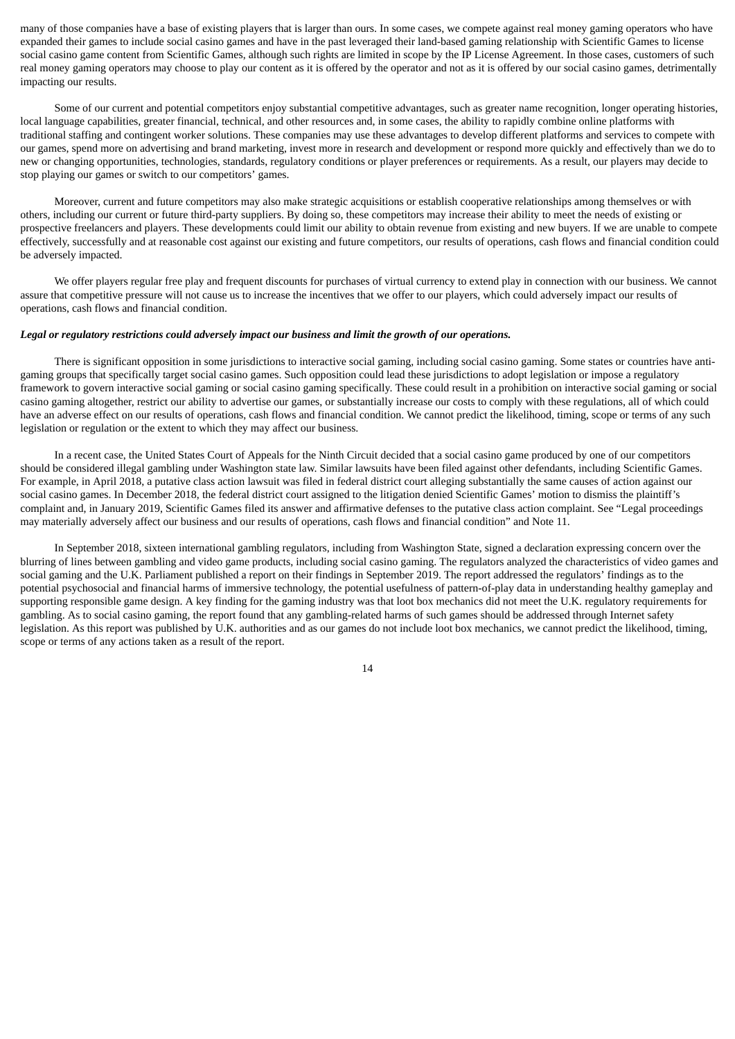many of those companies have a base of existing players that is larger than ours. In some cases, we compete against real money gaming operators who have expanded their games to include social casino games and have in the past leveraged their land-based gaming relationship with Scientific Games to license social casino game content from Scientific Games, although such rights are limited in scope by the IP License Agreement. In those cases, customers of such real money gaming operators may choose to play our content as it is offered by the operator and not as it is offered by our social casino games, detrimentally impacting our results.

Some of our current and potential competitors enjoy substantial competitive advantages, such as greater name recognition, longer operating histories, local language capabilities, greater financial, technical, and other resources and, in some cases, the ability to rapidly combine online platforms with traditional staffing and contingent worker solutions. These companies may use these advantages to develop different platforms and services to compete with our games, spend more on advertising and brand marketing, invest more in research and development or respond more quickly and effectively than we do to new or changing opportunities, technologies, standards, regulatory conditions or player preferences or requirements. As a result, our players may decide to stop playing our games or switch to our competitors' games.

Moreover, current and future competitors may also make strategic acquisitions or establish cooperative relationships among themselves or with others, including our current or future third-party suppliers. By doing so, these competitors may increase their ability to meet the needs of existing or prospective freelancers and players. These developments could limit our ability to obtain revenue from existing and new buyers. If we are unable to compete effectively, successfully and at reasonable cost against our existing and future competitors, our results of operations, cash flows and financial condition could be adversely impacted.

We offer players regular free play and frequent discounts for purchases of virtual currency to extend play in connection with our business. We cannot assure that competitive pressure will not cause us to increase the incentives that we offer to our players, which could adversely impact our results of operations, cash flows and financial condition.

***Legal or regulatory restrictions could adversely impact our business and limit the growth of our operations.***

There is significant opposition in some jurisdictions to interactive social gaming, including social casino gaming. Some states or countries have anti-gaming groups that specifically target social casino games. Such opposition could lead these jurisdictions to adopt legislation or impose a regulatory framework to govern interactive social gaming or social casino gaming specifically. These could result in a prohibition on interactive social gaming or social casino gaming altogether, restrict our ability to advertise our games, or substantially increase our costs to comply with these regulations, all of which could have an adverse effect on our results of operations, cash flows and financial condition. We cannot predict the likelihood, timing, scope or terms of any such legislation or regulation or the extent to which they may affect our business.

In a recent case, the United States Court of Appeals for the Ninth Circuit decided that a social casino game produced by one of our competitors should be considered illegal gambling under Washington state law. Similar lawsuits have been filed against other defendants, including Scientific Games. For example, in April 2018, a putative class action lawsuit was filed in federal district court alleging substantially the same causes of action against our social casino games. In December 2018, the federal district court assigned to the litigation denied Scientific Games' motion to dismiss the plaintiff's complaint and, in January 2019, Scientific Games filed its answer and affirmative defenses to the putative class action complaint. See "Legal proceedings may materially adversely affect our business and our results of operations, cash flows and financial condition" and Note 11.

In September 2018, sixteen international gambling regulators, including from Washington State, signed a declaration expressing concern over the blurring of lines between gambling and video game products, including social casino gaming. The regulators analyzed the characteristics of video games and social gaming and the U.K. Parliament published a report on their findings in September 2019. The report addressed the regulators' findings as to the potential psychosocial and financial harms of immersive technology, the potential usefulness of pattern-of-play data in understanding healthy gameplay and supporting responsible game design. A key finding for the gaming industry was that loot box mechanics did not meet the U.K. regulatory requirements for gambling. As to social casino gaming, the report found that any gambling-related harms of such games should be addressed through Internet safety legislation. As this report was published by U.K. authorities and as our games do not include loot box mechanics, we cannot predict the likelihood, timing, scope or terms of any actions taken as a result of the report.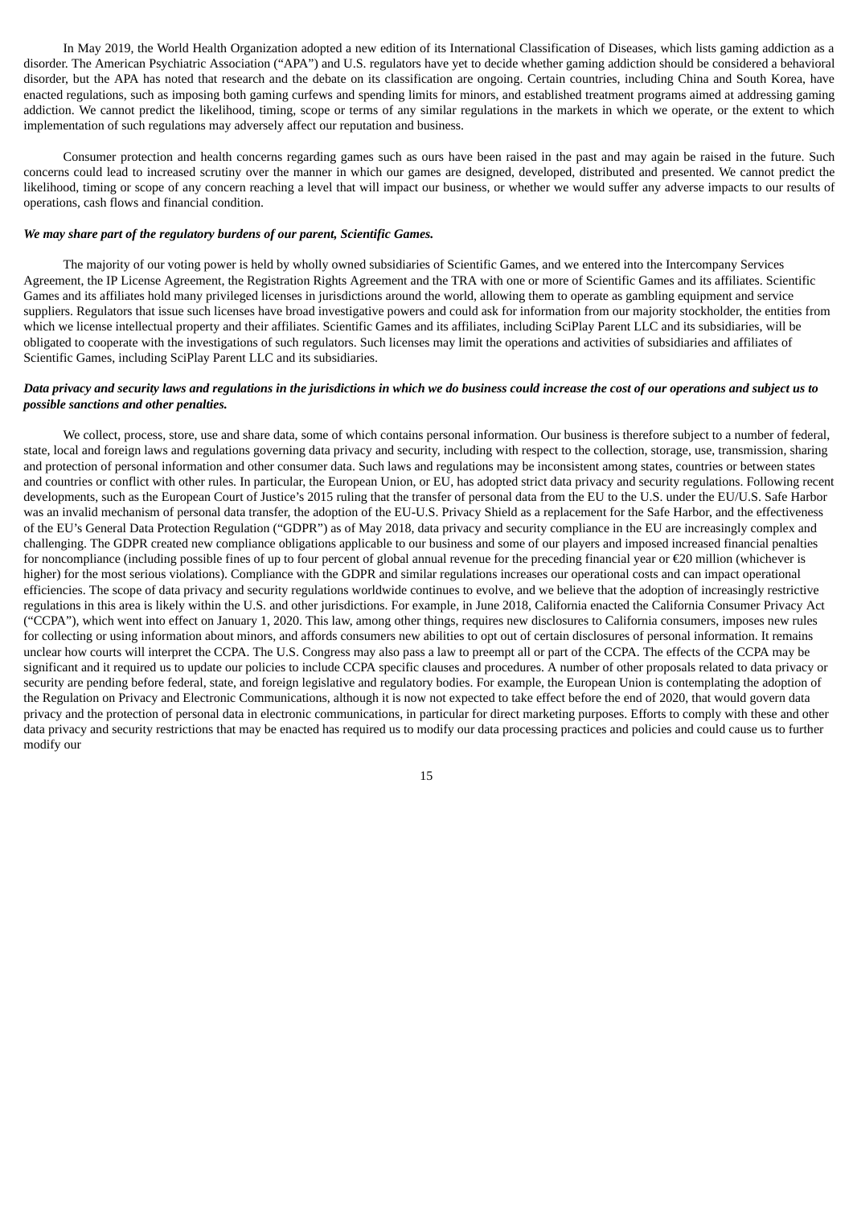In May 2019, the World Health Organization adopted a new edition of its International Classification of Diseases, which lists gaming addiction as a disorder. The American Psychiatric Association ("APA") and U.S. regulators have yet to decide whether gaming addiction should be considered a behavioral disorder, but the APA has noted that research and the debate on its classification are ongoing. Certain countries, including China and South Korea, have enacted regulations, such as imposing both gaming curfews and spending limits for minors, and established treatment programs aimed at addressing gaming addiction. We cannot predict the likelihood, timing, scope or terms of any similar regulations in the markets in which we operate, or the extent to which implementation of such regulations may adversely affect our reputation and business.

Consumer protection and health concerns regarding games such as ours have been raised in the past and may again be raised in the future. Such concerns could lead to increased scrutiny over the manner in which our games are designed, developed, distributed and presented. We cannot predict the likelihood, timing or scope of any concern reaching a level that will impact our business, or whether we would suffer any adverse impacts to our results of operations, cash flows and financial condition.

***We may share part of the regulatory burdens of our parent, Scientific Games.***

The majority of our voting power is held by wholly owned subsidiaries of Scientific Games, and we entered into the Intercompany Services Agreement, the IP License Agreement, the Registration Rights Agreement and the TRA with one or more of Scientific Games and its affiliates. Scientific Games and its affiliates hold many privileged licenses in jurisdictions around the world, allowing them to operate as gambling equipment and service suppliers. Regulators that issue such licenses have broad investigative powers and could ask for information from our majority stockholder, the entities from which we license intellectual property and their affiliates. Scientific Games and its affiliates, including SciPlay Parent LLC and its subsidiaries, will be obligated to cooperate with the investigations of such regulators. Such licenses may limit the operations and activities of subsidiaries and affiliates of Scientific Games, including SciPlay Parent LLC and its subsidiaries.

***Data privacy and security laws and regulations in the jurisdictions in which we do business could increase the cost of our operations and subject us to possible sanctions and other penalties.***

We collect, process, store, use and share data, some of which contains personal information. Our business is therefore subject to a number of federal, state, local and foreign laws and regulations governing data privacy and security, including with respect to the collection, storage, use, transmission, sharing and protection of personal information and other consumer data. Such laws and regulations may be inconsistent among states, countries or between states and countries or conflict with other rules. In particular, the European Union, or EU, has adopted strict data privacy and security regulations. Following recent developments, such as the European Court of Justice's 2015 ruling that the transfer of personal data from the EU to the U.S. under the EU/U.S. Safe Harbor was an invalid mechanism of personal data transfer, the adoption of the EU-U.S. Privacy Shield as a replacement for the Safe Harbor, and the effectiveness of the EU's General Data Protection Regulation ("GDPR") as of May 2018, data privacy and security compliance in the EU are increasingly complex and challenging. The GDPR created new compliance obligations applicable to our business and some of our players and imposed increased financial penalties for noncompliance (including possible fines of up to four percent of global annual revenue for the preceding financial year or €20 million (whichever is higher) for the most serious violations). Compliance with the GDPR and similar regulations increases our operational costs and can impact operational efficiencies. The scope of data privacy and security regulations worldwide continues to evolve, and we believe that the adoption of increasingly restrictive regulations in this area is likely within the U.S. and other jurisdictions. For example, in June 2018, California enacted the California Consumer Privacy Act ("CCPA"), which went into effect on January 1, 2020. This law, among other things, requires new disclosures to California consumers, imposes new rules for collecting or using information about minors, and affords consumers new abilities to opt out of certain disclosures of personal information. It remains unclear how courts will interpret the CCPA. The U.S. Congress may also pass a law to preempt all or part of the CCPA. The effects of the CCPA may be significant and it required us to update our policies to include CCPA specific clauses and procedures. A number of other proposals related to data privacy or security are pending before federal, state, and foreign legislative and regulatory bodies. For example, the European Union is contemplating the adoption of the Regulation on Privacy and Electronic Communications, although it is now not expected to take effect before the end of 2020, that would govern data privacy and the protection of personal data in electronic communications, in particular for direct marketing purposes. Efforts to comply with these and other data privacy and security restrictions that may be enacted has required us to modify our data processing practices and policies and could cause us to further modify our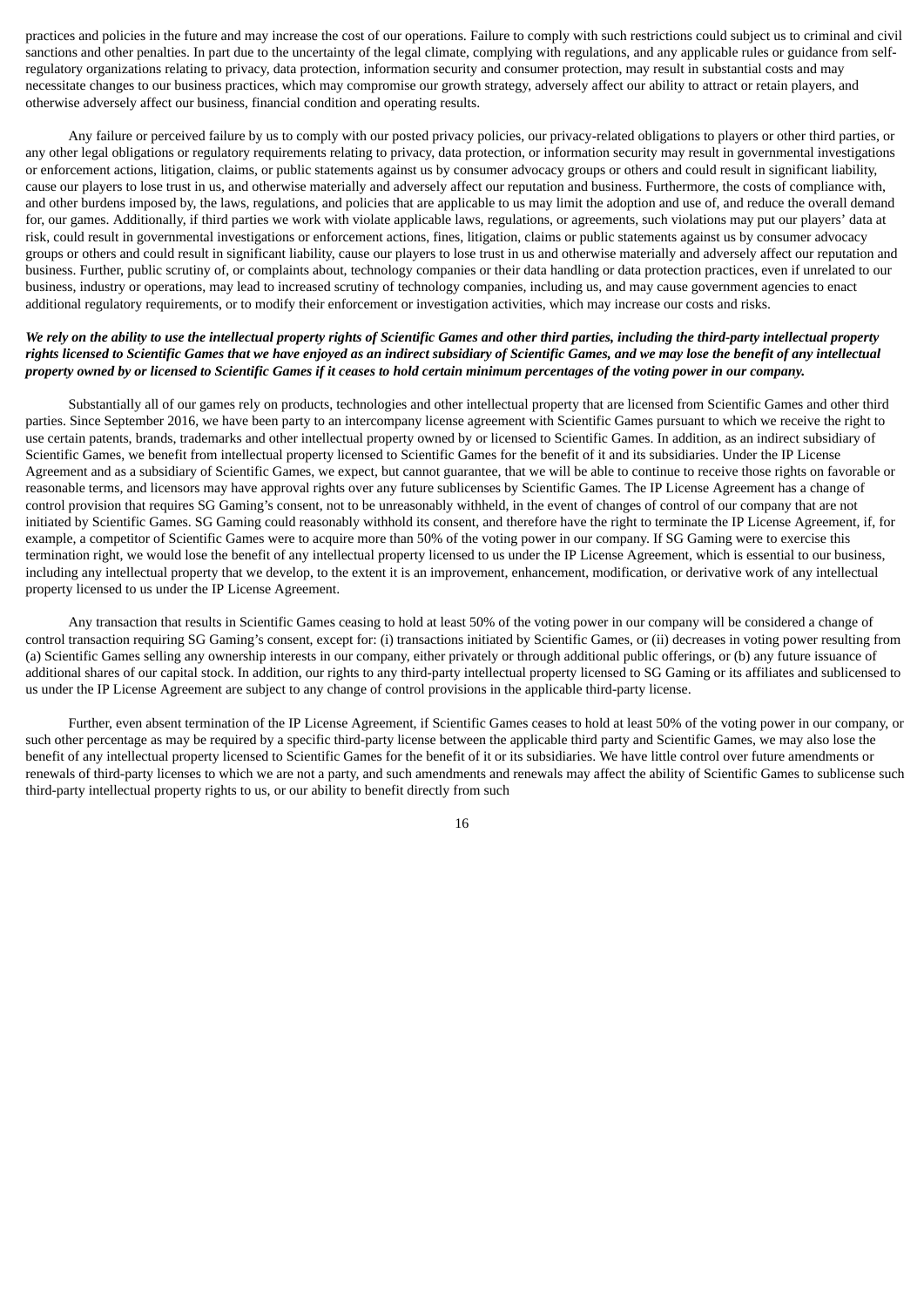practices and policies in the future and may increase the cost of our operations. Failure to comply with such restrictions could subject us to criminal and civil sanctions and other penalties. In part due to the uncertainty of the legal climate, complying with regulations, and any applicable rules or guidance from self-regulatory organizations relating to privacy, data protection, information security and consumer protection, may result in substantial costs and may necessitate changes to our business practices, which may compromise our growth strategy, adversely affect our ability to attract or retain players, and otherwise adversely affect our business, financial condition and operating results.

Any failure or perceived failure by us to comply with our posted privacy policies, our privacy-related obligations to players or other third parties, or any other legal obligations or regulatory requirements relating to privacy, data protection, or information security may result in governmental investigations or enforcement actions, litigation, claims, or public statements against us by consumer advocacy groups or others and could result in significant liability, cause our players to lose trust in us, and otherwise materially and adversely affect our reputation and business. Furthermore, the costs of compliance with, and other burdens imposed by, the laws, regulations, and policies that are applicable to us may limit the adoption and use of, and reduce the overall demand for, our games. Additionally, if third parties we work with violate applicable laws, regulations, or agreements, such violations may put our players' data at risk, could result in governmental investigations or enforcement actions, fines, litigation, claims or public statements against us by consumer advocacy groups or others and could result in significant liability, cause our players to lose trust in us and otherwise materially and adversely affect our reputation and business. Further, public scrutiny of, or complaints about, technology companies or their data handling or data protection practices, even if unrelated to our business, industry or operations, may lead to increased scrutiny of technology companies, including us, and may cause government agencies to enact additional regulatory requirements, or to modify their enforcement or investigation activities, which may increase our costs and risks.

***We rely on the ability to use the intellectual property rights of Scientific Games and other third parties, including the third-party intellectual property rights licensed to Scientific Games that we have enjoyed as an indirect subsidiary of Scientific Games, and we may lose the benefit of any intellectual property owned by or licensed to Scientific Games if it ceases to hold certain minimum percentages of the voting power in our company.***

Substantially all of our games rely on products, technologies and other intellectual property that are licensed from Scientific Games and other third parties. Since September 2016, we have been party to an intercompany license agreement with Scientific Games pursuant to which we receive the right to use certain patents, brands, trademarks and other intellectual property owned by or licensed to Scientific Games. In addition, as an indirect subsidiary of Scientific Games, we benefit from intellectual property licensed to Scientific Games for the benefit of it and its subsidiaries. Under the IP License Agreement and as a subsidiary of Scientific Games, we expect, but cannot guarantee, that we will be able to continue to receive those rights on favorable or reasonable terms, and licensors may have approval rights over any future sublicenses by Scientific Games. The IP License Agreement has a change of control provision that requires SG Gaming's consent, not to be unreasonably withheld, in the event of changes of control of our company that are not initiated by Scientific Games. SG Gaming could reasonably withhold its consent, and therefore have the right to terminate the IP License Agreement, if, for example, a competitor of Scientific Games were to acquire more than 50% of the voting power in our company. If SG Gaming were to exercise this termination right, we would lose the benefit of any intellectual property licensed to us under the IP License Agreement, which is essential to our business, including any intellectual property that we develop, to the extent it is an improvement, enhancement, modification, or derivative work of any intellectual property licensed to us under the IP License Agreement.

Any transaction that results in Scientific Games ceasing to hold at least 50% of the voting power in our company will be considered a change of control transaction requiring SG Gaming's consent, except for: (i) transactions initiated by Scientific Games, or (ii) decreases in voting power resulting from (a) Scientific Games selling any ownership interests in our company, either privately or through additional public offerings, or (b) any future issuance of additional shares of our capital stock. In addition, our rights to any third-party intellectual property licensed to SG Gaming or its affiliates and sublicensed to us under the IP License Agreement are subject to any change of control provisions in the applicable third-party license.

Further, even absent termination of the IP License Agreement, if Scientific Games ceases to hold at least 50% of the voting power in our company, or such other percentage as may be required by a specific third-party license between the applicable third party and Scientific Games, we may also lose the benefit of any intellectual property licensed to Scientific Games for the benefit of it or its subsidiaries. We have little control over future amendments or renewals of third-party licenses to which we are not a party, and such amendments and renewals may affect the ability of Scientific Games to sublicense such third-party intellectual property rights to us, or our ability to benefit directly from such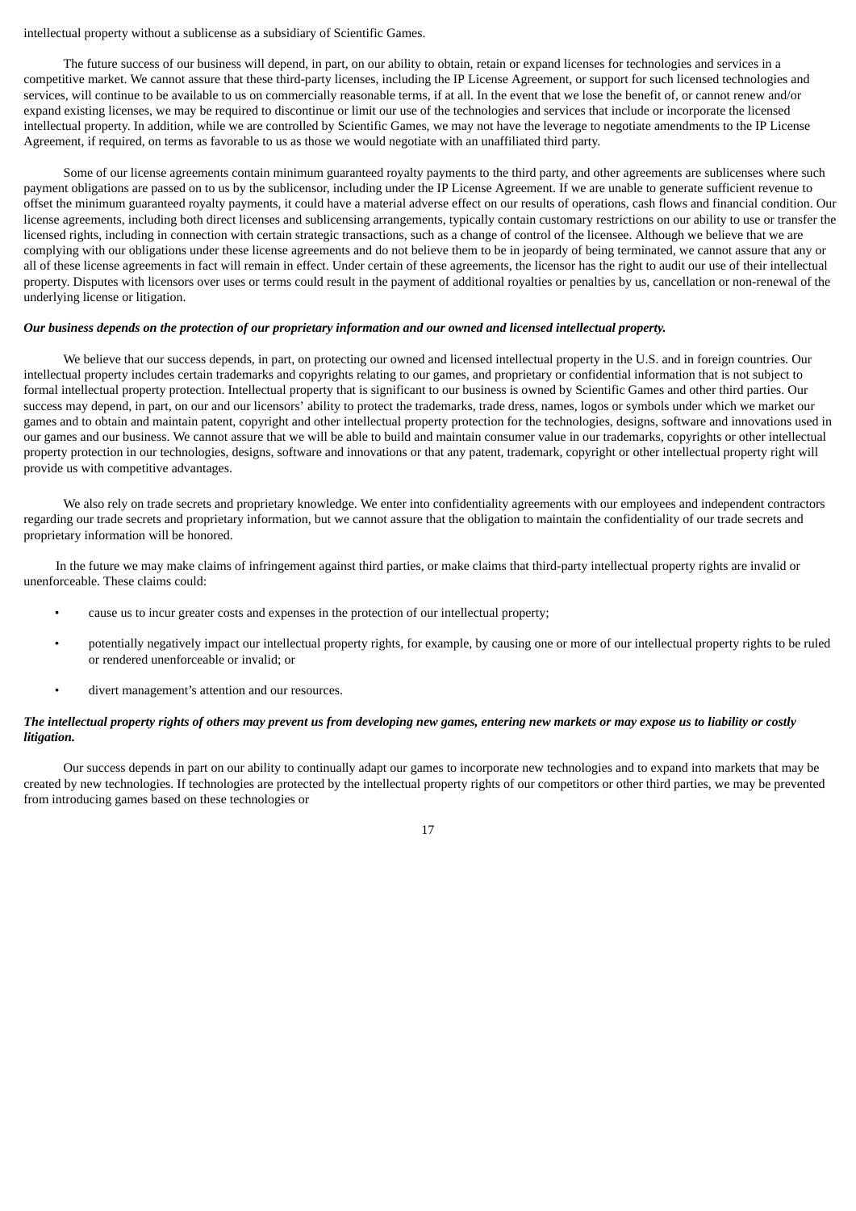intellectual property without a sublicense as a subsidiary of Scientific Games.

The future success of our business will depend, in part, on our ability to obtain, retain or expand licenses for technologies and services in a competitive market. We cannot assure that these third-party licenses, including the IP License Agreement, or support for such licensed technologies and services, will continue to be available to us on commercially reasonable terms, if at all. In the event that we lose the benefit of, or cannot renew and/or expand existing licenses, we may be required to discontinue or limit our use of the technologies and services that include or incorporate the licensed intellectual property. In addition, while we are controlled by Scientific Games, we may not have the leverage to negotiate amendments to the IP License Agreement, if required, on terms as favorable to us as those we would negotiate with an unaffiliated third party.

Some of our license agreements contain minimum guaranteed royalty payments to the third party, and other agreements are sublicenses where such payment obligations are passed on to us by the sublicensor, including under the IP License Agreement. If we are unable to generate sufficient revenue to offset the minimum guaranteed royalty payments, it could have a material adverse effect on our results of operations, cash flows and financial condition. Our license agreements, including both direct licenses and sublicensing arrangements, typically contain customary restrictions on our ability to use or transfer the licensed rights, including in connection with certain strategic transactions, such as a change of control of the licensee. Although we believe that we are complying with our obligations under these license agreements and do not believe them to be in jeopardy of being terminated, we cannot assure that any or all of these license agreements in fact will remain in effect. Under certain of these agreements, the licensor has the right to audit our use of their intellectual property. Disputes with licensors over uses or terms could result in the payment of additional royalties or penalties by us, cancellation or non-renewal of the underlying license or litigation.

***Our business depends on the protection of our proprietary information and our owned and licensed intellectual property.***

We believe that our success depends, in part, on protecting our owned and licensed intellectual property in the U.S. and in foreign countries. Our intellectual property includes certain trademarks and copyrights relating to our games, and proprietary or confidential information that is not subject to formal intellectual property protection. Intellectual property that is significant to our business is owned by Scientific Games and other third parties. Our success may depend, in part, on our and our licensors' ability to protect the trademarks, trade dress, names, logos or symbols under which we market our games and to obtain and maintain patent, copyright and other intellectual property protection for the technologies, designs, software and innovations used in our games and our business. We cannot assure that we will be able to build and maintain consumer value in our trademarks, copyrights or other intellectual property protection in our technologies, designs, software and innovations or that any patent, trademark, copyright or other intellectual property right will provide us with competitive advantages.

We also rely on trade secrets and proprietary knowledge. We enter into confidentiality agreements with our employees and independent contractors regarding our trade secrets and proprietary information, but we cannot assure that the obligation to maintain the confidentiality of our trade secrets and proprietary information will be honored.

In the future we may make claims of infringement against third parties, or make claims that third-party intellectual property rights are invalid or unenforceable. These claims could:

- cause us to incur greater costs and expenses in the protection of our intellectual property;
- potentially negatively impact our intellectual property rights, for example, by causing one or more of our intellectual property rights to be ruled or rendered unenforceable or invalid; or
- divert management's attention and our resources.

***The intellectual property rights of others may prevent us from developing new games, entering new markets or may expose us to liability or costly litigation.***

Our success depends in part on our ability to continually adapt our games to incorporate new technologies and to expand into markets that may be created by new technologies. If technologies are protected by the intellectual property rights of our competitors or other third parties, we may be prevented from introducing games based on these technologies or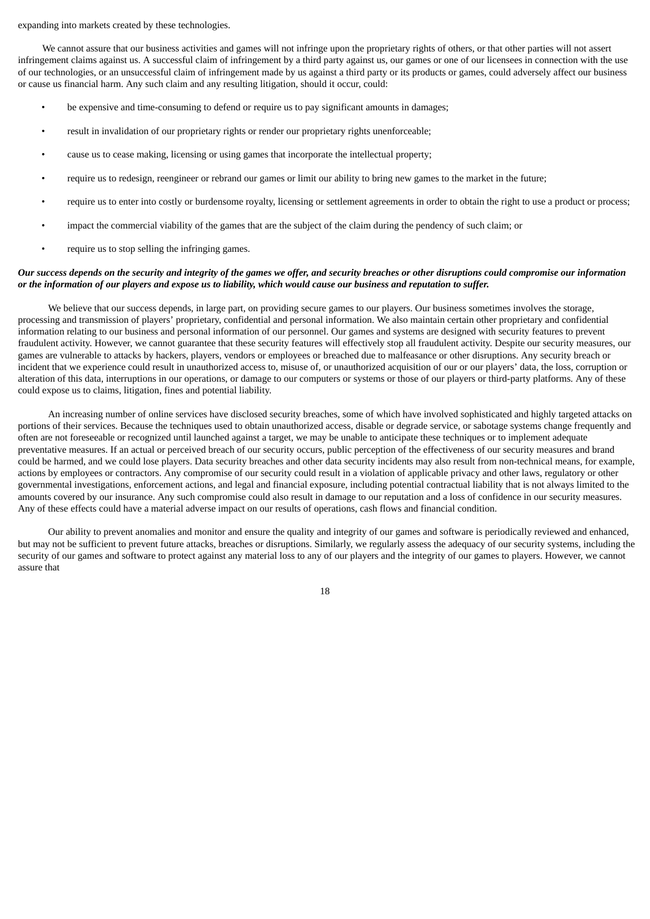expanding into markets created by these technologies.

We cannot assure that our business activities and games will not infringe upon the proprietary rights of others, or that other parties will not assert infringement claims against us. A successful claim of infringement by a third party against us, our games or one of our licensees in connection with the use of our technologies, or an unsuccessful claim of infringement made by us against a third party or its products or games, could adversely affect our business or cause us financial harm. Any such claim and any resulting litigation, should it occur, could:

- be expensive and time-consuming to defend or require us to pay significant amounts in damages;
- result in invalidation of our proprietary rights or render our proprietary rights unenforceable;
- cause us to cease making, licensing or using games that incorporate the intellectual property;
- require us to redesign, reengineer or rebrand our games or limit our ability to bring new games to the market in the future;
- require us to enter into costly or burdensome royalty, licensing or settlement agreements in order to obtain the right to use a product or process;
- impact the commercial viability of the games that are the subject of the claim during the pendency of such claim; or
- require us to stop selling the infringing games.

***Our success depends on the security and integrity of the games we offer, and security breaches or other disruptions could compromise our information or the information of our players and expose us to liability, which would cause our business and reputation to suffer.***

We believe that our success depends, in large part, on providing secure games to our players. Our business sometimes involves the storage, processing and transmission of players' proprietary, confidential and personal information. We also maintain certain other proprietary and confidential information relating to our business and personal information of our personnel. Our games and systems are designed with security features to prevent fraudulent activity. However, we cannot guarantee that these security features will effectively stop all fraudulent activity. Despite our security measures, our games are vulnerable to attacks by hackers, players, vendors or employees or breached due to malfeasance or other disruptions. Any security breach or incident that we experience could result in unauthorized access to, misuse of, or unauthorized acquisition of our or our players' data, the loss, corruption or alteration of this data, interruptions in our operations, or damage to our computers or systems or those of our players or third-party platforms. Any of these could expose us to claims, litigation, fines and potential liability.

An increasing number of online services have disclosed security breaches, some of which have involved sophisticated and highly targeted attacks on portions of their services. Because the techniques used to obtain unauthorized access, disable or degrade service, or sabotage systems change frequently and often are not foreseeable or recognized until launched against a target, we may be unable to anticipate these techniques or to implement adequate preventative measures. If an actual or perceived breach of our security occurs, public perception of the effectiveness of our security measures and brand could be harmed, and we could lose players. Data security breaches and other data security incidents may also result from non-technical means, for example, actions by employees or contractors. Any compromise of our security could result in a violation of applicable privacy and other laws, regulatory or other governmental investigations, enforcement actions, and legal and financial exposure, including potential contractual liability that is not always limited to the amounts covered by our insurance. Any such compromise could also result in damage to our reputation and a loss of confidence in our security measures. Any of these effects could have a material adverse impact on our results of operations, cash flows and financial condition.

Our ability to prevent anomalies and monitor and ensure the quality and integrity of our games and software is periodically reviewed and enhanced, but may not be sufficient to prevent future attacks, breaches or disruptions. Similarly, we regularly assess the adequacy of our security systems, including the security of our games and software to protect against any material loss to any of our players and the integrity of our games to players. However, we cannot assure that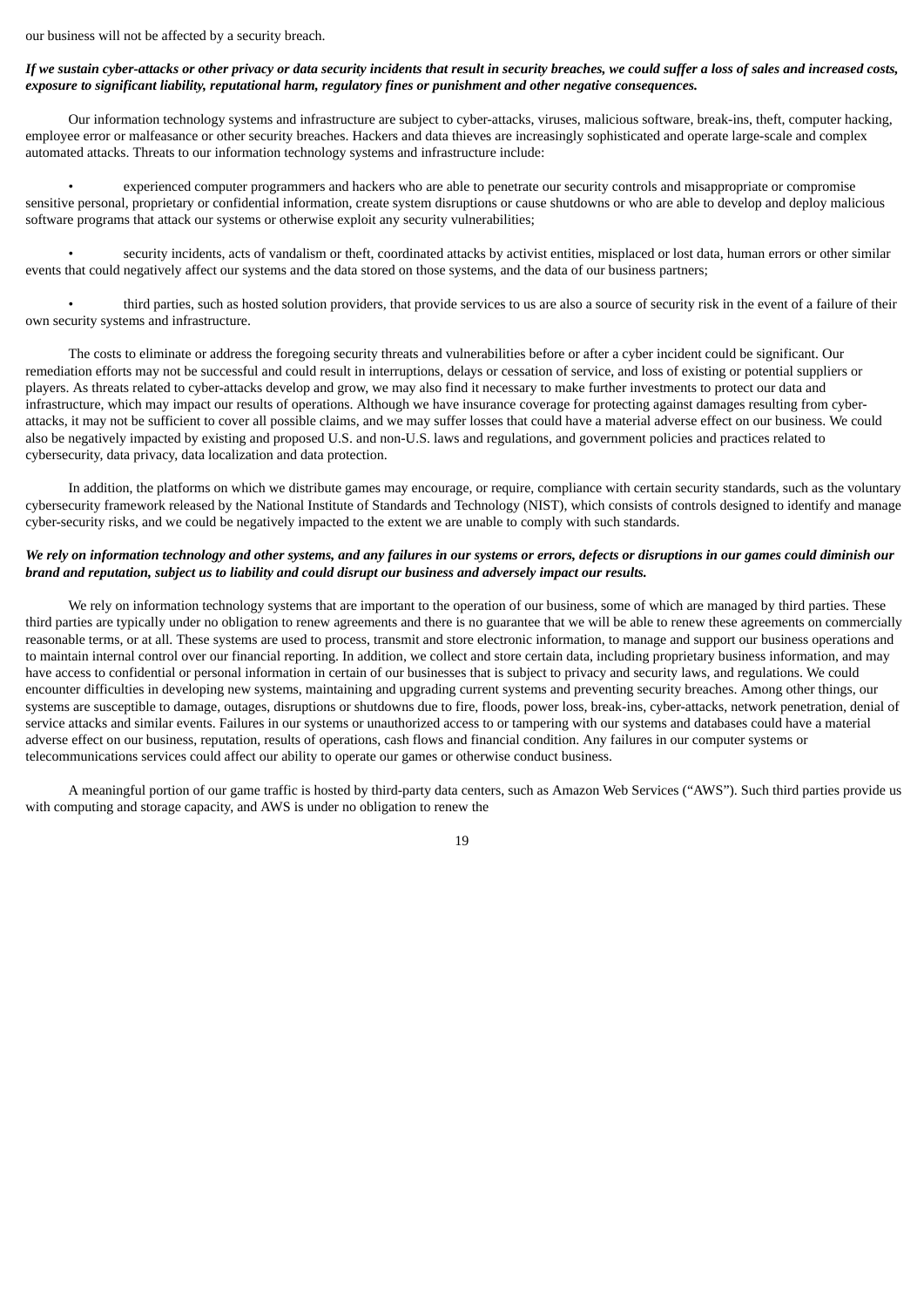our business will not be affected by a security breach.

***If we sustain cyber-attacks or other privacy or data security incidents that result in security breaches, we could suffer a loss of sales and increased costs, exposure to significant liability, reputational harm, regulatory fines or punishment and other negative consequences.***

Our information technology systems and infrastructure are subject to cyber-attacks, viruses, malicious software, break-ins, theft, computer hacking, employee error or malfeasance or other security breaches. Hackers and data thieves are increasingly sophisticated and operate large-scale and complex automated attacks. Threats to our information technology systems and infrastructure include:

- experienced computer programmers and hackers who are able to penetrate our security controls and misappropriate or compromise sensitive personal, proprietary or confidential information, create system disruptions or cause shutdowns or who are able to develop and deploy malicious software programs that attack our systems or otherwise exploit any security vulnerabilities;
- security incidents, acts of vandalism or theft, coordinated attacks by activist entities, misplaced or lost data, human errors or other similar events that could negatively affect our systems and the data stored on those systems, and the data of our business partners;
- third parties, such as hosted solution providers, that provide services to us are also a source of security risk in the event of a failure of their own security systems and infrastructure.

The costs to eliminate or address the foregoing security threats and vulnerabilities before or after a cyber incident could be significant. Our remediation efforts may not be successful and could result in interruptions, delays or cessation of service, and loss of existing or potential suppliers or players. As threats related to cyber-attacks develop and grow, we may also find it necessary to make further investments to protect our data and infrastructure, which may impact our results of operations. Although we have insurance coverage for protecting against damages resulting from cyber-attacks, it may not be sufficient to cover all possible claims, and we may suffer losses that could have a material adverse effect on our business. We could also be negatively impacted by existing and proposed U.S. and non-U.S. laws and regulations, and government policies and practices related to cybersecurity, data privacy, data localization and data protection.

In addition, the platforms on which we distribute games may encourage, or require, compliance with certain security standards, such as the voluntary cybersecurity framework released by the National Institute of Standards and Technology (NIST), which consists of controls designed to identify and manage cyber-security risks, and we could be negatively impacted to the extent we are unable to comply with such standards.

***We rely on information technology and other systems, and any failures in our systems or errors, defects or disruptions in our games could diminish our brand and reputation, subject us to liability and could disrupt our business and adversely impact our results.***

We rely on information technology systems that are important to the operation of our business, some of which are managed by third parties. These third parties are typically under no obligation to renew agreements and there is no guarantee that we will be able to renew these agreements on commercially reasonable terms, or at all. These systems are used to process, transmit and store electronic information, to manage and support our business operations and to maintain internal control over our financial reporting. In addition, we collect and store certain data, including proprietary business information, and may have access to confidential or personal information in certain of our businesses that is subject to privacy and security laws, and regulations. We could encounter difficulties in developing new systems, maintaining and upgrading current systems and preventing security breaches. Among other things, our systems are susceptible to damage, outages, disruptions or shutdowns due to fire, floods, power loss, break-ins, cyber-attacks, network penetration, denial of service attacks and similar events. Failures in our systems or unauthorized access to or tampering with our systems and databases could have a material adverse effect on our business, reputation, results of operations, cash flows and financial condition. Any failures in our computer systems or telecommunications services could affect our ability to operate our games or otherwise conduct business.

A meaningful portion of our game traffic is hosted by third-party data centers, such as Amazon Web Services ("AWS"). Such third parties provide us with computing and storage capacity, and AWS is under no obligation to renew the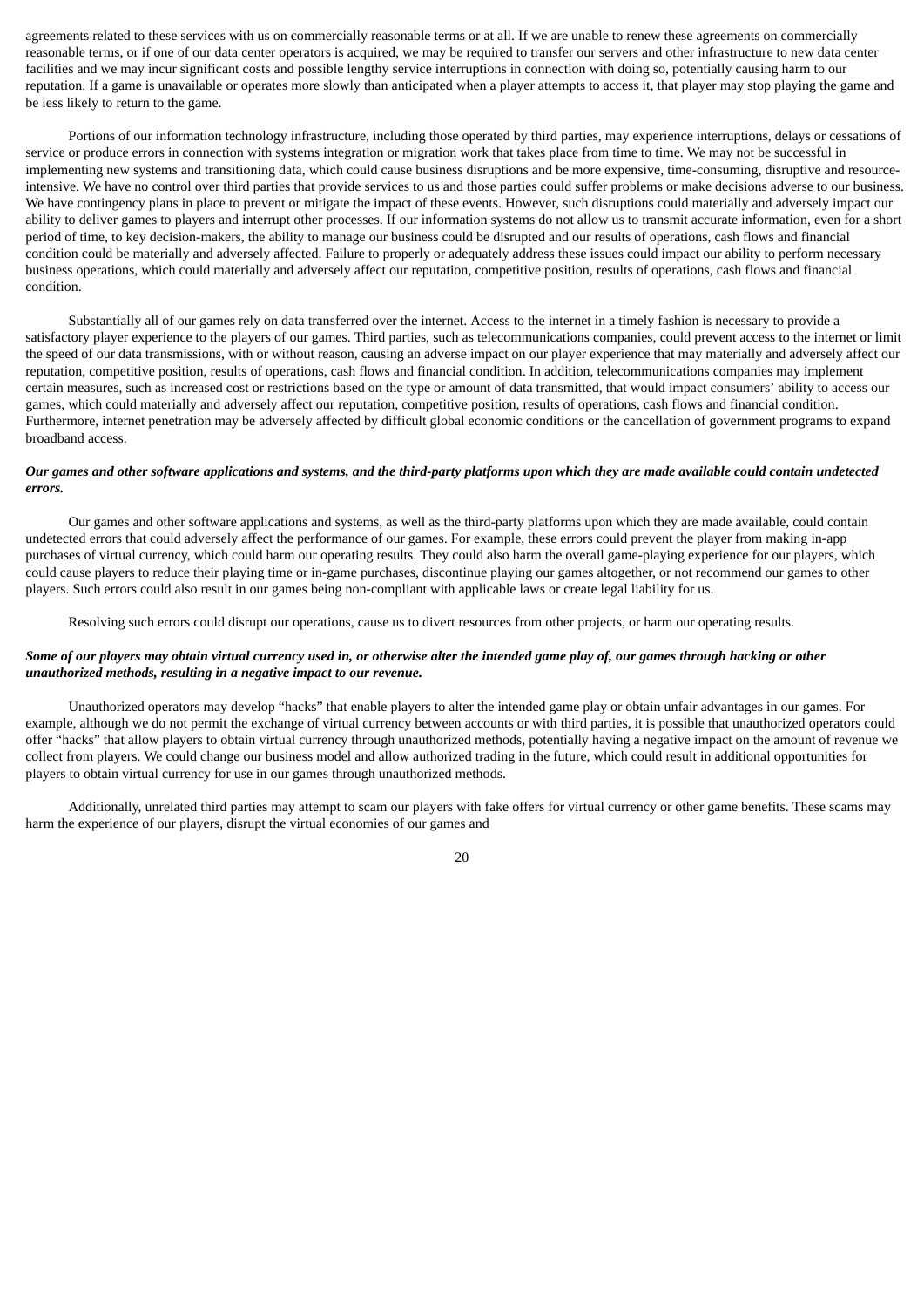agreements related to these services with us on commercially reasonable terms or at all. If we are unable to renew these agreements on commercially reasonable terms, or if one of our data center operators is acquired, we may be required to transfer our servers and other infrastructure to new data center facilities and we may incur significant costs and possible lengthy service interruptions in connection with doing so, potentially causing harm to our reputation. If a game is unavailable or operates more slowly than anticipated when a player attempts to access it, that player may stop playing the game and be less likely to return to the game.

Portions of our information technology infrastructure, including those operated by third parties, may experience interruptions, delays or cessations of service or produce errors in connection with systems integration or migration work that takes place from time to time. We may not be successful in implementing new systems and transitioning data, which could cause business disruptions and be more expensive, time-consuming, disruptive and resource-intensive. We have no control over third parties that provide services to us and those parties could suffer problems or make decisions adverse to our business. We have contingency plans in place to prevent or mitigate the impact of these events. However, such disruptions could materially and adversely impact our ability to deliver games to players and interrupt other processes. If our information systems do not allow us to transmit accurate information, even for a short period of time, to key decision-makers, the ability to manage our business could be disrupted and our results of operations, cash flows and financial condition could be materially and adversely affected. Failure to properly or adequately address these issues could impact our ability to perform necessary business operations, which could materially and adversely affect our reputation, competitive position, results of operations, cash flows and financial condition.

Substantially all of our games rely on data transferred over the internet. Access to the internet in a timely fashion is necessary to provide a satisfactory player experience to the players of our games. Third parties, such as telecommunications companies, could prevent access to the internet or limit the speed of our data transmissions, with or without reason, causing an adverse impact on our player experience that may materially and adversely affect our reputation, competitive position, results of operations, cash flows and financial condition. In addition, telecommunications companies may implement certain measures, such as increased cost or restrictions based on the type or amount of data transmitted, that would impact consumers' ability to access our games, which could materially and adversely affect our reputation, competitive position, results of operations, cash flows and financial condition. Furthermore, internet penetration may be adversely affected by difficult global economic conditions or the cancellation of government programs to expand broadband access.

***Our games and other software applications and systems, and the third-party platforms upon which they are made available could contain undetected errors.***

Our games and other software applications and systems, as well as the third-party platforms upon which they are made available, could contain undetected errors that could adversely affect the performance of our games. For example, these errors could prevent the player from making in-app purchases of virtual currency, which could harm our operating results. They could also harm the overall game-playing experience for our players, which could cause players to reduce their playing time or in-game purchases, discontinue playing our games altogether, or not recommend our games to other players. Such errors could also result in our games being non-compliant with applicable laws or create legal liability for us.

Resolving such errors could disrupt our operations, cause us to divert resources from other projects, or harm our operating results.

***Some of our players may obtain virtual currency used in, or otherwise alter the intended game play of, our games through hacking or other unauthorized methods, resulting in a negative impact to our revenue.***

Unauthorized operators may develop "hacks" that enable players to alter the intended game play or obtain unfair advantages in our games. For example, although we do not permit the exchange of virtual currency between accounts or with third parties, it is possible that unauthorized operators could offer "hacks" that allow players to obtain virtual currency through unauthorized methods, potentially having a negative impact on the amount of revenue we collect from players. We could change our business model and allow authorized trading in the future, which could result in additional opportunities for players to obtain virtual currency for use in our games through unauthorized methods.

Additionally, unrelated third parties may attempt to scam our players with fake offers for virtual currency or other game benefits. These scams may harm the experience of our players, disrupt the virtual economies of our games and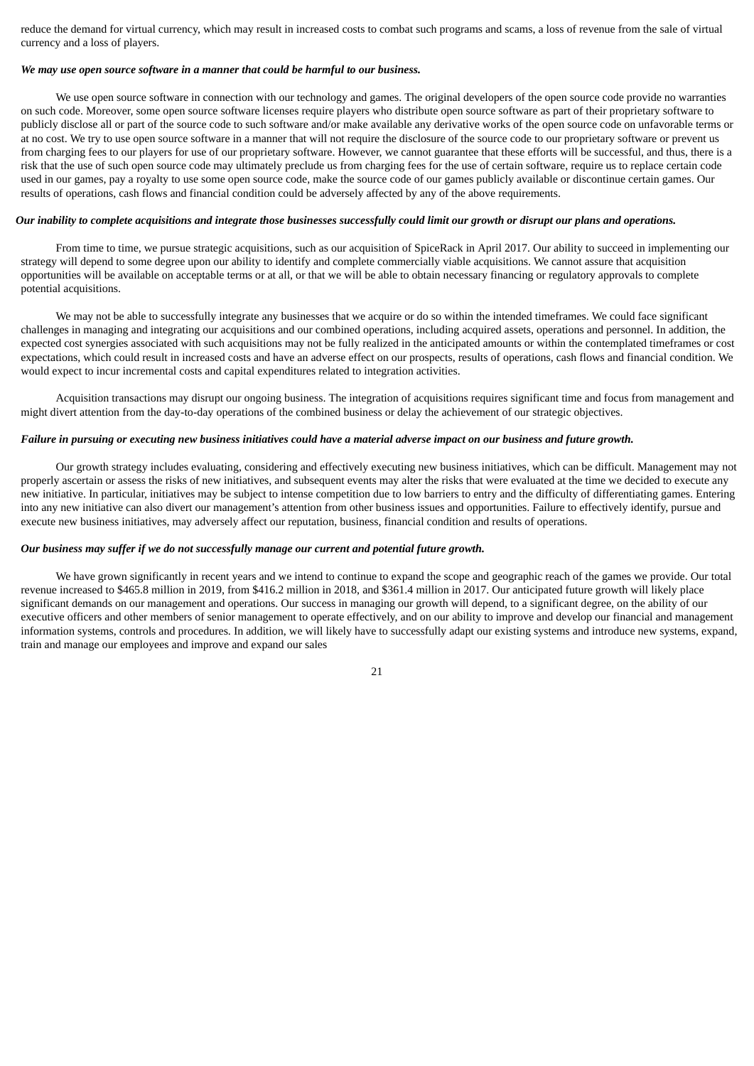reduce the demand for virtual currency, which may result in increased costs to combat such programs and scams, a loss of revenue from the sale of virtual currency and a loss of players.

***We may use open source software in a manner that could be harmful to our business.***

We use open source software in connection with our technology and games. The original developers of the open source code provide no warranties on such code. Moreover, some open source software licenses require players who distribute open source software as part of their proprietary software to publicly disclose all or part of the source code to such software and/or make available any derivative works of the open source code on unfavorable terms or at no cost. We try to use open source software in a manner that will not require the disclosure of the source code to our proprietary software or prevent us from charging fees to our players for use of our proprietary software. However, we cannot guarantee that these efforts will be successful, and thus, there is a risk that the use of such open source code may ultimately preclude us from charging fees for the use of certain software, require us to replace certain code used in our games, pay a royalty to use some open source code, make the source code of our games publicly available or discontinue certain games. Our results of operations, cash flows and financial condition could be adversely affected by any of the above requirements.

***Our inability to complete acquisitions and integrate those businesses successfully could limit our growth or disrupt our plans and operations.***

From time to time, we pursue strategic acquisitions, such as our acquisition of SpiceRack in April 2017. Our ability to succeed in implementing our strategy will depend to some degree upon our ability to identify and complete commercially viable acquisitions. We cannot assure that acquisition opportunities will be available on acceptable terms or at all, or that we will be able to obtain necessary financing or regulatory approvals to complete potential acquisitions.

We may not be able to successfully integrate any businesses that we acquire or do so within the intended timeframes. We could face significant challenges in managing and integrating our acquisitions and our combined operations, including acquired assets, operations and personnel. In addition, the expected cost synergies associated with such acquisitions may not be fully realized in the anticipated amounts or within the contemplated timeframes or cost expectations, which could result in increased costs and have an adverse effect on our prospects, results of operations, cash flows and financial condition. We would expect to incur incremental costs and capital expenditures related to integration activities.

Acquisition transactions may disrupt our ongoing business. The integration of acquisitions requires significant time and focus from management and might divert attention from the day-to-day operations of the combined business or delay the achievement of our strategic objectives.

***Failure in pursuing or executing new business initiatives could have a material adverse impact on our business and future growth.***

Our growth strategy includes evaluating, considering and effectively executing new business initiatives, which can be difficult. Management may not properly ascertain or assess the risks of new initiatives, and subsequent events may alter the risks that were evaluated at the time we decided to execute any new initiative. In particular, initiatives may be subject to intense competition due to low barriers to entry and the difficulty of differentiating games. Entering into any new initiative can also divert our management's attention from other business issues and opportunities. Failure to effectively identify, pursue and execute new business initiatives, may adversely affect our reputation, business, financial condition and results of operations.

***Our business may suffer if we do not successfully manage our current and potential future growth.***

We have grown significantly in recent years and we intend to continue to expand the scope and geographic reach of the games we provide. Our total revenue increased to $465.8 million in 2019, from $416.2 million in 2018, and $361.4 million in 2017. Our anticipated future growth will likely place significant demands on our management and operations. Our success in managing our growth will depend, to a significant degree, on the ability of our executive officers and other members of senior management to operate effectively, and on our ability to improve and develop our financial and management information systems, controls and procedures. In addition, we will likely have to successfully adapt our existing systems and introduce new systems, expand, train and manage our employees and improve and expand our sales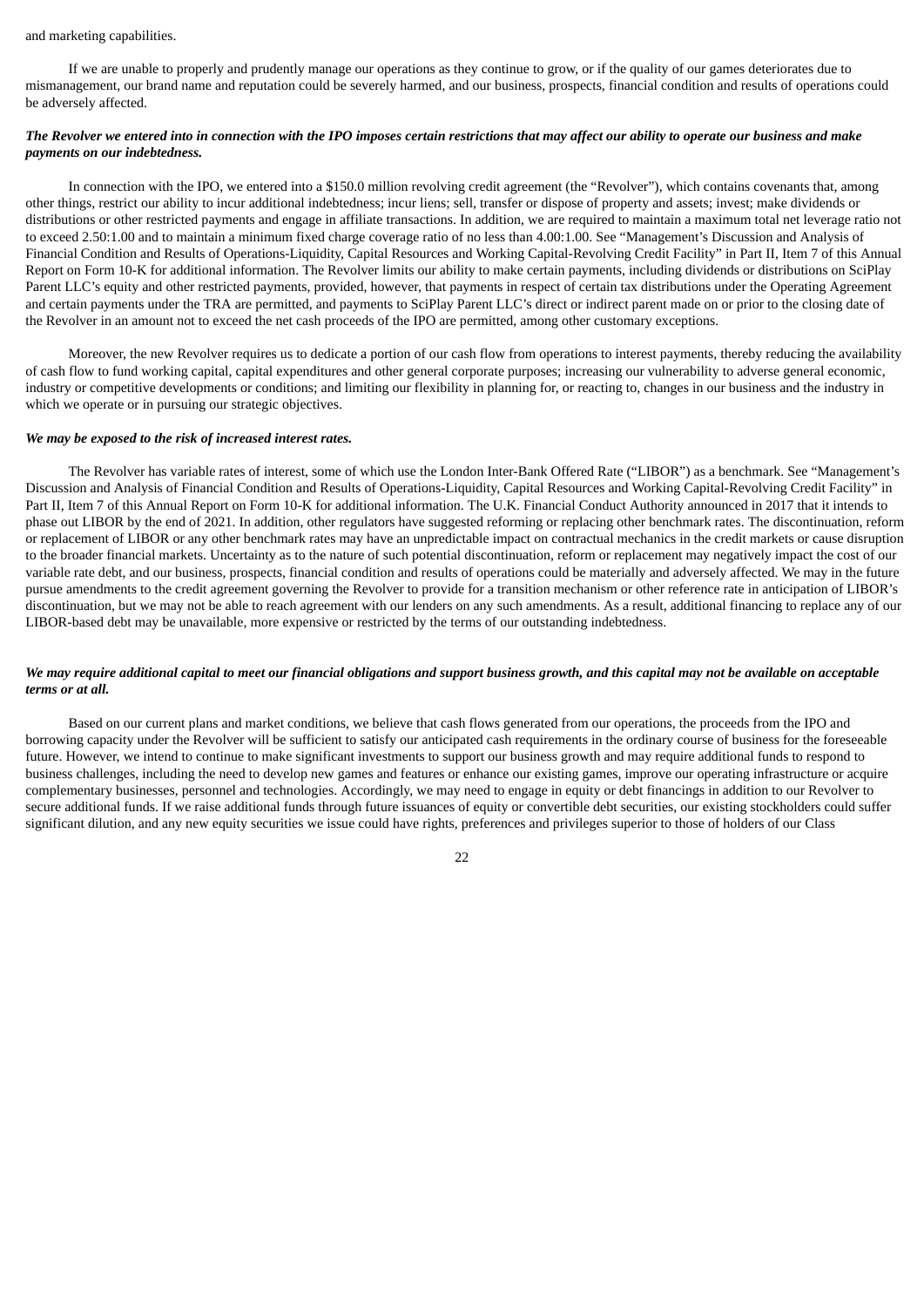and marketing capabilities.

If we are unable to properly and prudently manage our operations as they continue to grow, or if the quality of our games deteriorates due to mismanagement, our brand name and reputation could be severely harmed, and our business, prospects, financial condition and results of operations could be adversely affected.

***The Revolver we entered into in connection with the IPO imposes certain restrictions that may affect our ability to operate our business and make payments on our indebtedness.***

In connection with the IPO, we entered into a $150.0 million revolving credit agreement (the "Revolver"), which contains covenants that, among other things, restrict our ability to incur additional indebtedness; incur liens; sell, transfer or dispose of property and assets; invest; make dividends or distributions or other restricted payments and engage in affiliate transactions. In addition, we are required to maintain a maximum total net leverage ratio not to exceed 2.50:1.00 and to maintain a minimum fixed charge coverage ratio of no less than 4.00:1.00. See "Management's Discussion and Analysis of Financial Condition and Results of Operations-Liquidity, Capital Resources and Working Capital-Revolving Credit Facility" in Part II, Item 7 of this Annual Report on Form 10-K for additional information. The Revolver limits our ability to make certain payments, including dividends or distributions on SciPlay Parent LLC's equity and other restricted payments, provided, however, that payments in respect of certain tax distributions under the Operating Agreement and certain payments under the TRA are permitted, and payments to SciPlay Parent LLC's direct or indirect parent made on or prior to the closing date of the Revolver in an amount not to exceed the net cash proceeds of the IPO are permitted, among other customary exceptions.

Moreover, the new Revolver requires us to dedicate a portion of our cash flow from operations to interest payments, thereby reducing the availability of cash flow to fund working capital, capital expenditures and other general corporate purposes; increasing our vulnerability to adverse general economic, industry or competitive developments or conditions; and limiting our flexibility in planning for, or reacting to, changes in our business and the industry in which we operate or in pursuing our strategic objectives.

***We may be exposed to the risk of increased interest rates.***

The Revolver has variable rates of interest, some of which use the London Inter-Bank Offered Rate ("LIBOR") as a benchmark. See "Management's Discussion and Analysis of Financial Condition and Results of Operations-Liquidity, Capital Resources and Working Capital-Revolving Credit Facility" in Part II, Item 7 of this Annual Report on Form 10-K for additional information. The U.K. Financial Conduct Authority announced in 2017 that it intends to phase out LIBOR by the end of 2021. In addition, other regulators have suggested reforming or replacing other benchmark rates. The discontinuation, reform or replacement of LIBOR or any other benchmark rates may have an unpredictable impact on contractual mechanics in the credit markets or cause disruption to the broader financial markets. Uncertainty as to the nature of such potential discontinuation, reform or replacement may negatively impact the cost of our variable rate debt, and our business, prospects, financial condition and results of operations could be materially and adversely affected. We may in the future pursue amendments to the credit agreement governing the Revolver to provide for a transition mechanism or other reference rate in anticipation of LIBOR's discontinuation, but we may not be able to reach agreement with our lenders on any such amendments. As a result, additional financing to replace any of our LIBOR-based debt may be unavailable, more expensive or restricted by the terms of our outstanding indebtedness.

***We may require additional capital to meet our financial obligations and support business growth, and this capital may not be available on acceptable terms or at all.***

Based on our current plans and market conditions, we believe that cash flows generated from our operations, the proceeds from the IPO and borrowing capacity under the Revolver will be sufficient to satisfy our anticipated cash requirements in the ordinary course of business for the foreseeable future. However, we intend to continue to make significant investments to support our business growth and may require additional funds to respond to business challenges, including the need to develop new games and features or enhance our existing games, improve our operating infrastructure or acquire complementary businesses, personnel and technologies. Accordingly, we may need to engage in equity or debt financings in addition to our Revolver to secure additional funds. If we raise additional funds through future issuances of equity or convertible debt securities, our existing stockholders could suffer significant dilution, and any new equity securities we issue could have rights, preferences and privileges superior to those of holders of our Class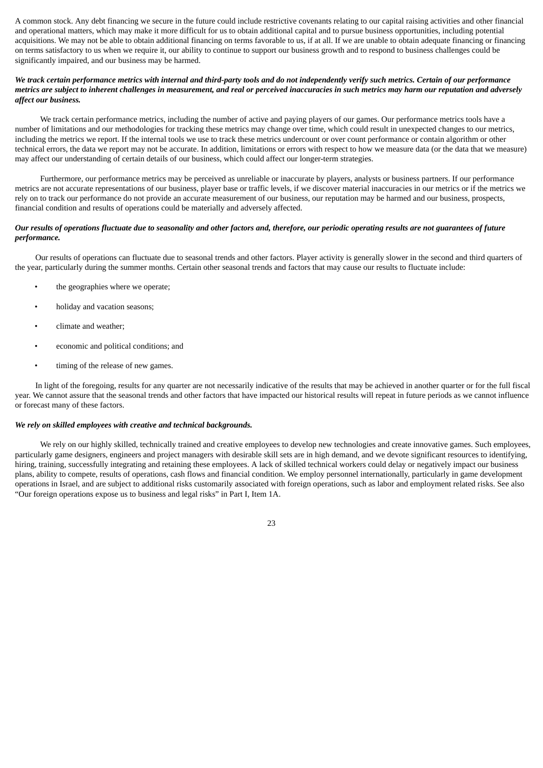A common stock. Any debt financing we secure in the future could include restrictive covenants relating to our capital raising activities and other financial and operational matters, which may make it more difficult for us to obtain additional capital and to pursue business opportunities, including potential acquisitions. We may not be able to obtain additional financing on terms favorable to us, if at all. If we are unable to obtain adequate financing or financing on terms satisfactory to us when we require it, our ability to continue to support our business growth and to respond to business challenges could be significantly impaired, and our business may be harmed.

***We track certain performance metrics with internal and third-party tools and do not independently verify such metrics. Certain of our performance metrics are subject to inherent challenges in measurement, and real or perceived inaccuracies in such metrics may harm our reputation and adversely affect our business.***

We track certain performance metrics, including the number of active and paying players of our games. Our performance metrics tools have a number of limitations and our methodologies for tracking these metrics may change over time, which could result in unexpected changes to our metrics, including the metrics we report. If the internal tools we use to track these metrics undercount or over count performance or contain algorithm or other technical errors, the data we report may not be accurate. In addition, limitations or errors with respect to how we measure data (or the data that we measure) may affect our understanding of certain details of our business, which could affect our longer-term strategies.

Furthermore, our performance metrics may be perceived as unreliable or inaccurate by players, analysts or business partners. If our performance metrics are not accurate representations of our business, player base or traffic levels, if we discover material inaccuracies in our metrics or if the metrics we rely on to track our performance do not provide an accurate measurement of our business, our reputation may be harmed and our business, prospects, financial condition and results of operations could be materially and adversely affected.

***Our results of operations fluctuate due to seasonality and other factors and, therefore, our periodic operating results are not guarantees of future performance.***

Our results of operations can fluctuate due to seasonal trends and other factors. Player activity is generally slower in the second and third quarters of the year, particularly during the summer months. Certain other seasonal trends and factors that may cause our results to fluctuate include:

- the geographies where we operate;
- holiday and vacation seasons;
- climate and weather;
- economic and political conditions; and
- timing of the release of new games.

In light of the foregoing, results for any quarter are not necessarily indicative of the results that may be achieved in another quarter or for the full fiscal year. We cannot assure that the seasonal trends and other factors that have impacted our historical results will repeat in future periods as we cannot influence or forecast many of these factors.

***We rely on skilled employees with creative and technical backgrounds.***

We rely on our highly skilled, technically trained and creative employees to develop new technologies and create innovative games. Such employees, particularly game designers, engineers and project managers with desirable skill sets are in high demand, and we devote significant resources to identifying, hiring, training, successfully integrating and retaining these employees. A lack of skilled technical workers could delay or negatively impact our business plans, ability to compete, results of operations, cash flows and financial condition. We employ personnel internationally, particularly in game development operations in Israel, and are subject to additional risks customarily associated with foreign operations, such as labor and employment related risks. See also "Our foreign operations expose us to business and legal risks" in Part I, Item 1A.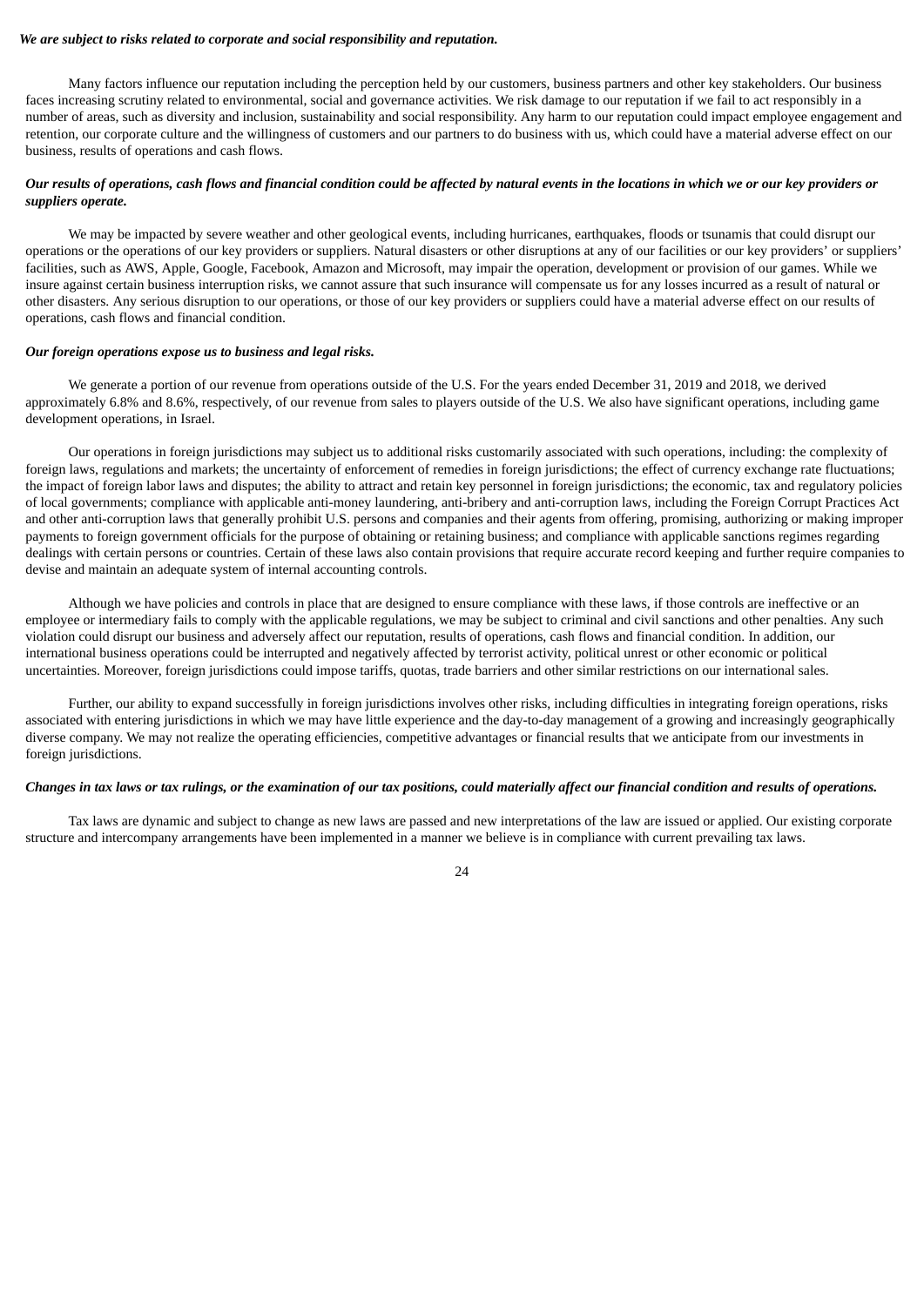***We are subject to risks related to corporate and social responsibility and reputation.***

Many factors influence our reputation including the perception held by our customers, business partners and other key stakeholders. Our business faces increasing scrutiny related to environmental, social and governance activities. We risk damage to our reputation if we fail to act responsibly in a number of areas, such as diversity and inclusion, sustainability and social responsibility. Any harm to our reputation could impact employee engagement and retention, our corporate culture and the willingness of customers and our partners to do business with us, which could have a material adverse effect on our business, results of operations and cash flows.

***Our results of operations, cash flows and financial condition could be affected by natural events in the locations in which we or our key providers or suppliers operate.***

We may be impacted by severe weather and other geological events, including hurricanes, earthquakes, floods or tsunamis that could disrupt our operations or the operations of our key providers or suppliers. Natural disasters or other disruptions at any of our facilities or our key providers' or suppliers' facilities, such as AWS, Apple, Google, Facebook, Amazon and Microsoft, may impair the operation, development or provision of our games. While we insure against certain business interruption risks, we cannot assure that such insurance will compensate us for any losses incurred as a result of natural or other disasters. Any serious disruption to our operations, or those of our key providers or suppliers could have a material adverse effect on our results of operations, cash flows and financial condition.

***Our foreign operations expose us to business and legal risks.***

We generate a portion of our revenue from operations outside of the U.S. For the years ended December 31, 2019 and 2018, we derived approximately 6.8% and 8.6%, respectively, of our revenue from sales to players outside of the U.S. We also have significant operations, including game development operations, in Israel.

Our operations in foreign jurisdictions may subject us to additional risks customarily associated with such operations, including: the complexity of foreign laws, regulations and markets; the uncertainty of enforcement of remedies in foreign jurisdictions; the effect of currency exchange rate fluctuations; the impact of foreign labor laws and disputes; the ability to attract and retain key personnel in foreign jurisdictions; the economic, tax and regulatory policies of local governments; compliance with applicable anti-money laundering, anti-bribery and anti-corruption laws, including the Foreign Corrupt Practices Act and other anti-corruption laws that generally prohibit U.S. persons and companies and their agents from offering, promising, authorizing or making improper payments to foreign government officials for the purpose of obtaining or retaining business; and compliance with applicable sanctions regimes regarding dealings with certain persons or countries. Certain of these laws also contain provisions that require accurate record keeping and further require companies to devise and maintain an adequate system of internal accounting controls.

Although we have policies and controls in place that are designed to ensure compliance with these laws, if those controls are ineffective or an employee or intermediary fails to comply with the applicable regulations, we may be subject to criminal and civil sanctions and other penalties. Any such violation could disrupt our business and adversely affect our reputation, results of operations, cash flows and financial condition. In addition, our international business operations could be interrupted and negatively affected by terrorist activity, political unrest or other economic or political uncertainties. Moreover, foreign jurisdictions could impose tariffs, quotas, trade barriers and other similar restrictions on our international sales.

Further, our ability to expand successfully in foreign jurisdictions involves other risks, including difficulties in integrating foreign operations, risks associated with entering jurisdictions in which we may have little experience and the day-to-day management of a growing and increasingly geographically diverse company. We may not realize the operating efficiencies, competitive advantages or financial results that we anticipate from our investments in foreign jurisdictions.

***Changes in tax laws or tax rulings, or the examination of our tax positions, could materially affect our financial condition and results of operations.***

Tax laws are dynamic and subject to change as new laws are passed and new interpretations of the law are issued or applied. Our existing corporate structure and intercompany arrangements have been implemented in a manner we believe is in compliance with current prevailing tax laws.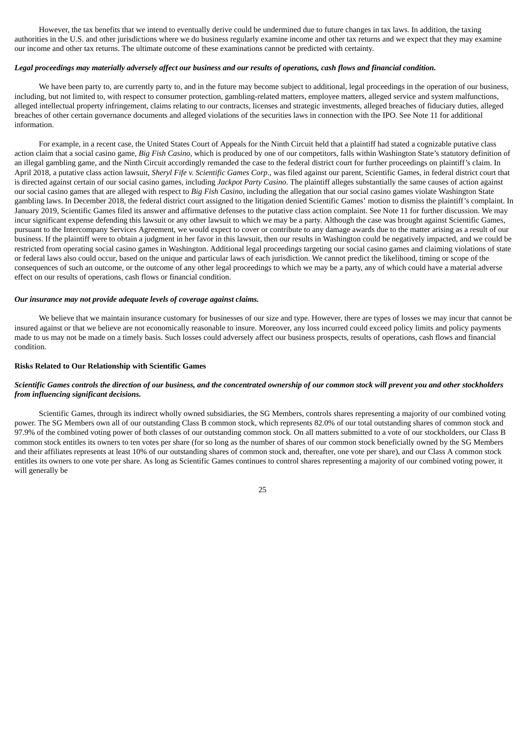However, the tax benefits that we intend to eventually derive could be undermined due to future changes in tax laws. In addition, the taxing authorities in the U.S. and other jurisdictions where we do business regularly examine income and other tax returns and we expect that they may examine our income and other tax returns. The ultimate outcome of these examinations cannot be predicted with certainty.

***Legal proceedings may materially adversely affect our business and our results of operations, cash flows and financial condition.***

We have been party to, are currently party to, and in the future may become subject to additional, legal proceedings in the operation of our business, including, but not limited to, with respect to consumer protection, gambling-related matters, employee matters, alleged service and system malfunctions, alleged intellectual property infringement, claims relating to our contracts, licenses and strategic investments, alleged breaches of fiduciary duties, alleged breaches of other certain governance documents and alleged violations of the securities laws in connection with the IPO. See Note 11 for additional information.

For example, in a recent case, the United States Court of Appeals for the Ninth Circuit held that a plaintiff had stated a cognizable putative class action claim that a social casino game, *Big Fish Casino*, which is produced by one of our competitors, falls within Washington State's statutory definition of an illegal gambling game, and the Ninth Circuit accordingly remanded the case to the federal district court for further proceedings on plaintiff's claim. In April 2018, a putative class action lawsuit, *Sheryl Fife v. Scientific Games Corp*., was filed against our parent, Scientific Games, in federal district court that is directed against certain of our social casino games, including *Jackpot Party Casino*. The plaintiff alleges substantially the same causes of action against our social casino games that are alleged with respect to *Big Fish Casino*, including the allegation that our social casino games violate Washington State gambling laws. In December 2018, the federal district court assigned to the litigation denied Scientific Games' motion to dismiss the plaintiff's complaint. In January 2019, Scientific Games filed its answer and affirmative defenses to the putative class action complaint. See Note 11 for further discussion. We may incur significant expense defending this lawsuit or any other lawsuit to which we may be a party. Although the case was brought against Scientific Games, pursuant to the Intercompany Services Agreement, we would expect to cover or contribute to any damage awards due to the matter arising as a result of our business. If the plaintiff were to obtain a judgment in her favor in this lawsuit, then our results in Washington could be negatively impacted, and we could be restricted from operating social casino games in Washington. Additional legal proceedings targeting our social casino games and claiming violations of state or federal laws also could occur, based on the unique and particular laws of each jurisdiction. We cannot predict the likelihood, timing or scope of the consequences of such an outcome, or the outcome of any other legal proceedings to which we may be a party, any of which could have a material adverse effect on our results of operations, cash flows or financial condition.

***Our insurance may not provide adequate levels of coverage against claims.***

We believe that we maintain insurance customary for businesses of our size and type. However, there are types of losses we may incur that cannot be insured against or that we believe are not economically reasonable to insure. Moreover, any loss incurred could exceed policy limits and policy payments made to us may not be made on a timely basis. Such losses could adversely affect our business prospects, results of operations, cash flows and financial condition.

**Risks Related to Our Relationship with Scientific Games**

***Scientific Games controls the direction of our business, and the concentrated ownership of our common stock will prevent you and other stockholders from influencing significant decisions.***

Scientific Games, through its indirect wholly owned subsidiaries, the SG Members, controls shares representing a majority of our combined voting power. The SG Members own all of our outstanding Class B common stock, which represents 82.0% of our total outstanding shares of common stock and 97.9% of the combined voting power of both classes of our outstanding common stock. On all matters submitted to a vote of our stockholders, our Class B common stock entitles its owners to ten votes per share (for so long as the number of shares of our common stock beneficially owned by the SG Members and their affiliates represents at least 10% of our outstanding shares of common stock and, thereafter, one vote per share), and our Class A common stock entitles its owners to one vote per share. As long as Scientific Games continues to control shares representing a majority of our combined voting power, it will generally be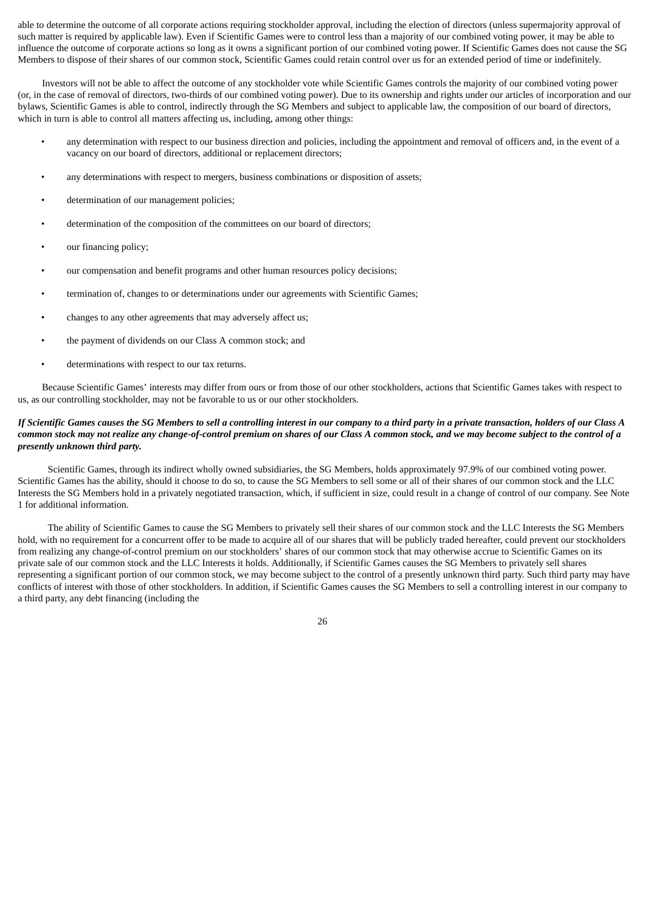able to determine the outcome of all corporate actions requiring stockholder approval, including the election of directors (unless supermajority approval of such matter is required by applicable law). Even if Scientific Games were to control less than a majority of our combined voting power, it may be able to influence the outcome of corporate actions so long as it owns a significant portion of our combined voting power. If Scientific Games does not cause the SG Members to dispose of their shares of our common stock, Scientific Games could retain control over us for an extended period of time or indefinitely.

Investors will not be able to affect the outcome of any stockholder vote while Scientific Games controls the majority of our combined voting power (or, in the case of removal of directors, two-thirds of our combined voting power). Due to its ownership and rights under our articles of incorporation and our bylaws, Scientific Games is able to control, indirectly through the SG Members and subject to applicable law, the composition of our board of directors, which in turn is able to control all matters affecting us, including, among other things:

- any determination with respect to our business direction and policies, including the appointment and removal of officers and, in the event of a vacancy on our board of directors, additional or replacement directors;
- any determinations with respect to mergers, business combinations or disposition of assets;
- determination of our management policies;
- determination of the composition of the committees on our board of directors;
- our financing policy;
- our compensation and benefit programs and other human resources policy decisions;
- termination of, changes to or determinations under our agreements with Scientific Games;
- changes to any other agreements that may adversely affect us;
- the payment of dividends on our Class A common stock; and
- determinations with respect to our tax returns.

Because Scientific Games' interests may differ from ours or from those of our other stockholders, actions that Scientific Games takes with respect to us, as our controlling stockholder, may not be favorable to us or our other stockholders.

***If Scientific Games causes the SG Members to sell a controlling interest in our company to a third party in a private transaction, holders of our Class A common stock may not realize any change-of-control premium on shares of our Class A common stock, and we may become subject to the control of a presently unknown third party.***

Scientific Games, through its indirect wholly owned subsidiaries, the SG Members, holds approximately 97.9% of our combined voting power. Scientific Games has the ability, should it choose to do so, to cause the SG Members to sell some or all of their shares of our common stock and the LLC Interests the SG Members hold in a privately negotiated transaction, which, if sufficient in size, could result in a change of control of our company. See Note 1 for additional information.

The ability of Scientific Games to cause the SG Members to privately sell their shares of our common stock and the LLC Interests the SG Members hold, with no requirement for a concurrent offer to be made to acquire all of our shares that will be publicly traded hereafter, could prevent our stockholders from realizing any change-of-control premium on our stockholders' shares of our common stock that may otherwise accrue to Scientific Games on its private sale of our common stock and the LLC Interests it holds. Additionally, if Scientific Games causes the SG Members to privately sell shares representing a significant portion of our common stock, we may become subject to the control of a presently unknown third party. Such third party may have conflicts of interest with those of other stockholders. In addition, if Scientific Games causes the SG Members to sell a controlling interest in our company to a third party, any debt financing (including the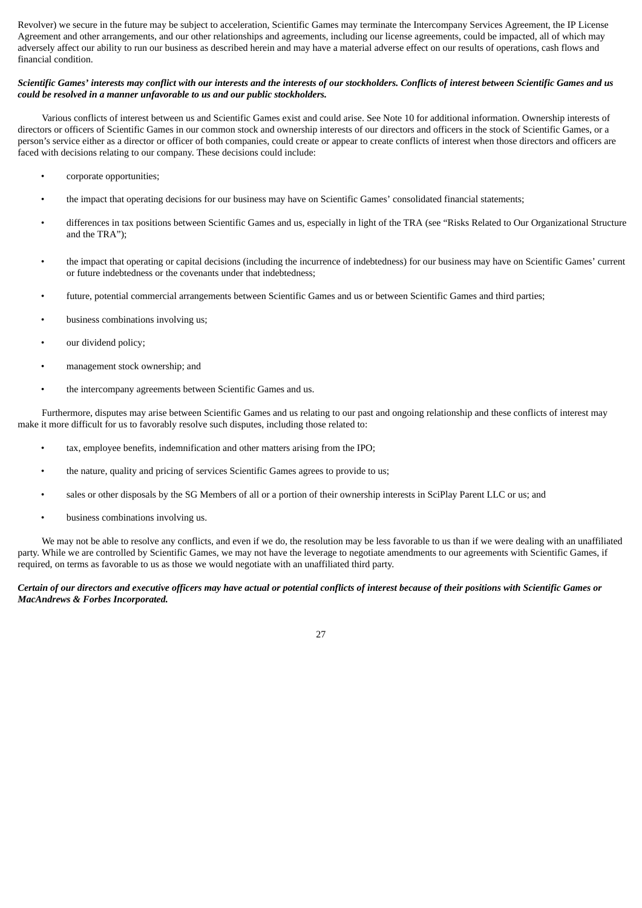Revolver) we secure in the future may be subject to acceleration, Scientific Games may terminate the Intercompany Services Agreement, the IP License Agreement and other arrangements, and our other relationships and agreements, including our license agreements, could be impacted, all of which may adversely affect our ability to run our business as described herein and may have a material adverse effect on our results of operations, cash flows and financial condition.

***Scientific Games' interests may conflict with our interests and the interests of our stockholders. Conflicts of interest between Scientific Games and us could be resolved in a manner unfavorable to us and our public stockholders.***

Various conflicts of interest between us and Scientific Games exist and could arise. See Note 10 for additional information. Ownership interests of directors or officers of Scientific Games in our common stock and ownership interests of our directors and officers in the stock of Scientific Games, or a person's service either as a director or officer of both companies, could create or appear to create conflicts of interest when those directors and officers are faced with decisions relating to our company. These decisions could include:

- corporate opportunities;
- the impact that operating decisions for our business may have on Scientific Games' consolidated financial statements;
- differences in tax positions between Scientific Games and us, especially in light of the TRA (see "Risks Related to Our Organizational Structure and the TRA");
- the impact that operating or capital decisions (including the incurrence of indebtedness) for our business may have on Scientific Games' current or future indebtedness or the covenants under that indebtedness;
- future, potential commercial arrangements between Scientific Games and us or between Scientific Games and third parties;
- business combinations involving us;
- our dividend policy;
- management stock ownership; and
- the intercompany agreements between Scientific Games and us.

Furthermore, disputes may arise between Scientific Games and us relating to our past and ongoing relationship and these conflicts of interest may make it more difficult for us to favorably resolve such disputes, including those related to:

- tax, employee benefits, indemnification and other matters arising from the IPO;
- the nature, quality and pricing of services Scientific Games agrees to provide to us;
- sales or other disposals by the SG Members of all or a portion of their ownership interests in SciPlay Parent LLC or us; and
- business combinations involving us.

We may not be able to resolve any conflicts, and even if we do, the resolution may be less favorable to us than if we were dealing with an unaffiliated party. While we are controlled by Scientific Games, we may not have the leverage to negotiate amendments to our agreements with Scientific Games, if required, on terms as favorable to us as those we would negotiate with an unaffiliated third party.

***Certain of our directors and executive officers may have actual or potential conflicts of interest because of their positions with Scientific Games or MacAndrews & Forbes Incorporated.***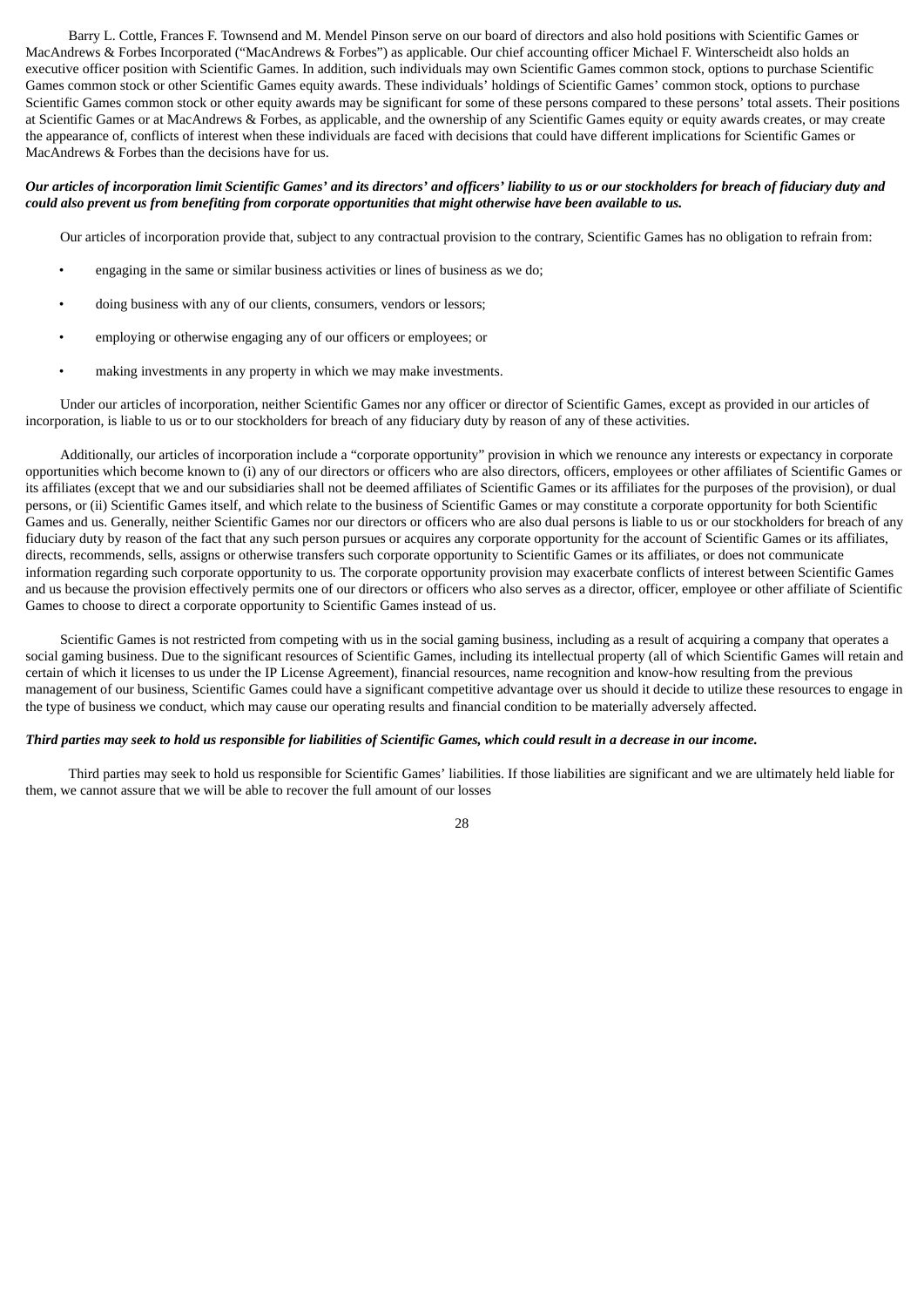Barry L. Cottle, Frances F. Townsend and M. Mendel Pinson serve on our board of directors and also hold positions with Scientific Games or MacAndrews & Forbes Incorporated ("MacAndrews & Forbes") as applicable. Our chief accounting officer Michael F. Winterscheidt also holds an executive officer position with Scientific Games. In addition, such individuals may own Scientific Games common stock, options to purchase Scientific Games common stock or other Scientific Games equity awards. These individuals' holdings of Scientific Games' common stock, options to purchase Scientific Games common stock or other equity awards may be significant for some of these persons compared to these persons' total assets. Their positions at Scientific Games or at MacAndrews & Forbes, as applicable, and the ownership of any Scientific Games equity or equity awards creates, or may create the appearance of, conflicts of interest when these individuals are faced with decisions that could have different implications for Scientific Games or MacAndrews & Forbes than the decisions have for us.

***Our articles of incorporation limit Scientific Games' and its directors' and officers' liability to us or our stockholders for breach of fiduciary duty and could also prevent us from benefiting from corporate opportunities that might otherwise have been available to us.***

Our articles of incorporation provide that, subject to any contractual provision to the contrary, Scientific Games has no obligation to refrain from:

- engaging in the same or similar business activities or lines of business as we do;
- doing business with any of our clients, consumers, vendors or lessors;
- employing or otherwise engaging any of our officers or employees; or
- making investments in any property in which we may make investments.

Under our articles of incorporation, neither Scientific Games nor any officer or director of Scientific Games, except as provided in our articles of incorporation, is liable to us or to our stockholders for breach of any fiduciary duty by reason of any of these activities.

Additionally, our articles of incorporation include a "corporate opportunity" provision in which we renounce any interests or expectancy in corporate opportunities which become known to (i) any of our directors or officers who are also directors, officers, employees or other affiliates of Scientific Games or its affiliates (except that we and our subsidiaries shall not be deemed affiliates of Scientific Games or its affiliates for the purposes of the provision), or dual persons, or (ii) Scientific Games itself, and which relate to the business of Scientific Games or may constitute a corporate opportunity for both Scientific Games and us. Generally, neither Scientific Games nor our directors or officers who are also dual persons is liable to us or our stockholders for breach of any fiduciary duty by reason of the fact that any such person pursues or acquires any corporate opportunity for the account of Scientific Games or its affiliates, directs, recommends, sells, assigns or otherwise transfers such corporate opportunity to Scientific Games or its affiliates, or does not communicate information regarding such corporate opportunity to us. The corporate opportunity provision may exacerbate conflicts of interest between Scientific Games and us because the provision effectively permits one of our directors or officers who also serves as a director, officer, employee or other affiliate of Scientific Games to choose to direct a corporate opportunity to Scientific Games instead of us.

Scientific Games is not restricted from competing with us in the social gaming business, including as a result of acquiring a company that operates a social gaming business. Due to the significant resources of Scientific Games, including its intellectual property (all of which Scientific Games will retain and certain of which it licenses to us under the IP License Agreement), financial resources, name recognition and know-how resulting from the previous management of our business, Scientific Games could have a significant competitive advantage over us should it decide to utilize these resources to engage in the type of business we conduct, which may cause our operating results and financial condition to be materially adversely affected.

***Third parties may seek to hold us responsible for liabilities of Scientific Games, which could result in a decrease in our income.***

Third parties may seek to hold us responsible for Scientific Games' liabilities. If those liabilities are significant and we are ultimately held liable for them, we cannot assure that we will be able to recover the full amount of our losses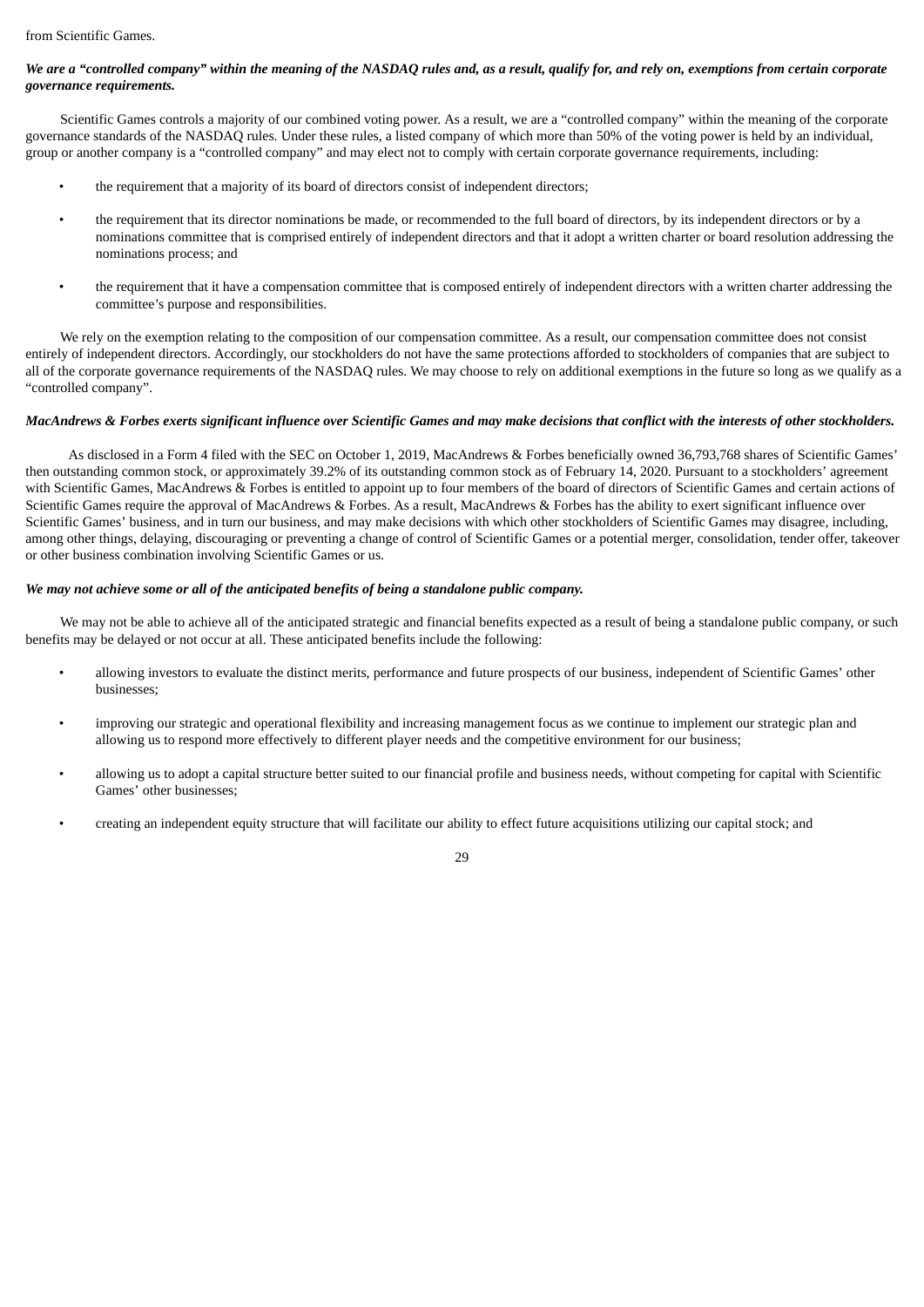from Scientific Games.

***We are a "controlled company" within the meaning of the NASDAQ rules and, as a result, qualify for, and rely on, exemptions from certain corporate governance requirements.***

Scientific Games controls a majority of our combined voting power. As a result, we are a "controlled company" within the meaning of the corporate governance standards of the NASDAQ rules. Under these rules, a listed company of which more than 50% of the voting power is held by an individual, group or another company is a "controlled company" and may elect not to comply with certain corporate governance requirements, including:

- the requirement that a majority of its board of directors consist of independent directors;
- the requirement that its director nominations be made, or recommended to the full board of directors, by its independent directors or by a nominations committee that is comprised entirely of independent directors and that it adopt a written charter or board resolution addressing the nominations process; and
- the requirement that it have a compensation committee that is composed entirely of independent directors with a written charter addressing the committee's purpose and responsibilities.

We rely on the exemption relating to the composition of our compensation committee. As a result, our compensation committee does not consist entirely of independent directors. Accordingly, our stockholders do not have the same protections afforded to stockholders of companies that are subject to all of the corporate governance requirements of the NASDAQ rules. We may choose to rely on additional exemptions in the future so long as we qualify as a "controlled company".

***MacAndrews & Forbes exerts significant influence over Scientific Games and may make decisions that conflict with the interests of other stockholders.***

As disclosed in a Form 4 filed with the SEC on October 1, 2019, MacAndrews & Forbes beneficially owned 36,793,768 shares of Scientific Games' then outstanding common stock, or approximately 39.2% of its outstanding common stock as of February 14, 2020. Pursuant to a stockholders' agreement with Scientific Games, MacAndrews & Forbes is entitled to appoint up to four members of the board of directors of Scientific Games and certain actions of Scientific Games require the approval of MacAndrews & Forbes. As a result, MacAndrews & Forbes has the ability to exert significant influence over Scientific Games' business, and in turn our business, and may make decisions with which other stockholders of Scientific Games may disagree, including, among other things, delaying, discouraging or preventing a change of control of Scientific Games or a potential merger, consolidation, tender offer, takeover or other business combination involving Scientific Games or us.

***We may not achieve some or all of the anticipated benefits of being a standalone public company.***

We may not be able to achieve all of the anticipated strategic and financial benefits expected as a result of being a standalone public company, or such benefits may be delayed or not occur at all. These anticipated benefits include the following:

- allowing investors to evaluate the distinct merits, performance and future prospects of our business, independent of Scientific Games' other businesses;
- improving our strategic and operational flexibility and increasing management focus as we continue to implement our strategic plan and allowing us to respond more effectively to different player needs and the competitive environment for our business;
- allowing us to adopt a capital structure better suited to our financial profile and business needs, without competing for capital with Scientific Games' other businesses;
- creating an independent equity structure that will facilitate our ability to effect future acquisitions utilizing our capital stock; and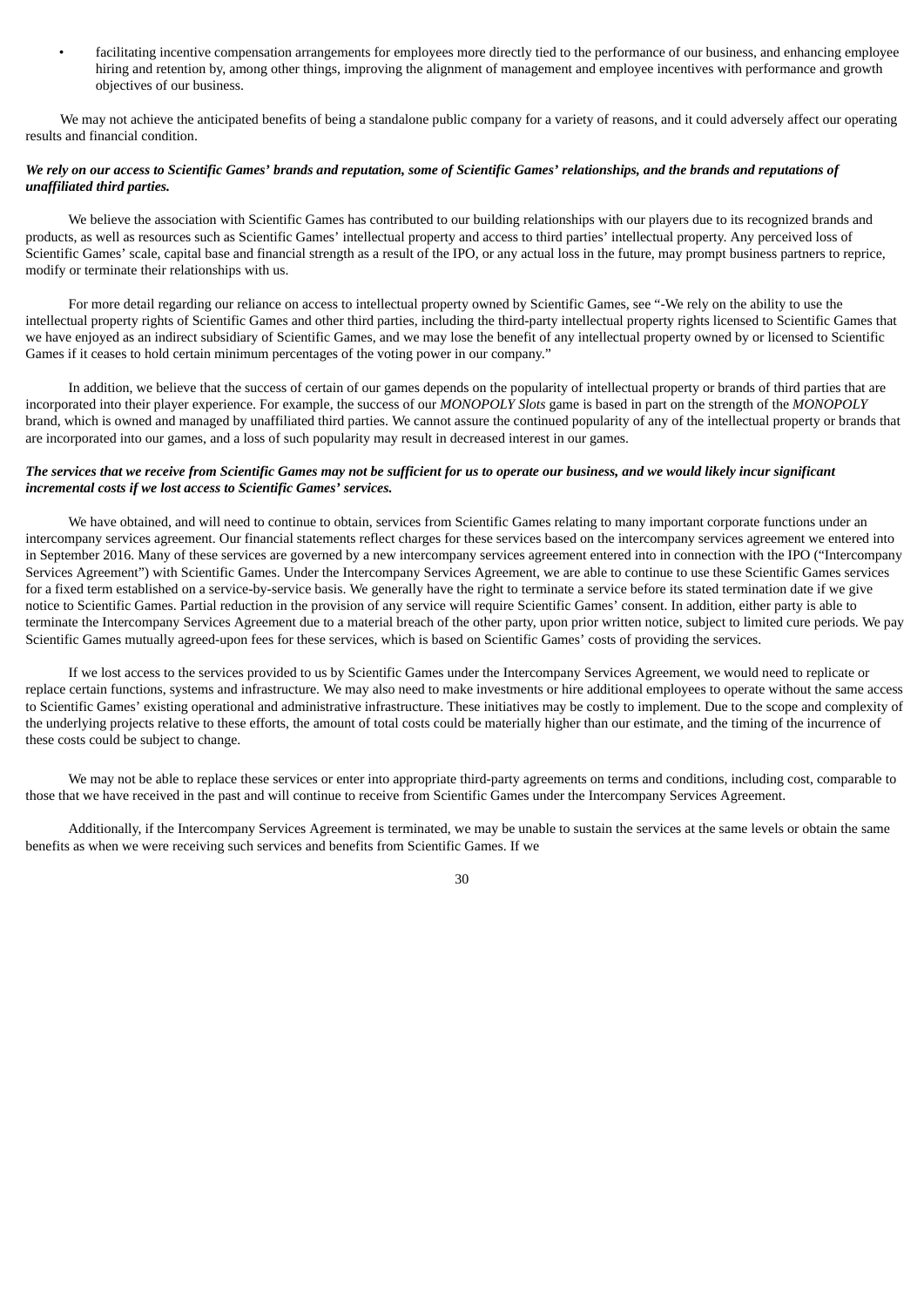- facilitating incentive compensation arrangements for employees more directly tied to the performance of our business, and enhancing employee hiring and retention by, among other things, improving the alignment of management and employee incentives with performance and growth objectives of our business.

We may not achieve the anticipated benefits of being a standalone public company for a variety of reasons, and it could adversely affect our operating results and financial condition.

***We rely on our access to Scientific Games' brands and reputation, some of Scientific Games' relationships, and the brands and reputations of unaffiliated third parties.***

We believe the association with Scientific Games has contributed to our building relationships with our players due to its recognized brands and products, as well as resources such as Scientific Games' intellectual property and access to third parties' intellectual property. Any perceived loss of Scientific Games' scale, capital base and financial strength as a result of the IPO, or any actual loss in the future, may prompt business partners to reprice, modify or terminate their relationships with us.

For more detail regarding our reliance on access to intellectual property owned by Scientific Games, see "-We rely on the ability to use the intellectual property rights of Scientific Games and other third parties, including the third-party intellectual property rights licensed to Scientific Games that we have enjoyed as an indirect subsidiary of Scientific Games, and we may lose the benefit of any intellectual property owned by or licensed to Scientific Games if it ceases to hold certain minimum percentages of the voting power in our company."

In addition, we believe that the success of certain of our games depends on the popularity of intellectual property or brands of third parties that are incorporated into their player experience. For example, the success of our *MONOPOLY Slots* game is based in part on the strength of the *MONOPOLY* brand, which is owned and managed by unaffiliated third parties. We cannot assure the continued popularity of any of the intellectual property or brands that are incorporated into our games, and a loss of such popularity may result in decreased interest in our games.

***The services that we receive from Scientific Games may not be sufficient for us to operate our business, and we would likely incur significant incremental costs if we lost access to Scientific Games' services.***

We have obtained, and will need to continue to obtain, services from Scientific Games relating to many important corporate functions under an intercompany services agreement. Our financial statements reflect charges for these services based on the intercompany services agreement we entered into in September 2016. Many of these services are governed by a new intercompany services agreement entered into in connection with the IPO ("Intercompany Services Agreement") with Scientific Games. Under the Intercompany Services Agreement, we are able to continue to use these Scientific Games services for a fixed term established on a service-by-service basis. We generally have the right to terminate a service before its stated termination date if we give notice to Scientific Games. Partial reduction in the provision of any service will require Scientific Games' consent. In addition, either party is able to terminate the Intercompany Services Agreement due to a material breach of the other party, upon prior written notice, subject to limited cure periods. We pay Scientific Games mutually agreed-upon fees for these services, which is based on Scientific Games' costs of providing the services.

If we lost access to the services provided to us by Scientific Games under the Intercompany Services Agreement, we would need to replicate or replace certain functions, systems and infrastructure. We may also need to make investments or hire additional employees to operate without the same access to Scientific Games' existing operational and administrative infrastructure. These initiatives may be costly to implement. Due to the scope and complexity of the underlying projects relative to these efforts, the amount of total costs could be materially higher than our estimate, and the timing of the incurrence of these costs could be subject to change.

We may not be able to replace these services or enter into appropriate third-party agreements on terms and conditions, including cost, comparable to those that we have received in the past and will continue to receive from Scientific Games under the Intercompany Services Agreement.

Additionally, if the Intercompany Services Agreement is terminated, we may be unable to sustain the services at the same levels or obtain the same benefits as when we were receiving such services and benefits from Scientific Games. If we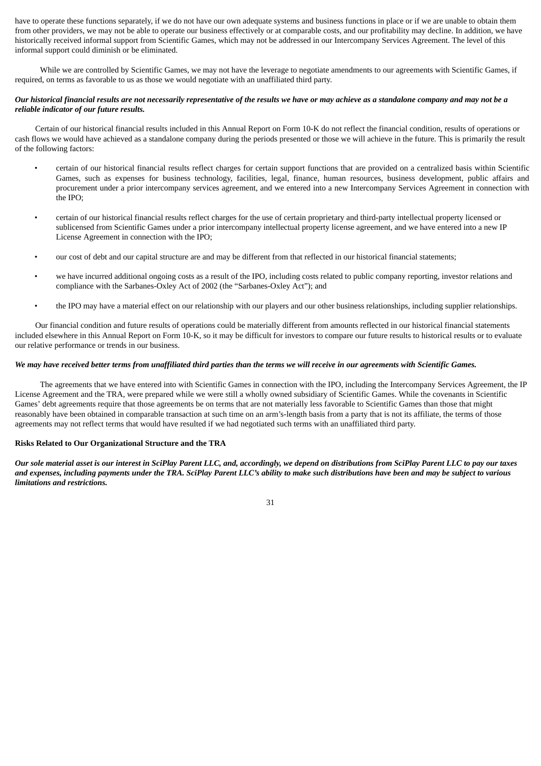have to operate these functions separately, if we do not have our own adequate systems and business functions in place or if we are unable to obtain them from other providers, we may not be able to operate our business effectively or at comparable costs, and our profitability may decline. In addition, we have historically received informal support from Scientific Games, which may not be addressed in our Intercompany Services Agreement. The level of this informal support could diminish or be eliminated.

While we are controlled by Scientific Games, we may not have the leverage to negotiate amendments to our agreements with Scientific Games, if required, on terms as favorable to us as those we would negotiate with an unaffiliated third party.

***Our historical financial results are not necessarily representative of the results we have or may achieve as a standalone company and may not be a reliable indicator of our future results.***

Certain of our historical financial results included in this Annual Report on Form 10-K do not reflect the financial condition, results of operations or cash flows we would have achieved as a standalone company during the periods presented or those we will achieve in the future. This is primarily the result of the following factors:

- certain of our historical financial results reflect charges for certain support functions that are provided on a centralized basis within Scientific Games, such as expenses for business technology, facilities, legal, finance, human resources, business development, public affairs and procurement under a prior intercompany services agreement, and we entered into a new Intercompany Services Agreement in connection with the IPO;
- certain of our historical financial results reflect charges for the use of certain proprietary and third-party intellectual property licensed or sublicensed from Scientific Games under a prior intercompany intellectual property license agreement, and we have entered into a new IP License Agreement in connection with the IPO;
- our cost of debt and our capital structure are and may be different from that reflected in our historical financial statements;
- we have incurred additional ongoing costs as a result of the IPO, including costs related to public company reporting, investor relations and compliance with the Sarbanes-Oxley Act of 2002 (the "Sarbanes-Oxley Act"); and
- the IPO may have a material effect on our relationship with our players and our other business relationships, including supplier relationships.

Our financial condition and future results of operations could be materially different from amounts reflected in our historical financial statements included elsewhere in this Annual Report on Form 10-K, so it may be difficult for investors to compare our future results to historical results or to evaluate our relative performance or trends in our business.

***We may have received better terms from unaffiliated third parties than the terms we will receive in our agreements with Scientific Games.***

The agreements that we have entered into with Scientific Games in connection with the IPO, including the Intercompany Services Agreement, the IP License Agreement and the TRA, were prepared while we were still a wholly owned subsidiary of Scientific Games. While the covenants in Scientific Games' debt agreements require that those agreements be on terms that are not materially less favorable to Scientific Games than those that might reasonably have been obtained in comparable transaction at such time on an arm's-length basis from a party that is not its affiliate, the terms of those agreements may not reflect terms that would have resulted if we had negotiated such terms with an unaffiliated third party.

**Risks Related to Our Organizational Structure and the TRA**

***Our sole material asset is our interest in SciPlay Parent LLC, and, accordingly, we depend on distributions from SciPlay Parent LLC to pay our taxes and expenses, including payments under the TRA. SciPlay Parent LLC's ability to make such distributions have been and may be subject to various limitations and restrictions.***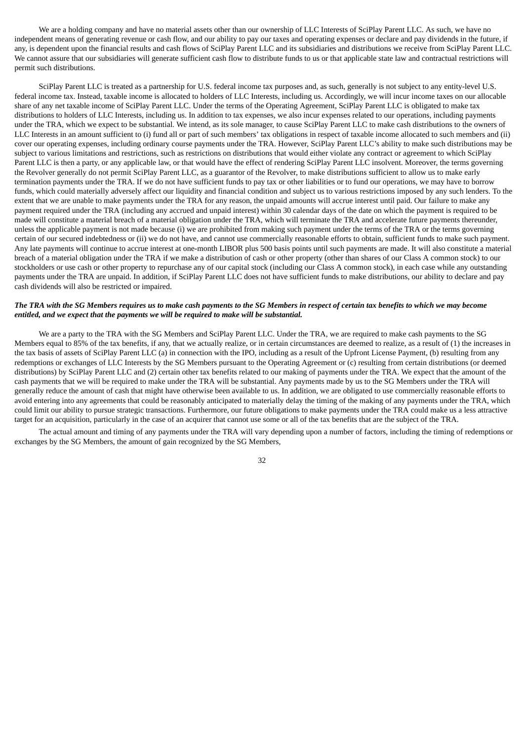We are a holding company and have no material assets other than our ownership of LLC Interests of SciPlay Parent LLC. As such, we have no independent means of generating revenue or cash flow, and our ability to pay our taxes and operating expenses or declare and pay dividends in the future, if any, is dependent upon the financial results and cash flows of SciPlay Parent LLC and its subsidiaries and distributions we receive from SciPlay Parent LLC. We cannot assure that our subsidiaries will generate sufficient cash flow to distribute funds to us or that applicable state law and contractual restrictions will permit such distributions.

SciPlay Parent LLC is treated as a partnership for U.S. federal income tax purposes and, as such, generally is not subject to any entity-level U.S. federal income tax. Instead, taxable income is allocated to holders of LLC Interests, including us. Accordingly, we will incur income taxes on our allocable share of any net taxable income of SciPlay Parent LLC. Under the terms of the Operating Agreement, SciPlay Parent LLC is obligated to make tax distributions to holders of LLC Interests, including us. In addition to tax expenses, we also incur expenses related to our operations, including payments under the TRA, which we expect to be substantial. We intend, as its sole manager, to cause SciPlay Parent LLC to make cash distributions to the owners of LLC Interests in an amount sufficient to (i) fund all or part of such members' tax obligations in respect of taxable income allocated to such members and (ii) cover our operating expenses, including ordinary course payments under the TRA. However, SciPlay Parent LLC's ability to make such distributions may be subject to various limitations and restrictions, such as restrictions on distributions that would either violate any contract or agreement to which SciPlay Parent LLC is then a party, or any applicable law, or that would have the effect of rendering SciPlay Parent LLC insolvent. Moreover, the terms governing the Revolver generally do not permit SciPlay Parent LLC, as a guarantor of the Revolver, to make distributions sufficient to allow us to make early termination payments under the TRA. If we do not have sufficient funds to pay tax or other liabilities or to fund our operations, we may have to borrow funds, which could materially adversely affect our liquidity and financial condition and subject us to various restrictions imposed by any such lenders. To the extent that we are unable to make payments under the TRA for any reason, the unpaid amounts will accrue interest until paid. Our failure to make any payment required under the TRA (including any accrued and unpaid interest) within 30 calendar days of the date on which the payment is required to be made will constitute a material breach of a material obligation under the TRA, which will terminate the TRA and accelerate future payments thereunder, unless the applicable payment is not made because (i) we are prohibited from making such payment under the terms of the TRA or the terms governing certain of our secured indebtedness or (ii) we do not have, and cannot use commercially reasonable efforts to obtain, sufficient funds to make such payment. Any late payments will continue to accrue interest at one-month LIBOR plus 500 basis points until such payments are made. It will also constitute a material breach of a material obligation under the TRA if we make a distribution of cash or other property (other than shares of our Class A common stock) to our stockholders or use cash or other property to repurchase any of our capital stock (including our Class A common stock), in each case while any outstanding payments under the TRA are unpaid. In addition, if SciPlay Parent LLC does not have sufficient funds to make distributions, our ability to declare and pay cash dividends will also be restricted or impaired.

***The TRA with the SG Members requires us to make cash payments to the SG Members in respect of certain tax benefits to which we may become entitled, and we expect that the payments we will be required to make will be substantial.***

We are a party to the TRA with the SG Members and SciPlay Parent LLC. Under the TRA, we are required to make cash payments to the SG Members equal to 85% of the tax benefits, if any, that we actually realize, or in certain circumstances are deemed to realize, as a result of (1) the increases in the tax basis of assets of SciPlay Parent LLC (a) in connection with the IPO, including as a result of the Upfront License Payment, (b) resulting from any redemptions or exchanges of LLC Interests by the SG Members pursuant to the Operating Agreement or (c) resulting from certain distributions (or deemed distributions) by SciPlay Parent LLC and (2) certain other tax benefits related to our making of payments under the TRA. We expect that the amount of the cash payments that we will be required to make under the TRA will be substantial. Any payments made by us to the SG Members under the TRA will generally reduce the amount of cash that might have otherwise been available to us. In addition, we are obligated to use commercially reasonable efforts to avoid entering into any agreements that could be reasonably anticipated to materially delay the timing of the making of any payments under the TRA, which could limit our ability to pursue strategic transactions. Furthermore, our future obligations to make payments under the TRA could make us a less attractive target for an acquisition, particularly in the case of an acquirer that cannot use some or all of the tax benefits that are the subject of the TRA.

The actual amount and timing of any payments under the TRA will vary depending upon a number of factors, including the timing of redemptions or exchanges by the SG Members, the amount of gain recognized by the SG Members,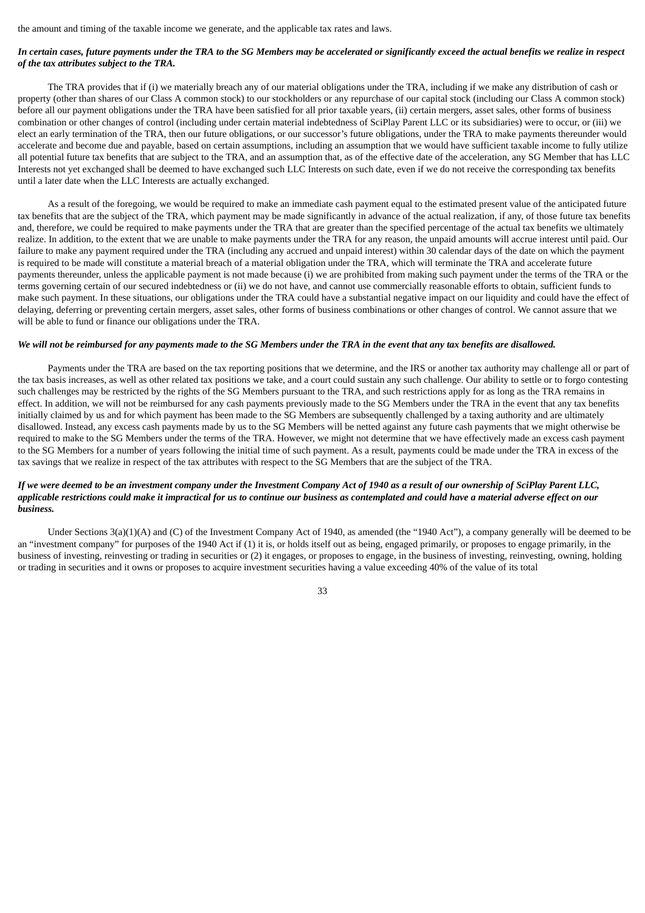the amount and timing of the taxable income we generate, and the applicable tax rates and laws.

***In certain cases, future payments under the TRA to the SG Members may be accelerated or significantly exceed the actual benefits we realize in respect of the tax attributes subject to the TRA.***

The TRA provides that if (i) we materially breach any of our material obligations under the TRA, including if we make any distribution of cash or property (other than shares of our Class A common stock) to our stockholders or any repurchase of our capital stock (including our Class A common stock) before all our payment obligations under the TRA have been satisfied for all prior taxable years, (ii) certain mergers, asset sales, other forms of business combination or other changes of control (including under certain material indebtedness of SciPlay Parent LLC or its subsidiaries) were to occur, or (iii) we elect an early termination of the TRA, then our future obligations, or our successor's future obligations, under the TRA to make payments thereunder would accelerate and become due and payable, based on certain assumptions, including an assumption that we would have sufficient taxable income to fully utilize all potential future tax benefits that are subject to the TRA, and an assumption that, as of the effective date of the acceleration, any SG Member that has LLC Interests not yet exchanged shall be deemed to have exchanged such LLC Interests on such date, even if we do not receive the corresponding tax benefits until a later date when the LLC Interests are actually exchanged.

As a result of the foregoing, we would be required to make an immediate cash payment equal to the estimated present value of the anticipated future tax benefits that are the subject of the TRA, which payment may be made significantly in advance of the actual realization, if any, of those future tax benefits and, therefore, we could be required to make payments under the TRA that are greater than the specified percentage of the actual tax benefits we ultimately realize. In addition, to the extent that we are unable to make payments under the TRA for any reason, the unpaid amounts will accrue interest until paid. Our failure to make any payment required under the TRA (including any accrued and unpaid interest) within 30 calendar days of the date on which the payment is required to be made will constitute a material breach of a material obligation under the TRA, which will terminate the TRA and accelerate future payments thereunder, unless the applicable payment is not made because (i) we are prohibited from making such payment under the terms of the TRA or the terms governing certain of our secured indebtedness or (ii) we do not have, and cannot use commercially reasonable efforts to obtain, sufficient funds to make such payment. In these situations, our obligations under the TRA could have a substantial negative impact on our liquidity and could have the effect of delaying, deferring or preventing certain mergers, asset sales, other forms of business combinations or other changes of control. We cannot assure that we will be able to fund or finance our obligations under the TRA.

***We will not be reimbursed for any payments made to the SG Members under the TRA in the event that any tax benefits are disallowed.***

Payments under the TRA are based on the tax reporting positions that we determine, and the IRS or another tax authority may challenge all or part of the tax basis increases, as well as other related tax positions we take, and a court could sustain any such challenge. Our ability to settle or to forgo contesting such challenges may be restricted by the rights of the SG Members pursuant to the TRA, and such restrictions apply for as long as the TRA remains in effect. In addition, we will not be reimbursed for any cash payments previously made to the SG Members under the TRA in the event that any tax benefits initially claimed by us and for which payment has been made to the SG Members are subsequently challenged by a taxing authority and are ultimately disallowed. Instead, any excess cash payments made by us to the SG Members will be netted against any future cash payments that we might otherwise be required to make to the SG Members under the terms of the TRA. However, we might not determine that we have effectively made an excess cash payment to the SG Members for a number of years following the initial time of such payment. As a result, payments could be made under the TRA in excess of the tax savings that we realize in respect of the tax attributes with respect to the SG Members that are the subject of the TRA.

***If we were deemed to be an investment company under the Investment Company Act of 1940 as a result of our ownership of SciPlay Parent LLC, applicable restrictions could make it impractical for us to continue our business as contemplated and could have a material adverse effect on our business.***

Under Sections 3(a)(1)(A) and (C) of the Investment Company Act of 1940, as amended (the "1940 Act"), a company generally will be deemed to be an "investment company" for purposes of the 1940 Act if (1) it is, or holds itself out as being, engaged primarily, or proposes to engage primarily, in the business of investing, reinvesting or trading in securities or (2) it engages, or proposes to engage, in the business of investing, reinvesting, owning, holding or trading in securities and it owns or proposes to acquire investment securities having a value exceeding 40% of the value of its total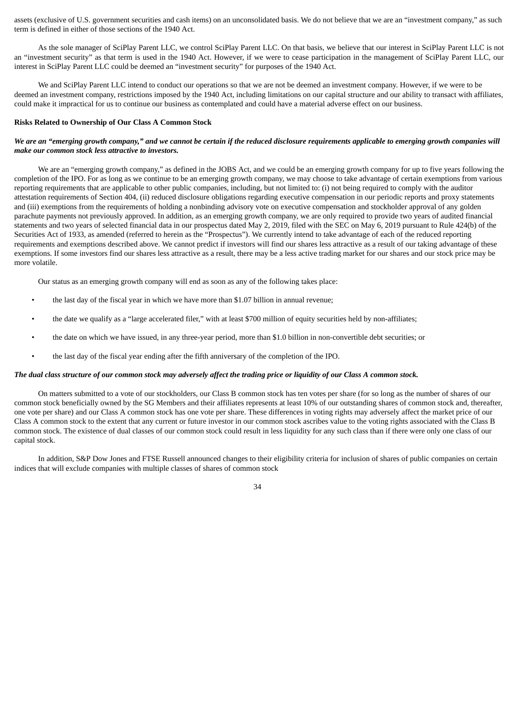assets (exclusive of U.S. government securities and cash items) on an unconsolidated basis. We do not believe that we are an "investment company," as such term is defined in either of those sections of the 1940 Act.

As the sole manager of SciPlay Parent LLC, we control SciPlay Parent LLC. On that basis, we believe that our interest in SciPlay Parent LLC is not an "investment security" as that term is used in the 1940 Act. However, if we were to cease participation in the management of SciPlay Parent LLC, our interest in SciPlay Parent LLC could be deemed an "investment security" for purposes of the 1940 Act.

We and SciPlay Parent LLC intend to conduct our operations so that we are not be deemed an investment company. However, if we were to be deemed an investment company, restrictions imposed by the 1940 Act, including limitations on our capital structure and our ability to transact with affiliates, could make it impractical for us to continue our business as contemplated and could have a material adverse effect on our business.

**Risks Related to Ownership of Our Class A Common Stock**

***We are an "emerging growth company," and we cannot be certain if the reduced disclosure requirements applicable to emerging growth companies will make our common stock less attractive to investors.***

We are an "emerging growth company," as defined in the JOBS Act, and we could be an emerging growth company for up to five years following the completion of the IPO. For as long as we continue to be an emerging growth company, we may choose to take advantage of certain exemptions from various reporting requirements that are applicable to other public companies, including, but not limited to: (i) not being required to comply with the auditor attestation requirements of Section 404, (ii) reduced disclosure obligations regarding executive compensation in our periodic reports and proxy statements and (iii) exemptions from the requirements of holding a nonbinding advisory vote on executive compensation and stockholder approval of any golden parachute payments not previously approved. In addition, as an emerging growth company, we are only required to provide two years of audited financial statements and two years of selected financial data in our prospectus dated May 2, 2019, filed with the SEC on May 6, 2019 pursuant to Rule 424(b) of the Securities Act of 1933, as amended (referred to herein as the "Prospectus"). We currently intend to take advantage of each of the reduced reporting requirements and exemptions described above. We cannot predict if investors will find our shares less attractive as a result of our taking advantage of these exemptions. If some investors find our shares less attractive as a result, there may be a less active trading market for our shares and our stock price may be more volatile.

Our status as an emerging growth company will end as soon as any of the following takes place:

- the last day of the fiscal year in which we have more than $1.07 billion in annual revenue;
- the date we qualify as a "large accelerated filer," with at least $700 million of equity securities held by non-affiliates;
- the date on which we have issued, in any three-year period, more than $1.0 billion in non-convertible debt securities; or
- the last day of the fiscal year ending after the fifth anniversary of the completion of the IPO.

***The dual class structure of our common stock may adversely affect the trading price or liquidity of our Class A common stock.***

On matters submitted to a vote of our stockholders, our Class B common stock has ten votes per share (for so long as the number of shares of our common stock beneficially owned by the SG Members and their affiliates represents at least 10% of our outstanding shares of common stock and, thereafter, one vote per share) and our Class A common stock has one vote per share. These differences in voting rights may adversely affect the market price of our Class A common stock to the extent that any current or future investor in our common stock ascribes value to the voting rights associated with the Class B common stock. The existence of dual classes of our common stock could result in less liquidity for any such class than if there were only one class of our capital stock.

In addition, S&P Dow Jones and FTSE Russell announced changes to their eligibility criteria for inclusion of shares of public companies on certain indices that will exclude companies with multiple classes of shares of common stock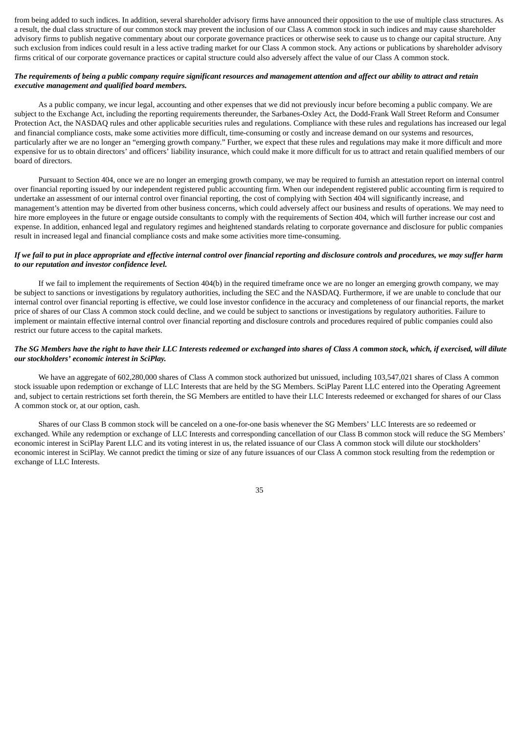from being added to such indices. In addition, several shareholder advisory firms have announced their opposition to the use of multiple class structures. As a result, the dual class structure of our common stock may prevent the inclusion of our Class A common stock in such indices and may cause shareholder advisory firms to publish negative commentary about our corporate governance practices or otherwise seek to cause us to change our capital structure. Any such exclusion from indices could result in a less active trading market for our Class A common stock. Any actions or publications by shareholder advisory firms critical of our corporate governance practices or capital structure could also adversely affect the value of our Class A common stock.

***The requirements of being a public company require significant resources and management attention and affect our ability to attract and retain executive management and qualified board members.***

As a public company, we incur legal, accounting and other expenses that we did not previously incur before becoming a public company. We are subject to the Exchange Act, including the reporting requirements thereunder, the Sarbanes-Oxley Act, the Dodd-Frank Wall Street Reform and Consumer Protection Act, the NASDAQ rules and other applicable securities rules and regulations. Compliance with these rules and regulations has increased our legal and financial compliance costs, make some activities more difficult, time-consuming or costly and increase demand on our systems and resources, particularly after we are no longer an "emerging growth company." Further, we expect that these rules and regulations may make it more difficult and more expensive for us to obtain directors' and officers' liability insurance, which could make it more difficult for us to attract and retain qualified members of our board of directors.

Pursuant to Section 404, once we are no longer an emerging growth company, we may be required to furnish an attestation report on internal control over financial reporting issued by our independent registered public accounting firm. When our independent registered public accounting firm is required to undertake an assessment of our internal control over financial reporting, the cost of complying with Section 404 will significantly increase, and management's attention may be diverted from other business concerns, which could adversely affect our business and results of operations. We may need to hire more employees in the future or engage outside consultants to comply with the requirements of Section 404, which will further increase our cost and expense. In addition, enhanced legal and regulatory regimes and heightened standards relating to corporate governance and disclosure for public companies result in increased legal and financial compliance costs and make some activities more time-consuming.

***If we fail to put in place appropriate and effective internal control over financial reporting and disclosure controls and procedures, we may suffer harm to our reputation and investor confidence level.***

If we fail to implement the requirements of Section 404(b) in the required timeframe once we are no longer an emerging growth company, we may be subject to sanctions or investigations by regulatory authorities, including the SEC and the NASDAQ. Furthermore, if we are unable to conclude that our internal control over financial reporting is effective, we could lose investor confidence in the accuracy and completeness of our financial reports, the market price of shares of our Class A common stock could decline, and we could be subject to sanctions or investigations by regulatory authorities. Failure to implement or maintain effective internal control over financial reporting and disclosure controls and procedures required of public companies could also restrict our future access to the capital markets.

***The SG Members have the right to have their LLC Interests redeemed or exchanged into shares of Class A common stock, which, if exercised, will dilute our stockholders' economic interest in SciPlay.***

We have an aggregate of 602,280,000 shares of Class A common stock authorized but unissued, including 103,547,021 shares of Class A common stock issuable upon redemption or exchange of LLC Interests that are held by the SG Members. SciPlay Parent LLC entered into the Operating Agreement and, subject to certain restrictions set forth therein, the SG Members are entitled to have their LLC Interests redeemed or exchanged for shares of our Class A common stock or, at our option, cash.

Shares of our Class B common stock will be canceled on a one-for-one basis whenever the SG Members' LLC Interests are so redeemed or exchanged. While any redemption or exchange of LLC Interests and corresponding cancellation of our Class B common stock will reduce the SG Members' economic interest in SciPlay Parent LLC and its voting interest in us, the related issuance of our Class A common stock will dilute our stockholders' economic interest in SciPlay. We cannot predict the timing or size of any future issuances of our Class A common stock resulting from the redemption or exchange of LLC Interests.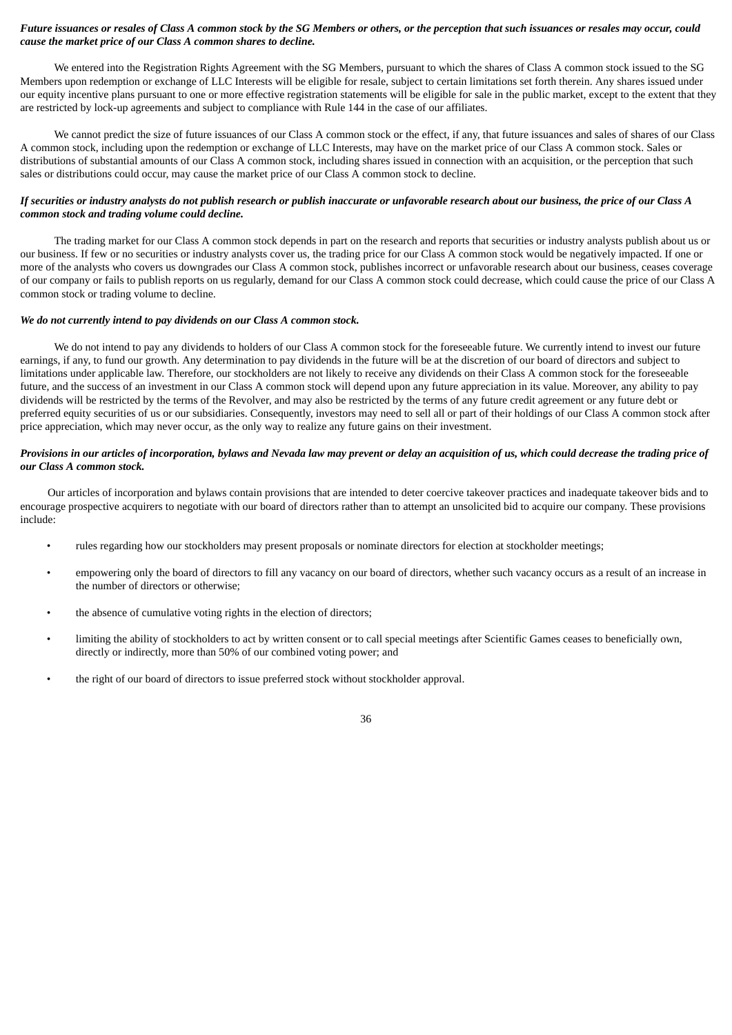***Future issuances or resales of Class A common stock by the SG Members or others, or the perception that such issuances or resales may occur, could cause the market price of our Class A common shares to decline.***

We entered into the Registration Rights Agreement with the SG Members, pursuant to which the shares of Class A common stock issued to the SG Members upon redemption or exchange of LLC Interests will be eligible for resale, subject to certain limitations set forth therein. Any shares issued under our equity incentive plans pursuant to one or more effective registration statements will be eligible for sale in the public market, except to the extent that they are restricted by lock-up agreements and subject to compliance with Rule 144 in the case of our affiliates.

We cannot predict the size of future issuances of our Class A common stock or the effect, if any, that future issuances and sales of shares of our Class A common stock, including upon the redemption or exchange of LLC Interests, may have on the market price of our Class A common stock. Sales or distributions of substantial amounts of our Class A common stock, including shares issued in connection with an acquisition, or the perception that such sales or distributions could occur, may cause the market price of our Class A common stock to decline.

***If securities or industry analysts do not publish research or publish inaccurate or unfavorable research about our business, the price of our Class A common stock and trading volume could decline.***

The trading market for our Class A common stock depends in part on the research and reports that securities or industry analysts publish about us or our business. If few or no securities or industry analysts cover us, the trading price for our Class A common stock would be negatively impacted. If one or more of the analysts who covers us downgrades our Class A common stock, publishes incorrect or unfavorable research about our business, ceases coverage of our company or fails to publish reports on us regularly, demand for our Class A common stock could decrease, which could cause the price of our Class A common stock or trading volume to decline.

***We do not currently intend to pay dividends on our Class A common stock.***

We do not intend to pay any dividends to holders of our Class A common stock for the foreseeable future. We currently intend to invest our future earnings, if any, to fund our growth. Any determination to pay dividends in the future will be at the discretion of our board of directors and subject to limitations under applicable law. Therefore, our stockholders are not likely to receive any dividends on their Class A common stock for the foreseeable future, and the success of an investment in our Class A common stock will depend upon any future appreciation in its value. Moreover, any ability to pay dividends will be restricted by the terms of the Revolver, and may also be restricted by the terms of any future credit agreement or any future debt or preferred equity securities of us or our subsidiaries. Consequently, investors may need to sell all or part of their holdings of our Class A common stock after price appreciation, which may never occur, as the only way to realize any future gains on their investment.

***Provisions in our articles of incorporation, bylaws and Nevada law may prevent or delay an acquisition of us, which could decrease the trading price of our Class A common stock.***

Our articles of incorporation and bylaws contain provisions that are intended to deter coercive takeover practices and inadequate takeover bids and to encourage prospective acquirers to negotiate with our board of directors rather than to attempt an unsolicited bid to acquire our company. These provisions include:

- rules regarding how our stockholders may present proposals or nominate directors for election at stockholder meetings;
- empowering only the board of directors to fill any vacancy on our board of directors, whether such vacancy occurs as a result of an increase in the number of directors or otherwise;
- the absence of cumulative voting rights in the election of directors;
- limiting the ability of stockholders to act by written consent or to call special meetings after Scientific Games ceases to beneficially own, directly or indirectly, more than 50% of our combined voting power; and
- the right of our board of directors to issue preferred stock without stockholder approval.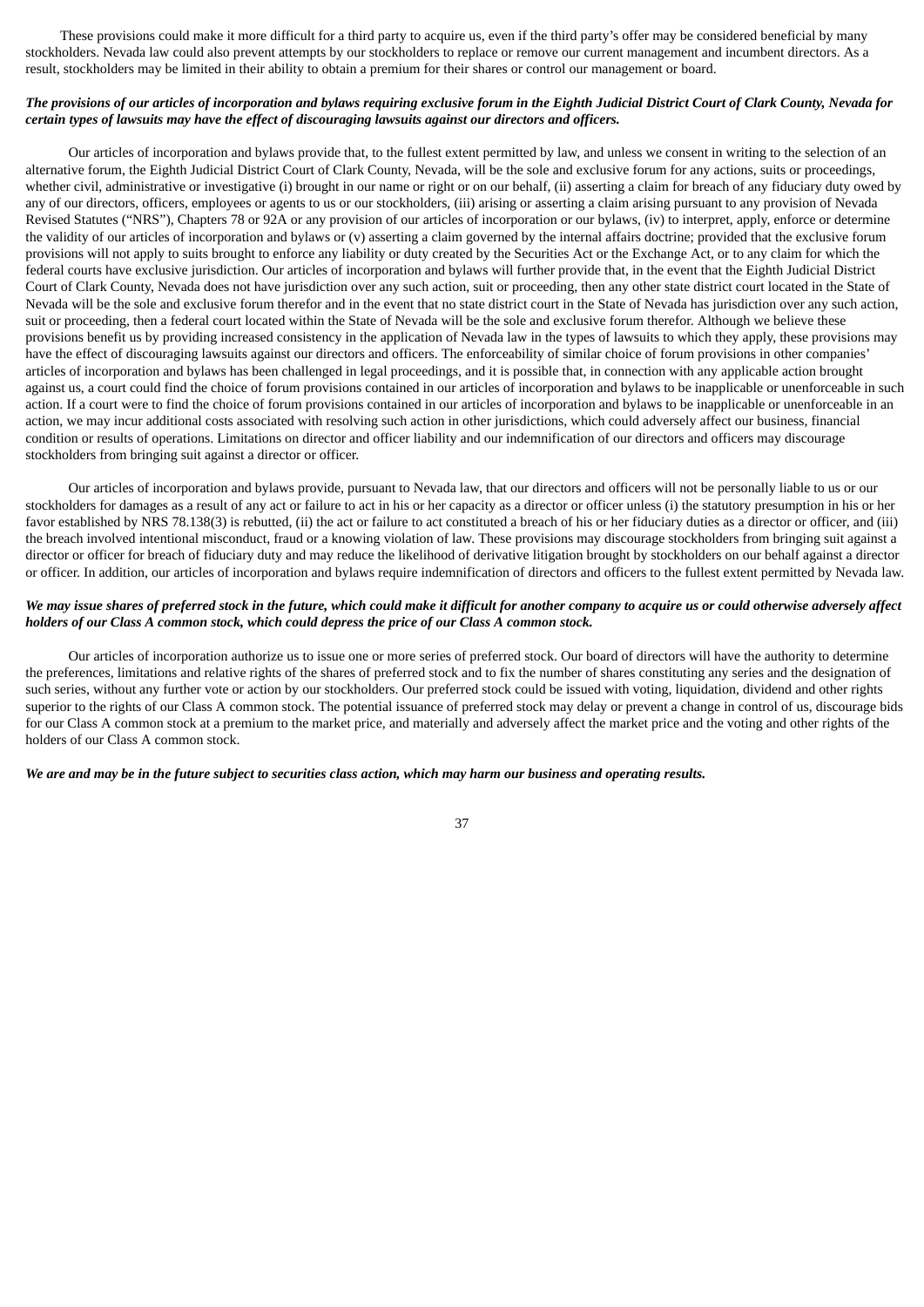These provisions could make it more difficult for a third party to acquire us, even if the third party's offer may be considered beneficial by many stockholders. Nevada law could also prevent attempts by our stockholders to replace or remove our current management and incumbent directors. As a result, stockholders may be limited in their ability to obtain a premium for their shares or control our management or board.

***The provisions of our articles of incorporation and bylaws requiring exclusive forum in the Eighth Judicial District Court of Clark County, Nevada for certain types of lawsuits may have the effect of discouraging lawsuits against our directors and officers.***

Our articles of incorporation and bylaws provide that, to the fullest extent permitted by law, and unless we consent in writing to the selection of an alternative forum, the Eighth Judicial District Court of Clark County, Nevada, will be the sole and exclusive forum for any actions, suits or proceedings, whether civil, administrative or investigative (i) brought in our name or right or on our behalf, (ii) asserting a claim for breach of any fiduciary duty owed by any of our directors, officers, employees or agents to us or our stockholders, (iii) arising or asserting a claim arising pursuant to any provision of Nevada Revised Statutes ("NRS"), Chapters 78 or 92A or any provision of our articles of incorporation or our bylaws, (iv) to interpret, apply, enforce or determine the validity of our articles of incorporation and bylaws or (v) asserting a claim governed by the internal affairs doctrine; provided that the exclusive forum provisions will not apply to suits brought to enforce any liability or duty created by the Securities Act or the Exchange Act, or to any claim for which the federal courts have exclusive jurisdiction. Our articles of incorporation and bylaws will further provide that, in the event that the Eighth Judicial District Court of Clark County, Nevada does not have jurisdiction over any such action, suit or proceeding, then any other state district court located in the State of Nevada will be the sole and exclusive forum therefor and in the event that no state district court in the State of Nevada has jurisdiction over any such action, suit or proceeding, then a federal court located within the State of Nevada will be the sole and exclusive forum therefor. Although we believe these provisions benefit us by providing increased consistency in the application of Nevada law in the types of lawsuits to which they apply, these provisions may have the effect of discouraging lawsuits against our directors and officers. The enforceability of similar choice of forum provisions in other companies' articles of incorporation and bylaws has been challenged in legal proceedings, and it is possible that, in connection with any applicable action brought against us, a court could find the choice of forum provisions contained in our articles of incorporation and bylaws to be inapplicable or unenforceable in such action. If a court were to find the choice of forum provisions contained in our articles of incorporation and bylaws to be inapplicable or unenforceable in an action, we may incur additional costs associated with resolving such action in other jurisdictions, which could adversely affect our business, financial condition or results of operations. Limitations on director and officer liability and our indemnification of our directors and officers may discourage stockholders from bringing suit against a director or officer.

Our articles of incorporation and bylaws provide, pursuant to Nevada law, that our directors and officers will not be personally liable to us or our stockholders for damages as a result of any act or failure to act in his or her capacity as a director or officer unless (i) the statutory presumption in his or her favor established by NRS 78.138(3) is rebutted, (ii) the act or failure to act constituted a breach of his or her fiduciary duties as a director or officer, and (iii) the breach involved intentional misconduct, fraud or a knowing violation of law. These provisions may discourage stockholders from bringing suit against a director or officer for breach of fiduciary duty and may reduce the likelihood of derivative litigation brought by stockholders on our behalf against a director or officer. In addition, our articles of incorporation and bylaws require indemnification of directors and officers to the fullest extent permitted by Nevada law.

***We may issue shares of preferred stock in the future, which could make it difficult for another company to acquire us or could otherwise adversely affect holders of our Class A common stock, which could depress the price of our Class A common stock.***

Our articles of incorporation authorize us to issue one or more series of preferred stock. Our board of directors will have the authority to determine the preferences, limitations and relative rights of the shares of preferred stock and to fix the number of shares constituting any series and the designation of such series, without any further vote or action by our stockholders. Our preferred stock could be issued with voting, liquidation, dividend and other rights superior to the rights of our Class A common stock. The potential issuance of preferred stock may delay or prevent a change in control of us, discourage bids for our Class A common stock at a premium to the market price, and materially and adversely affect the market price and the voting and other rights of the holders of our Class A common stock.

***We are and may be in the future subject to securities class action, which may harm our business and operating results.***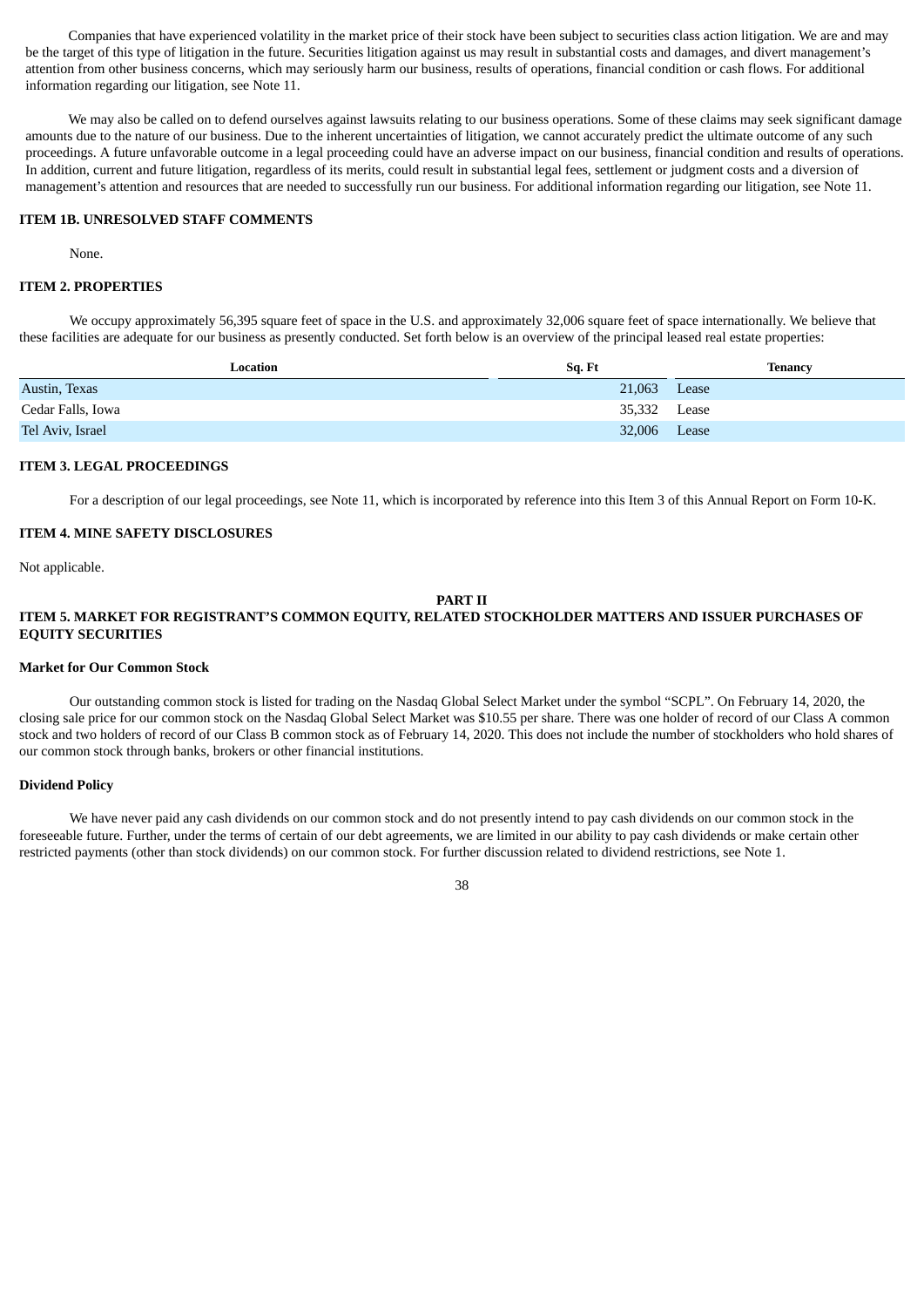Companies that have experienced volatility in the market price of their stock have been subject to securities class action litigation. We are and may be the target of this type of litigation in the future. Securities litigation against us may result in substantial costs and damages, and divert management's attention from other business concerns, which may seriously harm our business, results of operations, financial condition or cash flows. For additional information regarding our litigation, see Note 11.

We may also be called on to defend ourselves against lawsuits relating to our business operations. Some of these claims may seek significant damage amounts due to the nature of our business. Due to the inherent uncertainties of litigation, we cannot accurately predict the ultimate outcome of any such proceedings. A future unfavorable outcome in a legal proceeding could have an adverse impact on our business, financial condition and results of operations. In addition, current and future litigation, regardless of its merits, could result in substantial legal fees, settlement or judgment costs and a diversion of management's attention and resources that are needed to successfully run our business. For additional information regarding our litigation, see Note 11.

### ITEM 1B. UNRESOLVED STAFF COMMENTS

None.

### ITEM 2. PROPERTIES

We occupy approximately 56,395 square feet of space in the U.S. and approximately 32,006 square feet of space internationally. We believe that these facilities are adequate for our business as presently conducted. Set forth below is an overview of the principal leased real estate properties:

| Location | Sq. Ft | Tenancy |
|---|---|---|
| Austin, Texas | 21,063 | Lease |
| Cedar Falls, Iowa | 35,332 | Lease |
| Tel Aviv, Israel | 32,006 | Lease |

### ITEM 3. LEGAL PROCEEDINGS

For a description of our legal proceedings, see Note 11, which is incorporated by reference into this Item 3 of this Annual Report on Form 10-K.

### ITEM 4. MINE SAFETY DISCLOSURES

Not applicable.

## PART II

### ITEM 5. MARKET FOR REGISTRANT'S COMMON EQUITY, RELATED STOCKHOLDER MATTERS AND ISSUER PURCHASES OF EQUITY SECURITIES

#### Market for Our Common Stock

Our outstanding common stock is listed for trading on the Nasdaq Global Select Market under the symbol "SCPL". On February 14, 2020, the closing sale price for our common stock on the Nasdaq Global Select Market was $10.55 per share. There was one holder of record of our Class A common stock and two holders of record of our Class B common stock as of February 14, 2020. This does not include the number of stockholders who hold shares of our common stock through banks, brokers or other financial institutions.

#### Dividend Policy

We have never paid any cash dividends on our common stock and do not presently intend to pay cash dividends on our common stock in the foreseeable future. Further, under the terms of certain of our debt agreements, we are limited in our ability to pay cash dividends or make certain other restricted payments (other than stock dividends) on our common stock. For further discussion related to dividend restrictions, see Note 1.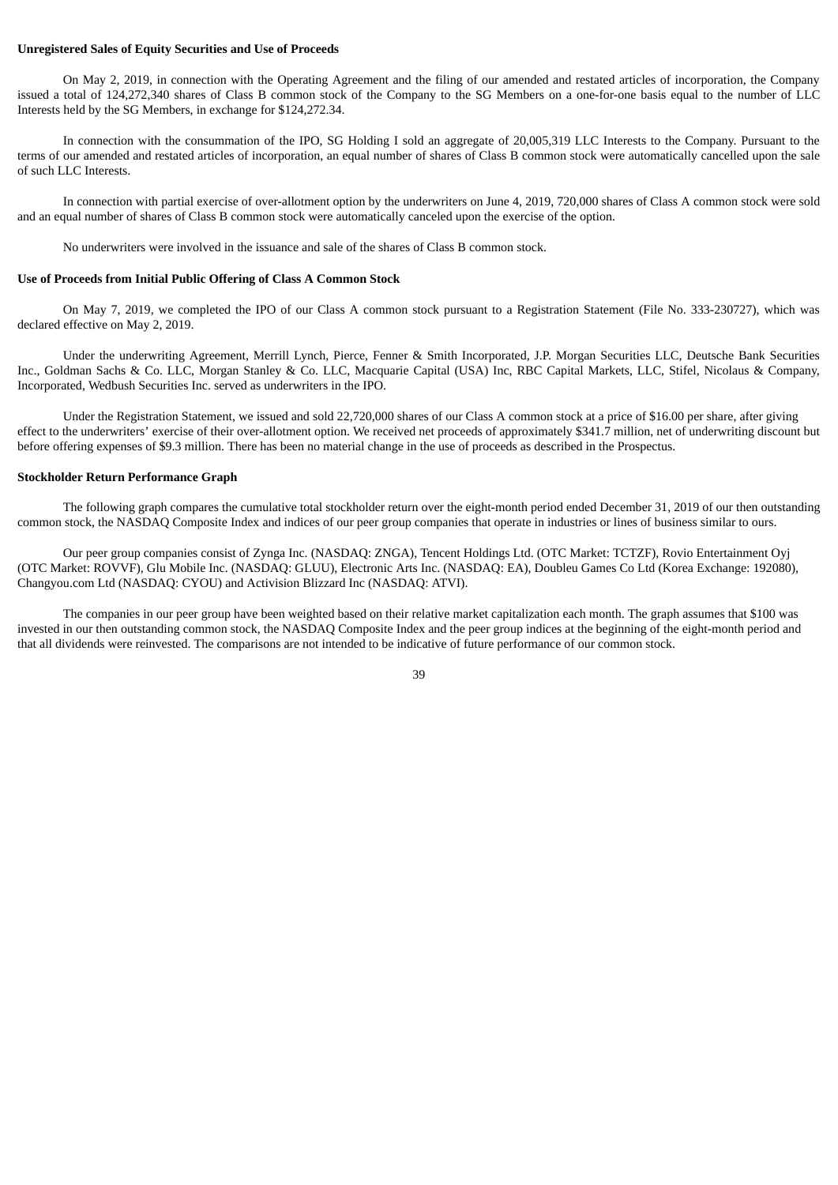**Unregistered Sales of Equity Securities and Use of Proceeds**

On May 2, 2019, in connection with the Operating Agreement and the filing of our amended and restated articles of incorporation, the Company issued a total of 124,272,340 shares of Class B common stock of the Company to the SG Members on a one-for-one basis equal to the number of LLC Interests held by the SG Members, in exchange for $124,272.34.

In connection with the consummation of the IPO, SG Holding I sold an aggregate of 20,005,319 LLC Interests to the Company. Pursuant to the terms of our amended and restated articles of incorporation, an equal number of shares of Class B common stock were automatically cancelled upon the sale of such LLC Interests.

In connection with partial exercise of over-allotment option by the underwriters on June 4, 2019, 720,000 shares of Class A common stock were sold and an equal number of shares of Class B common stock were automatically canceled upon the exercise of the option.

No underwriters were involved in the issuance and sale of the shares of Class B common stock.

**Use of Proceeds from Initial Public Offering of Class A Common Stock**

On May 7, 2019, we completed the IPO of our Class A common stock pursuant to a Registration Statement (File No. 333-230727), which was declared effective on May 2, 2019.

Under the underwriting Agreement, Merrill Lynch, Pierce, Fenner & Smith Incorporated, J.P. Morgan Securities LLC, Deutsche Bank Securities Inc., Goldman Sachs & Co. LLC, Morgan Stanley & Co. LLC, Macquarie Capital (USA) Inc, RBC Capital Markets, LLC, Stifel, Nicolaus & Company, Incorporated, Wedbush Securities Inc. served as underwriters in the IPO.

Under the Registration Statement, we issued and sold 22,720,000 shares of our Class A common stock at a price of $16.00 per share, after giving effect to the underwriters' exercise of their over-allotment option. We received net proceeds of approximately $341.7 million, net of underwriting discount but before offering expenses of $9.3 million. There has been no material change in the use of proceeds as described in the Prospectus.

**Stockholder Return Performance Graph**

The following graph compares the cumulative total stockholder return over the eight-month period ended December 31, 2019 of our then outstanding common stock, the NASDAQ Composite Index and indices of our peer group companies that operate in industries or lines of business similar to ours.

Our peer group companies consist of Zynga Inc. (NASDAQ: ZNGA), Tencent Holdings Ltd. (OTC Market: TCTZF), Rovio Entertainment Oyj (OTC Market: ROVVF), Glu Mobile Inc. (NASDAQ: GLUU), Electronic Arts Inc. (NASDAQ: EA), Doubleu Games Co Ltd (Korea Exchange: 192080), Changyou.com Ltd (NASDAQ: CYOU) and Activision Blizzard Inc (NASDAQ: ATVI).

The companies in our peer group have been weighted based on their relative market capitalization each month. The graph assumes that $100 was invested in our then outstanding common stock, the NASDAQ Composite Index and the peer group indices at the beginning of the eight-month period and that all dividends were reinvested. The comparisons are not intended to be indicative of future performance of our common stock.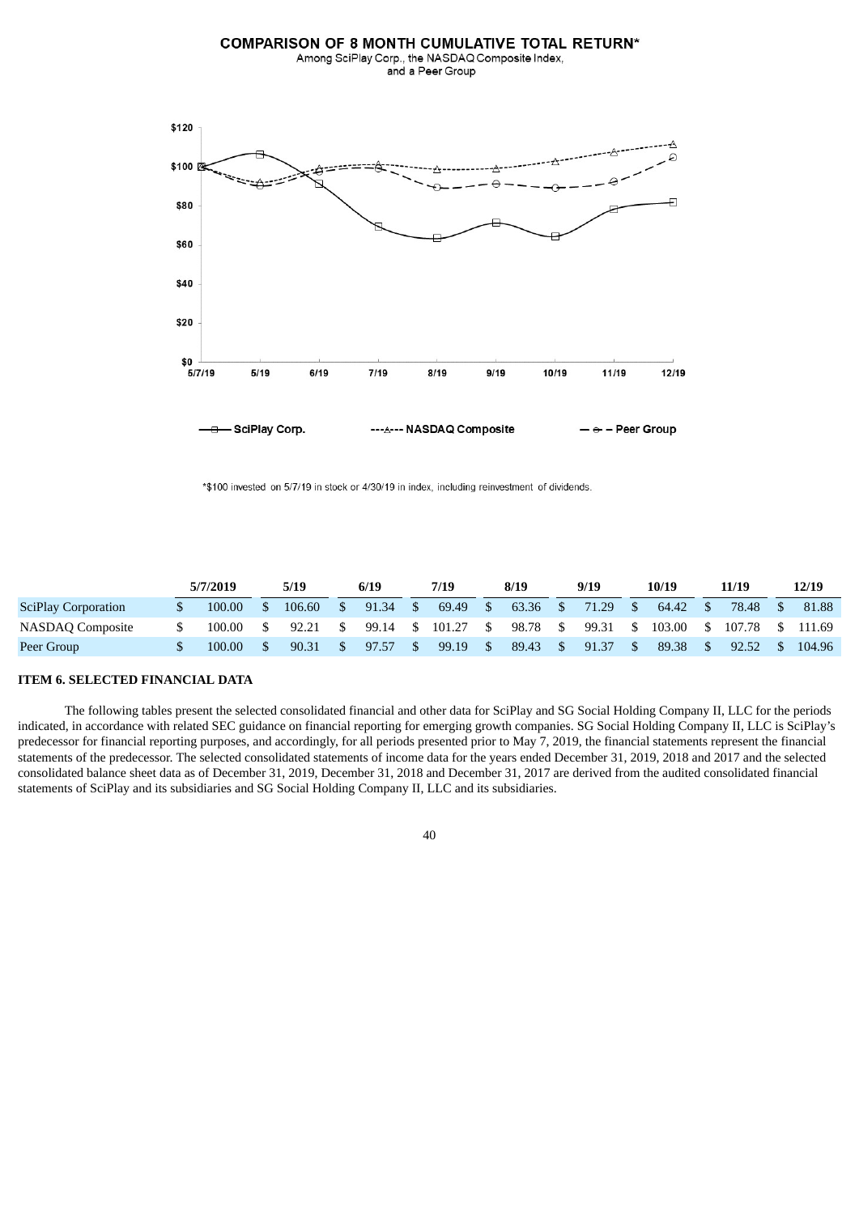**COMPARISON OF 8 MONTH CUMULATIVE TOTAL RETURN***

Among SciPlay Corp., the NASDAQ Composite Index, and a Peer Group

*$100 invested on 5/7/19 in stock or 4/30/19 in index, including reinvestment of dividends.

| | 5/7/2019 | 5/19 | 6/19 | 7/19 | 8/19 | 9/19 | 10/19 | 11/19 | 12/19 |
|---|---|---|---|---|---|---|---|---|---|
| SciPlay Corporation | $ 100.00 | $ 106.60 | $ 91.34 | $ 69.49 | $ 63.36 | $ 71.29 | $ 64.42 | $ 78.48 | $ 81.88 |
| NASDAQ Composite | $ 100.00 | $ 92.21 | $ 99.14 | $ 101.27 | $ 98.78 | $ 99.31 | $ 103.00 | $ 107.78 | $ 111.69 |
| Peer Group | $ 100.00 | $ 90.31 | $ 97.57 | $ 99.19 | $ 89.43 | $ 91.37 | $ 89.38 | $ 92.52 | $ 104.96 |

**ITEM 6. SELECTED FINANCIAL DATA**

The following tables present the selected consolidated financial and other data for SciPlay and SG Social Holding Company II, LLC for the periods indicated, in accordance with related SEC guidance on financial reporting for emerging growth companies. SG Social Holding Company II, LLC is SciPlay's predecessor for financial reporting purposes, and accordingly, for all periods presented prior to May 7, 2019, the financial statements represent the financial statements of the predecessor. The selected consolidated statements of income data for the years ended December 31, 2019, 2018 and 2017 and the selected consolidated balance sheet data as of December 31, 2019, December 31, 2018 and December 31, 2017 are derived from the audited consolidated financial statements of SciPlay and its subsidiaries and SG Social Holding Company II, LLC and its subsidiaries.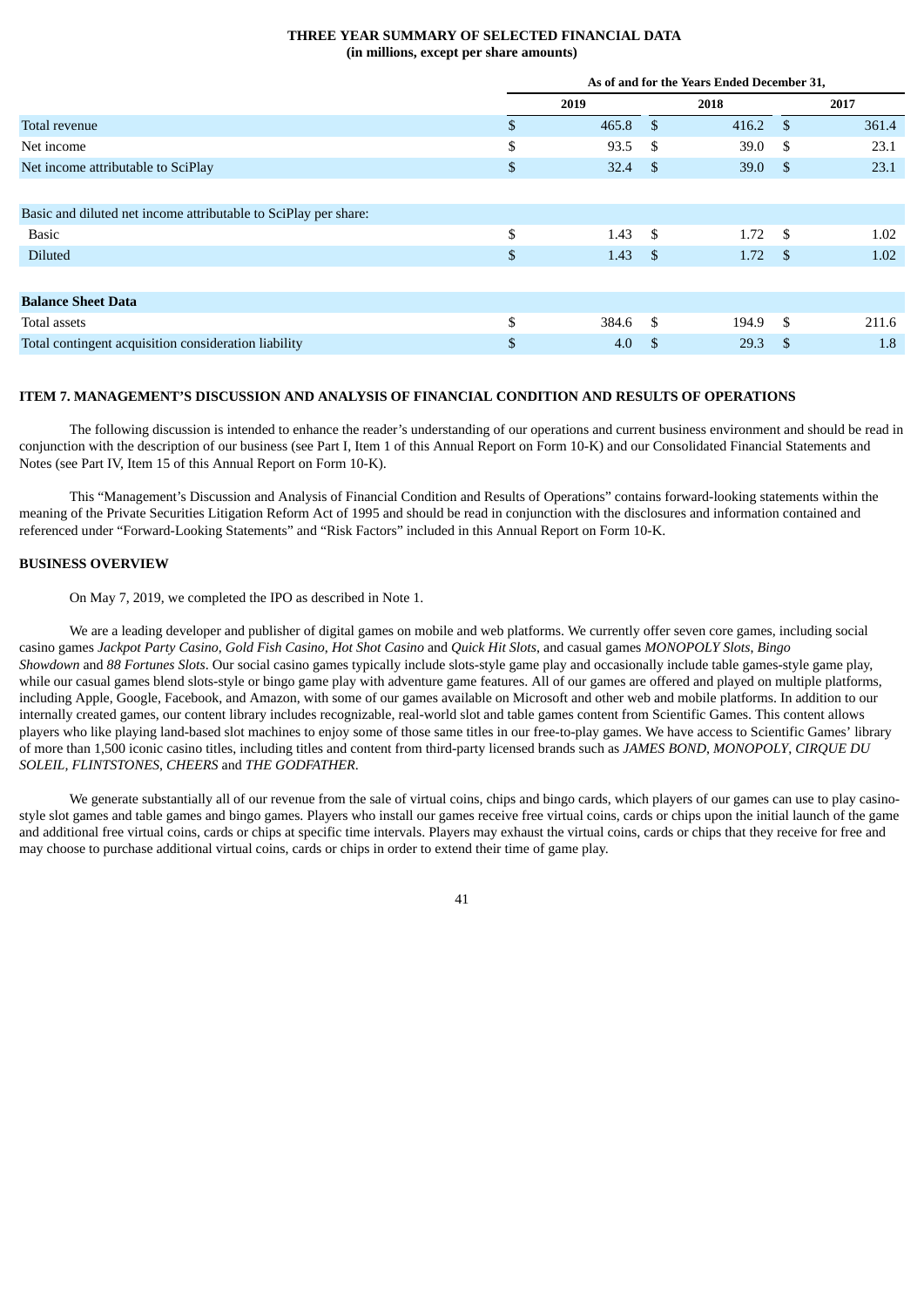**THREE YEAR SUMMARY OF SELECTED FINANCIAL DATA**
**(in millions, except per share amounts)**

| | As of and for the Years Ended December 31, | | |
|---|---|---|---|
| | 2019 | 2018 | 2017 |
| Total revenue | $ 465.8 | $ 416.2 | $ 361.4 |
| Net income | $ 93.5 | $ 39.0 | $ 23.1 |
| Net income attributable to SciPlay | $ 32.4 | $ 39.0 | $ 23.1 |
| | | | |
| Basic and diluted net income attributable to SciPlay per share: | | | |
| Basic | $ 1.43 | $ 1.72 | $ 1.02 |
| Diluted | $ 1.43 | $ 1.72 | $ 1.02 |
| | | | |
| **Balance Sheet Data** | | | |
| Total assets | $ 384.6 | $ 194.9 | $ 211.6 |
| Total contingent acquisition consideration liability | $ 4.0 | $ 29.3 | $ 1.8 |

## ITEM 7. MANAGEMENT'S DISCUSSION AND ANALYSIS OF FINANCIAL CONDITION AND RESULTS OF OPERATIONS

The following discussion is intended to enhance the reader's understanding of our operations and current business environment and should be read in conjunction with the description of our business (see Part I, Item 1 of this Annual Report on Form 10-K) and our Consolidated Financial Statements and Notes (see Part IV, Item 15 of this Annual Report on Form 10-K).

This "Management's Discussion and Analysis of Financial Condition and Results of Operations" contains forward-looking statements within the meaning of the Private Securities Litigation Reform Act of 1995 and should be read in conjunction with the disclosures and information contained and referenced under "Forward-Looking Statements" and "Risk Factors" included in this Annual Report on Form 10-K.

### BUSINESS OVERVIEW

On May 7, 2019, we completed the IPO as described in Note 1.

We are a leading developer and publisher of digital games on mobile and web platforms. We currently offer seven core games, including social casino games *Jackpot Party Casino*, *Gold Fish Casino*, *Hot Shot Casino* and *Quick Hit Slots*, and casual games *MONOPOLY Slots*, *Bingo Showdown* and *88 Fortunes Slots*. Our social casino games typically include slots-style game play and occasionally include table games-style game play, while our casual games blend slots-style or bingo game play with adventure game features. All of our games are offered and played on multiple platforms, including Apple, Google, Facebook, and Amazon, with some of our games available on Microsoft and other web and mobile platforms. In addition to our internally created games, our content library includes recognizable, real-world slot and table games content from Scientific Games. This content allows players who like playing land-based slot machines to enjoy some of those same titles in our free-to-play games. We have access to Scientific Games' library of more than 1,500 iconic casino titles, including titles and content from third-party licensed brands such as *JAMES BOND*, *MONOPOLY*, *CIRQUE DU SOLEIL*, *FLINTSTONES*, *CHEERS* and *THE GODFATHER*.

We generate substantially all of our revenue from the sale of virtual coins, chips and bingo cards, which players of our games can use to play casino-style slot games and table games and bingo games. Players who install our games receive free virtual coins, cards or chips upon the initial launch of the game and additional free virtual coins, cards or chips at specific time intervals. Players may exhaust the virtual coins, cards or chips that they receive for free and may choose to purchase additional virtual coins, cards or chips in order to extend their time of game play.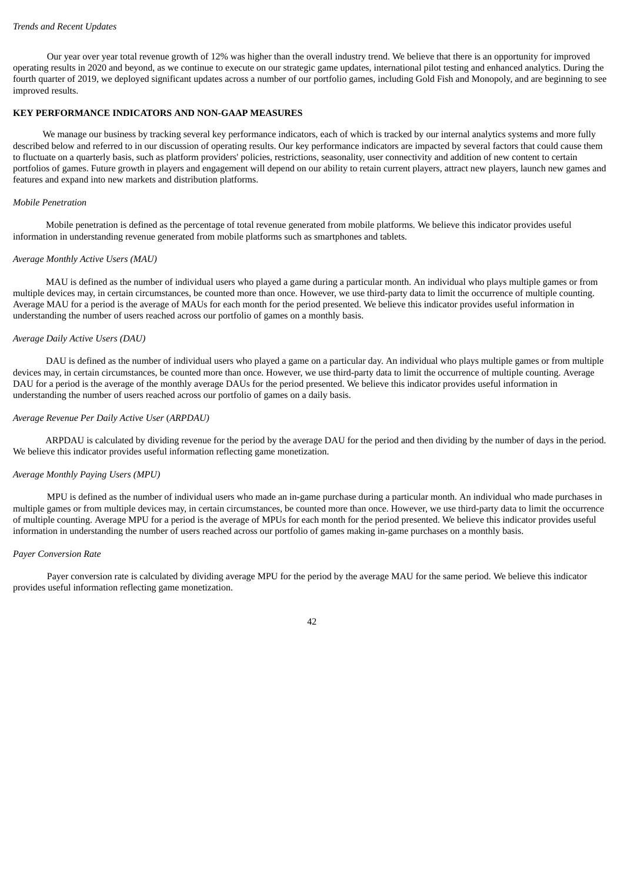*Trends and Recent Updates*

Our year over year total revenue growth of 12% was higher than the overall industry trend. We believe that there is an opportunity for improved operating results in 2020 and beyond, as we continue to execute on our strategic game updates, international pilot testing and enhanced analytics. During the fourth quarter of 2019, we deployed significant updates across a number of our portfolio games, including Gold Fish and Monopoly, and are beginning to see improved results.

**KEY PERFORMANCE INDICATORS AND NON-GAAP MEASURES**

We manage our business by tracking several key performance indicators, each of which is tracked by our internal analytics systems and more fully described below and referred to in our discussion of operating results. Our key performance indicators are impacted by several factors that could cause them to fluctuate on a quarterly basis, such as platform providers' policies, restrictions, seasonality, user connectivity and addition of new content to certain portfolios of games. Future growth in players and engagement will depend on our ability to retain current players, attract new players, launch new games and features and expand into new markets and distribution platforms.

*Mobile Penetration*

Mobile penetration is defined as the percentage of total revenue generated from mobile platforms. We believe this indicator provides useful information in understanding revenue generated from mobile platforms such as smartphones and tablets.

*Average Monthly Active Users (MAU)*

MAU is defined as the number of individual users who played a game during a particular month. An individual who plays multiple games or from multiple devices may, in certain circumstances, be counted more than once. However, we use third-party data to limit the occurrence of multiple counting. Average MAU for a period is the average of MAUs for each month for the period presented. We believe this indicator provides useful information in understanding the number of users reached across our portfolio of games on a monthly basis.

*Average Daily Active Users (DAU)*

DAU is defined as the number of individual users who played a game on a particular day. An individual who plays multiple games or from multiple devices may, in certain circumstances, be counted more than once. However, we use third-party data to limit the occurrence of multiple counting. Average DAU for a period is the average of the monthly average DAUs for the period presented. We believe this indicator provides useful information in understanding the number of users reached across our portfolio of games on a daily basis.

*Average Revenue Per Daily Active User* (*ARPDAU)*

ARPDAU is calculated by dividing revenue for the period by the average DAU for the period and then dividing by the number of days in the period. We believe this indicator provides useful information reflecting game monetization.

*Average Monthly Paying Users (MPU)*

MPU is defined as the number of individual users who made an in-game purchase during a particular month. An individual who made purchases in multiple games or from multiple devices may, in certain circumstances, be counted more than once. However, we use third-party data to limit the occurrence of multiple counting. Average MPU for a period is the average of MPUs for each month for the period presented. We believe this indicator provides useful information in understanding the number of users reached across our portfolio of games making in-game purchases on a monthly basis.

*Payer Conversion Rate*

Payer conversion rate is calculated by dividing average MPU for the period by the average MAU for the same period. We believe this indicator provides useful information reflecting game monetization.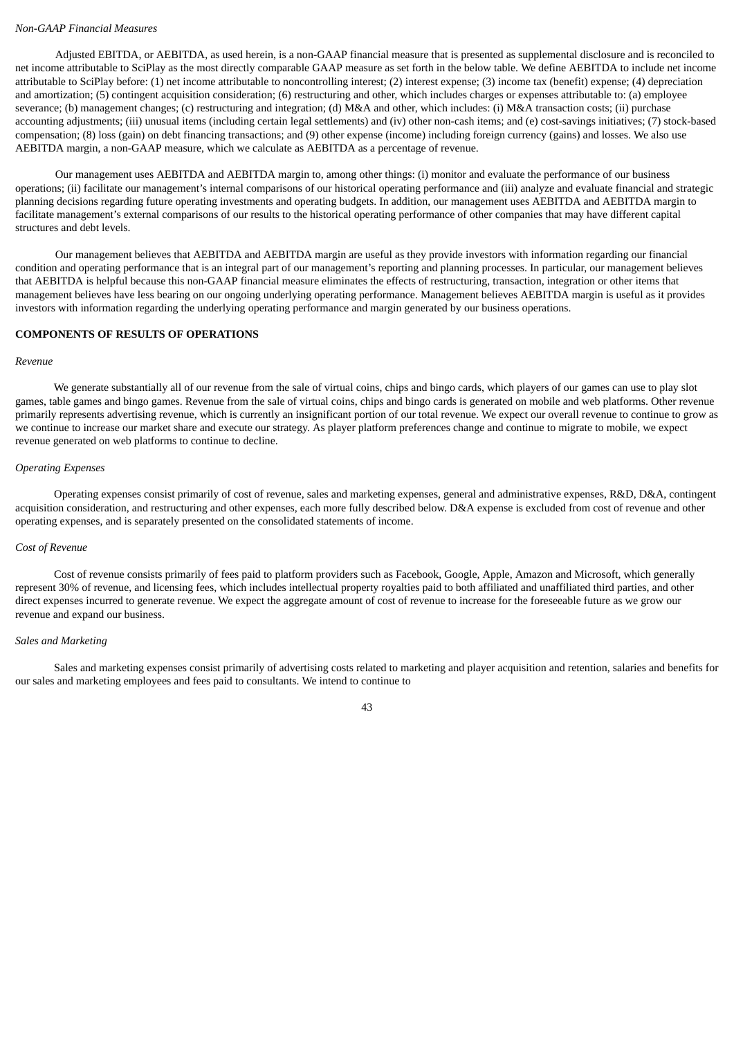*Non-GAAP Financial Measures*

Adjusted EBITDA, or AEBITDA, as used herein, is a non-GAAP financial measure that is presented as supplemental disclosure and is reconciled to net income attributable to SciPlay as the most directly comparable GAAP measure as set forth in the below table. We define AEBITDA to include net income attributable to SciPlay before: (1) net income attributable to noncontrolling interest; (2) interest expense; (3) income tax (benefit) expense; (4) depreciation and amortization; (5) contingent acquisition consideration; (6) restructuring and other, which includes charges or expenses attributable to: (a) employee severance; (b) management changes; (c) restructuring and integration; (d) M&A and other, which includes: (i) M&A transaction costs; (ii) purchase accounting adjustments; (iii) unusual items (including certain legal settlements) and (iv) other non-cash items; and (e) cost-savings initiatives; (7) stock-based compensation; (8) loss (gain) on debt financing transactions; and (9) other expense (income) including foreign currency (gains) and losses. We also use AEBITDA margin, a non-GAAP measure, which we calculate as AEBITDA as a percentage of revenue.

Our management uses AEBITDA and AEBITDA margin to, among other things: (i) monitor and evaluate the performance of our business operations; (ii) facilitate our management's internal comparisons of our historical operating performance and (iii) analyze and evaluate financial and strategic planning decisions regarding future operating investments and operating budgets. In addition, our management uses AEBITDA and AEBITDA margin to facilitate management's external comparisons of our results to the historical operating performance of other companies that may have different capital structures and debt levels.

Our management believes that AEBITDA and AEBITDA margin are useful as they provide investors with information regarding our financial condition and operating performance that is an integral part of our management's reporting and planning processes. In particular, our management believes that AEBITDA is helpful because this non-GAAP financial measure eliminates the effects of restructuring, transaction, integration or other items that management believes have less bearing on our ongoing underlying operating performance. Management believes AEBITDA margin is useful as it provides investors with information regarding the underlying operating performance and margin generated by our business operations.

**COMPONENTS OF RESULTS OF OPERATIONS**

*Revenue*

We generate substantially all of our revenue from the sale of virtual coins, chips and bingo cards, which players of our games can use to play slot games, table games and bingo games. Revenue from the sale of virtual coins, chips and bingo cards is generated on mobile and web platforms. Other revenue primarily represents advertising revenue, which is currently an insignificant portion of our total revenue. We expect our overall revenue to continue to grow as we continue to increase our market share and execute our strategy. As player platform preferences change and continue to migrate to mobile, we expect revenue generated on web platforms to continue to decline.

*Operating Expenses*

Operating expenses consist primarily of cost of revenue, sales and marketing expenses, general and administrative expenses, R&D, D&A, contingent acquisition consideration, and restructuring and other expenses, each more fully described below. D&A expense is excluded from cost of revenue and other operating expenses, and is separately presented on the consolidated statements of income.

*Cost of Revenue*

Cost of revenue consists primarily of fees paid to platform providers such as Facebook, Google, Apple, Amazon and Microsoft, which generally represent 30% of revenue, and licensing fees, which includes intellectual property royalties paid to both affiliated and unaffiliated third parties, and other direct expenses incurred to generate revenue. We expect the aggregate amount of cost of revenue to increase for the foreseeable future as we grow our revenue and expand our business.

*Sales and Marketing*

Sales and marketing expenses consist primarily of advertising costs related to marketing and player acquisition and retention, salaries and benefits for our sales and marketing employees and fees paid to consultants. We intend to continue to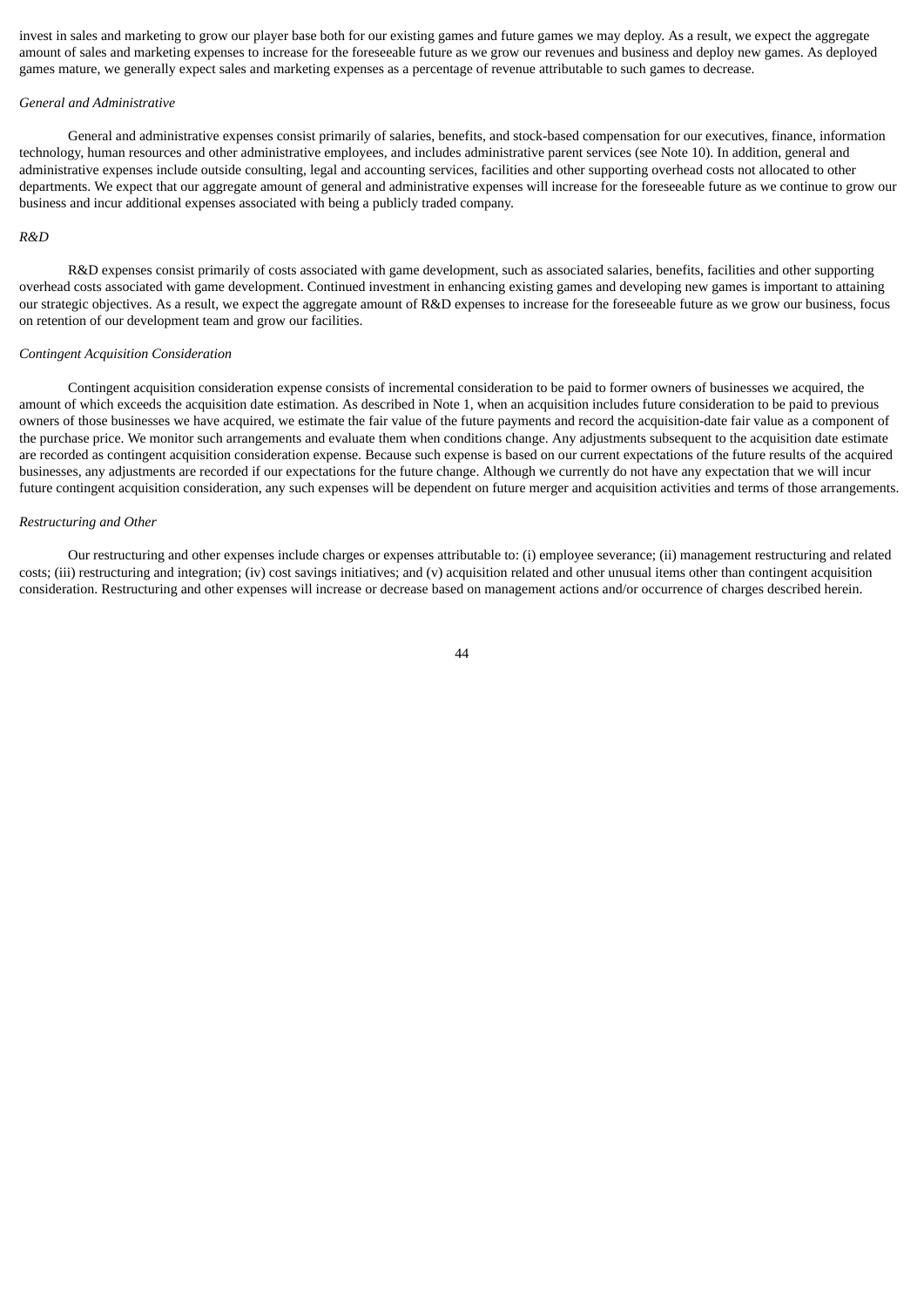invest in sales and marketing to grow our player base both for our existing games and future games we may deploy. As a result, we expect the aggregate amount of sales and marketing expenses to increase for the foreseeable future as we grow our revenues and business and deploy new games. As deployed games mature, we generally expect sales and marketing expenses as a percentage of revenue attributable to such games to decrease.

*General and Administrative*

General and administrative expenses consist primarily of salaries, benefits, and stock-based compensation for our executives, finance, information technology, human resources and other administrative employees, and includes administrative parent services (see Note 10). In addition, general and administrative expenses include outside consulting, legal and accounting services, facilities and other supporting overhead costs not allocated to other departments. We expect that our aggregate amount of general and administrative expenses will increase for the foreseeable future as we continue to grow our business and incur additional expenses associated with being a publicly traded company.

*R&D*

R&D expenses consist primarily of costs associated with game development, such as associated salaries, benefits, facilities and other supporting overhead costs associated with game development. Continued investment in enhancing existing games and developing new games is important to attaining our strategic objectives. As a result, we expect the aggregate amount of R&D expenses to increase for the foreseeable future as we grow our business, focus on retention of our development team and grow our facilities.

*Contingent Acquisition Consideration*

Contingent acquisition consideration expense consists of incremental consideration to be paid to former owners of businesses we acquired, the amount of which exceeds the acquisition date estimation. As described in Note 1, when an acquisition includes future consideration to be paid to previous owners of those businesses we have acquired, we estimate the fair value of the future payments and record the acquisition-date fair value as a component of the purchase price. We monitor such arrangements and evaluate them when conditions change. Any adjustments subsequent to the acquisition date estimate are recorded as contingent acquisition consideration expense. Because such expense is based on our current expectations of the future results of the acquired businesses, any adjustments are recorded if our expectations for the future change. Although we currently do not have any expectation that we will incur future contingent acquisition consideration, any such expenses will be dependent on future merger and acquisition activities and terms of those arrangements.

*Restructuring and Other*

Our restructuring and other expenses include charges or expenses attributable to: (i) employee severance; (ii) management restructuring and related costs; (iii) restructuring and integration; (iv) cost savings initiatives; and (v) acquisition related and other unusual items other than contingent acquisition consideration. Restructuring and other expenses will increase or decrease based on management actions and/or occurrence of charges described herein.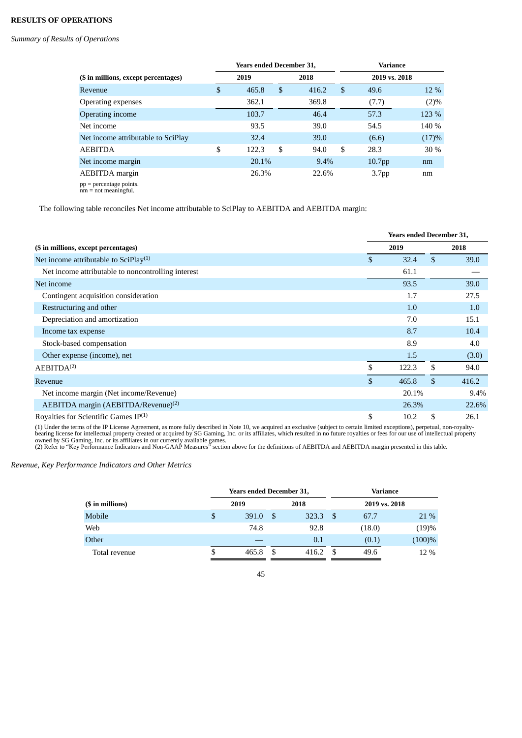**RESULTS OF OPERATIONS**

*Summary of Results of Operations*

| | Years ended December 31, | | Variance | |
|---|---|---|---|---|
| ($ in millions, except percentages) | 2019 | 2018 | 2019 vs. 2018 | |
| Revenue | $ 465.8 | $ 416.2 | $ 49.6 | 12 % |
| Operating expenses | 362.1 | 369.8 | (7.7) | (2)% |
| Operating income | 103.7 | 46.4 | 57.3 | 123 % |
| Net income | 93.5 | 39.0 | 54.5 | 140 % |
| Net income attributable to SciPlay | 32.4 | 39.0 | (6.6) | (17)% |
| AEBITDA | $ 122.3 | $ 94.0 | $ 28.3 | 30 % |
| Net income margin | 20.1% | 9.4% | 10.7pp | nm |
| AEBITDA margin | 26.3% | 22.6% | 3.7pp | nm |

pp = percentage points.
nm = not meaningful.

The following table reconciles Net income attributable to SciPlay to AEBITDA and AEBITDA margin:

| | Years ended December 31, | |
|---|---|---|
| ($ in millions, except percentages) | 2019 | 2018 |
| Net income attributable to SciPlay[(1)] | $ 32.4 | $ 39.0 |
| Net income attributable to noncontrolling interest | 61.1 | — |
| Net income | 93.5 | 39.0 |
| Contingent acquisition consideration | 1.7 | 27.5 |
| Restructuring and other | 1.0 | 1.0 |
| Depreciation and amortization | 7.0 | 15.1 |
| Income tax expense | 8.7 | 10.4 |
| Stock-based compensation | 8.9 | 4.0 |
| Other expense (income), net | 1.5 | (3.0) |
| AEBITDA[(2)] | $ 122.3 | $ 94.0 |
| Revenue | $ 465.8 | $ 416.2 |
| Net income margin (Net income/Revenue) | 20.1% | 9.4% |
| AEBITDA margin (AEBITDA/Revenue)[(2)] | 26.3% | 22.6% |
| Royalties for Scientific Games IP[(1)] | $ 10.2 | $ 26.1 |

(1) Under the terms of the IP License Agreement, as more fully described in Note 10, we acquired an exclusive (subject to certain limited exceptions), perpetual, non-royalty-bearing license for intellectual property created or acquired by SG Gaming, Inc. or its affiliates, which resulted in no future royalties or fees for our use of intellectual property owned by SG Gaming, Inc. or its affiliates in our currently available games.
(2) Refer to "Key Performance Indicators and Non-GAAP Measures" section above for the definitions of AEBITDA and AEBITDA margin presented in this table.

*Revenue, Key Performance Indicators and Other Metrics*

| | Years ended December 31, | | Variance | |
|---|---|---|---|---|
| ($ in millions) | 2019 | 2018 | 2019 vs. 2018 | |
| Mobile | $ 391.0 | $ 323.3 | $ 67.7 | 21 % |
| Web | 74.8 | 92.8 | (18.0) | (19)% |
| Other | — | 0.1 | (0.1) | (100)% |
| Total revenue | $ 465.8 | $ 416.2 | $ 49.6 | 12 % |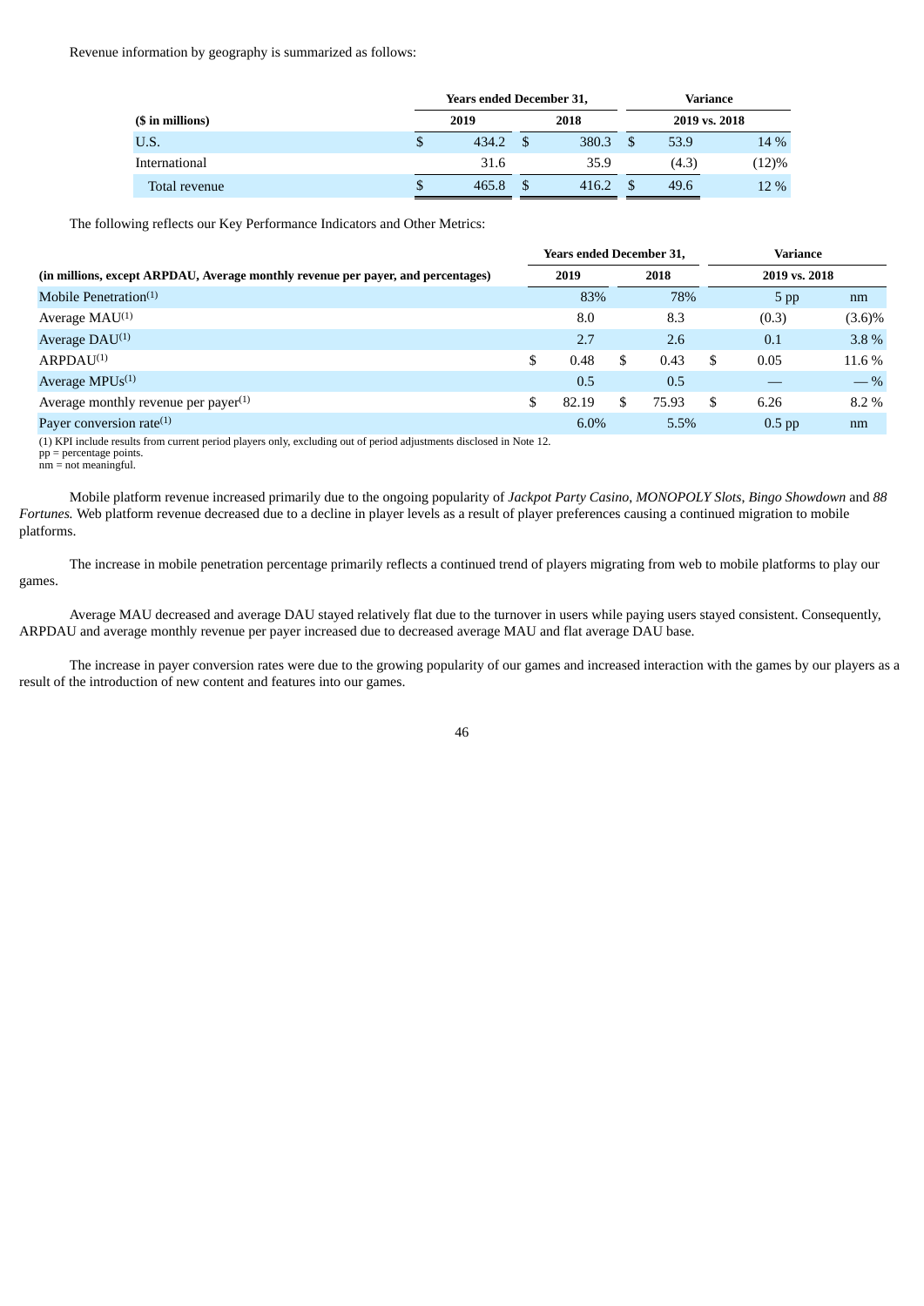Revenue information by geography is summarized as follows:

| ($ in millions) | Years ended December 31, | | Variance | |
|---|---|---|---|---|
| | 2019 | 2018 | 2019 vs. 2018 | |
| U.S. | $ 434.2 | $ 380.3 | $ 53.9 | 14 % |
| International | 31.6 | 35.9 | (4.3) | (12)% |
| Total revenue | $ 465.8 | $ 416.2 | $ 49.6 | 12 % |

The following reflects our Key Performance Indicators and Other Metrics:

| (in millions, except ARPDAU, Average monthly revenue per payer, and percentages) | Years ended December 31, | | Variance | |
|---|---|---|---|---|
| | 2019 | 2018 | 2019 vs. 2018 | |
| Mobile Penetration(1) | 83% | 78% | 5 pp | nm |
| Average MAU(1) | 8.0 | 8.3 | (0.3) | (3.6)% |
| Average DAU(1) | 2.7 | 2.6 | 0.1 | 3.8 % |
| ARPDAU(1) | $ 0.48 | $ 0.43 | $ 0.05 | 11.6 % |
| Average MPUs(1) | 0.5 | 0.5 | — | — % |
| Average monthly revenue per payer(1) | $ 82.19 | $ 75.93 | $ 6.26 | 8.2 % |
| Payer conversion rate(1) | 6.0% | 5.5% | 0.5 pp | nm |

(1) KPI include results from current period players only, excluding out of period adjustments disclosed in Note 12.
pp = percentage points.
nm = not meaningful.

Mobile platform revenue increased primarily due to the ongoing popularity of *Jackpot Party Casino*, *MONOPOLY Slots*, *Bingo Showdown* and *88 Fortunes.* Web platform revenue decreased due to a decline in player levels as a result of player preferences causing a continued migration to mobile platforms.

The increase in mobile penetration percentage primarily reflects a continued trend of players migrating from web to mobile platforms to play our games.

Average MAU decreased and average DAU stayed relatively flat due to the turnover in users while paying users stayed consistent. Consequently, ARPDAU and average monthly revenue per payer increased due to decreased average MAU and flat average DAU base.

The increase in payer conversion rates were due to the growing popularity of our games and increased interaction with the games by our players as a result of the introduction of new content and features into our games.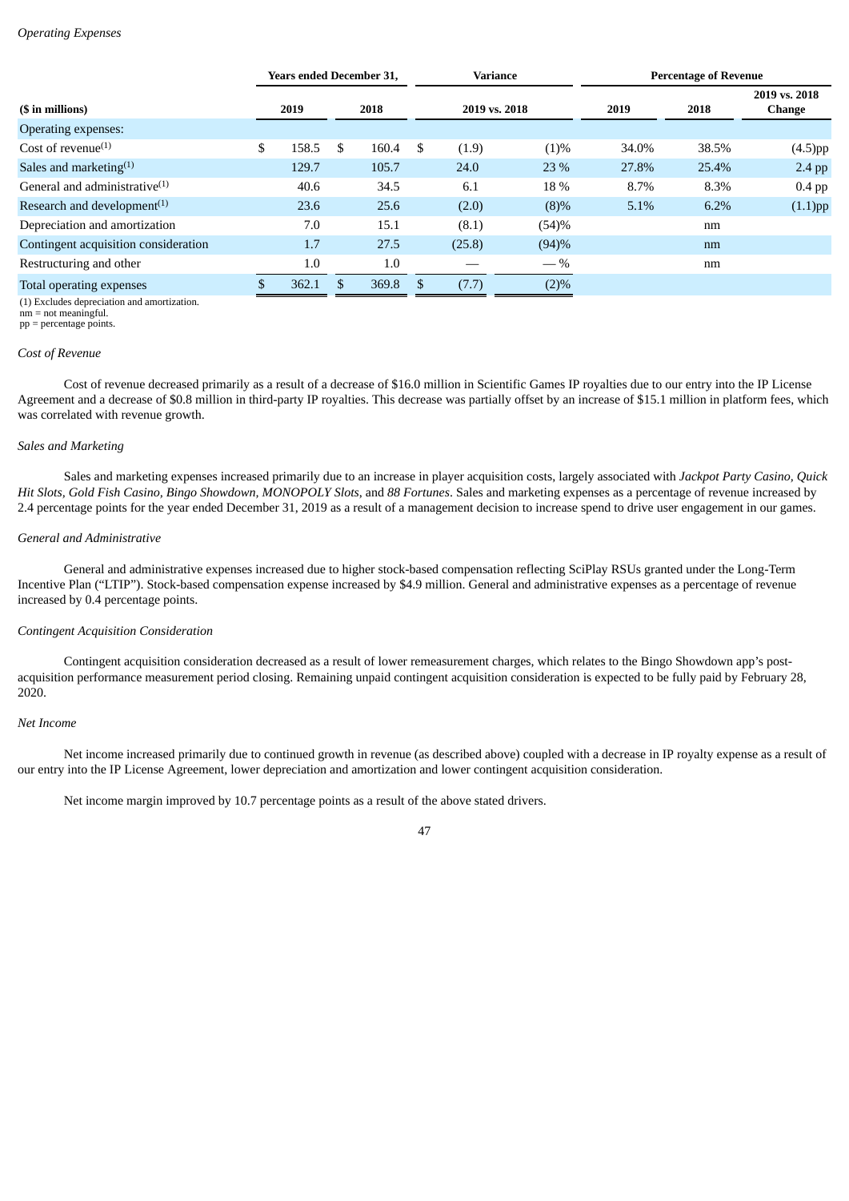*Operating Expenses*

| ($ in millions) | Years ended December 31, | | Variance | | Percentage of Revenue | | |
|---|---|---|---|---|---|---|---|
| | 2019 | 2018 | 2019 vs. 2018 | | 2019 | 2018 | 2019 vs. 2018 Change |
| Operating expenses: | | | | | | | |
| Cost of revenue(1) | $ 158.5 | $ 160.4 | $ (1.9) | (1)% | 34.0% | 38.5% | (4.5)pp |
| Sales and marketing(1) | 129.7 | 105.7 | 24.0 | 23 % | 27.8% | 25.4% | 2.4 pp |
| General and administrative(1) | 40.6 | 34.5 | 6.1 | 18 % | 8.7% | 8.3% | 0.4 pp |
| Research and development(1) | 23.6 | 25.6 | (2.0) | (8)% | 5.1% | 6.2% | (1.1)pp |
| Depreciation and amortization | 7.0 | 15.1 | (8.1) | (54)% | | nm | |
| Contingent acquisition consideration | 1.7 | 27.5 | (25.8) | (94)% | | nm | |
| Restructuring and other | 1.0 | 1.0 | — | — % | | nm | |
| Total operating expenses | $ 362.1 | $ 369.8 | $ (7.7) | (2)% | | | |

(1) Excludes depreciation and amortization.
nm = not meaningful.
pp = percentage points.

*Cost of Revenue*

Cost of revenue decreased primarily as a result of a decrease of $16.0 million in Scientific Games IP royalties due to our entry into the IP License Agreement and a decrease of $0.8 million in third-party IP royalties. This decrease was partially offset by an increase of $15.1 million in platform fees, which was correlated with revenue growth.

*Sales and Marketing*

Sales and marketing expenses increased primarily due to an increase in player acquisition costs, largely associated with *Jackpot Party Casino, Quick Hit Slots, Gold Fish Casino, Bingo Showdown, MONOPOLY Slots,* and *88 Fortunes*. Sales and marketing expenses as a percentage of revenue increased by 2.4 percentage points for the year ended December 31, 2019 as a result of a management decision to increase spend to drive user engagement in our games.

*General and Administrative*

General and administrative expenses increased due to higher stock-based compensation reflecting SciPlay RSUs granted under the Long-Term Incentive Plan ("LTIP"). Stock-based compensation expense increased by $4.9 million. General and administrative expenses as a percentage of revenue increased by 0.4 percentage points.

*Contingent Acquisition Consideration*

Contingent acquisition consideration decreased as a result of lower remeasurement charges, which relates to the Bingo Showdown app's post-acquisition performance measurement period closing. Remaining unpaid contingent acquisition consideration is expected to be fully paid by February 28, 2020.

*Net Income*

Net income increased primarily due to continued growth in revenue (as described above) coupled with a decrease in IP royalty expense as a result of our entry into the IP License Agreement, lower depreciation and amortization and lower contingent acquisition consideration.

Net income margin improved by 10.7 percentage points as a result of the above stated drivers.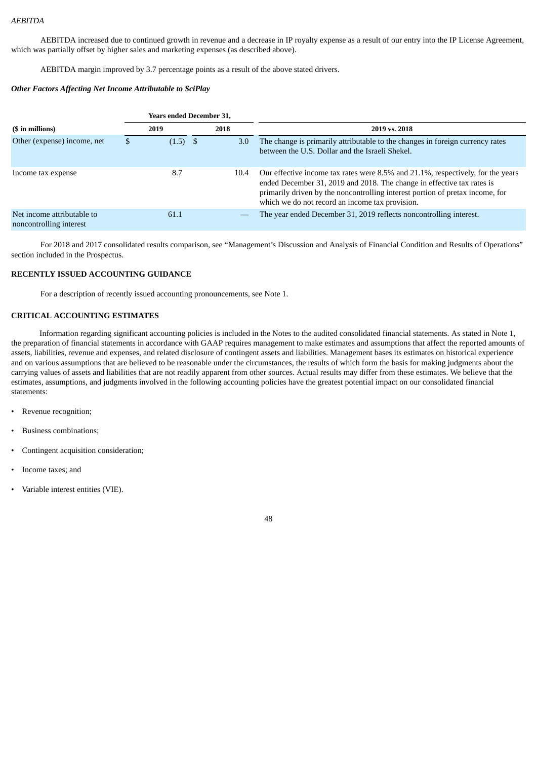*AEBITDA*

AEBITDA increased due to continued growth in revenue and a decrease in IP royalty expense as a result of our entry into the IP License Agreement, which was partially offset by higher sales and marketing expenses (as described above).

AEBITDA margin improved by 3.7 percentage points as a result of the above stated drivers.

***Other Factors Affecting Net Income Attributable to SciPlay***

| ($ in millions) | Years ended December 31, 2019 | 2018 | 2019 vs. 2018 |
|---|---|---|---|
| Other (expense) income, net | $ (1.5) | $ 3.0 | The change is primarily attributable to the changes in foreign currency rates between the U.S. Dollar and the Israeli Shekel. |
| Income tax expense | 8.7 | 10.4 | Our effective income tax rates were 8.5% and 21.1%, respectively, for the years ended December 31, 2019 and 2018. The change in effective tax rates is primarily driven by the noncontrolling interest portion of pretax income, for which we do not record an income tax provision. |
| Net income attributable to noncontrolling interest | 61.1 | — | The year ended December 31, 2019 reflects noncontrolling interest. |

For 2018 and 2017 consolidated results comparison, see "Management's Discussion and Analysis of Financial Condition and Results of Operations" section included in the Prospectus.

**RECENTLY ISSUED ACCOUNTING GUIDANCE**

For a description of recently issued accounting pronouncements, see Note 1.

**CRITICAL ACCOUNTING ESTIMATES**

Information regarding significant accounting policies is included in the Notes to the audited consolidated financial statements. As stated in Note 1, the preparation of financial statements in accordance with GAAP requires management to make estimates and assumptions that affect the reported amounts of assets, liabilities, revenue and expenses, and related disclosure of contingent assets and liabilities. Management bases its estimates on historical experience and on various assumptions that are believed to be reasonable under the circumstances, the results of which form the basis for making judgments about the carrying values of assets and liabilities that are not readily apparent from other sources. Actual results may differ from these estimates. We believe that the estimates, assumptions, and judgments involved in the following accounting policies have the greatest potential impact on our consolidated financial statements:

- Revenue recognition;
- Business combinations;
- Contingent acquisition consideration;
- Income taxes; and
- Variable interest entities (VIE).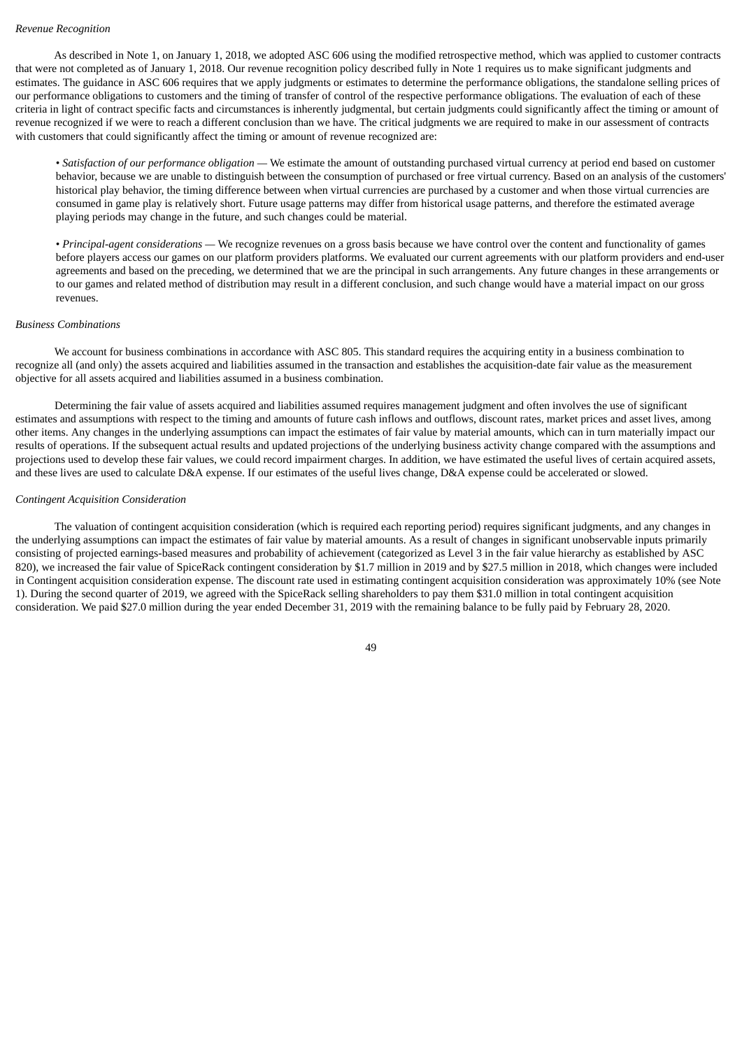*Revenue Recognition*

As described in Note 1, on January 1, 2018, we adopted ASC 606 using the modified retrospective method, which was applied to customer contracts that were not completed as of January 1, 2018. Our revenue recognition policy described fully in Note 1 requires us to make significant judgments and estimates. The guidance in ASC 606 requires that we apply judgments or estimates to determine the performance obligations, the standalone selling prices of our performance obligations to customers and the timing of transfer of control of the respective performance obligations. The evaluation of each of these criteria in light of contract specific facts and circumstances is inherently judgmental, but certain judgments could significantly affect the timing or amount of revenue recognized if we were to reach a different conclusion than we have. The critical judgments we are required to make in our assessment of contracts with customers that could significantly affect the timing or amount of revenue recognized are:

• *Satisfaction of our performance obligation* — We estimate the amount of outstanding purchased virtual currency at period end based on customer behavior, because we are unable to distinguish between the consumption of purchased or free virtual currency. Based on an analysis of the customers' historical play behavior, the timing difference between when virtual currencies are purchased by a customer and when those virtual currencies are consumed in game play is relatively short. Future usage patterns may differ from historical usage patterns, and therefore the estimated average playing periods may change in the future, and such changes could be material.

• *Principal-agent considerations* — We recognize revenues on a gross basis because we have control over the content and functionality of games before players access our games on our platform providers platforms. We evaluated our current agreements with our platform providers and end-user agreements and based on the preceding, we determined that we are the principal in such arrangements. Any future changes in these arrangements or to our games and related method of distribution may result in a different conclusion, and such change would have a material impact on our gross revenues.

*Business Combinations*

We account for business combinations in accordance with ASC 805. This standard requires the acquiring entity in a business combination to recognize all (and only) the assets acquired and liabilities assumed in the transaction and establishes the acquisition-date fair value as the measurement objective for all assets acquired and liabilities assumed in a business combination.

Determining the fair value of assets acquired and liabilities assumed requires management judgment and often involves the use of significant estimates and assumptions with respect to the timing and amounts of future cash inflows and outflows, discount rates, market prices and asset lives, among other items. Any changes in the underlying assumptions can impact the estimates of fair value by material amounts, which can in turn materially impact our results of operations. If the subsequent actual results and updated projections of the underlying business activity change compared with the assumptions and projections used to develop these fair values, we could record impairment charges. In addition, we have estimated the useful lives of certain acquired assets, and these lives are used to calculate D&A expense. If our estimates of the useful lives change, D&A expense could be accelerated or slowed.

*Contingent Acquisition Consideration*

The valuation of contingent acquisition consideration (which is required each reporting period) requires significant judgments, and any changes in the underlying assumptions can impact the estimates of fair value by material amounts. As a result of changes in significant unobservable inputs primarily consisting of projected earnings-based measures and probability of achievement (categorized as Level 3 in the fair value hierarchy as established by ASC 820), we increased the fair value of SpiceRack contingent consideration by $1.7 million in 2019 and by $27.5 million in 2018, which changes were included in Contingent acquisition consideration expense. The discount rate used in estimating contingent acquisition consideration was approximately 10% (see Note 1). During the second quarter of 2019, we agreed with the SpiceRack selling shareholders to pay them $31.0 million in total contingent acquisition consideration. We paid $27.0 million during the year ended December 31, 2019 with the remaining balance to be fully paid by February 28, 2020.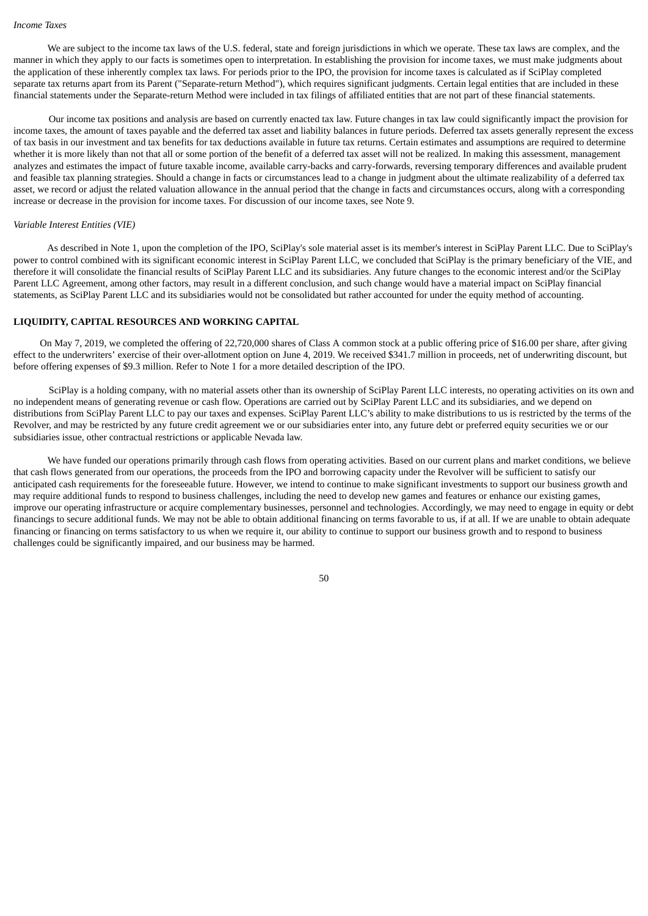*Income Taxes*

We are subject to the income tax laws of the U.S. federal, state and foreign jurisdictions in which we operate. These tax laws are complex, and the manner in which they apply to our facts is sometimes open to interpretation. In establishing the provision for income taxes, we must make judgments about the application of these inherently complex tax laws. For periods prior to the IPO, the provision for income taxes is calculated as if SciPlay completed separate tax returns apart from its Parent ("Separate-return Method"), which requires significant judgments. Certain legal entities that are included in these financial statements under the Separate-return Method were included in tax filings of affiliated entities that are not part of these financial statements.

Our income tax positions and analysis are based on currently enacted tax law. Future changes in tax law could significantly impact the provision for income taxes, the amount of taxes payable and the deferred tax asset and liability balances in future periods. Deferred tax assets generally represent the excess of tax basis in our investment and tax benefits for tax deductions available in future tax returns. Certain estimates and assumptions are required to determine whether it is more likely than not that all or some portion of the benefit of a deferred tax asset will not be realized. In making this assessment, management analyzes and estimates the impact of future taxable income, available carry-backs and carry-forwards, reversing temporary differences and available prudent and feasible tax planning strategies. Should a change in facts or circumstances lead to a change in judgment about the ultimate realizability of a deferred tax asset, we record or adjust the related valuation allowance in the annual period that the change in facts and circumstances occurs, along with a corresponding increase or decrease in the provision for income taxes. For discussion of our income taxes, see Note 9.

*Variable Interest Entities (VIE)*

As described in Note 1, upon the completion of the IPO, SciPlay's sole material asset is its member's interest in SciPlay Parent LLC. Due to SciPlay's power to control combined with its significant economic interest in SciPlay Parent LLC, we concluded that SciPlay is the primary beneficiary of the VIE, and therefore it will consolidate the financial results of SciPlay Parent LLC and its subsidiaries. Any future changes to the economic interest and/or the SciPlay Parent LLC Agreement, among other factors, may result in a different conclusion, and such change would have a material impact on SciPlay financial statements, as SciPlay Parent LLC and its subsidiaries would not be consolidated but rather accounted for under the equity method of accounting.

## LIQUIDITY, CAPITAL RESOURCES AND WORKING CAPITAL

On May 7, 2019, we completed the offering of 22,720,000 shares of Class A common stock at a public offering price of $16.00 per share, after giving effect to the underwriters' exercise of their over-allotment option on June 4, 2019. We received $341.7 million in proceeds, net of underwriting discount, but before offering expenses of $9.3 million. Refer to Note 1 for a more detailed description of the IPO.

SciPlay is a holding company, with no material assets other than its ownership of SciPlay Parent LLC interests, no operating activities on its own and no independent means of generating revenue or cash flow. Operations are carried out by SciPlay Parent LLC and its subsidiaries, and we depend on distributions from SciPlay Parent LLC to pay our taxes and expenses. SciPlay Parent LLC's ability to make distributions to us is restricted by the terms of the Revolver, and may be restricted by any future credit agreement we or our subsidiaries enter into, any future debt or preferred equity securities we or our subsidiaries issue, other contractual restrictions or applicable Nevada law.

We have funded our operations primarily through cash flows from operating activities. Based on our current plans and market conditions, we believe that cash flows generated from our operations, the proceeds from the IPO and borrowing capacity under the Revolver will be sufficient to satisfy our anticipated cash requirements for the foreseeable future. However, we intend to continue to make significant investments to support our business growth and may require additional funds to respond to business challenges, including the need to develop new games and features or enhance our existing games, improve our operating infrastructure or acquire complementary businesses, personnel and technologies. Accordingly, we may need to engage in equity or debt financings to secure additional funds. We may not be able to obtain additional financing on terms favorable to us, if at all. If we are unable to obtain adequate financing or financing on terms satisfactory to us when we require it, our ability to continue to support our business growth and to respond to business challenges could be significantly impaired, and our business may be harmed.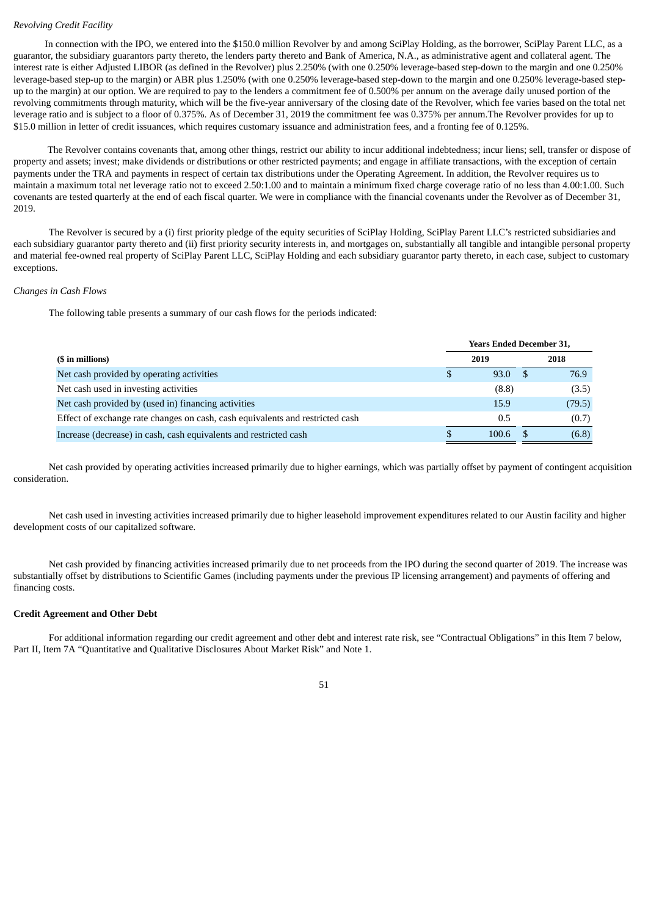*Revolving Credit Facility*

In connection with the IPO, we entered into the $150.0 million Revolver by and among SciPlay Holding, as the borrower, SciPlay Parent LLC, as a guarantor, the subsidiary guarantors party thereto, the lenders party thereto and Bank of America, N.A., as administrative agent and collateral agent. The interest rate is either Adjusted LIBOR (as defined in the Revolver) plus 2.250% (with one 0.250% leverage-based step-down to the margin and one 0.250% leverage-based step-up to the margin) or ABR plus 1.250% (with one 0.250% leverage-based step-down to the margin and one 0.250% leverage-based step-up to the margin) at our option. We are required to pay to the lenders a commitment fee of 0.500% per annum on the average daily unused portion of the revolving commitments through maturity, which will be the five-year anniversary of the closing date of the Revolver, which fee varies based on the total net leverage ratio and is subject to a floor of 0.375%. As of December 31, 2019 the commitment fee was 0.375% per annum.The Revolver provides for up to $15.0 million in letter of credit issuances, which requires customary issuance and administration fees, and a fronting fee of 0.125%.

The Revolver contains covenants that, among other things, restrict our ability to incur additional indebtedness; incur liens; sell, transfer or dispose of property and assets; invest; make dividends or distributions or other restricted payments; and engage in affiliate transactions, with the exception of certain payments under the TRA and payments in respect of certain tax distributions under the Operating Agreement. In addition, the Revolver requires us to maintain a maximum total net leverage ratio not to exceed 2.50:1.00 and to maintain a minimum fixed charge coverage ratio of no less than 4.00:1.00. Such covenants are tested quarterly at the end of each fiscal quarter. We were in compliance with the financial covenants under the Revolver as of December 31, 2019.

The Revolver is secured by a (i) first priority pledge of the equity securities of SciPlay Holding, SciPlay Parent LLC's restricted subsidiaries and each subsidiary guarantor party thereto and (ii) first priority security interests in, and mortgages on, substantially all tangible and intangible personal property and material fee-owned real property of SciPlay Parent LLC, SciPlay Holding and each subsidiary guarantor party thereto, in each case, subject to customary exceptions.

*Changes in Cash Flows*

The following table presents a summary of our cash flows for the periods indicated:

| | Years Ended December 31, | |
|---|---|---|
| **($ in millions)** | **2019** | **2018** |
| Net cash provided by operating activities | $ 93.0 | $ 76.9 |
| Net cash used in investing activities | (8.8) | (3.5) |
| Net cash provided by (used in) financing activities | 15.9 | (79.5) |
| Effect of exchange rate changes on cash, cash equivalents and restricted cash | 0.5 | (0.7) |
| Increase (decrease) in cash, cash equivalents and restricted cash | $ 100.6 | $ (6.8) |

Net cash provided by operating activities increased primarily due to higher earnings, which was partially offset by payment of contingent acquisition consideration.

Net cash used in investing activities increased primarily due to higher leasehold improvement expenditures related to our Austin facility and higher development costs of our capitalized software.

Net cash provided by financing activities increased primarily due to net proceeds from the IPO during the second quarter of 2019. The increase was substantially offset by distributions to Scientific Games (including payments under the previous IP licensing arrangement) and payments of offering and financing costs.

**Credit Agreement and Other Debt**

For additional information regarding our credit agreement and other debt and interest rate risk, see "Contractual Obligations" in this Item 7 below, Part II, Item 7A "Quantitative and Qualitative Disclosures About Market Risk" and Note 1.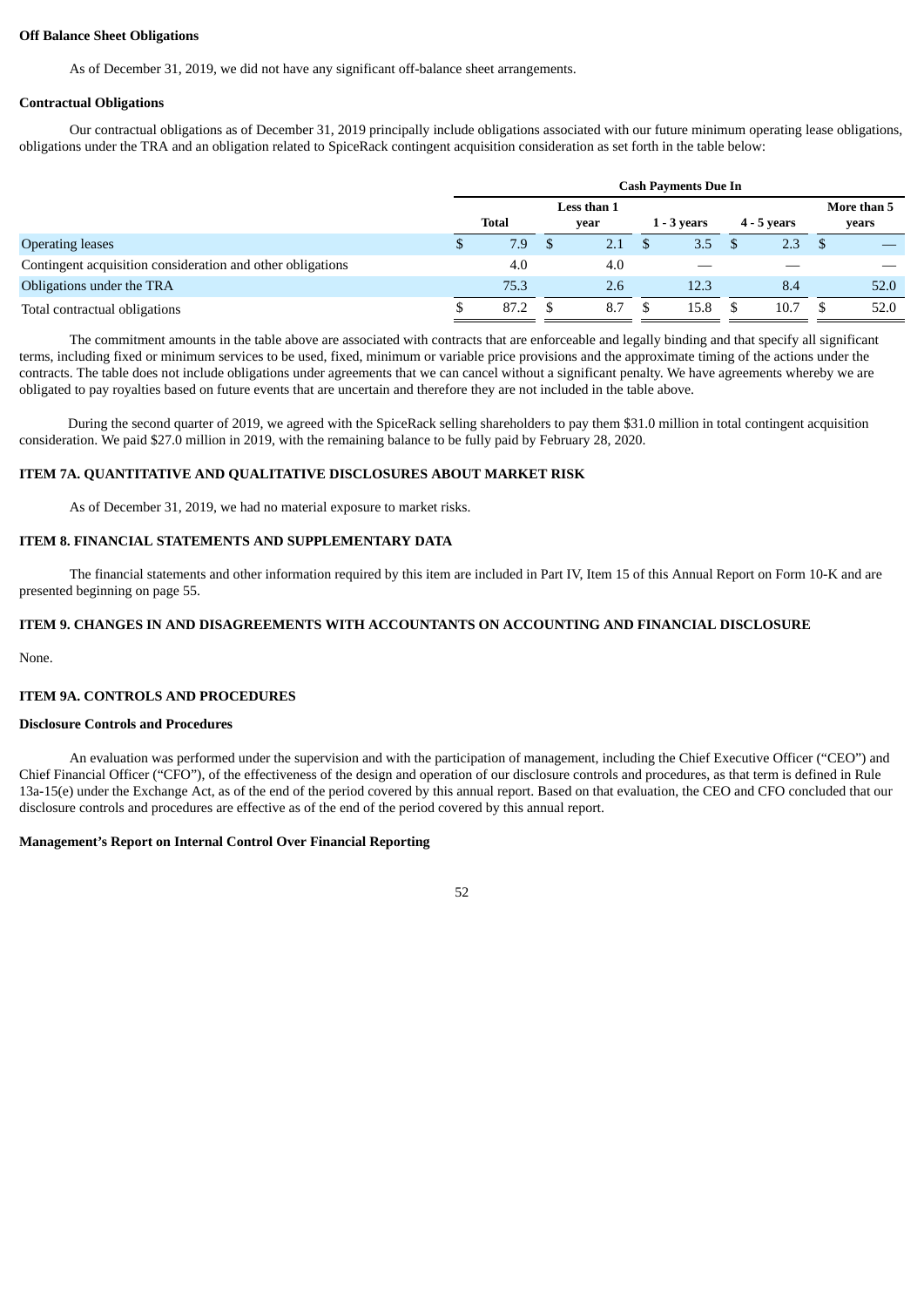**Off Balance Sheet Obligations**

As of December 31, 2019, we did not have any significant off-balance sheet arrangements.

**Contractual Obligations**

Our contractual obligations as of December 31, 2019 principally include obligations associated with our future minimum operating lease obligations, obligations under the TRA and an obligation related to SpiceRack contingent acquisition consideration as set forth in the table below:

| | Cash Payments Due In | | | | |
|---|---|---|---|---|---|
| | Total | Less than 1 year | 1 - 3 years | 4 - 5 years | More than 5 years |
| Operating leases | $ 7.9 | $ 2.1 | $ 3.5 | $ 2.3 | $ — |
| Contingent acquisition consideration and other obligations | 4.0 | 4.0 | — | — | — |
| Obligations under the TRA | 75.3 | 2.6 | 12.3 | 8.4 | 52.0 |
| Total contractual obligations | $ 87.2 | $ 8.7 | $ 15.8 | $ 10.7 | $ 52.0 |

The commitment amounts in the table above are associated with contracts that are enforceable and legally binding and that specify all significant terms, including fixed or minimum services to be used, fixed, minimum or variable price provisions and the approximate timing of the actions under the contracts. The table does not include obligations under agreements that we can cancel without a significant penalty. We have agreements whereby we are obligated to pay royalties based on future events that are uncertain and therefore they are not included in the table above.

During the second quarter of 2019, we agreed with the SpiceRack selling shareholders to pay them $31.0 million in total contingent acquisition consideration. We paid $27.0 million in 2019, with the remaining balance to be fully paid by February 28, 2020.

## ITEM 7A. QUANTITATIVE AND QUALITATIVE DISCLOSURES ABOUT MARKET RISK

As of December 31, 2019, we had no material exposure to market risks.

## ITEM 8. FINANCIAL STATEMENTS AND SUPPLEMENTARY DATA

The financial statements and other information required by this item are included in Part IV, Item 15 of this Annual Report on Form 10-K and are presented beginning on page 55.

## ITEM 9. CHANGES IN AND DISAGREEMENTS WITH ACCOUNTANTS ON ACCOUNTING AND FINANCIAL DISCLOSURE

None.

## ITEM 9A. CONTROLS AND PROCEDURES

**Disclosure Controls and Procedures**

An evaluation was performed under the supervision and with the participation of management, including the Chief Executive Officer ("CEO") and Chief Financial Officer ("CFO"), of the effectiveness of the design and operation of our disclosure controls and procedures, as that term is defined in Rule 13a-15(e) under the Exchange Act, as of the end of the period covered by this annual report. Based on that evaluation, the CEO and CFO concluded that our disclosure controls and procedures are effective as of the end of the period covered by this annual report.

**Management's Report on Internal Control Over Financial Reporting**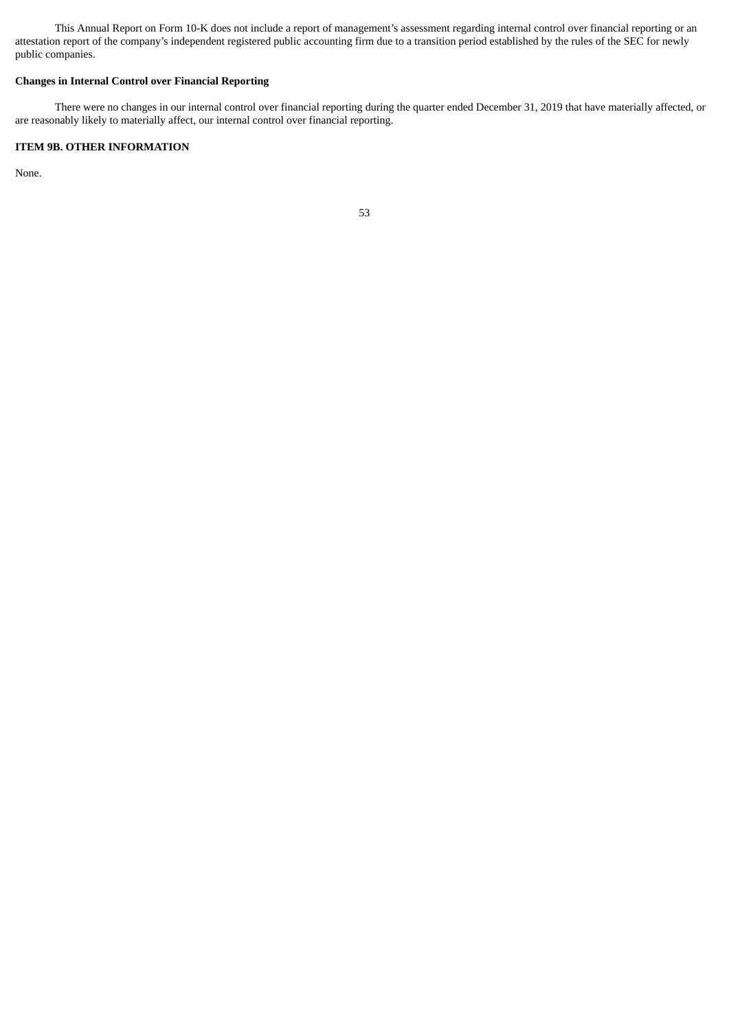This Annual Report on Form 10-K does not include a report of management's assessment regarding internal control over financial reporting or an attestation report of the company's independent registered public accounting firm due to a transition period established by the rules of the SEC for newly public companies.

**Changes in Internal Control over Financial Reporting**

There were no changes in our internal control over financial reporting during the quarter ended December 31, 2019 that have materially affected, or are reasonably likely to materially affect, our internal control over financial reporting.

**ITEM 9B. OTHER INFORMATION**

None.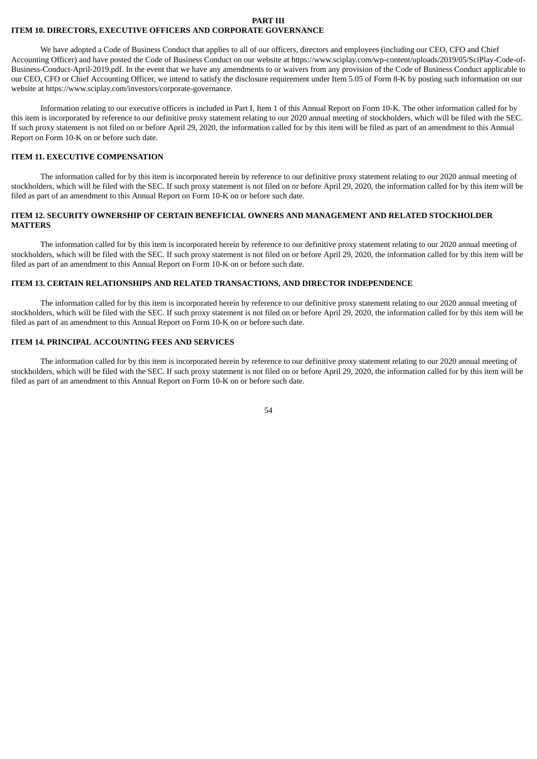# PART III

## ITEM 10. DIRECTORS, EXECUTIVE OFFICERS AND CORPORATE GOVERNANCE

We have adopted a Code of Business Conduct that applies to all of our officers, directors and employees (including our CEO, CFO and Chief Accounting Officer) and have posted the Code of Business Conduct on our website at https://www.sciplay.com/wp-content/uploads/2019/05/SciPlay-Code-of-Business-Conduct-April-2019.pdf. In the event that we have any amendments to or waivers from any provision of the Code of Business Conduct applicable to our CEO, CFO or Chief Accounting Officer, we intend to satisfy the disclosure requirement under Item 5.05 of Form 8-K by posting such information on our website at https://www.sciplay.com/investors/corporate-governance.

Information relating to our executive officers is included in Part I, Item 1 of this Annual Report on Form 10-K. The other information called for by this item is incorporated by reference to our definitive proxy statement relating to our 2020 annual meeting of stockholders, which will be filed with the SEC. If such proxy statement is not filed on or before April 29, 2020, the information called for by this item will be filed as part of an amendment to this Annual Report on Form 10-K on or before such date.

## ITEM 11. EXECUTIVE COMPENSATION

The information called for by this item is incorporated herein by reference to our definitive proxy statement relating to our 2020 annual meeting of stockholders, which will be filed with the SEC. If such proxy statement is not filed on or before April 29, 2020, the information called for by this item will be filed as part of an amendment to this Annual Report on Form 10-K on or before such date.

## ITEM 12. SECURITY OWNERSHIP OF CERTAIN BENEFICIAL OWNERS AND MANAGEMENT AND RELATED STOCKHOLDER MATTERS

The information called for by this item is incorporated herein by reference to our definitive proxy statement relating to our 2020 annual meeting of stockholders, which will be filed with the SEC. If such proxy statement is not filed on or before April 29, 2020, the information called for by this item will be filed as part of an amendment to this Annual Report on Form 10-K on or before such date.

## ITEM 13. CERTAIN RELATIONSHIPS AND RELATED TRANSACTIONS, AND DIRECTOR INDEPENDENCE

The information called for by this item is incorporated herein by reference to our definitive proxy statement relating to our 2020 annual meeting of stockholders, which will be filed with the SEC. If such proxy statement is not filed on or before April 29, 2020, the information called for by this item will be filed as part of an amendment to this Annual Report on Form 10-K on or before such date.

## ITEM 14. PRINCIPAL ACCOUNTING FEES AND SERVICES

The information called for by this item is incorporated herein by reference to our definitive proxy statement relating to our 2020 annual meeting of stockholders, which will be filed with the SEC. If such proxy statement is not filed on or before April 29, 2020, the information called for by this item will be filed as part of an amendment to this Annual Report on Form 10-K on or before such date.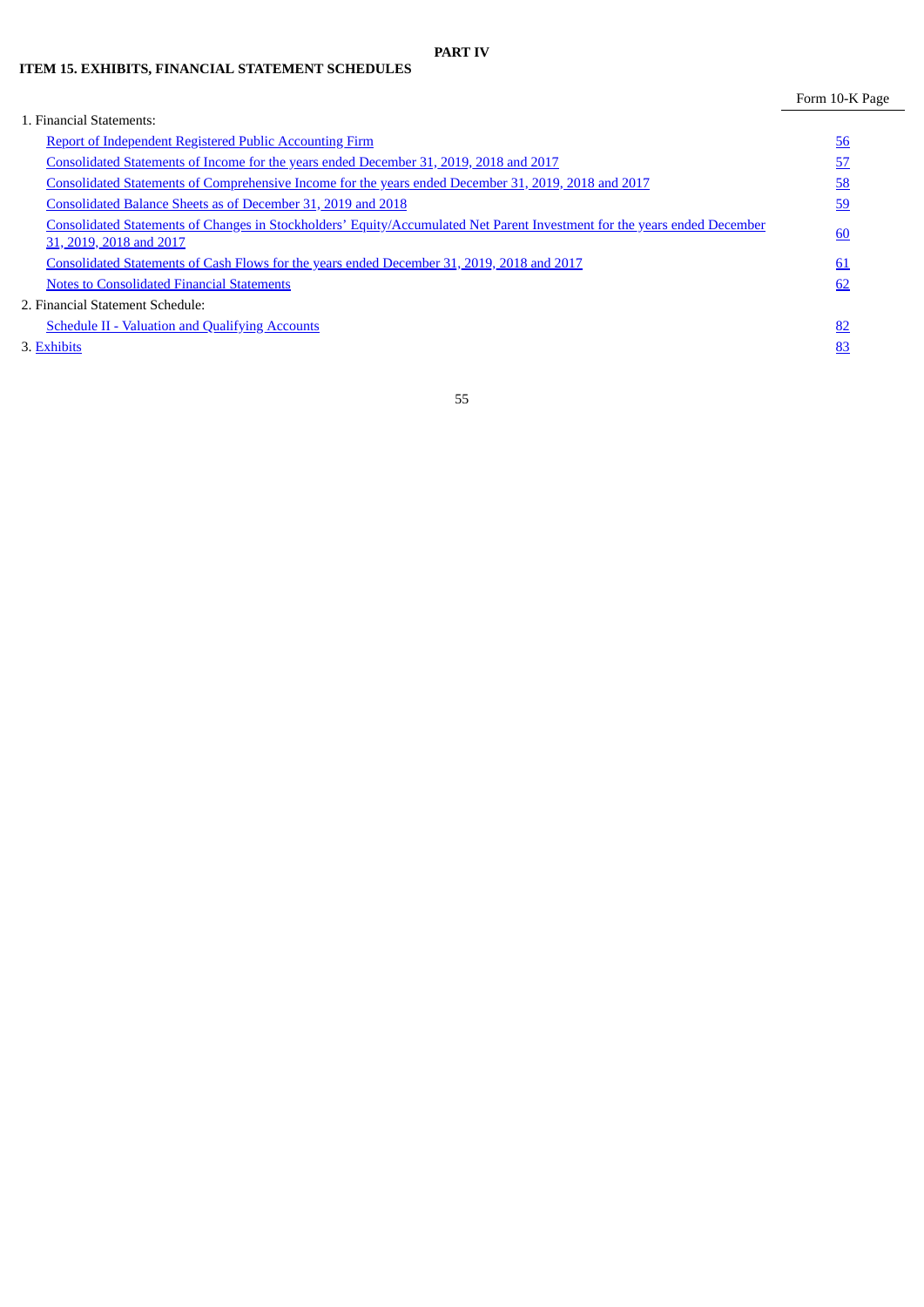# PART IV

## ITEM 15. EXHIBITS, FINANCIAL STATEMENT SCHEDULES

| | Form 10-K Page |
|---|---|
| 1. Financial Statements: | |
| Report of Independent Registered Public Accounting Firm | 56 |
| Consolidated Statements of Income for the years ended December 31, 2019, 2018 and 2017 | 57 |
| Consolidated Statements of Comprehensive Income for the years ended December 31, 2019, 2018 and 2017 | 58 |
| Consolidated Balance Sheets as of December 31, 2019 and 2018 | 59 |
| Consolidated Statements of Changes in Stockholders' Equity/Accumulated Net Parent Investment for the years ended December 31, 2019, 2018 and 2017 | 60 |
| Consolidated Statements of Cash Flows for the years ended December 31, 2019, 2018 and 2017 | 61 |
| Notes to Consolidated Financial Statements | 62 |
| 2. Financial Statement Schedule: | |
| Schedule II - Valuation and Qualifying Accounts | 82 |
| 3. Exhibits | 83 |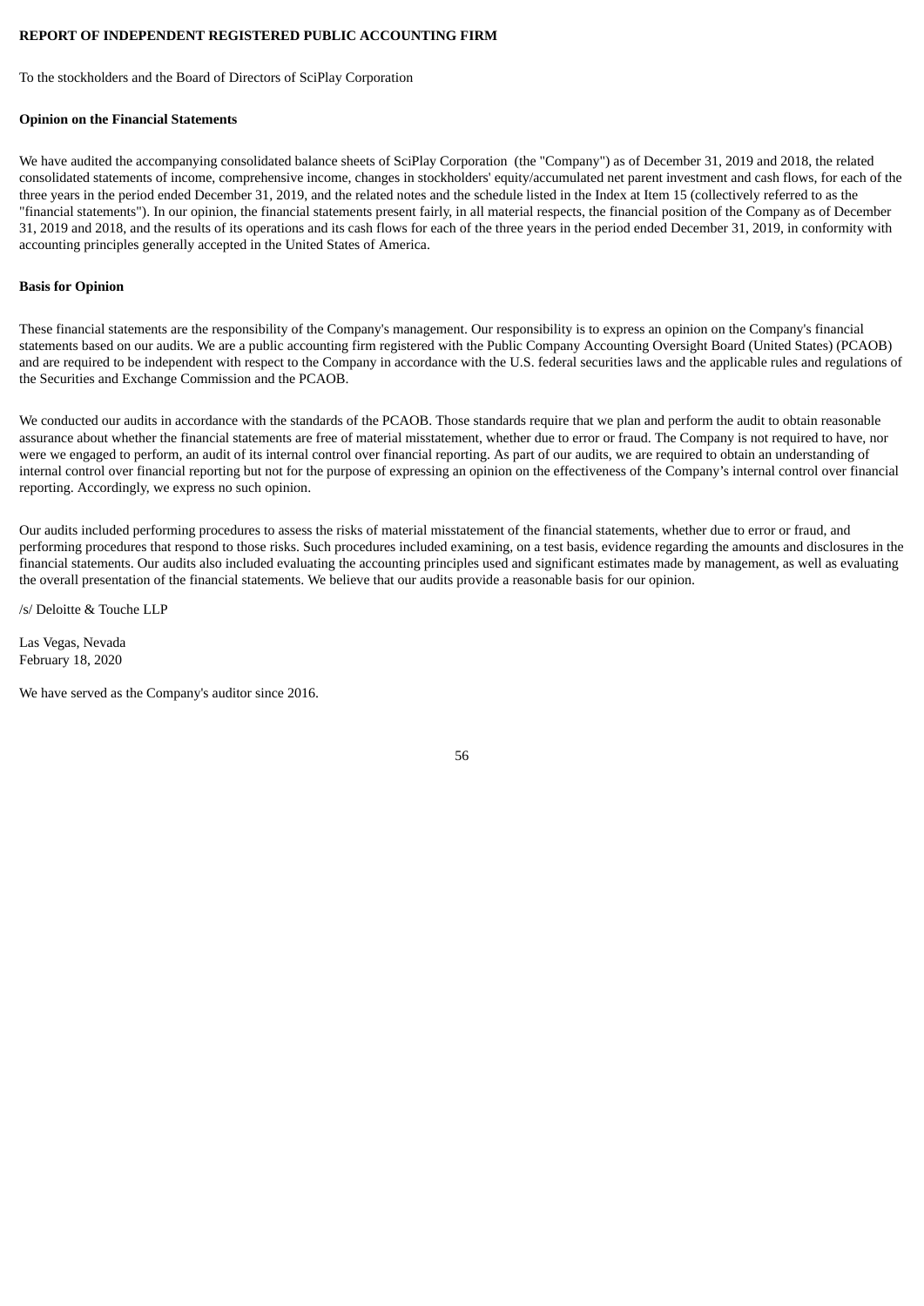**REPORT OF INDEPENDENT REGISTERED PUBLIC ACCOUNTING FIRM**

To the stockholders and the Board of Directors of SciPlay Corporation

**Opinion on the Financial Statements**

We have audited the accompanying consolidated balance sheets of SciPlay Corporation (the "Company") as of December 31, 2019 and 2018, the related consolidated statements of income, comprehensive income, changes in stockholders' equity/accumulated net parent investment and cash flows, for each of the three years in the period ended December 31, 2019, and the related notes and the schedule listed in the Index at Item 15 (collectively referred to as the "financial statements"). In our opinion, the financial statements present fairly, in all material respects, the financial position of the Company as of December 31, 2019 and 2018, and the results of its operations and its cash flows for each of the three years in the period ended December 31, 2019, in conformity with accounting principles generally accepted in the United States of America.

**Basis for Opinion**

These financial statements are the responsibility of the Company's management. Our responsibility is to express an opinion on the Company's financial statements based on our audits. We are a public accounting firm registered with the Public Company Accounting Oversight Board (United States) (PCAOB) and are required to be independent with respect to the Company in accordance with the U.S. federal securities laws and the applicable rules and regulations of the Securities and Exchange Commission and the PCAOB.

We conducted our audits in accordance with the standards of the PCAOB. Those standards require that we plan and perform the audit to obtain reasonable assurance about whether the financial statements are free of material misstatement, whether due to error or fraud. The Company is not required to have, nor were we engaged to perform, an audit of its internal control over financial reporting. As part of our audits, we are required to obtain an understanding of internal control over financial reporting but not for the purpose of expressing an opinion on the effectiveness of the Company's internal control over financial reporting. Accordingly, we express no such opinion.

Our audits included performing procedures to assess the risks of material misstatement of the financial statements, whether due to error or fraud, and performing procedures that respond to those risks. Such procedures included examining, on a test basis, evidence regarding the amounts and disclosures in the financial statements. Our audits also included evaluating the accounting principles used and significant estimates made by management, as well as evaluating the overall presentation of the financial statements. We believe that our audits provide a reasonable basis for our opinion.

/s/ Deloitte & Touche LLP

Las Vegas, Nevada
February 18, 2020

We have served as the Company's auditor since 2016.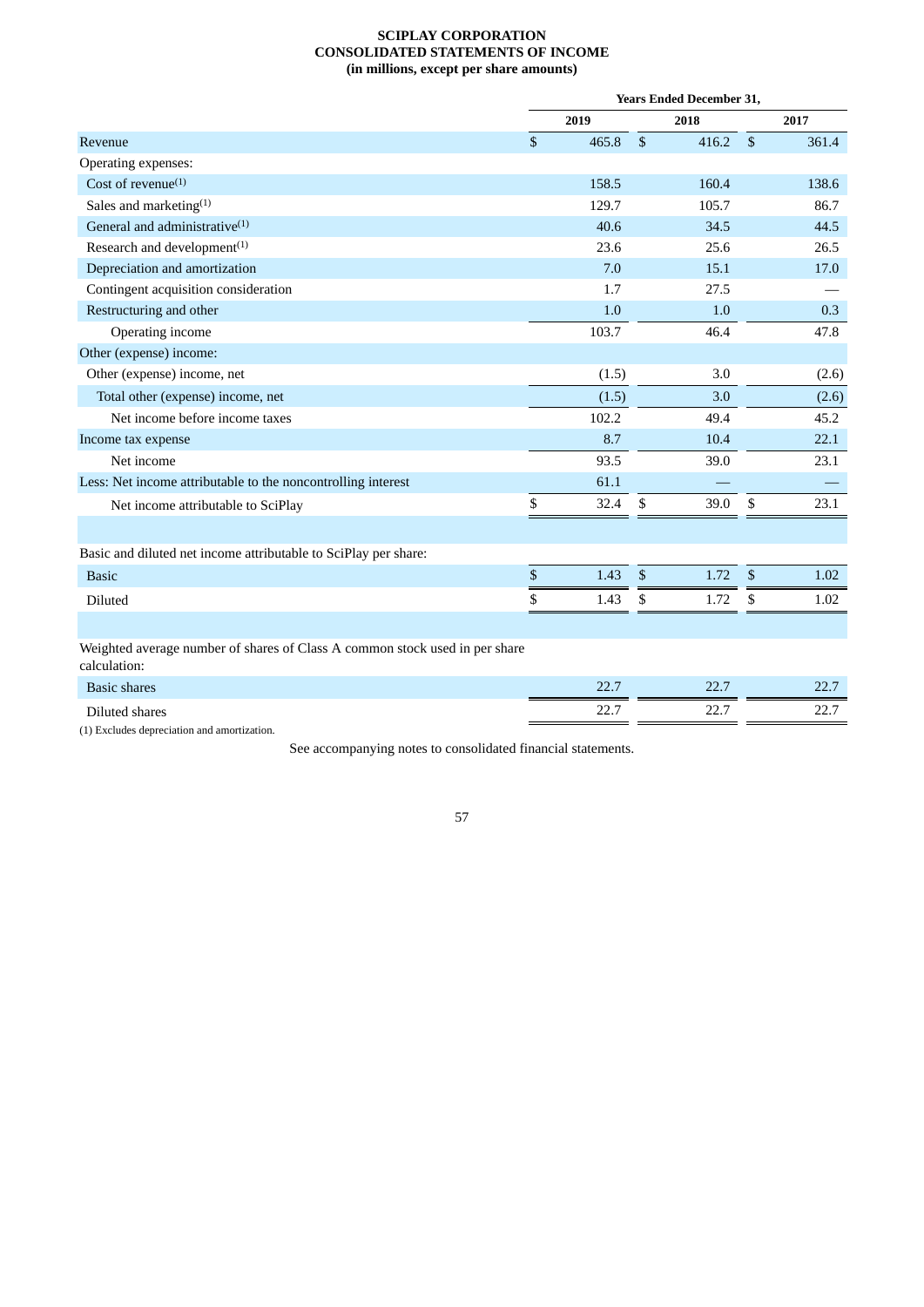**SCIPLAY CORPORATION**
**CONSOLIDATED STATEMENTS OF INCOME**
**(in millions, except per share amounts)**

| | Years Ended December 31, | | |
|---|---|---|---|
| | 2019 | 2018 | 2017 |
| Revenue | $ 465.8 | $ 416.2 | $ 361.4 |
| Operating expenses: | | | |
| Cost of revenue(1) | 158.5 | 160.4 | 138.6 |
| Sales and marketing(1) | 129.7 | 105.7 | 86.7 |
| General and administrative(1) | 40.6 | 34.5 | 44.5 |
| Research and development(1) | 23.6 | 25.6 | 26.5 |
| Depreciation and amortization | 7.0 | 15.1 | 17.0 |
| Contingent acquisition consideration | 1.7 | 27.5 | — |
| Restructuring and other | 1.0 | 1.0 | 0.3 |
| Operating income | 103.7 | 46.4 | 47.8 |
| Other (expense) income: | | | |
| Other (expense) income, net | (1.5) | 3.0 | (2.6) |
| Total other (expense) income, net | (1.5) | 3.0 | (2.6) |
| Net income before income taxes | 102.2 | 49.4 | 45.2 |
| Income tax expense | 8.7 | 10.4 | 22.1 |
| Net income | 93.5 | 39.0 | 23.1 |
| Less: Net income attributable to the noncontrolling interest | 61.1 | — | — |
| Net income attributable to SciPlay | $ 32.4 | $ 39.0 | $ 23.1 |
| | | | |
| Basic and diluted net income attributable to SciPlay per share: | | | |
| Basic | $ 1.43 | $ 1.72 | $ 1.02 |
| Diluted | $ 1.43 | $ 1.72 | $ 1.02 |
| | | | |
| Weighted average number of shares of Class A common stock used in per share calculation: | | | |
| Basic shares | 22.7 | 22.7 | 22.7 |
| Diluted shares | 22.7 | 22.7 | 22.7 |

(1) Excludes depreciation and amortization.

See accompanying notes to consolidated financial statements.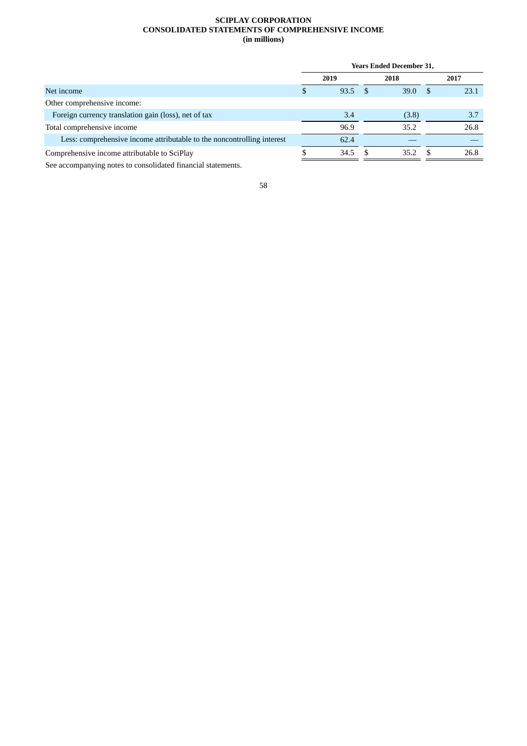**SCIPLAY CORPORATION**
**CONSOLIDATED STATEMENTS OF COMPREHENSIVE INCOME**
**(in millions)**

| | Years Ended December 31, | | |
|---|---|---|---|
| | 2019 | 2018 | 2017 |
| Net income | $ 93.5 | $ 39.0 | $ 23.1 |
| Other comprehensive income: | | | |
| Foreign currency translation gain (loss), net of tax | 3.4 | (3.8) | 3.7 |
| Total comprehensive income | 96.9 | 35.2 | 26.8 |
| Less: comprehensive income attributable to the noncontrolling interest | 62.4 | — | — |
| Comprehensive income attributable to SciPlay | $ 34.5 | $ 35.2 | $ 26.8 |

See accompanying notes to consolidated financial statements.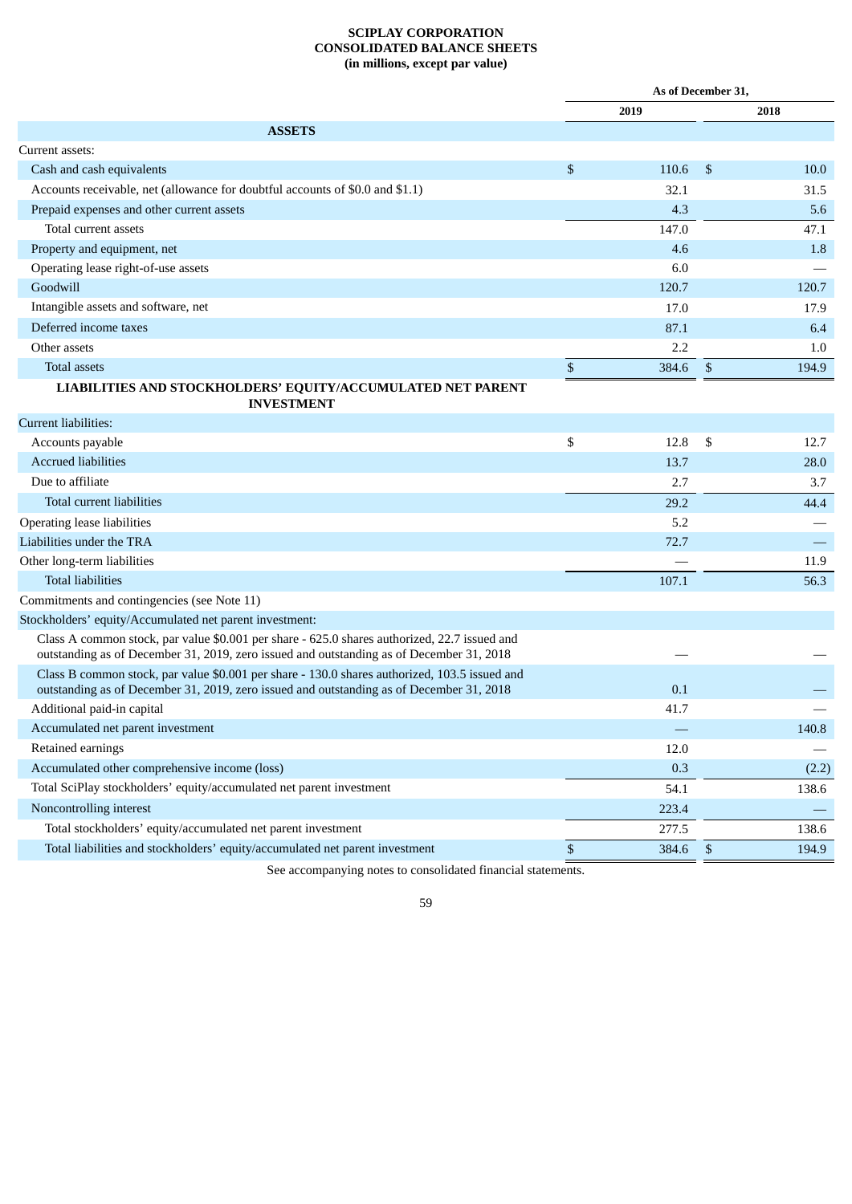**SCIPLAY CORPORATION**
**CONSOLIDATED BALANCE SHEETS**
**(in millions, except par value)**

| | As of December 31, | |
|---|---|---|
| | 2019 | 2018 |
| **ASSETS** | | |
| Current assets: | | |
| Cash and cash equivalents | $ 110.6 | $ 10.0 |
| Accounts receivable, net (allowance for doubtful accounts of $0.0 and $1.1) | 32.1 | 31.5 |
| Prepaid expenses and other current assets | 4.3 | 5.6 |
| Total current assets | 147.0 | 47.1 |
| Property and equipment, net | 4.6 | 1.8 |
| Operating lease right-of-use assets | 6.0 | — |
| Goodwill | 120.7 | 120.7 |
| Intangible assets and software, net | 17.0 | 17.9 |
| Deferred income taxes | 87.1 | 6.4 |
| Other assets | 2.2 | 1.0 |
| Total assets | $ 384.6 | $ 194.9 |
| **LIABILITIES AND STOCKHOLDERS' EQUITY/ACCUMULATED NET PARENT INVESTMENT** | | |
| Current liabilities: | | |
| Accounts payable | $ 12.8 | $ 12.7 |
| Accrued liabilities | 13.7 | 28.0 |
| Due to affiliate | 2.7 | 3.7 |
| Total current liabilities | 29.2 | 44.4 |
| Operating lease liabilities | 5.2 | — |
| Liabilities under the TRA | 72.7 | — |
| Other long-term liabilities | — | 11.9 |
| Total liabilities | 107.1 | 56.3 |
| Commitments and contingencies (see Note 11) | | |
| Stockholders' equity/Accumulated net parent investment: | | |
| Class A common stock, par value $0.001 per share - 625.0 shares authorized, 22.7 issued and outstanding as of December 31, 2019, zero issued and outstanding as of December 31, 2018 | — | — |
| Class B common stock, par value $0.001 per share - 130.0 shares authorized, 103.5 issued and outstanding as of December 31, 2019, zero issued and outstanding as of December 31, 2018 | 0.1 | — |
| Additional paid-in capital | 41.7 | — |
| Accumulated net parent investment | — | 140.8 |
| Retained earnings | 12.0 | — |
| Accumulated other comprehensive income (loss) | 0.3 | (2.2) |
| Total SciPlay stockholders' equity/accumulated net parent investment | 54.1 | 138.6 |
| Noncontrolling interest | 223.4 | — |
| Total stockholders' equity/accumulated net parent investment | 277.5 | 138.6 |
| Total liabilities and stockholders' equity/accumulated net parent investment | $ 384.6 | $ 194.9 |

See accompanying notes to consolidated financial statements.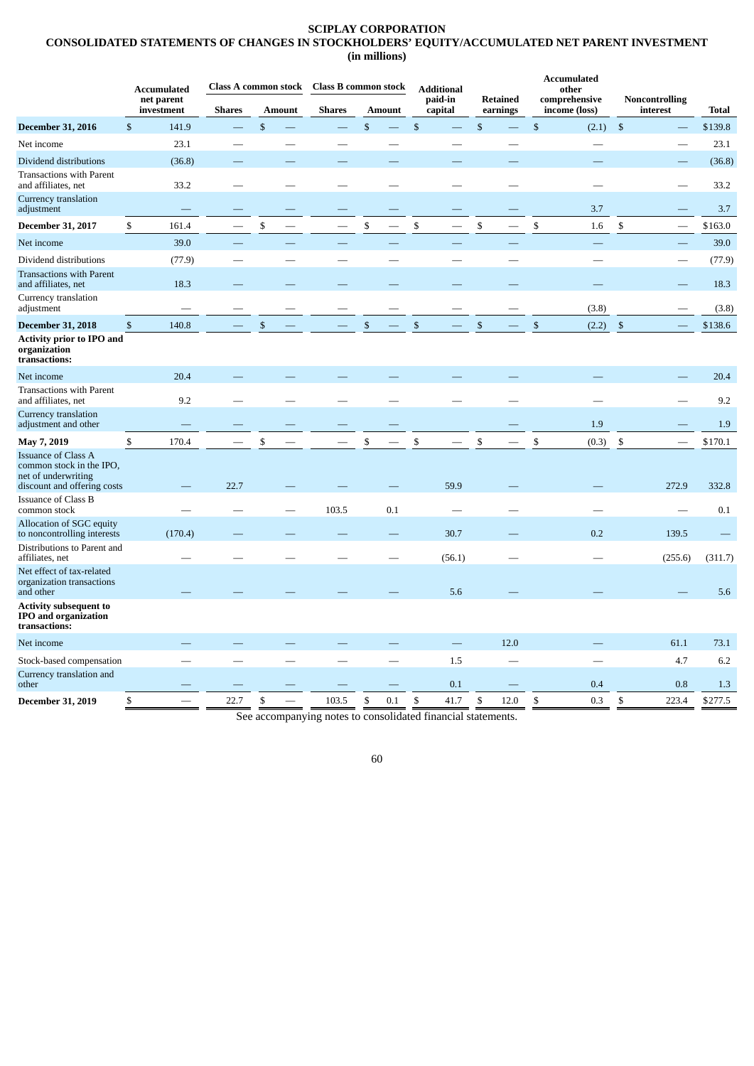# SCIPLAY CORPORATION
## CONSOLIDATED STATEMENTS OF CHANGES IN STOCKHOLDERS' EQUITY/ACCUMULATED NET PARENT INVESTMENT
**(in millions)**

| | Accumulated net parent investment | Class A common stock | | Class B common stock | | Additional paid-in capital | Retained earnings | Accumulated other comprehensive income (loss) | Noncontrolling interest | Total |
|---|---|---|---|---|---|---|---|---|---|---|
| | | Shares | Amount | Shares | Amount | | | | | |
| **December 31, 2016** | $ 141.9 | — | $ — | — | $ — | $ — | $ — | $ (2.1) | $ — | $139.8 |
| Net income | 23.1 | — | — | — | — | — | — | — | — | 23.1 |
| Dividend distributions | (36.8) | — | — | — | — | — | — | — | — | (36.8) |
| Transactions with Parent and affiliates, net | 33.2 | — | — | — | — | — | — | — | — | 33.2 |
| Currency translation adjustment | — | — | — | — | — | — | — | 3.7 | — | 3.7 |
| **December 31, 2017** | $ 161.4 | — | $ — | — | $ — | $ — | $ — | $ 1.6 | $ — | $163.0 |
| Net income | 39.0 | — | — | — | — | — | — | — | — | 39.0 |
| Dividend distributions | (77.9) | — | — | — | — | — | — | — | — | (77.9) |
| Transactions with Parent and affiliates, net | 18.3 | — | — | — | — | — | — | — | — | 18.3 |
| Currency translation adjustment | — | — | — | — | — | — | — | (3.8) | — | (3.8) |
| **December 31, 2018** | $ 140.8 | — | $ — | — | $ — | $ — | $ — | $ (2.2) | $ — | $138.6 |
| **Activity prior to IPO and organization transactions:** | | | | | | | | | | |
| Net income | 20.4 | — | — | — | — | — | — | — | — | 20.4 |
| Transactions with Parent and affiliates, net | 9.2 | — | — | — | — | — | — | — | — | 9.2 |
| Currency translation adjustment and other | — | — | — | — | — | | — | 1.9 | — | 1.9 |
| **May 7, 2019** | $ 170.4 | — | $ — | — | $ — | $ — | $ — | $ (0.3) | $ — | $170.1 |
| Issuance of Class A common stock in the IPO, net of underwriting discount and offering costs | — | 22.7 | — | — | — | 59.9 | — | — | 272.9 | 332.8 |
| Issuance of Class B common stock | — | — | — | 103.5 | 0.1 | — | — | — | — | 0.1 |
| Allocation of SGC equity to noncontrolling interests | (170.4) | — | — | — | — | 30.7 | — | 0.2 | 139.5 | — |
| Distributions to Parent and affiliates, net | — | — | — | — | — | (56.1) | — | — | (255.6) | (311.7) |
| Net effect of tax-related organization transactions and other | — | — | — | — | — | 5.6 | — | — | — | 5.6 |
| **Activity subsequent to IPO and organization transactions:** | | | | | | | | | | |
| Net income | — | — | — | — | — | — | 12.0 | — | 61.1 | 73.1 |
| Stock-based compensation | — | — | — | — | — | 1.5 | — | — | 4.7 | 6.2 |
| Currency translation and other | — | — | — | — | — | 0.1 | — | 0.4 | 0.8 | 1.3 |
| **December 31, 2019** | $ — | 22.7 | $ — | 103.5 | $ 0.1 | $ 41.7 | $ 12.0 | $ 0.3 | $ 223.4 | $277.5 |

See accompanying notes to consolidated financial statements.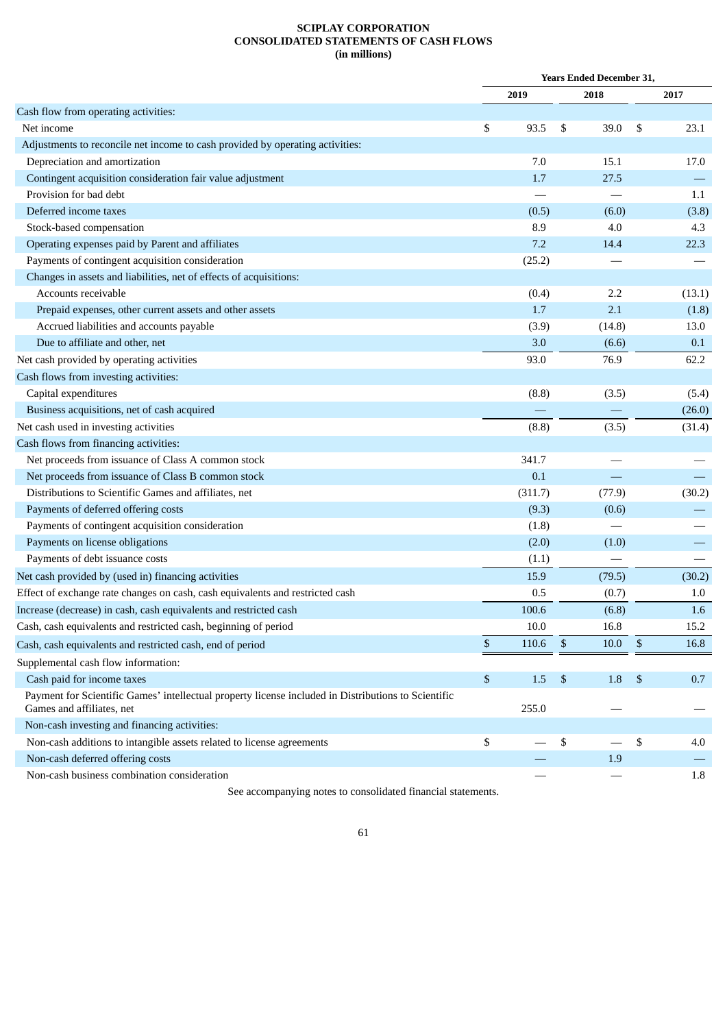# SCIPLAY CORPORATION
## CONSOLIDATED STATEMENTS OF CASH FLOWS
### (in millions)

| | Years Ended December 31, | | |
|---|---|---|---|
| | 2019 | 2018 | 2017 |
| Cash flow from operating activities: | | | |
| Net income | $ 93.5 | $ 39.0 | $ 23.1 |
| Adjustments to reconcile net income to cash provided by operating activities: | | | |
| Depreciation and amortization | 7.0 | 15.1 | 17.0 |
| Contingent acquisition consideration fair value adjustment | 1.7 | 27.5 | — |
| Provision for bad debt | — | — | 1.1 |
| Deferred income taxes | (0.5) | (6.0) | (3.8) |
| Stock-based compensation | 8.9 | 4.0 | 4.3 |
| Operating expenses paid by Parent and affiliates | 7.2 | 14.4 | 22.3 |
| Payments of contingent acquisition consideration | (25.2) | — | — |
| Changes in assets and liabilities, net of effects of acquisitions: | | | |
| Accounts receivable | (0.4) | 2.2 | (13.1) |
| Prepaid expenses, other current assets and other assets | 1.7 | 2.1 | (1.8) |
| Accrued liabilities and accounts payable | (3.9) | (14.8) | 13.0 |
| Due to affiliate and other, net | 3.0 | (6.6) | 0.1 |
| Net cash provided by operating activities | 93.0 | 76.9 | 62.2 |
| Cash flows from investing activities: | | | |
| Capital expenditures | (8.8) | (3.5) | (5.4) |
| Business acquisitions, net of cash acquired | — | — | (26.0) |
| Net cash used in investing activities | (8.8) | (3.5) | (31.4) |
| Cash flows from financing activities: | | | |
| Net proceeds from issuance of Class A common stock | 341.7 | — | — |
| Net proceeds from issuance of Class B common stock | 0.1 | — | — |
| Distributions to Scientific Games and affiliates, net | (311.7) | (77.9) | (30.2) |
| Payments of deferred offering costs | (9.3) | (0.6) | — |
| Payments of contingent acquisition consideration | (1.8) | — | — |
| Payments on license obligations | (2.0) | (1.0) | — |
| Payments of debt issuance costs | (1.1) | — | — |
| Net cash provided by (used in) financing activities | 15.9 | (79.5) | (30.2) |
| Effect of exchange rate changes on cash, cash equivalents and restricted cash | 0.5 | (0.7) | 1.0 |
| Increase (decrease) in cash, cash equivalents and restricted cash | 100.6 | (6.8) | 1.6 |
| Cash, cash equivalents and restricted cash, beginning of period | 10.0 | 16.8 | 15.2 |
| Cash, cash equivalents and restricted cash, end of period | $ 110.6 | $ 10.0 | $ 16.8 |
| Supplemental cash flow information: | | | |
| Cash paid for income taxes | $ 1.5 | $ 1.8 | $ 0.7 |
| Payment for Scientific Games' intellectual property license included in Distributions to Scientific Games and affiliates, net | 255.0 | — | — |
| Non-cash investing and financing activities: | | | |
| Non-cash additions to intangible assets related to license agreements | $ — | $ — | $ 4.0 |
| Non-cash deferred offering costs | — | 1.9 | — |
| Non-cash business combination consideration | — | — | 1.8 |

See accompanying notes to consolidated financial statements.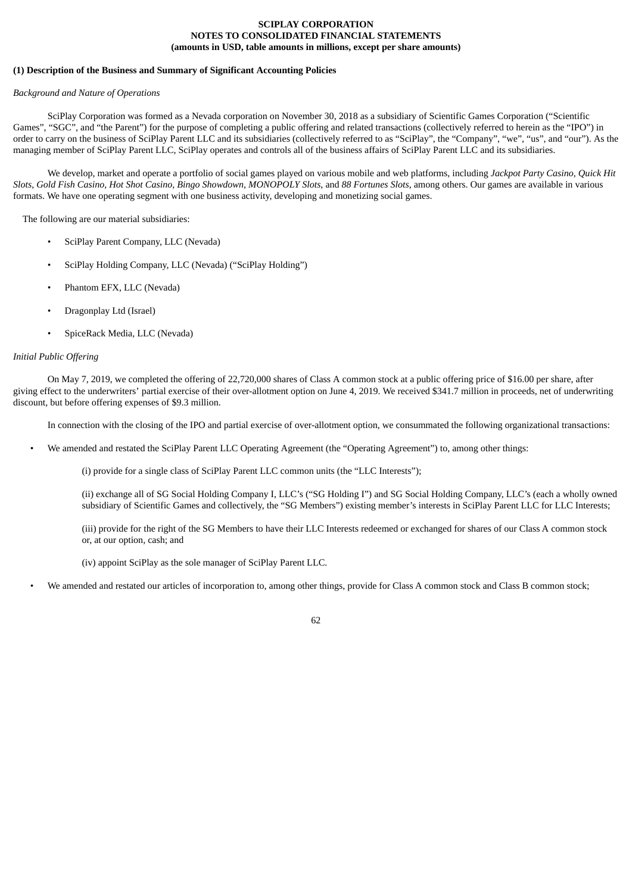**SCIPLAY CORPORATION**
**NOTES TO CONSOLIDATED FINANCIAL STATEMENTS**
**(amounts in USD, table amounts in millions, except per share amounts)**

**(1) Description of the Business and Summary of Significant Accounting Policies**

*Background and Nature of Operations*

SciPlay Corporation was formed as a Nevada corporation on November 30, 2018 as a subsidiary of Scientific Games Corporation ("Scientific Games", "SGC", and "the Parent") for the purpose of completing a public offering and related transactions (collectively referred to herein as the "IPO") in order to carry on the business of SciPlay Parent LLC and its subsidiaries (collectively referred to as "SciPlay", the "Company", "we", "us", and "our"). As the managing member of SciPlay Parent LLC, SciPlay operates and controls all of the business affairs of SciPlay Parent LLC and its subsidiaries.

We develop, market and operate a portfolio of social games played on various mobile and web platforms, including *Jackpot Party Casino*, *Quick Hit Slots*, *Gold Fish Casino*, *Hot Shot Casino*, *Bingo Showdown*, *MONOPOLY Slots*, and *88 Fortunes Slots*, among others. Our games are available in various formats. We have one operating segment with one business activity, developing and monetizing social games.

The following are our material subsidiaries:

- SciPlay Parent Company, LLC (Nevada)
- SciPlay Holding Company, LLC (Nevada) ("SciPlay Holding")
- Phantom EFX, LLC (Nevada)
- Dragonplay Ltd (Israel)
- SpiceRack Media, LLC (Nevada)

*Initial Public Offering*

On May 7, 2019, we completed the offering of 22,720,000 shares of Class A common stock at a public offering price of $16.00 per share, after giving effect to the underwriters' partial exercise of their over-allotment option on June 4, 2019. We received $341.7 million in proceeds, net of underwriting discount, but before offering expenses of $9.3 million.

In connection with the closing of the IPO and partial exercise of over-allotment option, we consummated the following organizational transactions:

- We amended and restated the SciPlay Parent LLC Operating Agreement (the "Operating Agreement") to, among other things:

  (i) provide for a single class of SciPlay Parent LLC common units (the "LLC Interests");

  (ii) exchange all of SG Social Holding Company I, LLC's ("SG Holding I") and SG Social Holding Company, LLC's (each a wholly owned subsidiary of Scientific Games and collectively, the "SG Members") existing member's interests in SciPlay Parent LLC for LLC Interests;

  (iii) provide for the right of the SG Members to have their LLC Interests redeemed or exchanged for shares of our Class A common stock or, at our option, cash; and

  (iv) appoint SciPlay as the sole manager of SciPlay Parent LLC.

- We amended and restated our articles of incorporation to, among other things, provide for Class A common stock and Class B common stock;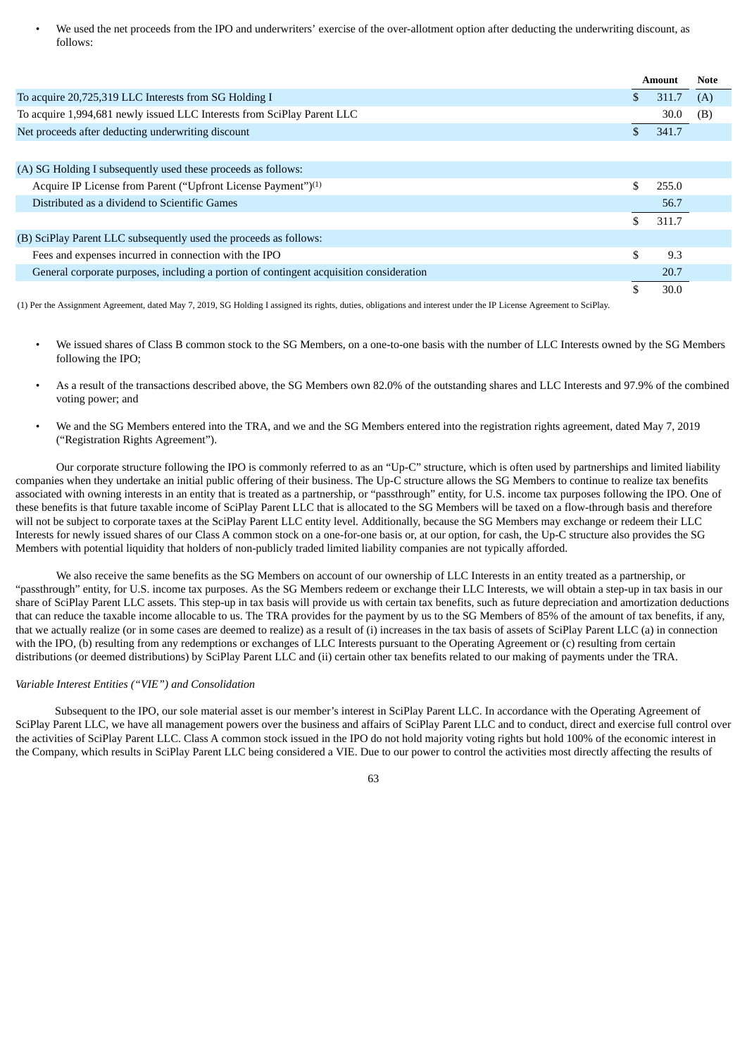- We used the net proceeds from the IPO and underwriters' exercise of the over-allotment option after deducting the underwriting discount, as follows:

| | Amount | Note |
|---|---|---|
| To acquire 20,725,319 LLC Interests from SG Holding I | $ 311.7 | (A) |
| To acquire 1,994,681 newly issued LLC Interests from SciPlay Parent LLC | 30.0 | (B) |
| Net proceeds after deducting underwriting discount | $ 341.7 | |
| | | |
| (A) SG Holding I subsequently used these proceeds as follows: | | |
| Acquire IP License from Parent ("Upfront License Payment")(1) | $ 255.0 | |
| Distributed as a dividend to Scientific Games | 56.7 | |
| | $ 311.7 | |
| (B) SciPlay Parent LLC subsequently used the proceeds as follows: | | |
| Fees and expenses incurred in connection with the IPO | $ 9.3 | |
| General corporate purposes, including a portion of contingent acquisition consideration | 20.7 | |
| | $ 30.0 | |

(1) Per the Assignment Agreement, dated May 7, 2019, SG Holding I assigned its rights, duties, obligations and interest under the IP License Agreement to SciPlay.

- We issued shares of Class B common stock to the SG Members, on a one-to-one basis with the number of LLC Interests owned by the SG Members following the IPO;
- As a result of the transactions described above, the SG Members own 82.0% of the outstanding shares and LLC Interests and 97.9% of the combined voting power; and
- We and the SG Members entered into the TRA, and we and the SG Members entered into the registration rights agreement, dated May 7, 2019 ("Registration Rights Agreement").

Our corporate structure following the IPO is commonly referred to as an "Up-C" structure, which is often used by partnerships and limited liability companies when they undertake an initial public offering of their business. The Up-C structure allows the SG Members to continue to realize tax benefits associated with owning interests in an entity that is treated as a partnership, or "passthrough" entity, for U.S. income tax purposes following the IPO. One of these benefits is that future taxable income of SciPlay Parent LLC that is allocated to the SG Members will be taxed on a flow-through basis and therefore will not be subject to corporate taxes at the SciPlay Parent LLC entity level. Additionally, because the SG Members may exchange or redeem their LLC Interests for newly issued shares of our Class A common stock on a one-for-one basis or, at our option, for cash, the Up-C structure also provides the SG Members with potential liquidity that holders of non-publicly traded limited liability companies are not typically afforded.

We also receive the same benefits as the SG Members on account of our ownership of LLC Interests in an entity treated as a partnership, or "passthrough" entity, for U.S. income tax purposes. As the SG Members redeem or exchange their LLC Interests, we will obtain a step-up in tax basis in our share of SciPlay Parent LLC assets. This step-up in tax basis will provide us with certain tax benefits, such as future depreciation and amortization deductions that can reduce the taxable income allocable to us. The TRA provides for the payment by us to the SG Members of 85% of the amount of tax benefits, if any, that we actually realize (or in some cases are deemed to realize) as a result of (i) increases in the tax basis of assets of SciPlay Parent LLC (a) in connection with the IPO, (b) resulting from any redemptions or exchanges of LLC Interests pursuant to the Operating Agreement or (c) resulting from certain distributions (or deemed distributions) by SciPlay Parent LLC and (ii) certain other tax benefits related to our making of payments under the TRA.

*Variable Interest Entities ("VIE") and Consolidation*

Subsequent to the IPO, our sole material asset is our member's interest in SciPlay Parent LLC. In accordance with the Operating Agreement of SciPlay Parent LLC, we have all management powers over the business and affairs of SciPlay Parent LLC and to conduct, direct and exercise full control over the activities of SciPlay Parent LLC. Class A common stock issued in the IPO do not hold majority voting rights but hold 100% of the economic interest in the Company, which results in SciPlay Parent LLC being considered a VIE. Due to our power to control the activities most directly affecting the results of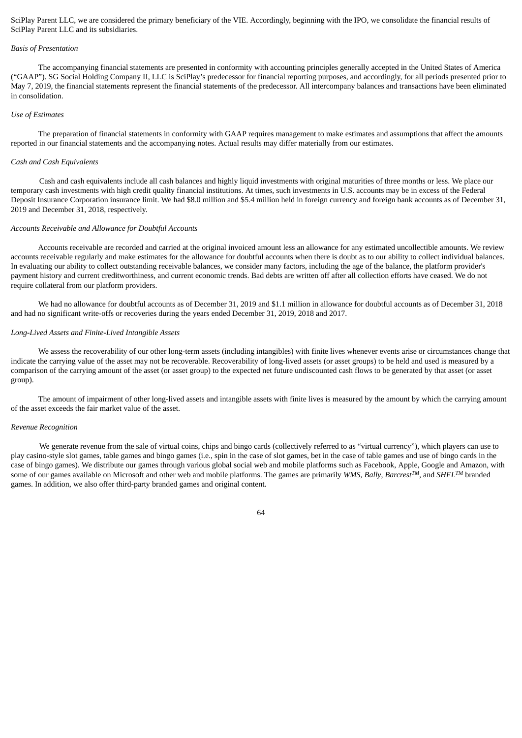SciPlay Parent LLC, we are considered the primary beneficiary of the VIE. Accordingly, beginning with the IPO, we consolidate the financial results of SciPlay Parent LLC and its subsidiaries.

*Basis of Presentation*

The accompanying financial statements are presented in conformity with accounting principles generally accepted in the United States of America ("GAAP"). SG Social Holding Company II, LLC is SciPlay's predecessor for financial reporting purposes, and accordingly, for all periods presented prior to May 7, 2019, the financial statements represent the financial statements of the predecessor. All intercompany balances and transactions have been eliminated in consolidation.

*Use of Estimates*

The preparation of financial statements in conformity with GAAP requires management to make estimates and assumptions that affect the amounts reported in our financial statements and the accompanying notes. Actual results may differ materially from our estimates.

*Cash and Cash Equivalents*

Cash and cash equivalents include all cash balances and highly liquid investments with original maturities of three months or less. We place our temporary cash investments with high credit quality financial institutions. At times, such investments in U.S. accounts may be in excess of the Federal Deposit Insurance Corporation insurance limit. We had $8.0 million and $5.4 million held in foreign currency and foreign bank accounts as of December 31, 2019 and December 31, 2018, respectively.

*Accounts Receivable and Allowance for Doubtful Accounts*

Accounts receivable are recorded and carried at the original invoiced amount less an allowance for any estimated uncollectible amounts. We review accounts receivable regularly and make estimates for the allowance for doubtful accounts when there is doubt as to our ability to collect individual balances. In evaluating our ability to collect outstanding receivable balances, we consider many factors, including the age of the balance, the platform provider's payment history and current creditworthiness, and current economic trends. Bad debts are written off after all collection efforts have ceased. We do not require collateral from our platform providers.

We had no allowance for doubtful accounts as of December 31, 2019 and $1.1 million in allowance for doubtful accounts as of December 31, 2018 and had no significant write-offs or recoveries during the years ended December 31, 2019, 2018 and 2017.

*Long-Lived Assets and Finite-Lived Intangible Assets*

We assess the recoverability of our other long-term assets (including intangibles) with finite lives whenever events arise or circumstances change that indicate the carrying value of the asset may not be recoverable. Recoverability of long-lived assets (or asset groups) to be held and used is measured by a comparison of the carrying amount of the asset (or asset group) to the expected net future undiscounted cash flows to be generated by that asset (or asset group).

The amount of impairment of other long-lived assets and intangible assets with finite lives is measured by the amount by which the carrying amount of the asset exceeds the fair market value of the asset.

*Revenue Recognition*

We generate revenue from the sale of virtual coins, chips and bingo cards (collectively referred to as "virtual currency"), which players can use to play casino-style slot games, table games and bingo games (i.e., spin in the case of slot games, bet in the case of table games and use of bingo cards in the case of bingo games). We distribute our games through various global social web and mobile platforms such as Facebook, Apple, Google and Amazon, with some of our games available on Microsoft and other web and mobile platforms. The games are primarily *WMS*, *Bally*, *Barcrest™*, and *SHFL™* branded games. In addition, we also offer third-party branded games and original content.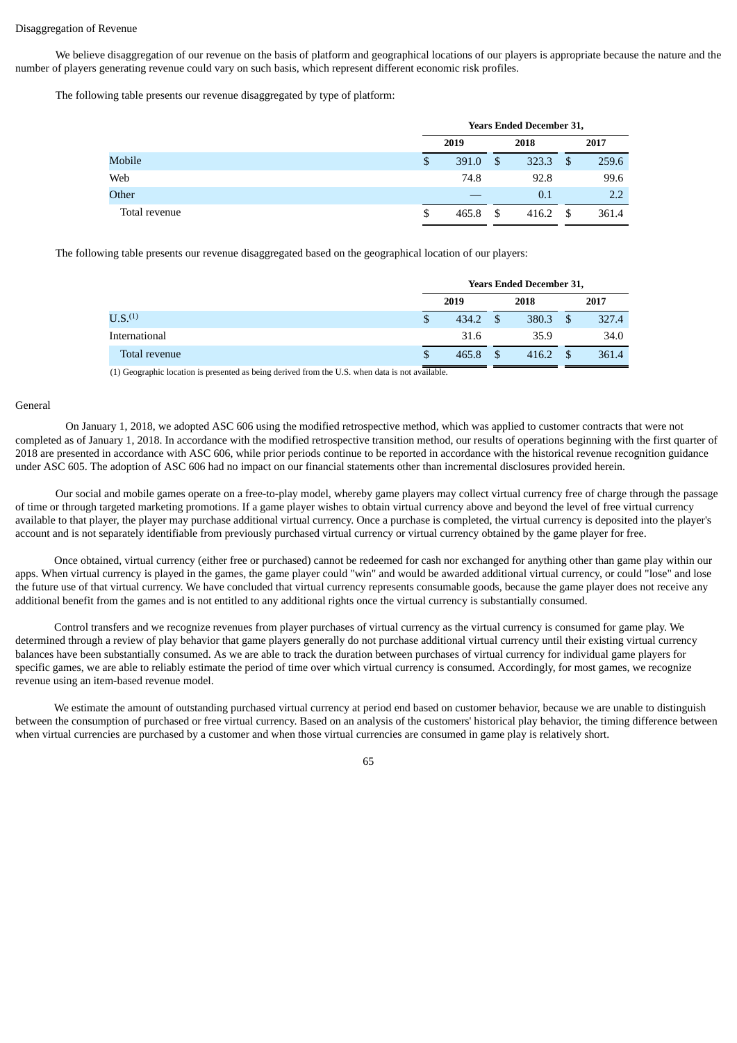Disaggregation of Revenue

We believe disaggregation of our revenue on the basis of platform and geographical locations of our players is appropriate because the nature and the number of players generating revenue could vary on such basis, which represent different economic risk profiles.

The following table presents our revenue disaggregated by type of platform:

| | Years Ended December 31, | | |
|---|---|---|---|
| | 2019 | 2018 | 2017 |
| Mobile | $ 391.0 | $ 323.3 | $ 259.6 |
| Web | 74.8 | 92.8 | 99.6 |
| Other | — | 0.1 | 2.2 |
| Total revenue | $ 465.8 | $ 416.2 | $ 361.4 |

The following table presents our revenue disaggregated based on the geographical location of our players:

| | Years Ended December 31, | | |
|---|---|---|---|
| | 2019 | 2018 | 2017 |
| U.S.[(1)] | $ 434.2 | $ 380.3 | $ 327.4 |
| International | 31.6 | 35.9 | 34.0 |
| Total revenue | $ 465.8 | $ 416.2 | $ 361.4 |

(1) Geographic location is presented as being derived from the U.S. when data is not available.

General

On January 1, 2018, we adopted ASC 606 using the modified retrospective method, which was applied to customer contracts that were not completed as of January 1, 2018. In accordance with the modified retrospective transition method, our results of operations beginning with the first quarter of 2018 are presented in accordance with ASC 606, while prior periods continue to be reported in accordance with the historical revenue recognition guidance under ASC 605. The adoption of ASC 606 had no impact on our financial statements other than incremental disclosures provided herein.

Our social and mobile games operate on a free-to-play model, whereby game players may collect virtual currency free of charge through the passage of time or through targeted marketing promotions. If a game player wishes to obtain virtual currency above and beyond the level of free virtual currency available to that player, the player may purchase additional virtual currency. Once a purchase is completed, the virtual currency is deposited into the player's account and is not separately identifiable from previously purchased virtual currency or virtual currency obtained by the game player for free.

Once obtained, virtual currency (either free or purchased) cannot be redeemed for cash nor exchanged for anything other than game play within our apps. When virtual currency is played in the games, the game player could "win" and would be awarded additional virtual currency, or could "lose" and lose the future use of that virtual currency. We have concluded that virtual currency represents consumable goods, because the game player does not receive any additional benefit from the games and is not entitled to any additional rights once the virtual currency is substantially consumed.

Control transfers and we recognize revenues from player purchases of virtual currency as the virtual currency is consumed for game play. We determined through a review of play behavior that game players generally do not purchase additional virtual currency until their existing virtual currency balances have been substantially consumed. As we are able to track the duration between purchases of virtual currency for individual game players for specific games, we are able to reliably estimate the period of time over which virtual currency is consumed. Accordingly, for most games, we recognize revenue using an item-based revenue model.

We estimate the amount of outstanding purchased virtual currency at period end based on customer behavior, because we are unable to distinguish between the consumption of purchased or free virtual currency. Based on an analysis of the customers' historical play behavior, the timing difference between when virtual currencies are purchased by a customer and when those virtual currencies are consumed in game play is relatively short.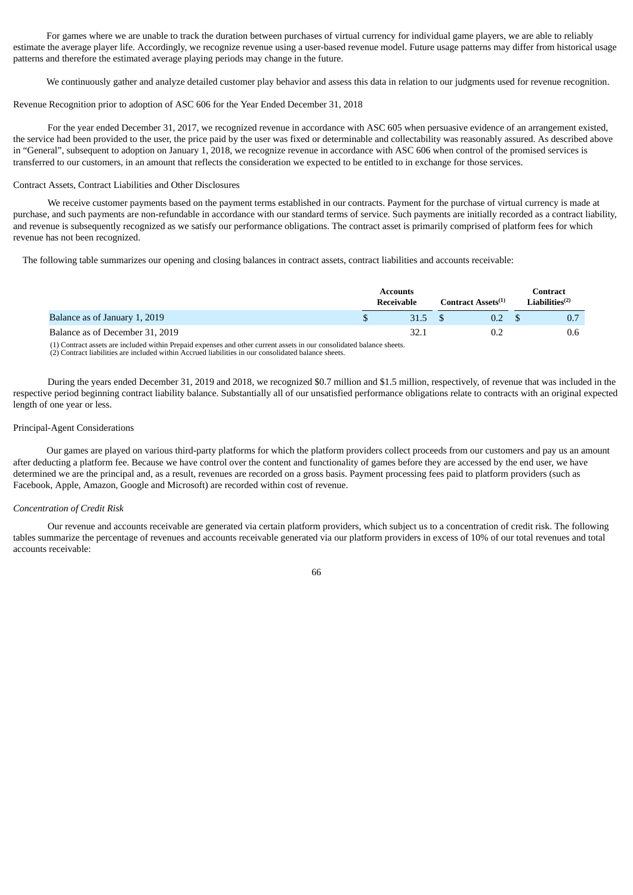For games where we are unable to track the duration between purchases of virtual currency for individual game players, we are able to reliably estimate the average player life. Accordingly, we recognize revenue using a user-based revenue model. Future usage patterns may differ from historical usage patterns and therefore the estimated average playing periods may change in the future.

We continuously gather and analyze detailed customer play behavior and assess this data in relation to our judgments used for revenue recognition.

Revenue Recognition prior to adoption of ASC 606 for the Year Ended December 31, 2018

For the year ended December 31, 2017, we recognized revenue in accordance with ASC 605 when persuasive evidence of an arrangement existed, the service had been provided to the user, the price paid by the user was fixed or determinable and collectability was reasonably assured. As described above in "General", subsequent to adoption on January 1, 2018, we recognize revenue in accordance with ASC 606 when control of the promised services is transferred to our customers, in an amount that reflects the consideration we expected to be entitled to in exchange for those services.

Contract Assets, Contract Liabilities and Other Disclosures

We receive customer payments based on the payment terms established in our contracts. Payment for the purchase of virtual currency is made at purchase, and such payments are non-refundable in accordance with our standard terms of service. Such payments are initially recorded as a contract liability, and revenue is subsequently recognized as we satisfy our performance obligations. The contract asset is primarily comprised of platform fees for which revenue has not been recognized.

The following table summarizes our opening and closing balances in contract assets, contract liabilities and accounts receivable:

| | Accounts Receivable | Contract Assets[1] | Contract Liabilities[2] |
|---|---|---|---|
| Balance as of January 1, 2019 | $ 31.5 | $ 0.2 | $ 0.7 |
| Balance as of December 31, 2019 | 32.1 | 0.2 | 0.6 |

(1) Contract assets are included within Prepaid expenses and other current assets in our consolidated balance sheets.
(2) Contract liabilities are included within Accrued liabilities in our consolidated balance sheets.

During the years ended December 31, 2019 and 2018, we recognized $0.7 million and $1.5 million, respectively, of revenue that was included in the respective period beginning contract liability balance. Substantially all of our unsatisfied performance obligations relate to contracts with an original expected length of one year or less.

Principal-Agent Considerations

Our games are played on various third-party platforms for which the platform providers collect proceeds from our customers and pay us an amount after deducting a platform fee. Because we have control over the content and functionality of games before they are accessed by the end user, we have determined we are the principal and, as a result, revenues are recorded on a gross basis. Payment processing fees paid to platform providers (such as Facebook, Apple, Amazon, Google and Microsoft) are recorded within cost of revenue.

*Concentration of Credit Risk*

Our revenue and accounts receivable are generated via certain platform providers, which subject us to a concentration of credit risk. The following tables summarize the percentage of revenues and accounts receivable generated via our platform providers in excess of 10% of our total revenues and total accounts receivable: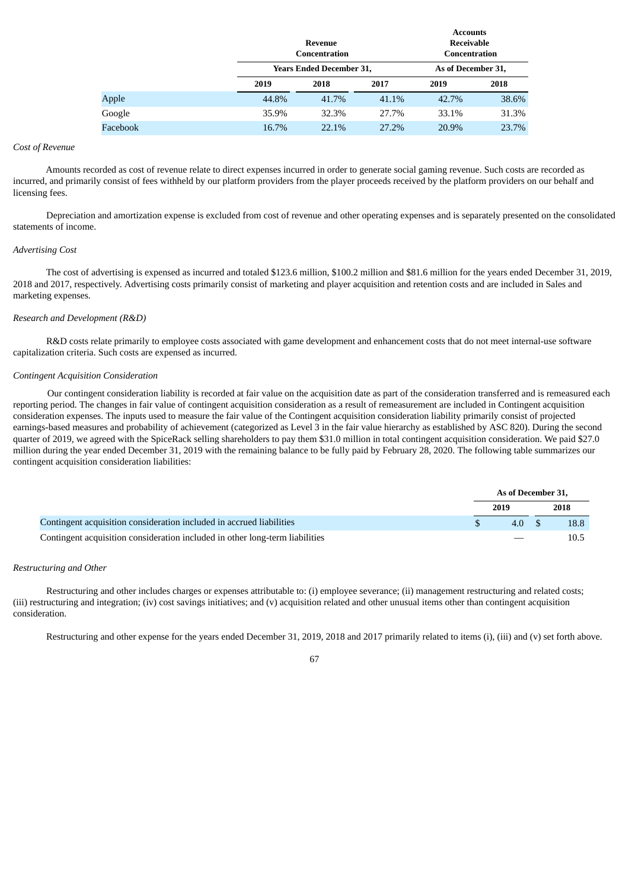| | Revenue Concentration | | | Accounts Receivable Concentration | |
|---|---|---|---|---|---|
| | Years Ended December 31, | | | As of December 31, | |
| | 2019 | 2018 | 2017 | 2019 | 2018 |
| Apple | 44.8% | 41.7% | 41.1% | 42.7% | 38.6% |
| Google | 35.9% | 32.3% | 27.7% | 33.1% | 31.3% |
| Facebook | 16.7% | 22.1% | 27.2% | 20.9% | 23.7% |

*Cost of Revenue*

Amounts recorded as cost of revenue relate to direct expenses incurred in order to generate social gaming revenue. Such costs are recorded as incurred, and primarily consist of fees withheld by our platform providers from the player proceeds received by the platform providers on our behalf and licensing fees.

Depreciation and amortization expense is excluded from cost of revenue and other operating expenses and is separately presented on the consolidated statements of income.

*Advertising Cost*

The cost of advertising is expensed as incurred and totaled $123.6 million, $100.2 million and $81.6 million for the years ended December 31, 2019, 2018 and 2017, respectively. Advertising costs primarily consist of marketing and player acquisition and retention costs and are included in Sales and marketing expenses.

*Research and Development (R&D)*

R&D costs relate primarily to employee costs associated with game development and enhancement costs that do not meet internal-use software capitalization criteria. Such costs are expensed as incurred.

*Contingent Acquisition Consideration*

Our contingent consideration liability is recorded at fair value on the acquisition date as part of the consideration transferred and is remeasured each reporting period. The changes in fair value of contingent acquisition consideration as a result of remeasurement are included in Contingent acquisition consideration expenses. The inputs used to measure the fair value of the Contingent acquisition consideration liability primarily consist of projected earnings-based measures and probability of achievement (categorized as Level 3 in the fair value hierarchy as established by ASC 820). During the second quarter of 2019, we agreed with the SpiceRack selling shareholders to pay them $31.0 million in total contingent acquisition consideration. We paid $27.0 million during the year ended December 31, 2019 with the remaining balance to be fully paid by February 28, 2020. The following table summarizes our contingent acquisition consideration liabilities:

| | As of December 31, | |
|---|---|---|
| | 2019 | 2018 |
| Contingent acquisition consideration included in accrued liabilities | $ 4.0 | $ 18.8 |
| Contingent acquisition consideration included in other long-term liabilities | — | 10.5 |

*Restructuring and Other*

Restructuring and other includes charges or expenses attributable to: (i) employee severance; (ii) management restructuring and related costs; (iii) restructuring and integration; (iv) cost savings initiatives; and (v) acquisition related and other unusual items other than contingent acquisition consideration.

Restructuring and other expense for the years ended December 31, 2019, 2018 and 2017 primarily related to items (i), (iii) and (v) set forth above.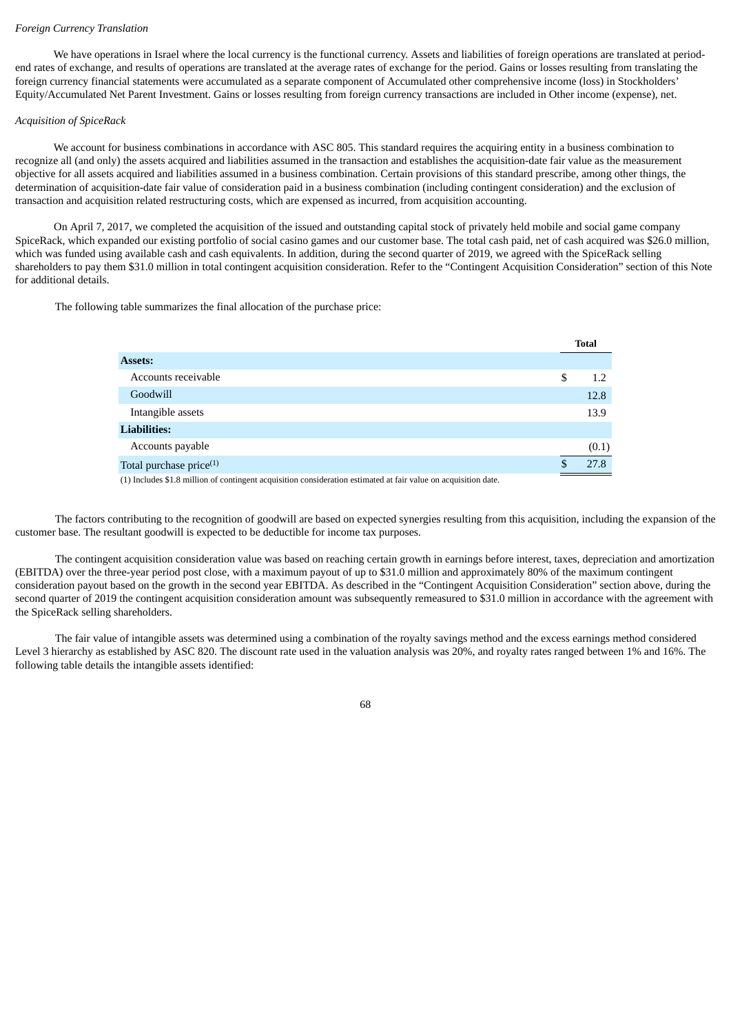*Foreign Currency Translation*

We have operations in Israel where the local currency is the functional currency. Assets and liabilities of foreign operations are translated at period-end rates of exchange, and results of operations are translated at the average rates of exchange for the period. Gains or losses resulting from translating the foreign currency financial statements were accumulated as a separate component of Accumulated other comprehensive income (loss) in Stockholders' Equity/Accumulated Net Parent Investment. Gains or losses resulting from foreign currency transactions are included in Other income (expense), net.

*Acquisition of SpiceRack*

We account for business combinations in accordance with ASC 805. This standard requires the acquiring entity in a business combination to recognize all (and only) the assets acquired and liabilities assumed in the transaction and establishes the acquisition-date fair value as the measurement objective for all assets acquired and liabilities assumed in a business combination. Certain provisions of this standard prescribe, among other things, the determination of acquisition-date fair value of consideration paid in a business combination (including contingent consideration) and the exclusion of transaction and acquisition related restructuring costs, which are expensed as incurred, from acquisition accounting.

On April 7, 2017, we completed the acquisition of the issued and outstanding capital stock of privately held mobile and social game company SpiceRack, which expanded our existing portfolio of social casino games and our customer base. The total cash paid, net of cash acquired was $26.0 million, which was funded using available cash and cash equivalents. In addition, during the second quarter of 2019, we agreed with the SpiceRack selling shareholders to pay them $31.0 million in total contingent acquisition consideration. Refer to the "Contingent Acquisition Consideration" section of this Note for additional details.

The following table summarizes the final allocation of the purchase price:

| | Total |
|---|---|
| **Assets:** | |
| Accounts receivable | $ 1.2 |
| Goodwill | 12.8 |
| Intangible assets | 13.9 |
| **Liabilities:** | |
| Accounts payable | (0.1) |
| Total purchase price[(1)] | $ 27.8 |

(1) Includes $1.8 million of contingent acquisition consideration estimated at fair value on acquisition date.

The factors contributing to the recognition of goodwill are based on expected synergies resulting from this acquisition, including the expansion of the customer base. The resultant goodwill is expected to be deductible for income tax purposes.

The contingent acquisition consideration value was based on reaching certain growth in earnings before interest, taxes, depreciation and amortization (EBITDA) over the three-year period post close, with a maximum payout of up to $31.0 million and approximately 80% of the maximum contingent consideration payout based on the growth in the second year EBITDA. As described in the "Contingent Acquisition Consideration" section above, during the second quarter of 2019 the contingent acquisition consideration amount was subsequently remeasured to $31.0 million in accordance with the agreement with the SpiceRack selling shareholders.

The fair value of intangible assets was determined using a combination of the royalty savings method and the excess earnings method considered Level 3 hierarchy as established by ASC 820. The discount rate used in the valuation analysis was 20%, and royalty rates ranged between 1% and 16%. The following table details the intangible assets identified: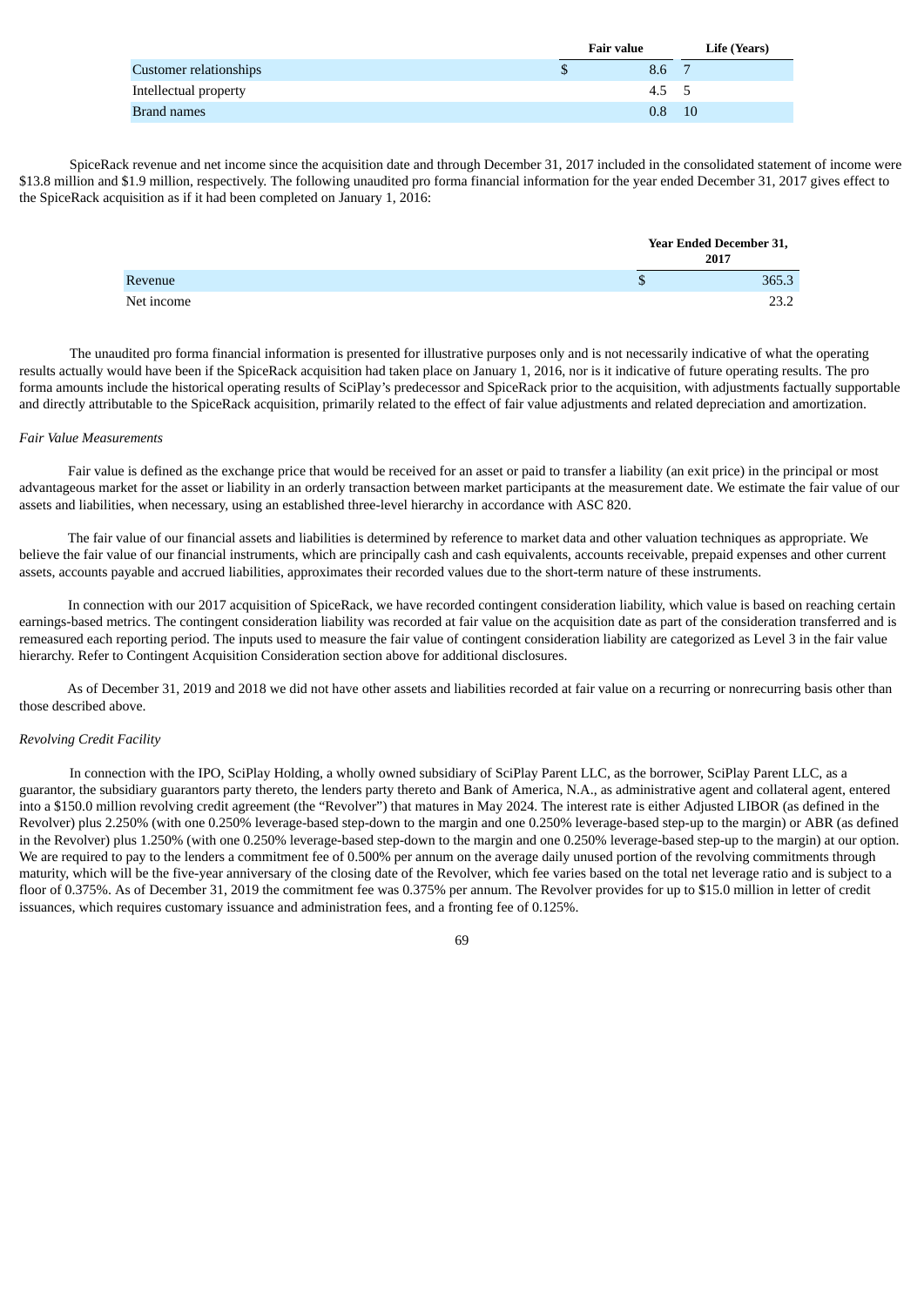| | Fair value | Life (Years) |
|---|---|---|
| Customer relationships | $ 8.6 | 7 |
| Intellectual property | 4.5 | 5 |
| Brand names | 0.8 | 10 |

SpiceRack revenue and net income since the acquisition date and through December 31, 2017 included in the consolidated statement of income were $13.8 million and $1.9 million, respectively. The following unaudited pro forma financial information for the year ended December 31, 2017 gives effect to the SpiceRack acquisition as if it had been completed on January 1, 2016:

| | Year Ended December 31, 2017 |
|---|---|
| Revenue | $ 365.3 |
| Net income | 23.2 |

The unaudited pro forma financial information is presented for illustrative purposes only and is not necessarily indicative of what the operating results actually would have been if the SpiceRack acquisition had taken place on January 1, 2016, nor is it indicative of future operating results. The pro forma amounts include the historical operating results of SciPlay's predecessor and SpiceRack prior to the acquisition, with adjustments factually supportable and directly attributable to the SpiceRack acquisition, primarily related to the effect of fair value adjustments and related depreciation and amortization.

*Fair Value Measurements*

Fair value is defined as the exchange price that would be received for an asset or paid to transfer a liability (an exit price) in the principal or most advantageous market for the asset or liability in an orderly transaction between market participants at the measurement date. We estimate the fair value of our assets and liabilities, when necessary, using an established three-level hierarchy in accordance with ASC 820.

The fair value of our financial assets and liabilities is determined by reference to market data and other valuation techniques as appropriate. We believe the fair value of our financial instruments, which are principally cash and cash equivalents, accounts receivable, prepaid expenses and other current assets, accounts payable and accrued liabilities, approximates their recorded values due to the short-term nature of these instruments.

In connection with our 2017 acquisition of SpiceRack, we have recorded contingent consideration liability, which value is based on reaching certain earnings-based metrics. The contingent consideration liability was recorded at fair value on the acquisition date as part of the consideration transferred and is remeasured each reporting period. The inputs used to measure the fair value of contingent consideration liability are categorized as Level 3 in the fair value hierarchy. Refer to Contingent Acquisition Consideration section above for additional disclosures.

As of December 31, 2019 and 2018 we did not have other assets and liabilities recorded at fair value on a recurring or nonrecurring basis other than those described above.

*Revolving Credit Facility*

In connection with the IPO, SciPlay Holding, a wholly owned subsidiary of SciPlay Parent LLC, as the borrower, SciPlay Parent LLC, as a guarantor, the subsidiary guarantors party thereto, the lenders party thereto and Bank of America, N.A., as administrative agent and collateral agent, entered into a $150.0 million revolving credit agreement (the "Revolver") that matures in May 2024. The interest rate is either Adjusted LIBOR (as defined in the Revolver) plus 2.250% (with one 0.250% leverage-based step-down to the margin and one 0.250% leverage-based step-up to the margin) or ABR (as defined in the Revolver) plus 1.250% (with one 0.250% leverage-based step-down to the margin and one 0.250% leverage-based step-up to the margin) at our option. We are required to pay to the lenders a commitment fee of 0.500% per annum on the average daily unused portion of the revolving commitments through maturity, which will be the five-year anniversary of the closing date of the Revolver, which fee varies based on the total net leverage ratio and is subject to a floor of 0.375%. As of December 31, 2019 the commitment fee was 0.375% per annum. The Revolver provides for up to $15.0 million in letter of credit issuances, which requires customary issuance and administration fees, and a fronting fee of 0.125%.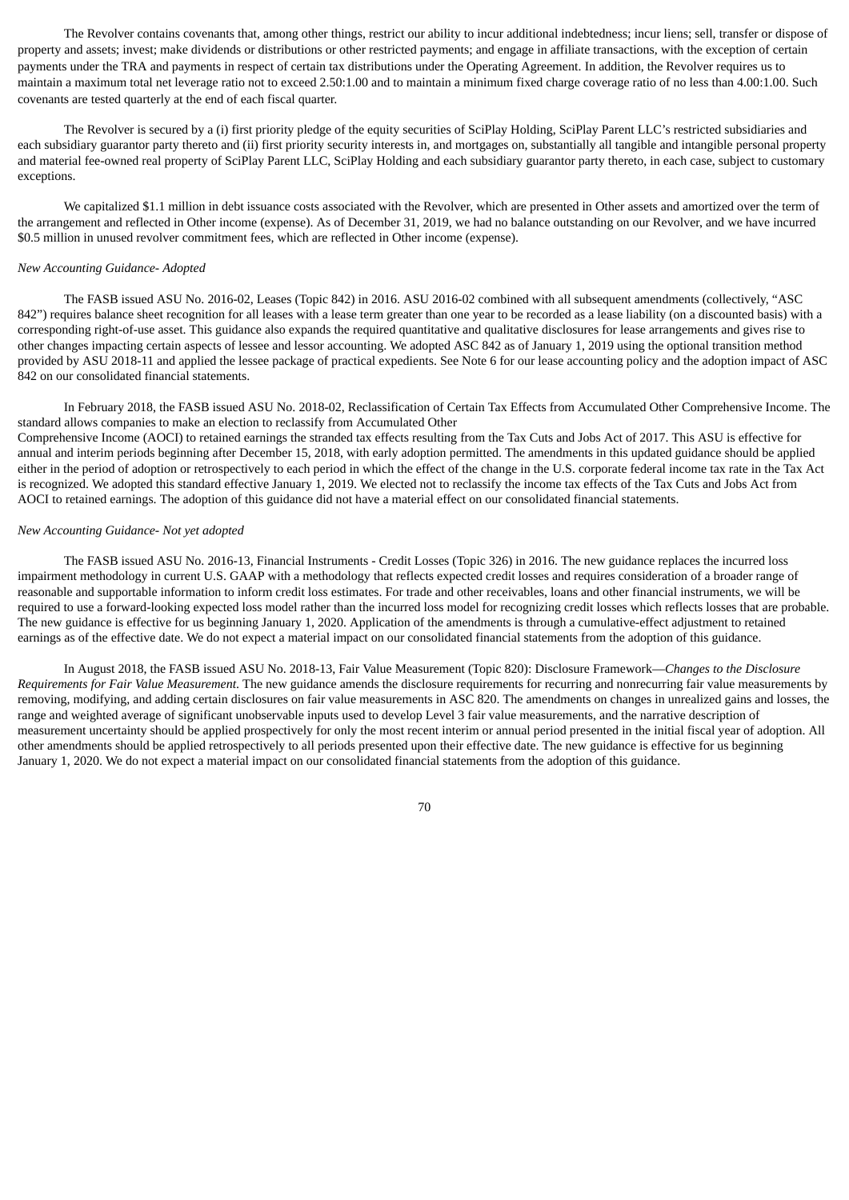The Revolver contains covenants that, among other things, restrict our ability to incur additional indebtedness; incur liens; sell, transfer or dispose of property and assets; invest; make dividends or distributions or other restricted payments; and engage in affiliate transactions, with the exception of certain payments under the TRA and payments in respect of certain tax distributions under the Operating Agreement. In addition, the Revolver requires us to maintain a maximum total net leverage ratio not to exceed 2.50:1.00 and to maintain a minimum fixed charge coverage ratio of no less than 4.00:1.00. Such covenants are tested quarterly at the end of each fiscal quarter.

The Revolver is secured by a (i) first priority pledge of the equity securities of SciPlay Holding, SciPlay Parent LLC's restricted subsidiaries and each subsidiary guarantor party thereto and (ii) first priority security interests in, and mortgages on, substantially all tangible and intangible personal property and material fee-owned real property of SciPlay Parent LLC, SciPlay Holding and each subsidiary guarantor party thereto, in each case, subject to customary exceptions.

We capitalized $1.1 million in debt issuance costs associated with the Revolver, which are presented in Other assets and amortized over the term of the arrangement and reflected in Other income (expense). As of December 31, 2019, we had no balance outstanding on our Revolver, and we have incurred $0.5 million in unused revolver commitment fees, which are reflected in Other income (expense).

*New Accounting Guidance- Adopted*

The FASB issued ASU No. 2016-02, Leases (Topic 842) in 2016. ASU 2016-02 combined with all subsequent amendments (collectively, "ASC 842") requires balance sheet recognition for all leases with a lease term greater than one year to be recorded as a lease liability (on a discounted basis) with a corresponding right-of-use asset. This guidance also expands the required quantitative and qualitative disclosures for lease arrangements and gives rise to other changes impacting certain aspects of lessee and lessor accounting. We adopted ASC 842 as of January 1, 2019 using the optional transition method provided by ASU 2018-11 and applied the lessee package of practical expedients. See Note 6 for our lease accounting policy and the adoption impact of ASC 842 on our consolidated financial statements.

In February 2018, the FASB issued ASU No. 2018-02, Reclassification of Certain Tax Effects from Accumulated Other Comprehensive Income. The standard allows companies to make an election to reclassify from Accumulated Other Comprehensive Income (AOCI) to retained earnings the stranded tax effects resulting from the Tax Cuts and Jobs Act of 2017. This ASU is effective for annual and interim periods beginning after December 15, 2018, with early adoption permitted. The amendments in this updated guidance should be applied either in the period of adoption or retrospectively to each period in which the effect of the change in the U.S. corporate federal income tax rate in the Tax Act is recognized. We adopted this standard effective January 1, 2019. We elected not to reclassify the income tax effects of the Tax Cuts and Jobs Act from AOCI to retained earnings. The adoption of this guidance did not have a material effect on our consolidated financial statements.

*New Accounting Guidance- Not yet adopted*

The FASB issued ASU No. 2016-13, Financial Instruments - Credit Losses (Topic 326) in 2016. The new guidance replaces the incurred loss impairment methodology in current U.S. GAAP with a methodology that reflects expected credit losses and requires consideration of a broader range of reasonable and supportable information to inform credit loss estimates. For trade and other receivables, loans and other financial instruments, we will be required to use a forward-looking expected loss model rather than the incurred loss model for recognizing credit losses which reflects losses that are probable. The new guidance is effective for us beginning January 1, 2020. Application of the amendments is through a cumulative-effect adjustment to retained earnings as of the effective date. We do not expect a material impact on our consolidated financial statements from the adoption of this guidance.

In August 2018, the FASB issued ASU No. 2018-13, Fair Value Measurement (Topic 820): Disclosure Framework—*Changes to the Disclosure Requirements for Fair Value Measurement*. The new guidance amends the disclosure requirements for recurring and nonrecurring fair value measurements by removing, modifying, and adding certain disclosures on fair value measurements in ASC 820. The amendments on changes in unrealized gains and losses, the range and weighted average of significant unobservable inputs used to develop Level 3 fair value measurements, and the narrative description of measurement uncertainty should be applied prospectively for only the most recent interim or annual period presented in the initial fiscal year of adoption. All other amendments should be applied retrospectively to all periods presented upon their effective date. The new guidance is effective for us beginning January 1, 2020. We do not expect a material impact on our consolidated financial statements from the adoption of this guidance.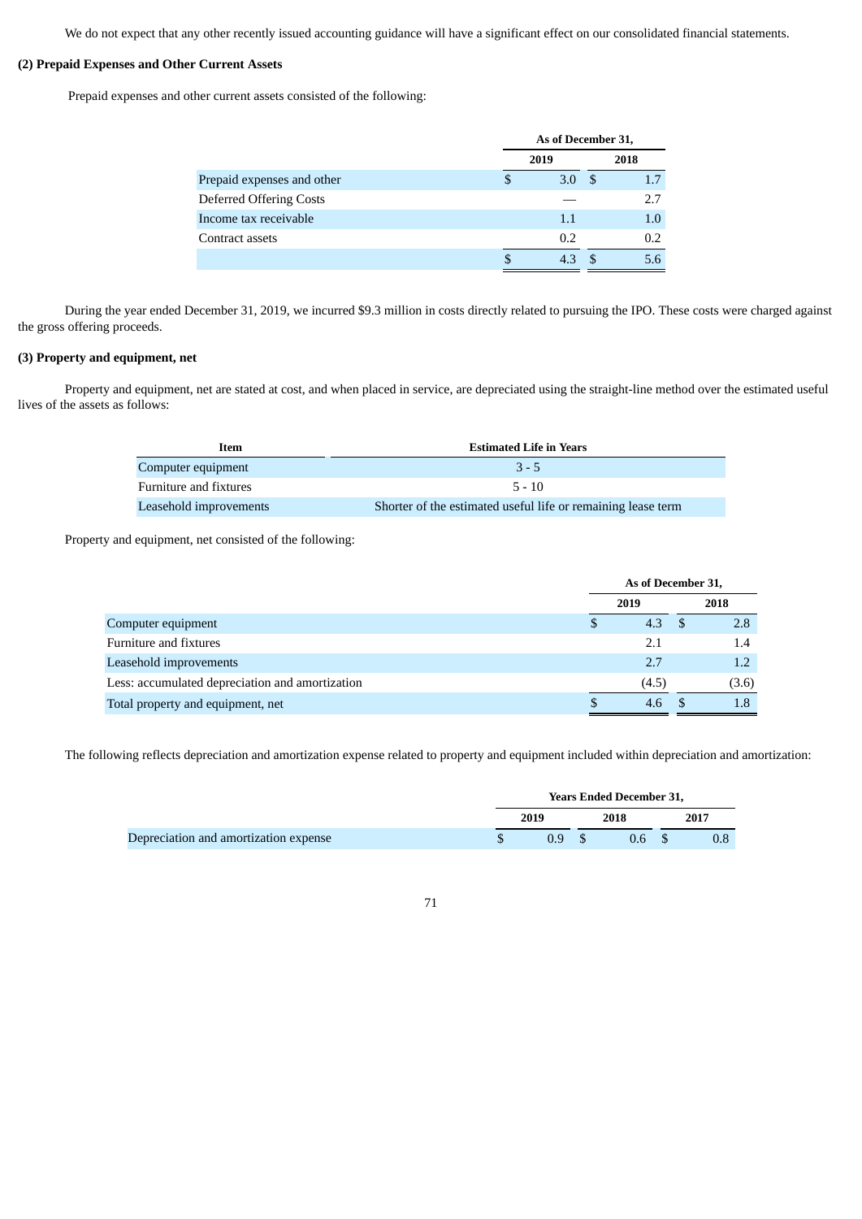We do not expect that any other recently issued accounting guidance will have a significant effect on our consolidated financial statements.

**(2) Prepaid Expenses and Other Current Assets**

Prepaid expenses and other current assets consisted of the following:

| | As of December 31, | |
|---|---|---|
| | 2019 | 2018 |
| Prepaid expenses and other | $ 3.0 | $ 1.7 |
| Deferred Offering Costs | — | 2.7 |
| Income tax receivable | 1.1 | 1.0 |
| Contract assets | 0.2 | 0.2 |
| | $ 4.3 | $ 5.6 |

During the year ended December 31, 2019, we incurred $9.3 million in costs directly related to pursuing the IPO. These costs were charged against the gross offering proceeds.

**(3) Property and equipment, net**

Property and equipment, net are stated at cost, and when placed in service, are depreciated using the straight-line method over the estimated useful lives of the assets as follows:

| Item | Estimated Life in Years |
|---|---|
| Computer equipment | 3 - 5 |
| Furniture and fixtures | 5 - 10 |
| Leasehold improvements | Shorter of the estimated useful life or remaining lease term |

Property and equipment, net consisted of the following:

| | As of December 31, | |
|---|---|---|
| | 2019 | 2018 |
| Computer equipment | $ 4.3 | $ 2.8 |
| Furniture and fixtures | 2.1 | 1.4 |
| Leasehold improvements | 2.7 | 1.2 |
| Less: accumulated depreciation and amortization | (4.5) | (3.6) |
| Total property and equipment, net | $ 4.6 | $ 1.8 |

The following reflects depreciation and amortization expense related to property and equipment included within depreciation and amortization:

| | Years Ended December 31, | | |
|---|---|---|---|
| | 2019 | 2018 | 2017 |
| Depreciation and amortization expense | $ 0.9 | $ 0.6 | $ 0.8 |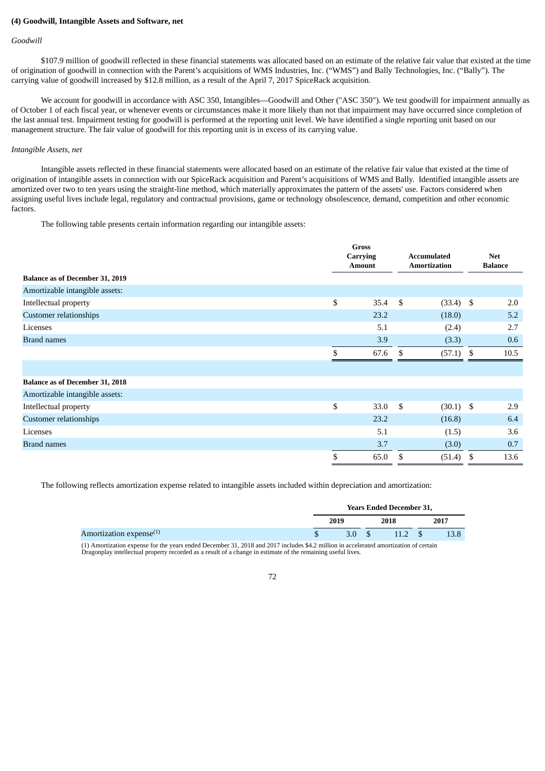**(4) Goodwill, Intangible Assets and Software, net**

*Goodwill*

$107.9 million of goodwill reflected in these financial statements was allocated based on an estimate of the relative fair value that existed at the time of origination of goodwill in connection with the Parent's acquisitions of WMS Industries, Inc. ("WMS") and Bally Technologies, Inc. ("Bally"). The carrying value of goodwill increased by $12.8 million, as a result of the April 7, 2017 SpiceRack acquisition.

We account for goodwill in accordance with ASC 350, Intangibles—Goodwill and Other ("ASC 350"). We test goodwill for impairment annually as of October 1 of each fiscal year, or whenever events or circumstances make it more likely than not that impairment may have occurred since completion of the last annual test. Impairment testing for goodwill is performed at the reporting unit level. We have identified a single reporting unit based on our management structure. The fair value of goodwill for this reporting unit is in excess of its carrying value.

*Intangible Assets, net*

Intangible assets reflected in these financial statements were allocated based on an estimate of the relative fair value that existed at the time of origination of intangible assets in connection with our SpiceRack acquisition and Parent's acquisitions of WMS and Bally. Identified intangible assets are amortized over two to ten years using the straight-line method, which materially approximates the pattern of the assets' use. Factors considered when assigning useful lives include legal, regulatory and contractual provisions, game or technology obsolescence, demand, competition and other economic factors.

The following table presents certain information regarding our intangible assets:

| | Gross Carrying Amount | Accumulated Amortization | Net Balance |
|---|---|---|---|
| **Balance as of December 31, 2019** | | | |
| Amortizable intangible assets: | | | |
| Intellectual property | $ 35.4 | $ (33.4) | $ 2.0 |
| Customer relationships | 23.2 | (18.0) | 5.2 |
| Licenses | 5.1 | (2.4) | 2.7 |
| Brand names | 3.9 | (3.3) | 0.6 |
| | $ 67.6 | $ (57.1) | $ 10.5 |
| | | | |
| **Balance as of December 31, 2018** | | | |
| Amortizable intangible assets: | | | |
| Intellectual property | $ 33.0 | $ (30.1) | $ 2.9 |
| Customer relationships | 23.2 | (16.8) | 6.4 |
| Licenses | 5.1 | (1.5) | 3.6 |
| Brand names | 3.7 | (3.0) | 0.7 |
| | $ 65.0 | $ (51.4) | $ 13.6 |

The following reflects amortization expense related to intangible assets included within depreciation and amortization:

| | Years Ended December 31, | | |
|---|---|---|---|
| | 2019 | 2018 | 2017 |
| Amortization expense[1] | $ 3.0 | $ 11.2 | $ 13.8 |

(1) Amortization expense for the years ended December 31, 2018 and 2017 includes $4.2 million in accelerated amortization of certain Dragonplay intellectual property recorded as a result of a change in estimate of the remaining useful lives.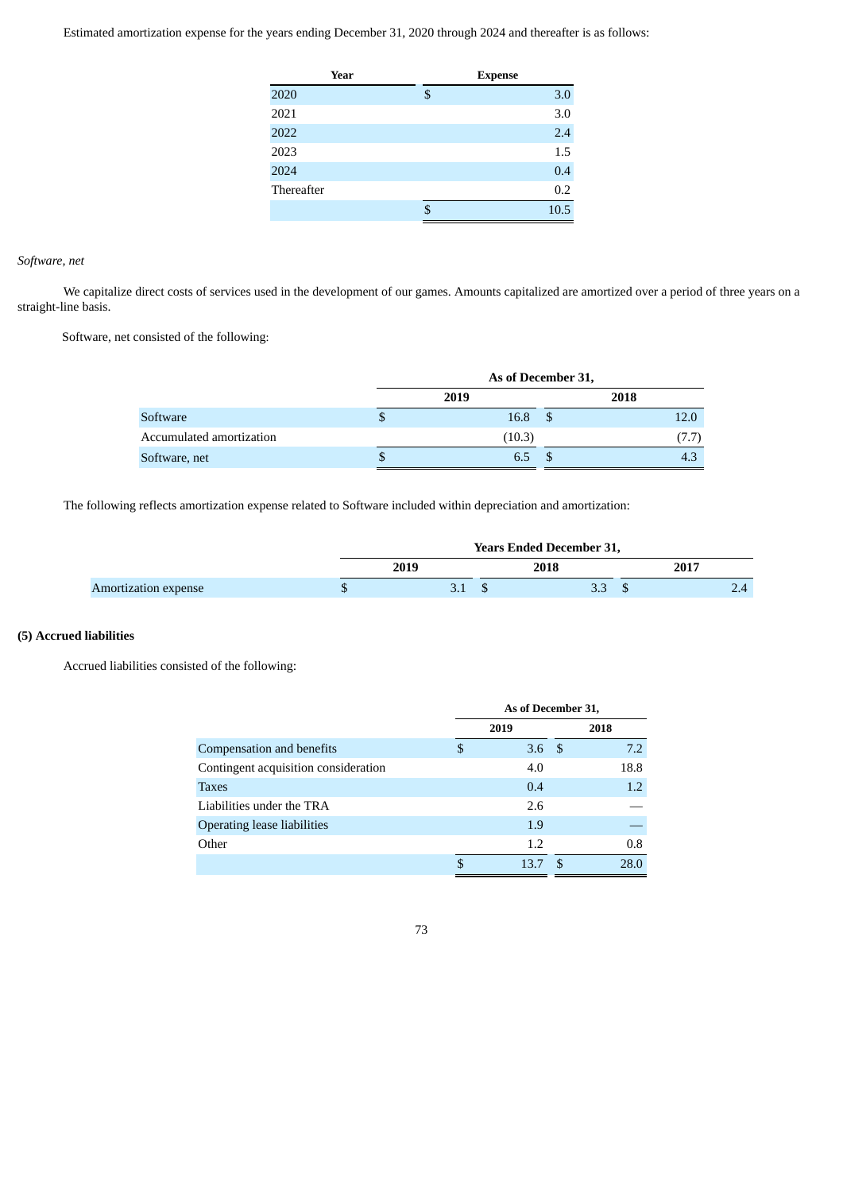Estimated amortization expense for the years ending December 31, 2020 through 2024 and thereafter is as follows:

| Year | Expense |
|---|---|
| 2020 | $ 3.0 |
| 2021 | 3.0 |
| 2022 | 2.4 |
| 2023 | 1.5 |
| 2024 | 0.4 |
| Thereafter | 0.2 |
| | $ 10.5 |

*Software, net*

We capitalize direct costs of services used in the development of our games. Amounts capitalized are amortized over a period of three years on a straight-line basis.

Software, net consisted of the following:

| | As of December 31, | |
|---|---|---|
| | 2019 | 2018 |
| Software | $ 16.8 | $ 12.0 |
| Accumulated amortization | (10.3) | (7.7) |
| Software, net | $ 6.5 | $ 4.3 |

The following reflects amortization expense related to Software included within depreciation and amortization:

| | Years Ended December 31, | | |
|---|---|---|---|
| | 2019 | 2018 | 2017 |
| Amortization expense | $ 3.1 | $ 3.3 | $ 2.4 |

**(5) Accrued liabilities**

Accrued liabilities consisted of the following:

| | As of December 31, | |
|---|---|---|
| | 2019 | 2018 |
| Compensation and benefits | $ 3.6 | $ 7.2 |
| Contingent acquisition consideration | 4.0 | 18.8 |
| Taxes | 0.4 | 1.2 |
| Liabilities under the TRA | 2.6 | — |
| Operating lease liabilities | 1.9 | — |
| Other | 1.2 | 0.8 |
| | $ 13.7 | $ 28.0 |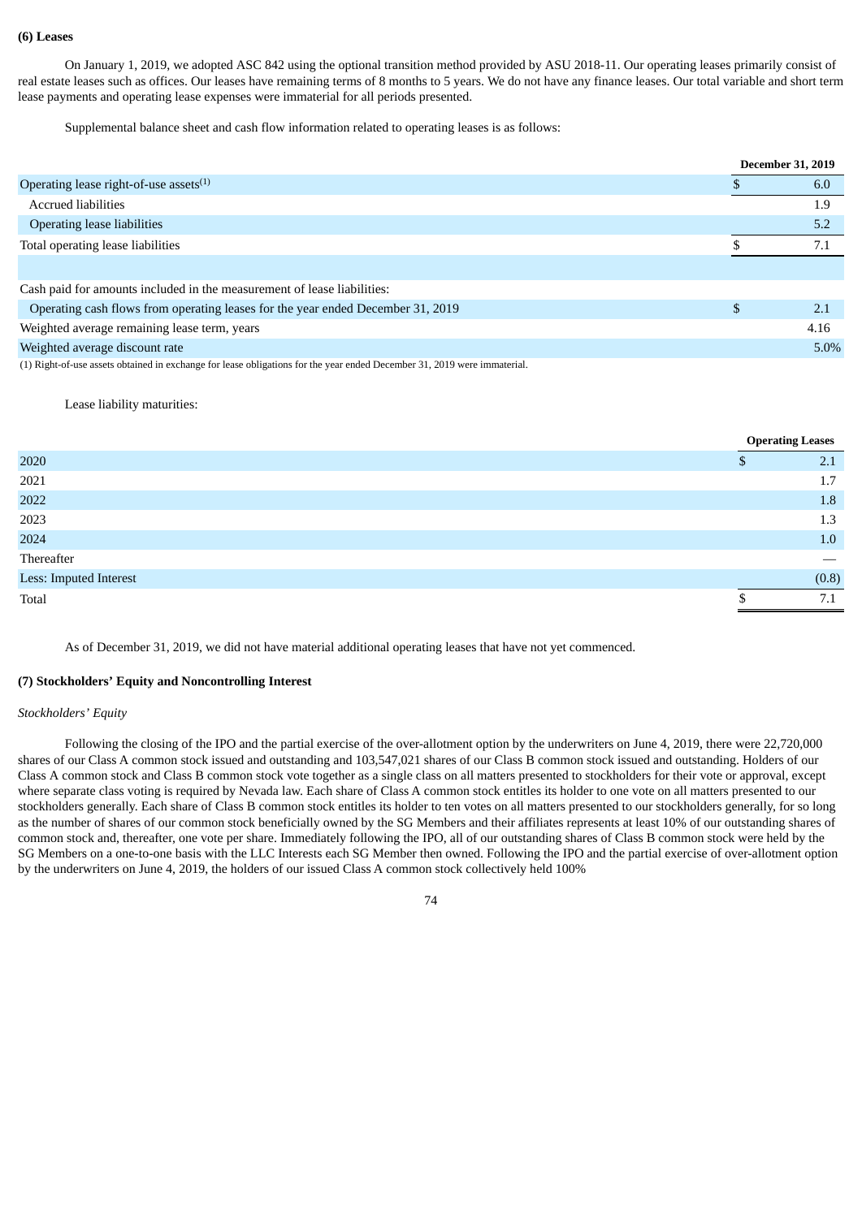**(6) Leases**

On January 1, 2019, we adopted ASC 842 using the optional transition method provided by ASU 2018-11. Our operating leases primarily consist of real estate leases such as offices. Our leases have remaining terms of 8 months to 5 years. We do not have any finance leases. Our total variable and short term lease payments and operating lease expenses were immaterial for all periods presented.

Supplemental balance sheet and cash flow information related to operating leases is as follows:

| | December 31, 2019 |
|---|---|
| Operating lease right-of-use assets[(1)] | $ 6.0 |
| Accrued liabilities | 1.9 |
| Operating lease liabilities | 5.2 |
| Total operating lease liabilities | $ 7.1 |
| | |
| Cash paid for amounts included in the measurement of lease liabilities: | |
| Operating cash flows from operating leases for the year ended December 31, 2019 | $ 2.1 |
| Weighted average remaining lease term, years | 4.16 |
| Weighted average discount rate | 5.0% |

(1) Right-of-use assets obtained in exchange for lease obligations for the year ended December 31, 2019 were immaterial.

Lease liability maturities:

| | Operating Leases |
|---|---|
| 2020 | $ 2.1 |
| 2021 | 1.7 |
| 2022 | 1.8 |
| 2023 | 1.3 |
| 2024 | 1.0 |
| Thereafter | — |
| Less: Imputed Interest | (0.8) |
| Total | $ 7.1 |

As of December 31, 2019, we did not have material additional operating leases that have not yet commenced.

**(7) Stockholders' Equity and Noncontrolling Interest**

*Stockholders' Equity*

Following the closing of the IPO and the partial exercise of the over-allotment option by the underwriters on June 4, 2019, there were 22,720,000 shares of our Class A common stock issued and outstanding and 103,547,021 shares of our Class B common stock issued and outstanding. Holders of our Class A common stock and Class B common stock vote together as a single class on all matters presented to stockholders for their vote or approval, except where separate class voting is required by Nevada law. Each share of Class A common stock entitles its holder to one vote on all matters presented to our stockholders generally. Each share of Class B common stock entitles its holder to ten votes on all matters presented to our stockholders generally, for so long as the number of shares of our common stock beneficially owned by the SG Members and their affiliates represents at least 10% of our outstanding shares of common stock and, thereafter, one vote per share. Immediately following the IPO, all of our outstanding shares of Class B common stock were held by the SG Members on a one-to-one basis with the LLC Interests each SG Member then owned. Following the IPO and the partial exercise of over-allotment option by the underwriters on June 4, 2019, the holders of our issued Class A common stock collectively held 100%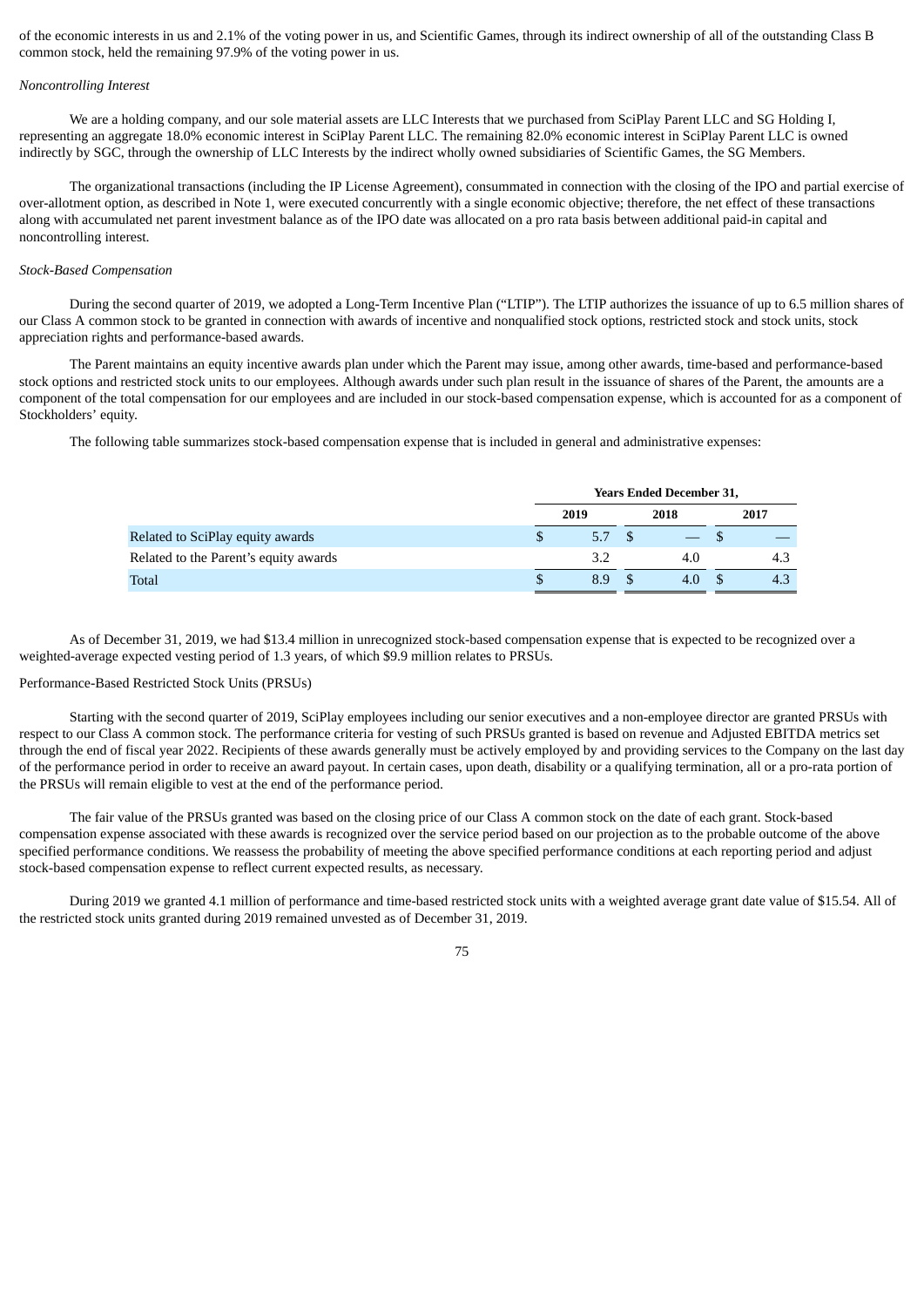of the economic interests in us and 2.1% of the voting power in us, and Scientific Games, through its indirect ownership of all of the outstanding Class B common stock, held the remaining 97.9% of the voting power in us.

*Noncontrolling Interest*

We are a holding company, and our sole material assets are LLC Interests that we purchased from SciPlay Parent LLC and SG Holding I, representing an aggregate 18.0% economic interest in SciPlay Parent LLC. The remaining 82.0% economic interest in SciPlay Parent LLC is owned indirectly by SGC, through the ownership of LLC Interests by the indirect wholly owned subsidiaries of Scientific Games, the SG Members.

The organizational transactions (including the IP License Agreement), consummated in connection with the closing of the IPO and partial exercise of over-allotment option, as described in Note 1, were executed concurrently with a single economic objective; therefore, the net effect of these transactions along with accumulated net parent investment balance as of the IPO date was allocated on a pro rata basis between additional paid-in capital and noncontrolling interest.

*Stock-Based Compensation*

During the second quarter of 2019, we adopted a Long-Term Incentive Plan ("LTIP"). The LTIP authorizes the issuance of up to 6.5 million shares of our Class A common stock to be granted in connection with awards of incentive and nonqualified stock options, restricted stock and stock units, stock appreciation rights and performance-based awards.

The Parent maintains an equity incentive awards plan under which the Parent may issue, among other awards, time-based and performance-based stock options and restricted stock units to our employees. Although awards under such plan result in the issuance of shares of the Parent, the amounts are a component of the total compensation for our employees and are included in our stock-based compensation expense, which is accounted for as a component of Stockholders' equity.

The following table summarizes stock-based compensation expense that is included in general and administrative expenses:

| | Years Ended December 31, | | |
|---|---|---|---|
| | 2019 | 2018 | 2017 |
| Related to SciPlay equity awards | $ 5.7 | $ — | $ — |
| Related to the Parent's equity awards | 3.2 | 4.0 | 4.3 |
| Total | $ 8.9 | $ 4.0 | $ 4.3 |

As of December 31, 2019, we had $13.4 million in unrecognized stock-based compensation expense that is expected to be recognized over a weighted-average expected vesting period of 1.3 years, of which $9.9 million relates to PRSUs.

Performance-Based Restricted Stock Units (PRSUs)

Starting with the second quarter of 2019, SciPlay employees including our senior executives and a non-employee director are granted PRSUs with respect to our Class A common stock. The performance criteria for vesting of such PRSUs granted is based on revenue and Adjusted EBITDA metrics set through the end of fiscal year 2022. Recipients of these awards generally must be actively employed by and providing services to the Company on the last day of the performance period in order to receive an award payout. In certain cases, upon death, disability or a qualifying termination, all or a pro-rata portion of the PRSUs will remain eligible to vest at the end of the performance period.

The fair value of the PRSUs granted was based on the closing price of our Class A common stock on the date of each grant. Stock-based compensation expense associated with these awards is recognized over the service period based on our projection as to the probable outcome of the above specified performance conditions. We reassess the probability of meeting the above specified performance conditions at each reporting period and adjust stock-based compensation expense to reflect current expected results, as necessary.

During 2019 we granted 4.1 million of performance and time-based restricted stock units with a weighted average grant date value of $15.54. All of the restricted stock units granted during 2019 remained unvested as of December 31, 2019.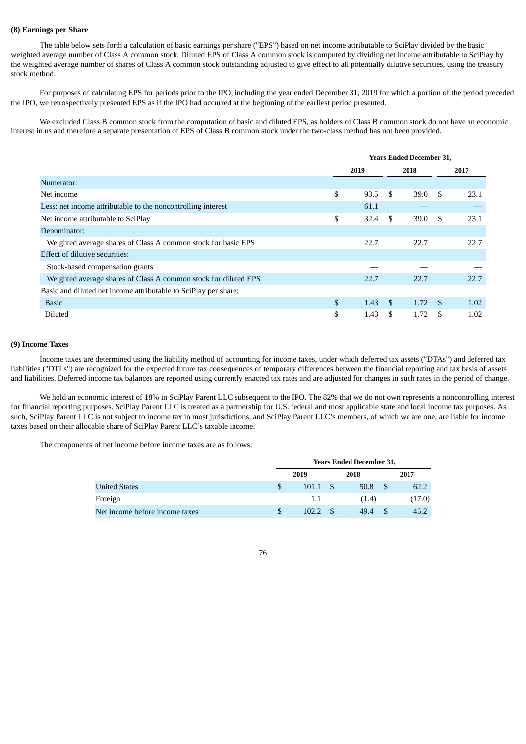### (8) Earnings per Share

The table below sets forth a calculation of basic earnings per share ("EPS") based on net income attributable to SciPlay divided by the basic weighted average number of Class A common stock. Diluted EPS of Class A common stock is computed by dividing net income attributable to SciPlay by the weighted average number of shares of Class A common stock outstanding adjusted to give effect to all potentially dilutive securities, using the treasury stock method.

For purposes of calculating EPS for periods prior to the IPO, including the year ended December 31, 2019 for which a portion of the period preceded the IPO, we retrospectively presented EPS as if the IPO had occurred at the beginning of the earliest period presented.

We excluded Class B common stock from the computation of basic and diluted EPS, as holders of Class B common stock do not have an economic interest in us and therefore a separate presentation of EPS of Class B common stock under the two-class method has not been provided.

| | Years Ended December 31, | | |
|---|---|---|---|
| | 2019 | 2018 | 2017 |
| Numerator: | | | |
| Net income | $ 93.5 | $ 39.0 | $ 23.1 |
| Less: net income attributable to the noncontrolling interest | 61.1 | — | — |
| Net income attributable to SciPlay | $ 32.4 | $ 39.0 | $ 23.1 |
| Denominator: | | | |
| Weighted average shares of Class A common stock for basic EPS | 22.7 | 22.7 | 22.7 |
| Effect of dilutive securities: | | | |
| Stock-based compensation grants | — | — | — |
| Weighted average shares of Class A common stock for diluted EPS | 22.7 | 22.7 | 22.7 |
| Basic and diluted net income attributable to SciPlay per share: | | | |
| Basic | $ 1.43 | $ 1.72 | $ 1.02 |
| Diluted | $ 1.43 | $ 1.72 | $ 1.02 |

### (9) Income Taxes

Income taxes are determined using the liability method of accounting for income taxes, under which deferred tax assets ("DTAs") and deferred tax liabilities ("DTLs") are recognized for the expected future tax consequences of temporary differences between the financial reporting and tax basis of assets and liabilities. Deferred income tax balances are reported using currently enacted tax rates and are adjusted for changes in such rates in the period of change.

We hold an economic interest of 18% in SciPlay Parent LLC subsequent to the IPO. The 82% that we do not own represents a noncontrolling interest for financial reporting purposes. SciPlay Parent LLC is treated as a partnership for U.S. federal and most applicable state and local income tax purposes. As such, SciPlay Parent LLC is not subject to income tax in most jurisdictions, and SciPlay Parent LLC's members, of which we are one, are liable for income taxes based on their allocable share of SciPlay Parent LLC's taxable income.

The components of net income before income taxes are as follows:

| | Years Ended December 31, | | |
|---|---|---|---|
| | 2019 | 2018 | 2017 |
| United States | $ 101.1 | $ 50.8 | $ 62.2 |
| Foreign | 1.1 | (1.4) | (17.0) |
| Net income before income taxes | $ 102.2 | $ 49.4 | $ 45.2 |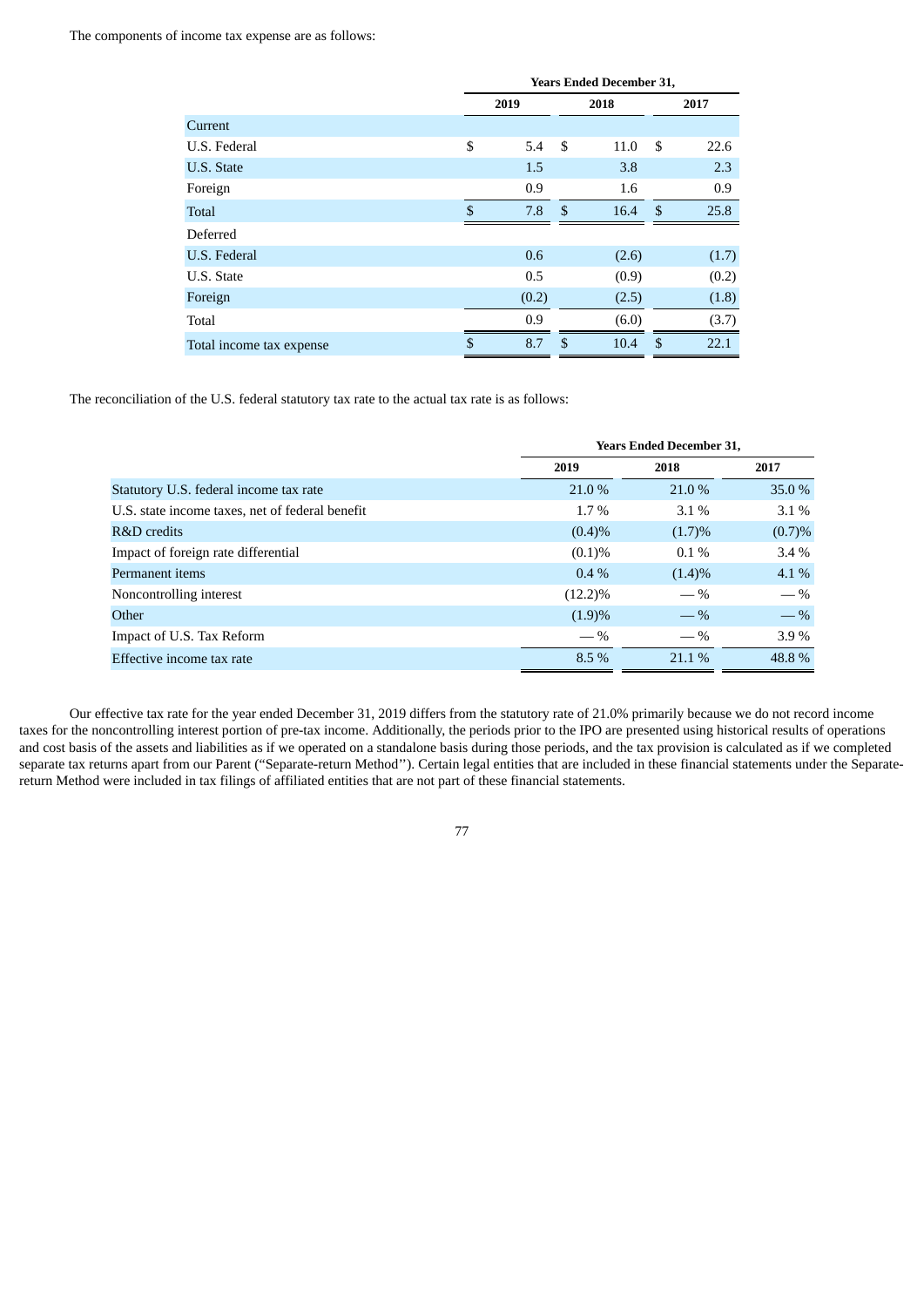The components of income tax expense are as follows:

| | Years Ended December 31, | | |
|---|---|---|---|
| | 2019 | 2018 | 2017 |
| Current | | | |
| U.S. Federal | $ 5.4 | $ 11.0 | $ 22.6 |
| U.S. State | 1.5 | 3.8 | 2.3 |
| Foreign | 0.9 | 1.6 | 0.9 |
| Total | $ 7.8 | $ 16.4 | $ 25.8 |
| Deferred | | | |
| U.S. Federal | 0.6 | (2.6) | (1.7) |
| U.S. State | 0.5 | (0.9) | (0.2) |
| Foreign | (0.2) | (2.5) | (1.8) |
| Total | 0.9 | (6.0) | (3.7) |
| Total income tax expense | $ 8.7 | $ 10.4 | $ 22.1 |

The reconciliation of the U.S. federal statutory tax rate to the actual tax rate is as follows:

| | Years Ended December 31, | | |
|---|---|---|---|
| | 2019 | 2018 | 2017 |
| Statutory U.S. federal income tax rate | 21.0 % | 21.0 % | 35.0 % |
| U.S. state income taxes, net of federal benefit | 1.7 % | 3.1 % | 3.1 % |
| R&D credits | (0.4)% | (1.7)% | (0.7)% |
| Impact of foreign rate differential | (0.1)% | 0.1 % | 3.4 % |
| Permanent items | 0.4 % | (1.4)% | 4.1 % |
| Noncontrolling interest | (12.2)% | — % | — % |
| Other | (1.9)% | — % | — % |
| Impact of U.S. Tax Reform | — % | — % | 3.9 % |
| Effective income tax rate | 8.5 % | 21.1 % | 48.8 % |

Our effective tax rate for the year ended December 31, 2019 differs from the statutory rate of 21.0% primarily because we do not record income taxes for the noncontrolling interest portion of pre-tax income. Additionally, the periods prior to the IPO are presented using historical results of operations and cost basis of the assets and liabilities as if we operated on a standalone basis during those periods, and the tax provision is calculated as if we completed separate tax returns apart from our Parent ("Separate-return Method"). Certain legal entities that are included in these financial statements under the Separate-return Method were included in tax filings of affiliated entities that are not part of these financial statements.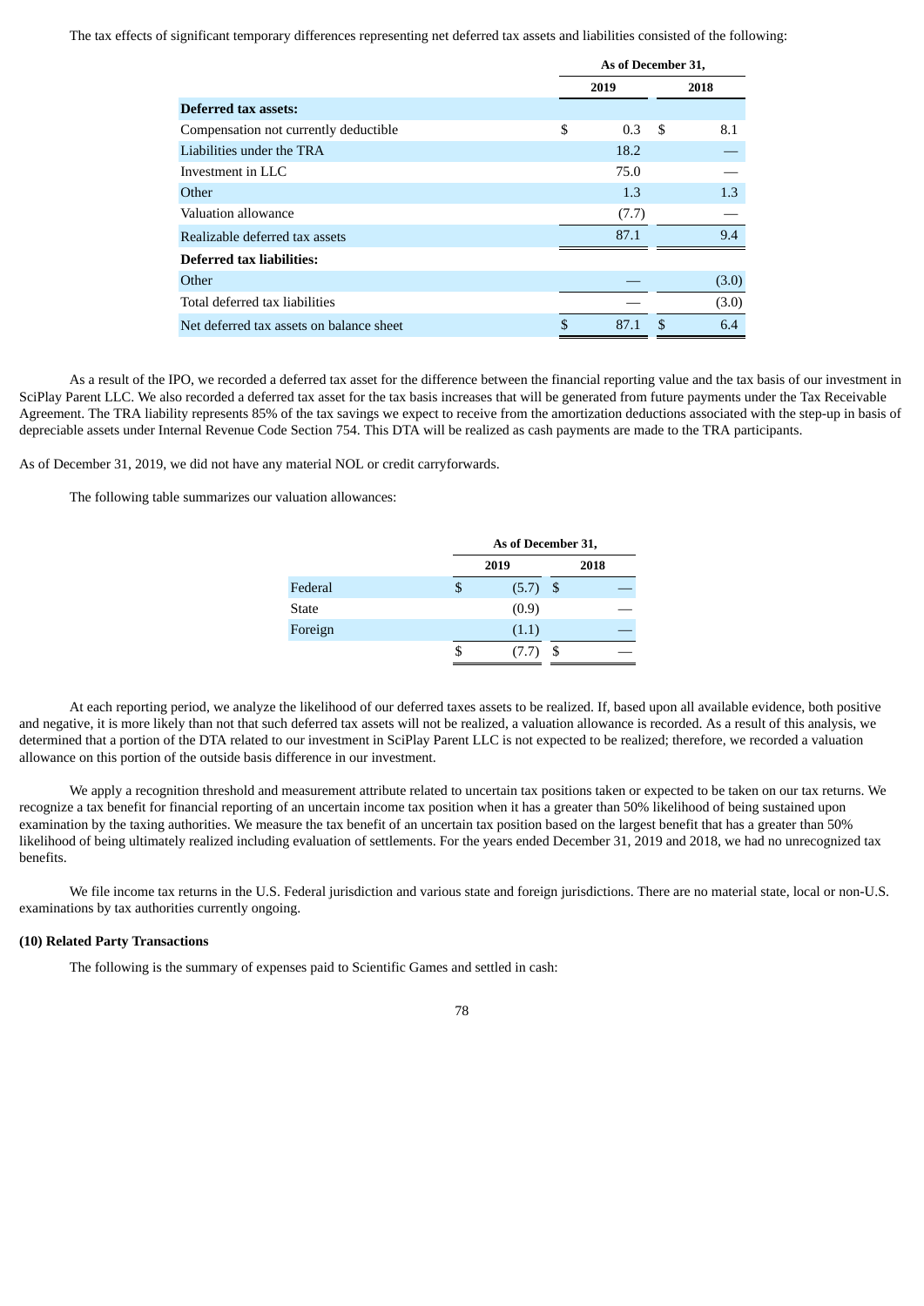The tax effects of significant temporary differences representing net deferred tax assets and liabilities consisted of the following:

| | As of December 31, | |
|---|---|---|
| | 2019 | 2018 |
| **Deferred tax assets:** | | |
| Compensation not currently deductible | $ 0.3 | $ 8.1 |
| Liabilities under the TRA | 18.2 | — |
| Investment in LLC | 75.0 | — |
| Other | 1.3 | 1.3 |
| Valuation allowance | (7.7) | — |
| Realizable deferred tax assets | 87.1 | 9.4 |
| **Deferred tax liabilities:** | | |
| Other | — | (3.0) |
| Total deferred tax liabilities | — | (3.0) |
| Net deferred tax assets on balance sheet | $ 87.1 | $ 6.4 |

As a result of the IPO, we recorded a deferred tax asset for the difference between the financial reporting value and the tax basis of our investment in SciPlay Parent LLC. We also recorded a deferred tax asset for the tax basis increases that will be generated from future payments under the Tax Receivable Agreement. The TRA liability represents 85% of the tax savings we expect to receive from the amortization deductions associated with the step-up in basis of depreciable assets under Internal Revenue Code Section 754. This DTA will be realized as cash payments are made to the TRA participants.

As of December 31, 2019, we did not have any material NOL or credit carryforwards.

The following table summarizes our valuation allowances:

| | As of December 31, | |
|---|---|---|
| | 2019 | 2018 |
| Federal | $ (5.7) | $ — |
| State | (0.9) | — |
| Foreign | (1.1) | — |
| | $ (7.7) | $ — |

At each reporting period, we analyze the likelihood of our deferred taxes assets to be realized. If, based upon all available evidence, both positive and negative, it is more likely than not that such deferred tax assets will not be realized, a valuation allowance is recorded. As a result of this analysis, we determined that a portion of the DTA related to our investment in SciPlay Parent LLC is not expected to be realized; therefore, we recorded a valuation allowance on this portion of the outside basis difference in our investment.

We apply a recognition threshold and measurement attribute related to uncertain tax positions taken or expected to be taken on our tax returns. We recognize a tax benefit for financial reporting of an uncertain income tax position when it has a greater than 50% likelihood of being sustained upon examination by the taxing authorities. We measure the tax benefit of an uncertain tax position based on the largest benefit that has a greater than 50% likelihood of being ultimately realized including evaluation of settlements. For the years ended December 31, 2019 and 2018, we had no unrecognized tax benefits.

We file income tax returns in the U.S. Federal jurisdiction and various state and foreign jurisdictions. There are no material state, local or non-U.S. examinations by tax authorities currently ongoing.

### (10) Related Party Transactions

The following is the summary of expenses paid to Scientific Games and settled in cash: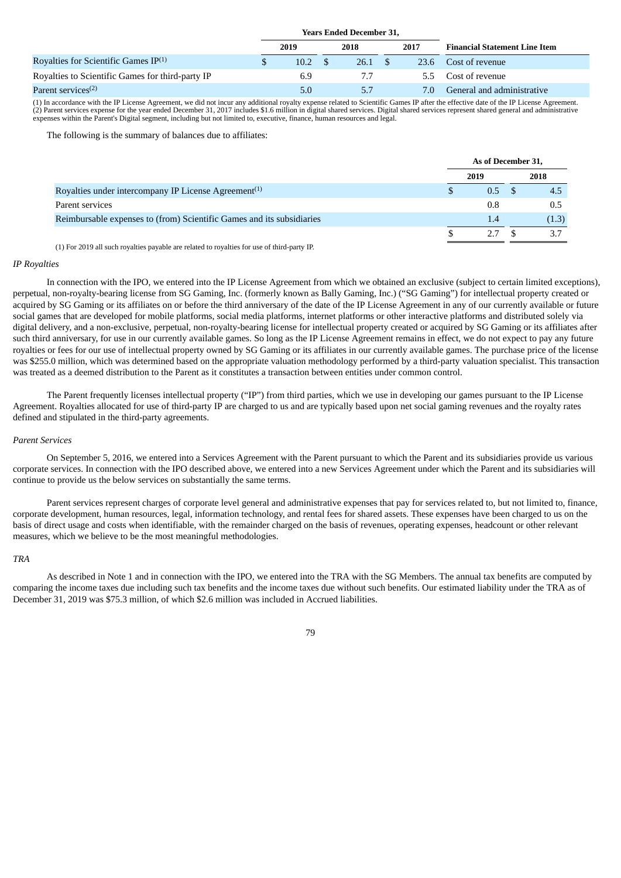| | Years Ended December 31, | | | |
|---|---|---|---|---|
| | 2019 | 2018 | 2017 | Financial Statement Line Item |
| Royalties for Scientific Games IP[(1)] | $ 10.2 | $ 26.1 | $ 23.6 | Cost of revenue |
| Royalties to Scientific Games for third-party IP | 6.9 | 7.7 | 5.5 | Cost of revenue |
| Parent services[(2)] | 5.0 | 5.7 | 7.0 | General and administrative |

(1) In accordance with the IP License Agreement, we did not incur any additional royalty expense related to Scientific Games IP after the effective date of the IP License Agreement.
(2) Parent services expense for the year ended December 31, 2017 includes $1.6 million in digital shared services. Digital shared services represent shared general and administrative expenses within the Parent's Digital segment, including but not limited to, executive, finance, human resources and legal.

The following is the summary of balances due to affiliates:

| | As of December 31, | |
|---|---|---|
| | 2019 | 2018 |
| Royalties under intercompany IP License Agreement[(1)] | $ 0.5 | $ 4.5 |
| Parent services | 0.8 | 0.5 |
| Reimbursable expenses to (from) Scientific Games and its subsidiaries | 1.4 | (1.3) |
| | $ 2.7 | $ 3.7 |

(1) For 2019 all such royalties payable are related to royalties for use of third-party IP.

*IP Royalties*

In connection with the IPO, we entered into the IP License Agreement from which we obtained an exclusive (subject to certain limited exceptions), perpetual, non-royalty-bearing license from SG Gaming, Inc. (formerly known as Bally Gaming, Inc.) ("SG Gaming") for intellectual property created or acquired by SG Gaming or its affiliates on or before the third anniversary of the date of the IP License Agreement in any of our currently available or future social games that are developed for mobile platforms, social media platforms, internet platforms or other interactive platforms and distributed solely via digital delivery, and a non-exclusive, perpetual, non-royalty-bearing license for intellectual property created or acquired by SG Gaming or its affiliates after such third anniversary, for use in our currently available games. So long as the IP License Agreement remains in effect, we do not expect to pay any future royalties or fees for our use of intellectual property owned by SG Gaming or its affiliates in our currently available games. The purchase price of the license was $255.0 million, which was determined based on the appropriate valuation methodology performed by a third-party valuation specialist. This transaction was treated as a deemed distribution to the Parent as it constitutes a transaction between entities under common control.

The Parent frequently licenses intellectual property ("IP") from third parties, which we use in developing our games pursuant to the IP License Agreement. Royalties allocated for use of third-party IP are charged to us and are typically based upon net social gaming revenues and the royalty rates defined and stipulated in the third-party agreements.

*Parent Services*

On September 5, 2016, we entered into a Services Agreement with the Parent pursuant to which the Parent and its subsidiaries provide us various corporate services. In connection with the IPO described above, we entered into a new Services Agreement under which the Parent and its subsidiaries will continue to provide us the below services on substantially the same terms.

Parent services represent charges of corporate level general and administrative expenses that pay for services related to, but not limited to, finance, corporate development, human resources, legal, information technology, and rental fees for shared assets. These expenses have been charged to us on the basis of direct usage and costs when identifiable, with the remainder charged on the basis of revenues, operating expenses, headcount or other relevant measures, which we believe to be the most meaningful methodologies.

*TRA*

As described in Note 1 and in connection with the IPO, we entered into the TRA with the SG Members. The annual tax benefits are computed by comparing the income taxes due including such tax benefits and the income taxes due without such benefits. Our estimated liability under the TRA as of December 31, 2019 was $75.3 million, of which $2.6 million was included in Accrued liabilities.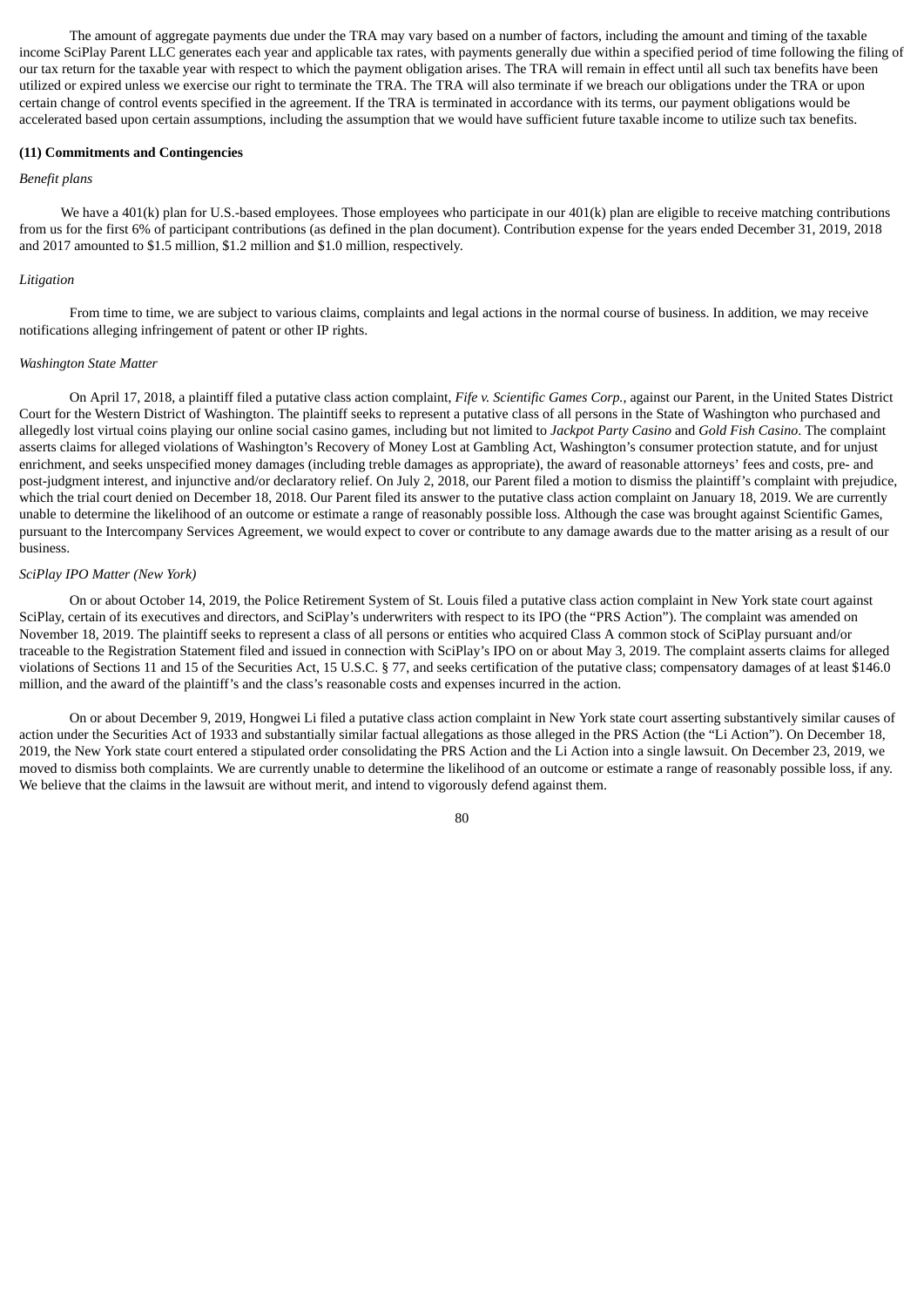The amount of aggregate payments due under the TRA may vary based on a number of factors, including the amount and timing of the taxable income SciPlay Parent LLC generates each year and applicable tax rates, with payments generally due within a specified period of time following the filing of our tax return for the taxable year with respect to which the payment obligation arises. The TRA will remain in effect until all such tax benefits have been utilized or expired unless we exercise our right to terminate the TRA. The TRA will also terminate if we breach our obligations under the TRA or upon certain change of control events specified in the agreement. If the TRA is terminated in accordance with its terms, our payment obligations would be accelerated based upon certain assumptions, including the assumption that we would have sufficient future taxable income to utilize such tax benefits.

**(11) Commitments and Contingencies**

*Benefit plans*

We have a 401(k) plan for U.S.-based employees. Those employees who participate in our 401(k) plan are eligible to receive matching contributions from us for the first 6% of participant contributions (as defined in the plan document). Contribution expense for the years ended December 31, 2019, 2018 and 2017 amounted to $1.5 million, $1.2 million and $1.0 million, respectively.

*Litigation*

From time to time, we are subject to various claims, complaints and legal actions in the normal course of business. In addition, we may receive notifications alleging infringement of patent or other IP rights.

*Washington State Matter*

On April 17, 2018, a plaintiff filed a putative class action complaint, *Fife v. Scientific Games Corp.*, against our Parent, in the United States District Court for the Western District of Washington. The plaintiff seeks to represent a putative class of all persons in the State of Washington who purchased and allegedly lost virtual coins playing our online social casino games, including but not limited to *Jackpot Party Casino* and *Gold Fish Casino*. The complaint asserts claims for alleged violations of Washington's Recovery of Money Lost at Gambling Act, Washington's consumer protection statute, and for unjust enrichment, and seeks unspecified money damages (including treble damages as appropriate), the award of reasonable attorneys' fees and costs, pre- and post-judgment interest, and injunctive and/or declaratory relief. On July 2, 2018, our Parent filed a motion to dismiss the plaintiff's complaint with prejudice, which the trial court denied on December 18, 2018. Our Parent filed its answer to the putative class action complaint on January 18, 2019. We are currently unable to determine the likelihood of an outcome or estimate a range of reasonably possible loss. Although the case was brought against Scientific Games, pursuant to the Intercompany Services Agreement, we would expect to cover or contribute to any damage awards due to the matter arising as a result of our business.

*SciPlay IPO Matter (New York)*

On or about October 14, 2019, the Police Retirement System of St. Louis filed a putative class action complaint in New York state court against SciPlay, certain of its executives and directors, and SciPlay's underwriters with respect to its IPO (the "PRS Action"). The complaint was amended on November 18, 2019. The plaintiff seeks to represent a class of all persons or entities who acquired Class A common stock of SciPlay pursuant and/or traceable to the Registration Statement filed and issued in connection with SciPlay's IPO on or about May 3, 2019. The complaint asserts claims for alleged violations of Sections 11 and 15 of the Securities Act, 15 U.S.C. § 77, and seeks certification of the putative class; compensatory damages of at least $146.0 million, and the award of the plaintiff's and the class's reasonable costs and expenses incurred in the action.

On or about December 9, 2019, Hongwei Li filed a putative class action complaint in New York state court asserting substantively similar causes of action under the Securities Act of 1933 and substantially similar factual allegations as those alleged in the PRS Action (the "Li Action"). On December 18, 2019, the New York state court entered a stipulated order consolidating the PRS Action and the Li Action into a single lawsuit. On December 23, 2019, we moved to dismiss both complaints. We are currently unable to determine the likelihood of an outcome or estimate a range of reasonably possible loss, if any. We believe that the claims in the lawsuit are without merit, and intend to vigorously defend against them.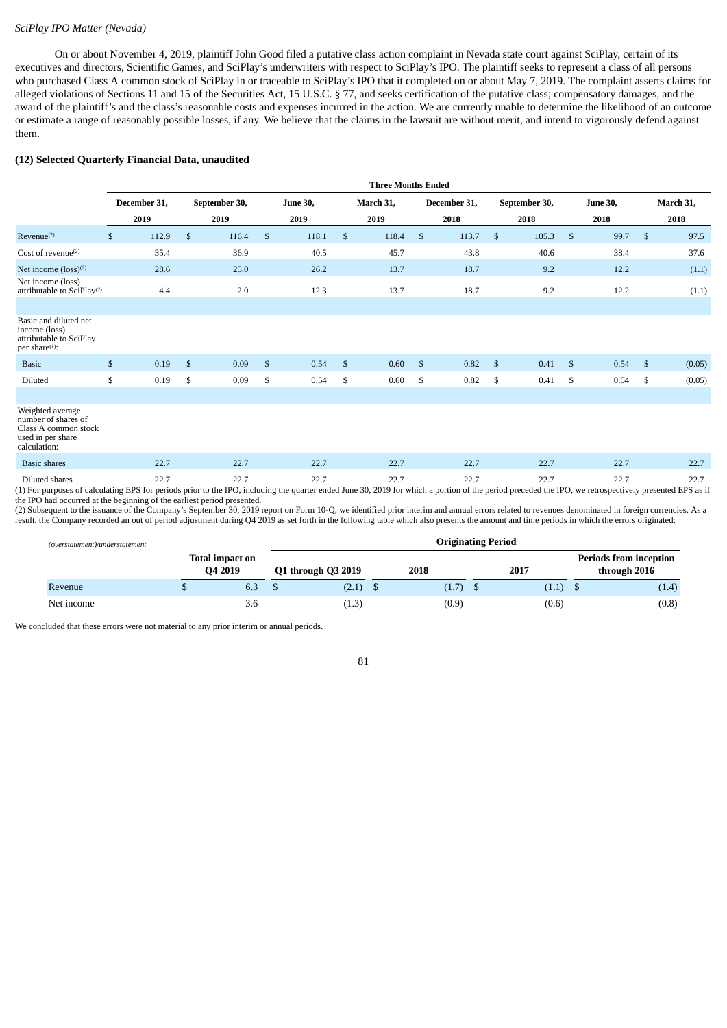*SciPlay IPO Matter (Nevada)*

On or about November 4, 2019, plaintiff John Good filed a putative class action complaint in Nevada state court against SciPlay, certain of its executives and directors, Scientific Games, and SciPlay's underwriters with respect to SciPlay's IPO. The plaintiff seeks to represent a class of all persons who purchased Class A common stock of SciPlay in or traceable to SciPlay's IPO that it completed on or about May 7, 2019. The complaint asserts claims for alleged violations of Sections 11 and 15 of the Securities Act, 15 U.S.C. § 77, and seeks certification of the putative class; compensatory damages, and the award of the plaintiff's and the class's reasonable costs and expenses incurred in the action. We are currently unable to determine the likelihood of an outcome or estimate a range of reasonably possible losses, if any. We believe that the claims in the lawsuit are without merit, and intend to vigorously defend against them.

**(12) Selected Quarterly Financial Data, unaudited**

| | Three Months Ended | | | | | | | |
|---|---|---|---|---|---|---|---|---|
| | December 31, 2019 | September 30, 2019 | June 30, 2019 | March 31, 2019 | December 31, 2018 | September 30, 2018 | June 30, 2018 | March 31, 2018 |
| Revenue[2] | $ 112.9 | $ 116.4 | $ 118.1 | $ 118.4 | $ 113.7 | $ 105.3 | $ 99.7 | $ 97.5 |
| Cost of revenue[2] | 35.4 | 36.9 | 40.5 | 45.7 | 43.8 | 40.6 | 38.4 | 37.6 |
| Net income (loss)[2] | 28.6 | 25.0 | 26.2 | 13.7 | 18.7 | 9.2 | 12.2 | (1.1) |
| Net income (loss) attributable to SciPlay[2] | 4.4 | 2.0 | 12.3 | 13.7 | 18.7 | 9.2 | 12.2 | (1.1) |
| | | | | | | | | |
| Basic and diluted net income (loss) attributable to SciPlay per share[1]: | | | | | | | | |
| Basic | $ 0.19 | $ 0.09 | $ 0.54 | $ 0.60 | $ 0.82 | $ 0.41 | $ 0.54 | $ (0.05) |
| Diluted | $ 0.19 | $ 0.09 | $ 0.54 | $ 0.60 | $ 0.82 | $ 0.41 | $ 0.54 | $ (0.05) |
| | | | | | | | | |
| Weighted average number of shares of Class A common stock used in per share calculation: | | | | | | | | |
| Basic shares | 22.7 | 22.7 | 22.7 | 22.7 | 22.7 | 22.7 | 22.7 | 22.7 |
| Diluted shares | 22.7 | 22.7 | 22.7 | 22.7 | 22.7 | 22.7 | 22.7 | 22.7 |

(1) For purposes of calculating EPS for periods prior to the IPO, including the quarter ended June 30, 2019 for which a portion of the period preceded the IPO, we retrospectively presented EPS as if the IPO had occurred at the beginning of the earliest period presented.

(2) Subsequent to the issuance of the Company's September 30, 2019 report on Form 10-Q, we identified prior interim and annual errors related to revenues denominated in foreign currencies. As a result, the Company recorded an out of period adjustment during Q4 2019 as set forth in the following table which also presents the amount and time periods in which the errors originated:

| *(overstatement)/understatement* | | Originating Period | | | |
|---|---|---|---|---|---|
| | Total impact on Q4 2019 | Q1 through Q3 2019 | 2018 | 2017 | Periods from inception through 2016 |
| Revenue | $ 6.3 | $ (2.1) | $ (1.7) | $ (1.1) | $ (1.4) |
| Net income | 3.6 | (1.3) | (0.9) | (0.6) | (0.8) |

We concluded that these errors were not material to any prior interim or annual periods.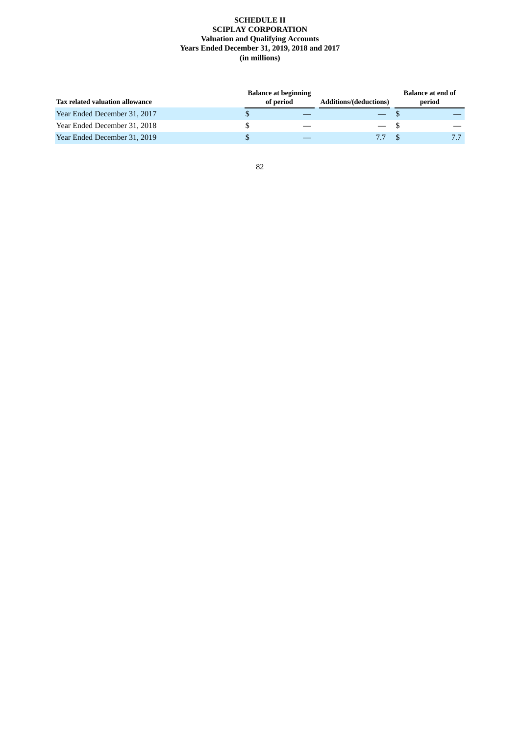**SCHEDULE II**
**SCIPLAY CORPORATION**
**Valuation and Qualifying Accounts**
**Years Ended December 31, 2019, 2018 and 2017**
**(in millions)**

| Tax related valuation allowance | Balance at beginning of period | Additions/(deductions) | Balance at end of period |
|---|---|---|---|
| Year Ended December 31, 2017 | $ — | — | $ — |
| Year Ended December 31, 2018 | $ — | — | $ — |
| Year Ended December 31, 2019 | $ — | 7.7 | $ 7.7 |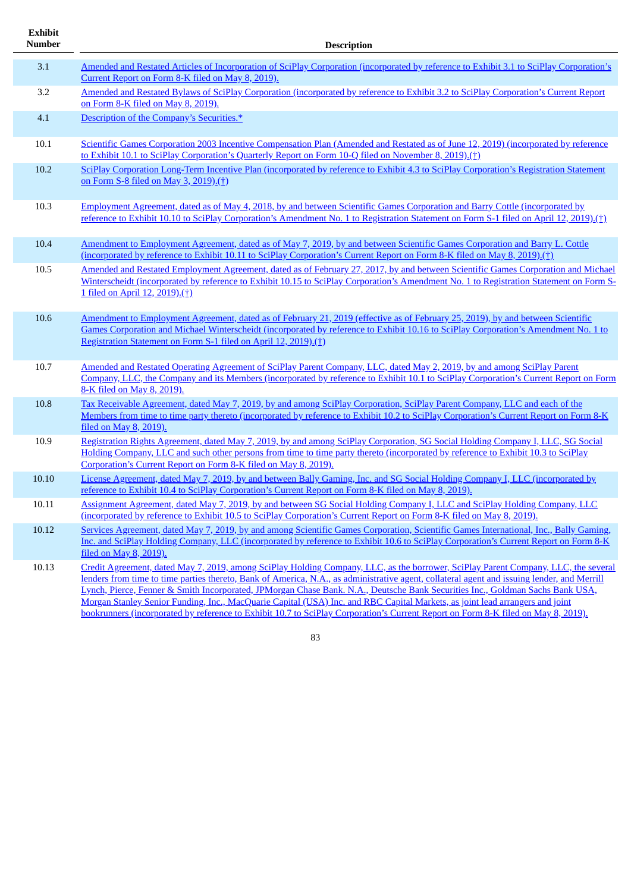| Exhibit Number | Description |
|---|---|
| 3.1 | Amended and Restated Articles of Incorporation of SciPlay Corporation (incorporated by reference to Exhibit 3.1 to SciPlay Corporation's Current Report on Form 8-K filed on May 8, 2019). |
| 3.2 | Amended and Restated Bylaws of SciPlay Corporation (incorporated by reference to Exhibit 3.2 to SciPlay Corporation's Current Report on Form 8-K filed on May 8, 2019). |
| 4.1 | Description of the Company's Securities.* |
| 10.1 | Scientific Games Corporation 2003 Incentive Compensation Plan (Amended and Restated as of June 12, 2019) (incorporated by reference to Exhibit 10.1 to SciPlay Corporation's Quarterly Report on Form 10-Q filed on November 8, 2019).(†) |
| 10.2 | SciPlay Corporation Long-Term Incentive Plan (incorporated by reference to Exhibit 4.3 to SciPlay Corporation's Registration Statement on Form S-8 filed on May 3, 2019).(†) |
| 10.3 | Employment Agreement, dated as of May 4, 2018, by and between Scientific Games Corporation and Barry Cottle (incorporated by reference to Exhibit 10.10 to SciPlay Corporation's Amendment No. 1 to Registration Statement on Form S-1 filed on April 12, 2019).(†) |
| 10.4 | Amendment to Employment Agreement, dated as of May 7, 2019, by and between Scientific Games Corporation and Barry L. Cottle (incorporated by reference to Exhibit 10.11 to SciPlay Corporation's Current Report on Form 8-K filed on May 8, 2019).(†) |
| 10.5 | Amended and Restated Employment Agreement, dated as of February 27, 2017, by and between Scientific Games Corporation and Michael Winterscheidt (incorporated by reference to Exhibit 10.15 to SciPlay Corporation's Amendment No. 1 to Registration Statement on Form S-1 filed on April 12, 2019).(†) |
| 10.6 | Amendment to Employment Agreement, dated as of February 21, 2019 (effective as of February 25, 2019), by and between Scientific Games Corporation and Michael Winterscheidt (incorporated by reference to Exhibit 10.16 to SciPlay Corporation's Amendment No. 1 to Registration Statement on Form S-1 filed on April 12, 2019).(†) |
| 10.7 | Amended and Restated Operating Agreement of SciPlay Parent Company, LLC, dated May 2, 2019, by and among SciPlay Parent Company, LLC, the Company and its Members (incorporated by reference to Exhibit 10.1 to SciPlay Corporation's Current Report on Form 8-K filed on May 8, 2019). |
| 10.8 | Tax Receivable Agreement, dated May 7, 2019, by and among SciPlay Corporation, SciPlay Parent Company, LLC and each of the Members from time to time party thereto (incorporated by reference to Exhibit 10.2 to SciPlay Corporation's Current Report on Form 8-K filed on May 8, 2019). |
| 10.9 | Registration Rights Agreement, dated May 7, 2019, by and among SciPlay Corporation, SG Social Holding Company I, LLC, SG Social Holding Company, LLC and such other persons from time to time party thereto (incorporated by reference to Exhibit 10.3 to SciPlay Corporation's Current Report on Form 8-K filed on May 8, 2019). |
| 10.10 | License Agreement, dated May 7, 2019, by and between Bally Gaming, Inc. and SG Social Holding Company I, LLC (incorporated by reference to Exhibit 10.4 to SciPlay Corporation's Current Report on Form 8-K filed on May 8, 2019). |
| 10.11 | Assignment Agreement, dated May 7, 2019, by and between SG Social Holding Company I, LLC and SciPlay Holding Company, LLC (incorporated by reference to Exhibit 10.5 to SciPlay Corporation's Current Report on Form 8-K filed on May 8, 2019). |
| 10.12 | Services Agreement, dated May 7, 2019, by and among Scientific Games Corporation, Scientific Games International, Inc., Bally Gaming, Inc. and SciPlay Holding Company, LLC (incorporated by reference to Exhibit 10.6 to SciPlay Corporation's Current Report on Form 8-K filed on May 8, 2019). |
| 10.13 | Credit Agreement, dated May 7, 2019, among SciPlay Holding Company, LLC, as the borrower, SciPlay Parent Company, LLC, the several lenders from time to time parties thereto, Bank of America, N.A., as administrative agent, collateral agent and issuing lender, and Merrill Lynch, Pierce, Fenner & Smith Incorporated, JPMorgan Chase Bank. N.A., Deutsche Bank Securities Inc., Goldman Sachs Bank USA, Morgan Stanley Senior Funding, Inc., MacQuarie Capital (USA) Inc. and RBC Capital Markets, as joint lead arrangers and joint bookrunners (incorporated by reference to Exhibit 10.7 to SciPlay Corporation's Current Report on Form 8-K filed on May 8, 2019). |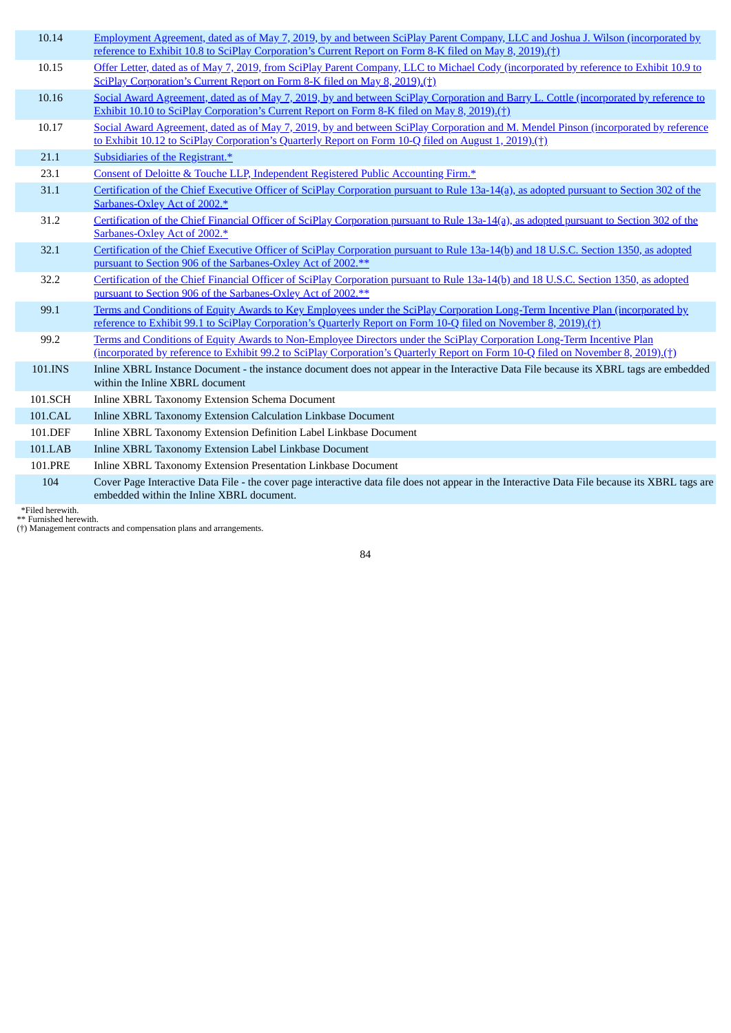| | |
|---|---|
| 10.14 | Employment Agreement, dated as of May 7, 2019, by and between SciPlay Parent Company, LLC and Joshua J. Wilson (incorporated by reference to Exhibit 10.8 to SciPlay Corporation's Current Report on Form 8-K filed on May 8, 2019).(†) |
| 10.15 | Offer Letter, dated as of May 7, 2019, from SciPlay Parent Company, LLC to Michael Cody (incorporated by reference to Exhibit 10.9 to SciPlay Corporation's Current Report on Form 8-K filed on May 8, 2019).(†) |
| 10.16 | Social Award Agreement, dated as of May 7, 2019, by and between SciPlay Corporation and Barry L. Cottle (incorporated by reference to Exhibit 10.10 to SciPlay Corporation's Current Report on Form 8-K filed on May 8, 2019).(†) |
| 10.17 | Social Award Agreement, dated as of May 7, 2019, by and between SciPlay Corporation and M. Mendel Pinson (incorporated by reference to Exhibit 10.12 to SciPlay Corporation's Quarterly Report on Form 10-Q filed on August 1, 2019).(†) |
| 21.1 | Subsidiaries of the Registrant.* |
| 23.1 | Consent of Deloitte & Touche LLP, Independent Registered Public Accounting Firm.* |
| 31.1 | Certification of the Chief Executive Officer of SciPlay Corporation pursuant to Rule 13a-14(a), as adopted pursuant to Section 302 of the Sarbanes-Oxley Act of 2002.* |
| 31.2 | Certification of the Chief Financial Officer of SciPlay Corporation pursuant to Rule 13a-14(a), as adopted pursuant to Section 302 of the Sarbanes-Oxley Act of 2002.* |
| 32.1 | Certification of the Chief Executive Officer of SciPlay Corporation pursuant to Rule 13a-14(b) and 18 U.S.C. Section 1350, as adopted pursuant to Section 906 of the Sarbanes-Oxley Act of 2002.** |
| 32.2 | Certification of the Chief Financial Officer of SciPlay Corporation pursuant to Rule 13a-14(b) and 18 U.S.C. Section 1350, as adopted pursuant to Section 906 of the Sarbanes-Oxley Act of 2002.** |
| 99.1 | Terms and Conditions of Equity Awards to Key Employees under the SciPlay Corporation Long-Term Incentive Plan (incorporated by reference to Exhibit 99.1 to SciPlay Corporation's Quarterly Report on Form 10-Q filed on November 8, 2019).(†) |
| 99.2 | Terms and Conditions of Equity Awards to Non-Employee Directors under the SciPlay Corporation Long-Term Incentive Plan (incorporated by reference to Exhibit 99.2 to SciPlay Corporation's Quarterly Report on Form 10-Q filed on November 8, 2019).(†) |
| 101.INS | Inline XBRL Instance Document - the instance document does not appear in the Interactive Data File because its XBRL tags are embedded within the Inline XBRL document |
| 101.SCH | Inline XBRL Taxonomy Extension Schema Document |
| 101.CAL | Inline XBRL Taxonomy Extension Calculation Linkbase Document |
| 101.DEF | Inline XBRL Taxonomy Extension Definition Label Linkbase Document |
| 101.LAB | Inline XBRL Taxonomy Extension Label Linkbase Document |
| 101.PRE | Inline XBRL Taxonomy Extension Presentation Linkbase Document |
| 104 | Cover Page Interactive Data File - the cover page interactive data file does not appear in the Interactive Data File because its XBRL tags are embedded within the Inline XBRL document. |

*Filed herewith.
** Furnished herewith.
(†) Management contracts and compensation plans and arrangements.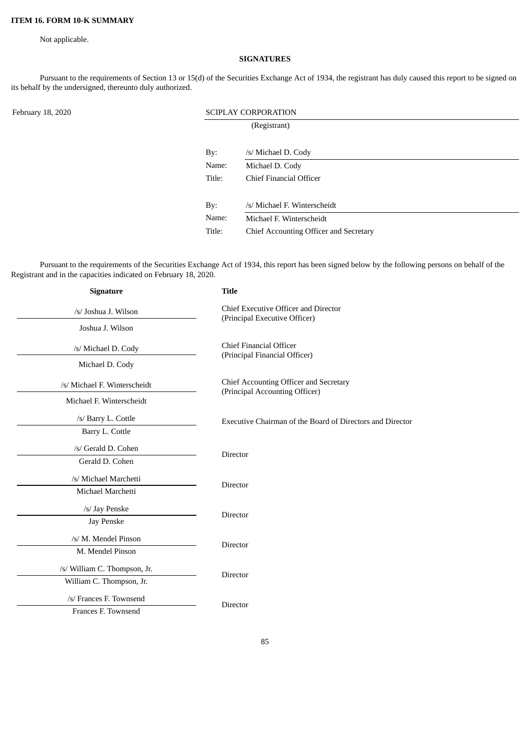**ITEM 16. FORM 10-K SUMMARY**

Not applicable.

**SIGNATURES**

Pursuant to the requirements of Section 13 or 15(d) of the Securities Exchange Act of 1934, the registrant has duly caused this report to be signed on its behalf by the undersigned, thereunto duly authorized.

| February 18, 2020 | SCIPLAY CORPORATION | |
|---|---|---|
| | (Registrant) | |
| | By: | /s/ Michael D. Cody |
| | Name: | Michael D. Cody |
| | Title: | Chief Financial Officer |
| | By: | /s/ Michael F. Winterscheidt |
| | Name: | Michael F. Winterscheidt |
| | Title: | Chief Accounting Officer and Secretary |

Pursuant to the requirements of the Securities Exchange Act of 1934, this report has been signed below by the following persons on behalf of the Registrant and in the capacities indicated on February 18, 2020.

| Signature | Title |
|---|---|
| /s/ Joshua J. Wilson<br>Joshua J. Wilson | Chief Executive Officer and Director<br>(Principal Executive Officer) |
| /s/ Michael D. Cody<br>Michael D. Cody | Chief Financial Officer<br>(Principal Financial Officer) |
| /s/ Michael F. Winterscheidt<br>Michael F. Winterscheidt | Chief Accounting Officer and Secretary<br>(Principal Accounting Officer) |
| /s/ Barry L. Cottle<br>Barry L. Cottle | Executive Chairman of the Board of Directors and Director |
| /s/ Gerald D. Cohen<br>Gerald D. Cohen | Director |
| /s/ Michael Marchetti<br>Michael Marchetti | Director |
| /s/ Jay Penske<br>Jay Penske | Director |
| /s/ M. Mendel Pinson<br>M. Mendel Pinson | Director |
| /s/ William C. Thompson, Jr.<br>William C. Thompson, Jr. | Director |
| /s/ Frances F. Townsend<br>Frances F. Townsend | Director |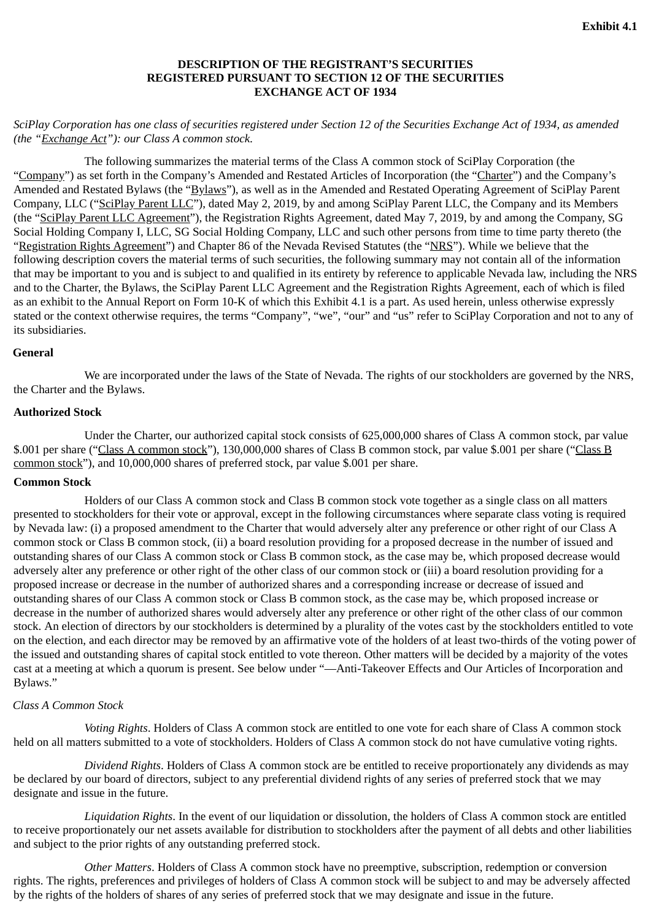**Exhibit 4.1**

# DESCRIPTION OF THE REGISTRANT'S SECURITIES REGISTERED PURSUANT TO SECTION 12 OF THE SECURITIES EXCHANGE ACT OF 1934

*SciPlay Corporation has one class of securities registered under Section 12 of the Securities Exchange Act of 1934, as amended (the "Exchange Act"): our Class A common stock.*

The following summarizes the material terms of the Class A common stock of SciPlay Corporation (the "Company") as set forth in the Company's Amended and Restated Articles of Incorporation (the "Charter") and the Company's Amended and Restated Bylaws (the "Bylaws"), as well as in the Amended and Restated Operating Agreement of SciPlay Parent Company, LLC ("SciPlay Parent LLC"), dated May 2, 2019, by and among SciPlay Parent LLC, the Company and its Members (the "SciPlay Parent LLC Agreement"), the Registration Rights Agreement, dated May 7, 2019, by and among the Company, SG Social Holding Company I, LLC, SG Social Holding Company, LLC and such other persons from time to time party thereto (the "Registration Rights Agreement") and Chapter 86 of the Nevada Revised Statutes (the "NRS"). While we believe that the following description covers the material terms of such securities, the following summary may not contain all of the information that may be important to you and is subject to and qualified in its entirety by reference to applicable Nevada law, including the NRS and to the Charter, the Bylaws, the SciPlay Parent LLC Agreement and the Registration Rights Agreement, each of which is filed as an exhibit to the Annual Report on Form 10-K of which this Exhibit 4.1 is a part. As used herein, unless otherwise expressly stated or the context otherwise requires, the terms "Company", "we", "our" and "us" refer to SciPlay Corporation and not to any of its subsidiaries.

## General

We are incorporated under the laws of the State of Nevada. The rights of our stockholders are governed by the NRS, the Charter and the Bylaws.

## Authorized Stock

Under the Charter, our authorized capital stock consists of 625,000,000 shares of Class A common stock, par value $.001 per share ("Class A common stock"), 130,000,000 shares of Class B common stock, par value $.001 per share ("Class B common stock"), and 10,000,000 shares of preferred stock, par value $.001 per share.

## Common Stock

Holders of our Class A common stock and Class B common stock vote together as a single class on all matters presented to stockholders for their vote or approval, except in the following circumstances where separate class voting is required by Nevada law: (i) a proposed amendment to the Charter that would adversely alter any preference or other right of our Class A common stock or Class B common stock, (ii) a board resolution providing for a proposed decrease in the number of issued and outstanding shares of our Class A common stock or Class B common stock, as the case may be, which proposed decrease would adversely alter any preference or other right of the other class of our common stock or (iii) a board resolution providing for a proposed increase or decrease in the number of authorized shares and a corresponding increase or decrease of issued and outstanding shares of our Class A common stock or Class B common stock, as the case may be, which proposed increase or decrease in the number of authorized shares would adversely alter any preference or other right of the other class of our common stock. An election of directors by our stockholders is determined by a plurality of the votes cast by the stockholders entitled to vote on the election, and each director may be removed by an affirmative vote of the holders of at least two-thirds of the voting power of the issued and outstanding shares of capital stock entitled to vote thereon. Other matters will be decided by a majority of the votes cast at a meeting at which a quorum is present. See below under "—Anti-Takeover Effects and Our Articles of Incorporation and Bylaws."

### *Class A Common Stock*

*Voting Rights*. Holders of Class A common stock are entitled to one vote for each share of Class A common stock held on all matters submitted to a vote of stockholders. Holders of Class A common stock do not have cumulative voting rights.

*Dividend Rights*. Holders of Class A common stock are be entitled to receive proportionately any dividends as may be declared by our board of directors, subject to any preferential dividend rights of any series of preferred stock that we may designate and issue in the future.

*Liquidation Rights*. In the event of our liquidation or dissolution, the holders of Class A common stock are entitled to receive proportionately our net assets available for distribution to stockholders after the payment of all debts and other liabilities and subject to the prior rights of any outstanding preferred stock.

*Other Matters*. Holders of Class A common stock have no preemptive, subscription, redemption or conversion rights. The rights, preferences and privileges of holders of Class A common stock will be subject to and may be adversely affected by the rights of the holders of shares of any series of preferred stock that we may designate and issue in the future.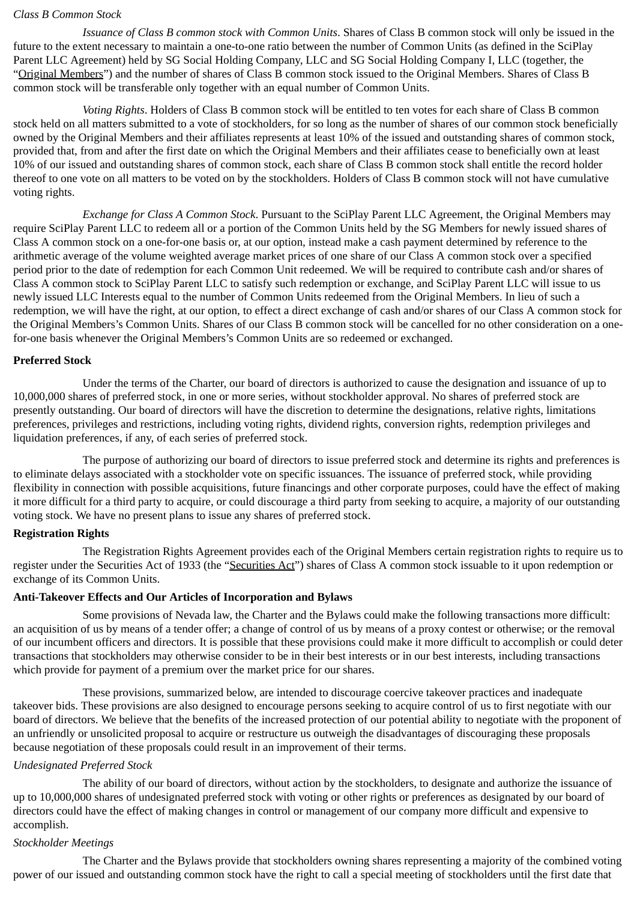*Class B Common Stock*

*Issuance of Class B common stock with Common Units*. Shares of Class B common stock will only be issued in the future to the extent necessary to maintain a one-to-one ratio between the number of Common Units (as defined in the SciPlay Parent LLC Agreement) held by SG Social Holding Company, LLC and SG Social Holding Company I, LLC (together, the "Original Members") and the number of shares of Class B common stock issued to the Original Members. Shares of Class B common stock will be transferable only together with an equal number of Common Units.

*Voting Rights*. Holders of Class B common stock will be entitled to ten votes for each share of Class B common stock held on all matters submitted to a vote of stockholders, for so long as the number of shares of our common stock beneficially owned by the Original Members and their affiliates represents at least 10% of the issued and outstanding shares of common stock, provided that, from and after the first date on which the Original Members and their affiliates cease to beneficially own at least 10% of our issued and outstanding shares of common stock, each share of Class B common stock shall entitle the record holder thereof to one vote on all matters to be voted on by the stockholders. Holders of Class B common stock will not have cumulative voting rights.

*Exchange for Class A Common Stock*. Pursuant to the SciPlay Parent LLC Agreement, the Original Members may require SciPlay Parent LLC to redeem all or a portion of the Common Units held by the SG Members for newly issued shares of Class A common stock on a one-for-one basis or, at our option, instead make a cash payment determined by reference to the arithmetic average of the volume weighted average market prices of one share of our Class A common stock over a specified period prior to the date of redemption for each Common Unit redeemed. We will be required to contribute cash and/or shares of Class A common stock to SciPlay Parent LLC to satisfy such redemption or exchange, and SciPlay Parent LLC will issue to us newly issued LLC Interests equal to the number of Common Units redeemed from the Original Members. In lieu of such a redemption, we will have the right, at our option, to effect a direct exchange of cash and/or shares of our Class A common stock for the Original Members's Common Units. Shares of our Class B common stock will be cancelled for no other consideration on a one-for-one basis whenever the Original Members's Common Units are so redeemed or exchanged.

**Preferred Stock**

Under the terms of the Charter, our board of directors is authorized to cause the designation and issuance of up to 10,000,000 shares of preferred stock, in one or more series, without stockholder approval. No shares of preferred stock are presently outstanding. Our board of directors will have the discretion to determine the designations, relative rights, limitations preferences, privileges and restrictions, including voting rights, dividend rights, conversion rights, redemption privileges and liquidation preferences, if any, of each series of preferred stock.

The purpose of authorizing our board of directors to issue preferred stock and determine its rights and preferences is to eliminate delays associated with a stockholder vote on specific issuances. The issuance of preferred stock, while providing flexibility in connection with possible acquisitions, future financings and other corporate purposes, could have the effect of making it more difficult for a third party to acquire, or could discourage a third party from seeking to acquire, a majority of our outstanding voting stock. We have no present plans to issue any shares of preferred stock.

**Registration Rights**

The Registration Rights Agreement provides each of the Original Members certain registration rights to require us to register under the Securities Act of 1933 (the "Securities Act") shares of Class A common stock issuable to it upon redemption or exchange of its Common Units.

**Anti-Takeover Effects and Our Articles of Incorporation and Bylaws**

Some provisions of Nevada law, the Charter and the Bylaws could make the following transactions more difficult: an acquisition of us by means of a tender offer; a change of control of us by means of a proxy contest or otherwise; or the removal of our incumbent officers and directors. It is possible that these provisions could make it more difficult to accomplish or could deter transactions that stockholders may otherwise consider to be in their best interests or in our best interests, including transactions which provide for payment of a premium over the market price for our shares.

These provisions, summarized below, are intended to discourage coercive takeover practices and inadequate takeover bids. These provisions are also designed to encourage persons seeking to acquire control of us to first negotiate with our board of directors. We believe that the benefits of the increased protection of our potential ability to negotiate with the proponent of an unfriendly or unsolicited proposal to acquire or restructure us outweigh the disadvantages of discouraging these proposals because negotiation of these proposals could result in an improvement of their terms.

*Undesignated Preferred Stock*

The ability of our board of directors, without action by the stockholders, to designate and authorize the issuance of up to 10,000,000 shares of undesignated preferred stock with voting or other rights or preferences as designated by our board of directors could have the effect of making changes in control or management of our company more difficult and expensive to accomplish.

*Stockholder Meetings*

The Charter and the Bylaws provide that stockholders owning shares representing a majority of the combined voting power of our issued and outstanding common stock have the right to call a special meeting of stockholders until the first date that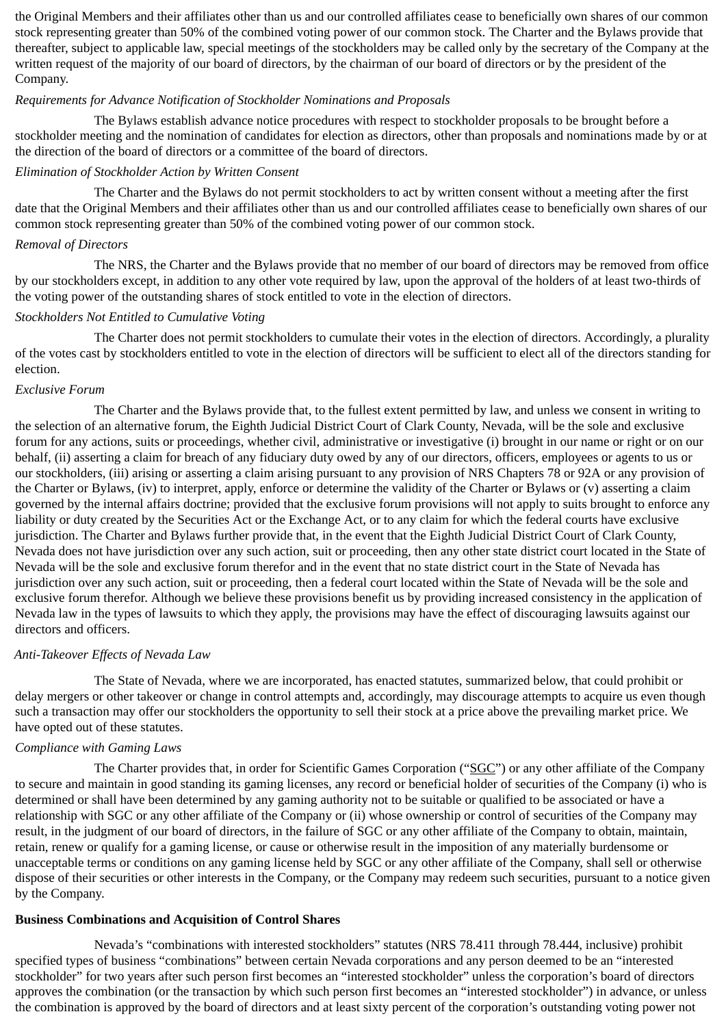the Original Members and their affiliates other than us and our controlled affiliates cease to beneficially own shares of our common stock representing greater than 50% of the combined voting power of our common stock. The Charter and the Bylaws provide that thereafter, subject to applicable law, special meetings of the stockholders may be called only by the secretary of the Company at the written request of the majority of our board of directors, by the chairman of our board of directors or by the president of the Company.

*Requirements for Advance Notification of Stockholder Nominations and Proposals*

The Bylaws establish advance notice procedures with respect to stockholder proposals to be brought before a stockholder meeting and the nomination of candidates for election as directors, other than proposals and nominations made by or at the direction of the board of directors or a committee of the board of directors.

*Elimination of Stockholder Action by Written Consent*

The Charter and the Bylaws do not permit stockholders to act by written consent without a meeting after the first date that the Original Members and their affiliates other than us and our controlled affiliates cease to beneficially own shares of our common stock representing greater than 50% of the combined voting power of our common stock.

*Removal of Directors*

The NRS, the Charter and the Bylaws provide that no member of our board of directors may be removed from office by our stockholders except, in addition to any other vote required by law, upon the approval of the holders of at least two-thirds of the voting power of the outstanding shares of stock entitled to vote in the election of directors.

*Stockholders Not Entitled to Cumulative Voting*

The Charter does not permit stockholders to cumulate their votes in the election of directors. Accordingly, a plurality of the votes cast by stockholders entitled to vote in the election of directors will be sufficient to elect all of the directors standing for election.

*Exclusive Forum*

The Charter and the Bylaws provide that, to the fullest extent permitted by law, and unless we consent in writing to the selection of an alternative forum, the Eighth Judicial District Court of Clark County, Nevada, will be the sole and exclusive forum for any actions, suits or proceedings, whether civil, administrative or investigative (i) brought in our name or right or on our behalf, (ii) asserting a claim for breach of any fiduciary duty owed by any of our directors, officers, employees or agents to us or our stockholders, (iii) arising or asserting a claim arising pursuant to any provision of NRS Chapters 78 or 92A or any provision of the Charter or Bylaws, (iv) to interpret, apply, enforce or determine the validity of the Charter or Bylaws or (v) asserting a claim governed by the internal affairs doctrine; provided that the exclusive forum provisions will not apply to suits brought to enforce any liability or duty created by the Securities Act or the Exchange Act, or to any claim for which the federal courts have exclusive jurisdiction. The Charter and Bylaws further provide that, in the event that the Eighth Judicial District Court of Clark County, Nevada does not have jurisdiction over any such action, suit or proceeding, then any other state district court located in the State of Nevada will be the sole and exclusive forum therefor and in the event that no state district court in the State of Nevada has jurisdiction over any such action, suit or proceeding, then a federal court located within the State of Nevada will be the sole and exclusive forum therefor. Although we believe these provisions benefit us by providing increased consistency in the application of Nevada law in the types of lawsuits to which they apply, the provisions may have the effect of discouraging lawsuits against our directors and officers.

*Anti-Takeover Effects of Nevada Law*

The State of Nevada, where we are incorporated, has enacted statutes, summarized below, that could prohibit or delay mergers or other takeover or change in control attempts and, accordingly, may discourage attempts to acquire us even though such a transaction may offer our stockholders the opportunity to sell their stock at a price above the prevailing market price. We have opted out of these statutes.

*Compliance with Gaming Laws*

The Charter provides that, in order for Scientific Games Corporation ("SGC") or any other affiliate of the Company to secure and maintain in good standing its gaming licenses, any record or beneficial holder of securities of the Company (i) who is determined or shall have been determined by any gaming authority not to be suitable or qualified to be associated or have a relationship with SGC or any other affiliate of the Company or (ii) whose ownership or control of securities of the Company may result, in the judgment of our board of directors, in the failure of SGC or any other affiliate of the Company to obtain, maintain, retain, renew or qualify for a gaming license, or cause or otherwise result in the imposition of any materially burdensome or unacceptable terms or conditions on any gaming license held by SGC or any other affiliate of the Company, shall sell or otherwise dispose of their securities or other interests in the Company, or the Company may redeem such securities, pursuant to a notice given by the Company.

**Business Combinations and Acquisition of Control Shares**

Nevada's "combinations with interested stockholders" statutes (NRS 78.411 through 78.444, inclusive) prohibit specified types of business "combinations" between certain Nevada corporations and any person deemed to be an "interested stockholder" for two years after such person first becomes an "interested stockholder" unless the corporation's board of directors approves the combination (or the transaction by which such person first becomes an "interested stockholder") in advance, or unless the combination is approved by the board of directors and at least sixty percent of the corporation's outstanding voting power not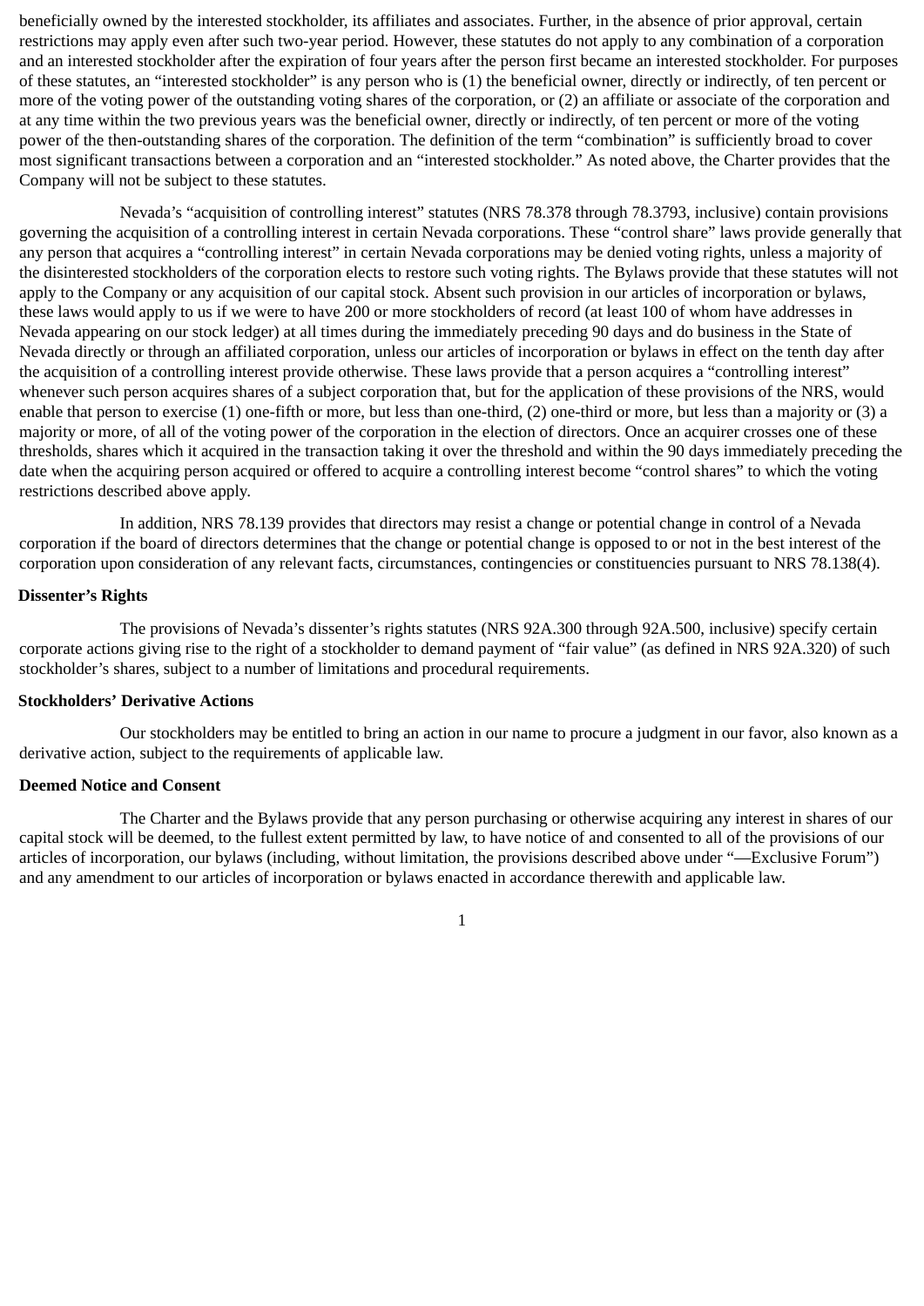beneficially owned by the interested stockholder, its affiliates and associates. Further, in the absence of prior approval, certain restrictions may apply even after such two-year period. However, these statutes do not apply to any combination of a corporation and an interested stockholder after the expiration of four years after the person first became an interested stockholder. For purposes of these statutes, an "interested stockholder" is any person who is (1) the beneficial owner, directly or indirectly, of ten percent or more of the voting power of the outstanding voting shares of the corporation, or (2) an affiliate or associate of the corporation and at any time within the two previous years was the beneficial owner, directly or indirectly, of ten percent or more of the voting power of the then-outstanding shares of the corporation. The definition of the term "combination" is sufficiently broad to cover most significant transactions between a corporation and an "interested stockholder." As noted above, the Charter provides that the Company will not be subject to these statutes.

Nevada's "acquisition of controlling interest" statutes (NRS 78.378 through 78.3793, inclusive) contain provisions governing the acquisition of a controlling interest in certain Nevada corporations. These "control share" laws provide generally that any person that acquires a "controlling interest" in certain Nevada corporations may be denied voting rights, unless a majority of the disinterested stockholders of the corporation elects to restore such voting rights. The Bylaws provide that these statutes will not apply to the Company or any acquisition of our capital stock. Absent such provision in our articles of incorporation or bylaws, these laws would apply to us if we were to have 200 or more stockholders of record (at least 100 of whom have addresses in Nevada appearing on our stock ledger) at all times during the immediately preceding 90 days and do business in the State of Nevada directly or through an affiliated corporation, unless our articles of incorporation or bylaws in effect on the tenth day after the acquisition of a controlling interest provide otherwise. These laws provide that a person acquires a "controlling interest" whenever such person acquires shares of a subject corporation that, but for the application of these provisions of the NRS, would enable that person to exercise (1) one-fifth or more, but less than one-third, (2) one-third or more, but less than a majority or (3) a majority or more, of all of the voting power of the corporation in the election of directors. Once an acquirer crosses one of these thresholds, shares which it acquired in the transaction taking it over the threshold and within the 90 days immediately preceding the date when the acquiring person acquired or offered to acquire a controlling interest become "control shares" to which the voting restrictions described above apply.

In addition, NRS 78.139 provides that directors may resist a change or potential change in control of a Nevada corporation if the board of directors determines that the change or potential change is opposed to or not in the best interest of the corporation upon consideration of any relevant facts, circumstances, contingencies or constituencies pursuant to NRS 78.138(4).

**Dissenter's Rights**

The provisions of Nevada's dissenter's rights statutes (NRS 92A.300 through 92A.500, inclusive) specify certain corporate actions giving rise to the right of a stockholder to demand payment of "fair value" (as defined in NRS 92A.320) of such stockholder's shares, subject to a number of limitations and procedural requirements.

**Stockholders' Derivative Actions**

Our stockholders may be entitled to bring an action in our name to procure a judgment in our favor, also known as a derivative action, subject to the requirements of applicable law.

**Deemed Notice and Consent**

The Charter and the Bylaws provide that any person purchasing or otherwise acquiring any interest in shares of our capital stock will be deemed, to the fullest extent permitted by law, to have notice of and consented to all of the provisions of our articles of incorporation, our bylaws (including, without limitation, the provisions described above under "—Exclusive Forum") and any amendment to our articles of incorporation or bylaws enacted in accordance therewith and applicable law.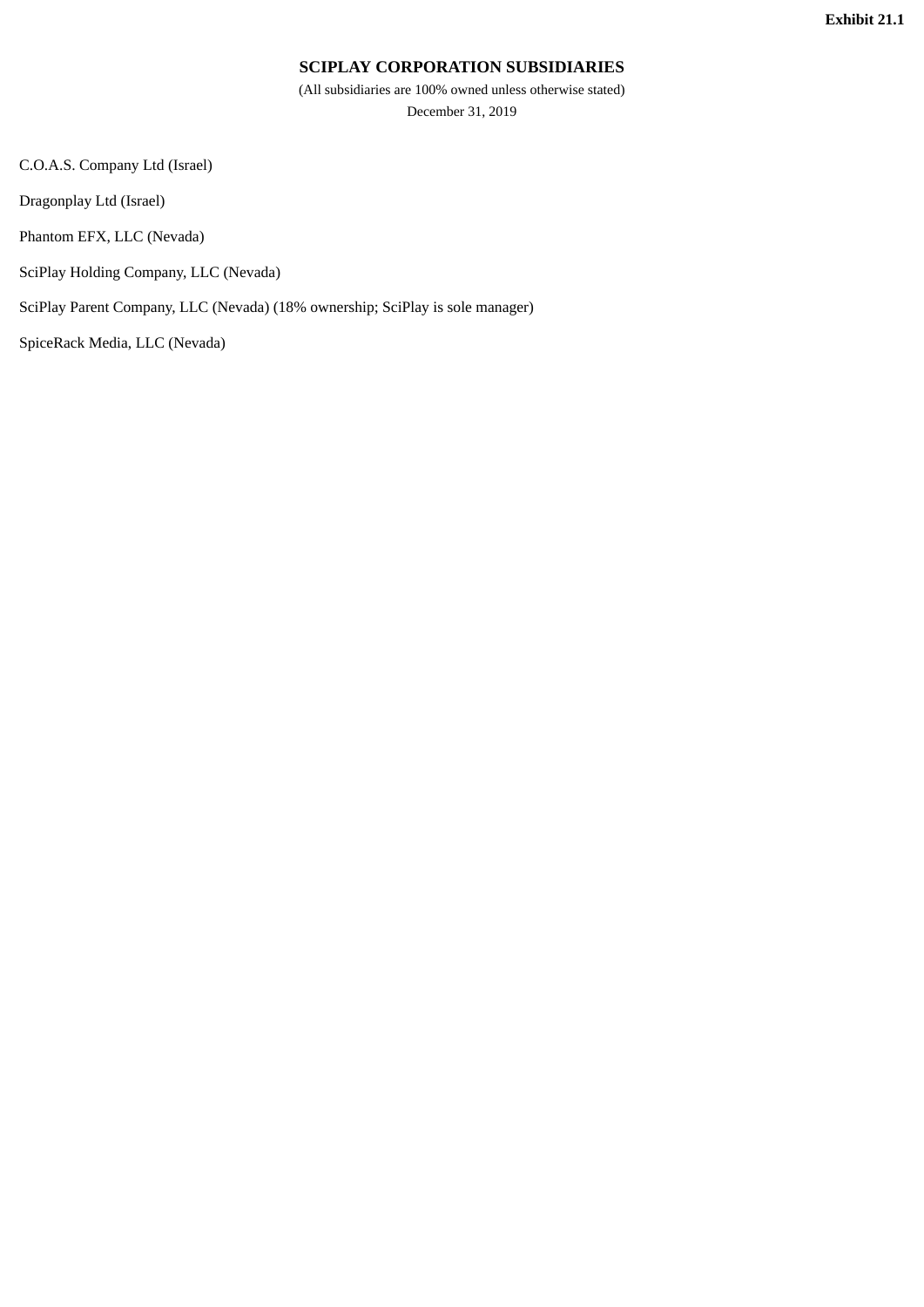**Exhibit 21.1**

# SCIPLAY CORPORATION SUBSIDIARIES

(All subsidiaries are 100% owned unless otherwise stated)

December 31, 2019

C.O.A.S. Company Ltd (Israel)

Dragonplay Ltd (Israel)

Phantom EFX, LLC (Nevada)

SciPlay Holding Company, LLC (Nevada)

SciPlay Parent Company, LLC (Nevada) (18% ownership; SciPlay is sole manager)

SpiceRack Media, LLC (Nevada)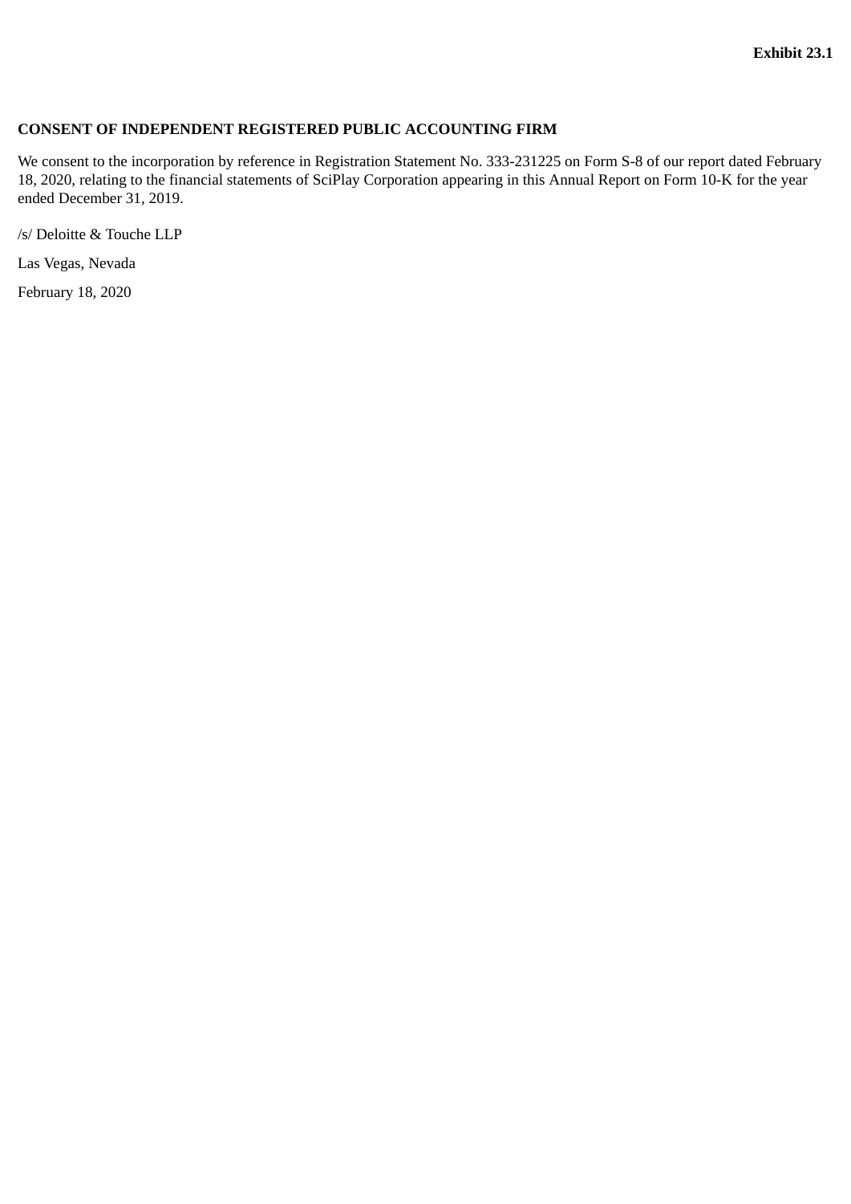**Exhibit 23.1**

**CONSENT OF INDEPENDENT REGISTERED PUBLIC ACCOUNTING FIRM**

We consent to the incorporation by reference in Registration Statement No. 333-231225 on Form S-8 of our report dated February 18, 2020, relating to the financial statements of SciPlay Corporation appearing in this Annual Report on Form 10-K for the year ended December 31, 2019.

/s/ Deloitte & Touche LLP

Las Vegas, Nevada

February 18, 2020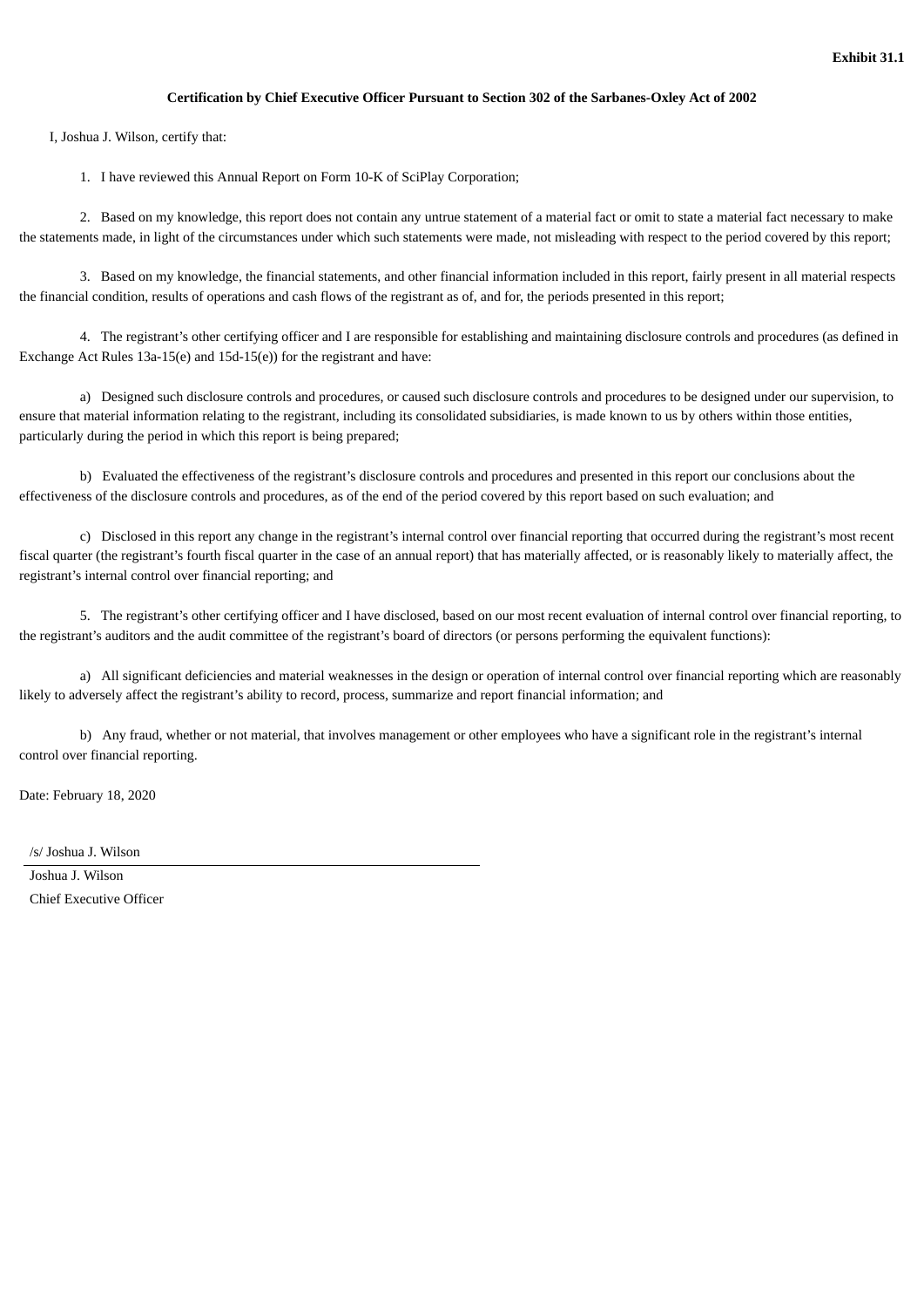**Exhibit 31.1**

**Certification by Chief Executive Officer Pursuant to Section 302 of the Sarbanes-Oxley Act of 2002**

I, Joshua J. Wilson, certify that:

1. I have reviewed this Annual Report on Form 10-K of SciPlay Corporation;

2. Based on my knowledge, this report does not contain any untrue statement of a material fact or omit to state a material fact necessary to make the statements made, in light of the circumstances under which such statements were made, not misleading with respect to the period covered by this report;

3. Based on my knowledge, the financial statements, and other financial information included in this report, fairly present in all material respects the financial condition, results of operations and cash flows of the registrant as of, and for, the periods presented in this report;

4. The registrant's other certifying officer and I are responsible for establishing and maintaining disclosure controls and procedures (as defined in Exchange Act Rules 13a-15(e) and 15d-15(e)) for the registrant and have:

a) Designed such disclosure controls and procedures, or caused such disclosure controls and procedures to be designed under our supervision, to ensure that material information relating to the registrant, including its consolidated subsidiaries, is made known to us by others within those entities, particularly during the period in which this report is being prepared;

b) Evaluated the effectiveness of the registrant's disclosure controls and procedures and presented in this report our conclusions about the effectiveness of the disclosure controls and procedures, as of the end of the period covered by this report based on such evaluation; and

c) Disclosed in this report any change in the registrant's internal control over financial reporting that occurred during the registrant's most recent fiscal quarter (the registrant's fourth fiscal quarter in the case of an annual report) that has materially affected, or is reasonably likely to materially affect, the registrant's internal control over financial reporting; and

5. The registrant's other certifying officer and I have disclosed, based on our most recent evaluation of internal control over financial reporting, to the registrant's auditors and the audit committee of the registrant's board of directors (or persons performing the equivalent functions):

a) All significant deficiencies and material weaknesses in the design or operation of internal control over financial reporting which are reasonably likely to adversely affect the registrant's ability to record, process, summarize and report financial information; and

b) Any fraud, whether or not material, that involves management or other employees who have a significant role in the registrant's internal control over financial reporting.

Date: February 18, 2020

/s/ Joshua J. Wilson

Joshua J. Wilson

Chief Executive Officer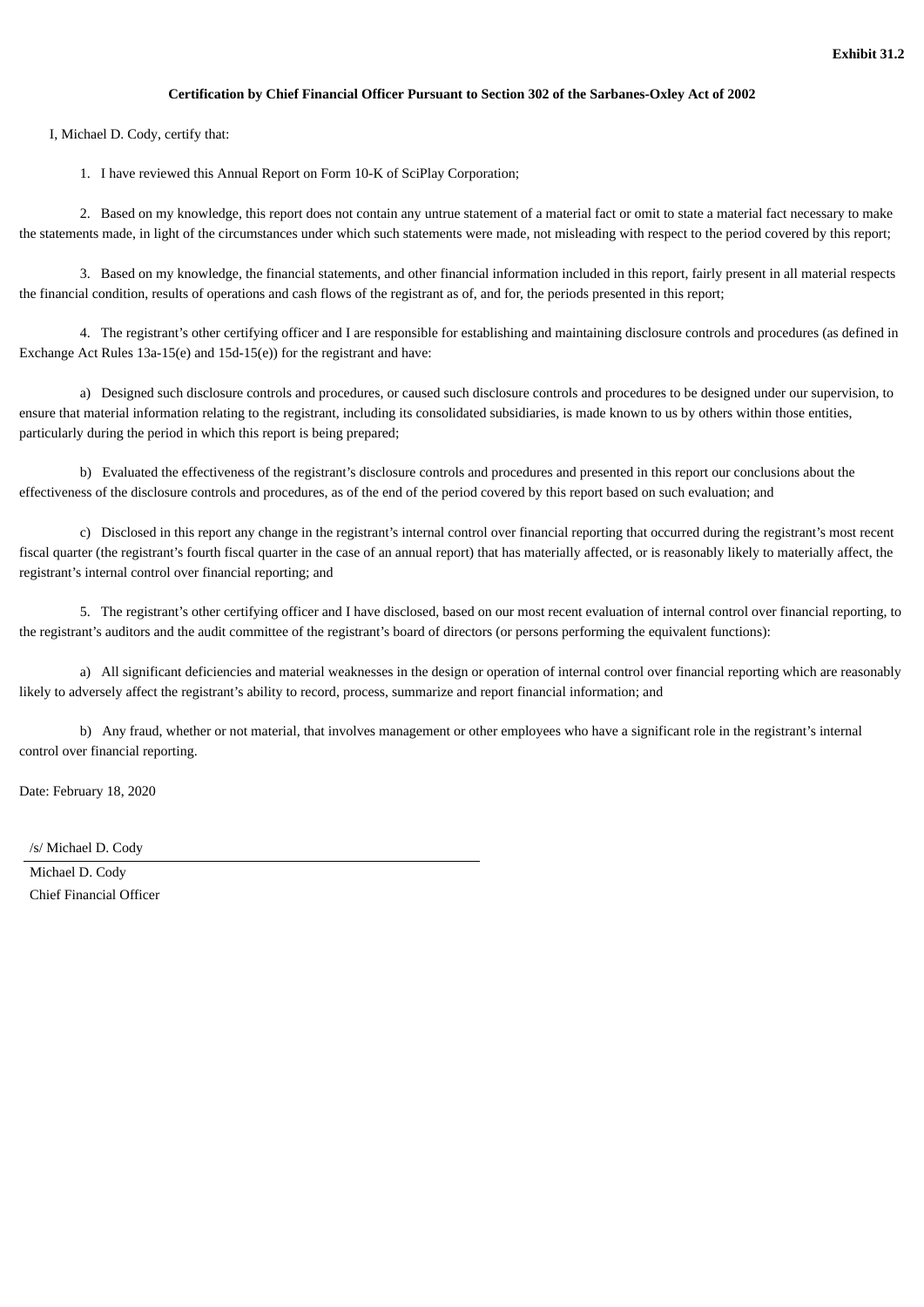**Exhibit 31.2**

**Certification by Chief Financial Officer Pursuant to Section 302 of the Sarbanes-Oxley Act of 2002**

I, Michael D. Cody, certify that:

1. I have reviewed this Annual Report on Form 10-K of SciPlay Corporation;

2. Based on my knowledge, this report does not contain any untrue statement of a material fact or omit to state a material fact necessary to make the statements made, in light of the circumstances under which such statements were made, not misleading with respect to the period covered by this report;

3. Based on my knowledge, the financial statements, and other financial information included in this report, fairly present in all material respects the financial condition, results of operations and cash flows of the registrant as of, and for, the periods presented in this report;

4. The registrant's other certifying officer and I are responsible for establishing and maintaining disclosure controls and procedures (as defined in Exchange Act Rules 13a-15(e) and 15d-15(e)) for the registrant and have:

a) Designed such disclosure controls and procedures, or caused such disclosure controls and procedures to be designed under our supervision, to ensure that material information relating to the registrant, including its consolidated subsidiaries, is made known to us by others within those entities, particularly during the period in which this report is being prepared;

b) Evaluated the effectiveness of the registrant's disclosure controls and procedures and presented in this report our conclusions about the effectiveness of the disclosure controls and procedures, as of the end of the period covered by this report based on such evaluation; and

c) Disclosed in this report any change in the registrant's internal control over financial reporting that occurred during the registrant's most recent fiscal quarter (the registrant's fourth fiscal quarter in the case of an annual report) that has materially affected, or is reasonably likely to materially affect, the registrant's internal control over financial reporting; and

5. The registrant's other certifying officer and I have disclosed, based on our most recent evaluation of internal control over financial reporting, to the registrant's auditors and the audit committee of the registrant's board of directors (or persons performing the equivalent functions):

a) All significant deficiencies and material weaknesses in the design or operation of internal control over financial reporting which are reasonably likely to adversely affect the registrant's ability to record, process, summarize and report financial information; and

b) Any fraud, whether or not material, that involves management or other employees who have a significant role in the registrant's internal control over financial reporting.

Date: February 18, 2020

/s/ Michael D. Cody

Michael D. Cody
Chief Financial Officer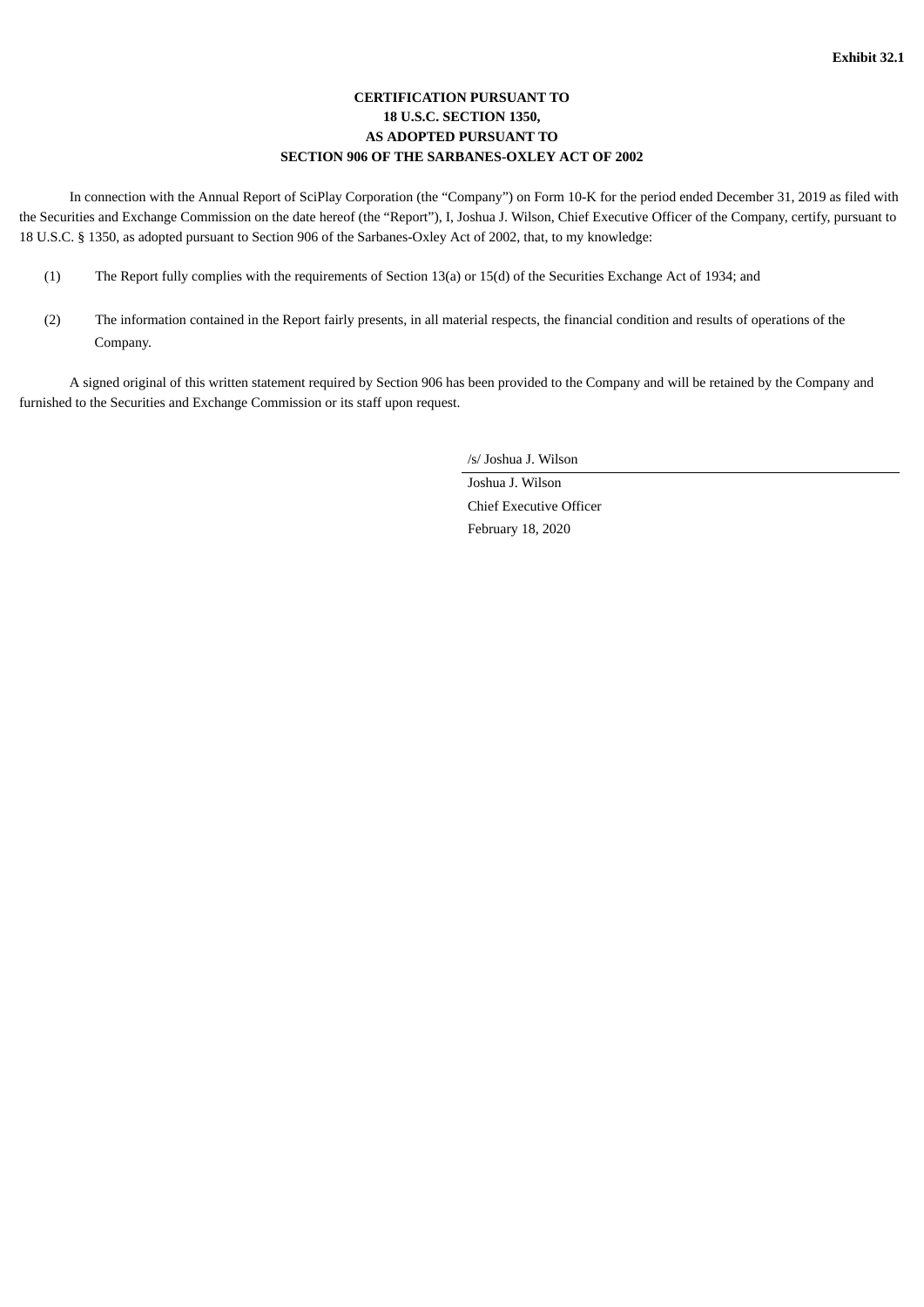**Exhibit 32.1**

**CERTIFICATION PURSUANT TO
18 U.S.C. SECTION 1350,
AS ADOPTED PURSUANT TO
SECTION 906 OF THE SARBANES-OXLEY ACT OF 2002**

In connection with the Annual Report of SciPlay Corporation (the "Company") on Form 10-K for the period ended December 31, 2019 as filed with the Securities and Exchange Commission on the date hereof (the "Report"), I, Joshua J. Wilson, Chief Executive Officer of the Company, certify, pursuant to 18 U.S.C. § 1350, as adopted pursuant to Section 906 of the Sarbanes-Oxley Act of 2002, that, to my knowledge:

(1) The Report fully complies with the requirements of Section 13(a) or 15(d) of the Securities Exchange Act of 1934; and

(2) The information contained in the Report fairly presents, in all material respects, the financial condition and results of operations of the Company.

A signed original of this written statement required by Section 906 has been provided to the Company and will be retained by the Company and furnished to the Securities and Exchange Commission or its staff upon request.

/s/ Joshua J. Wilson

Joshua J. Wilson
Chief Executive Officer
February 18, 2020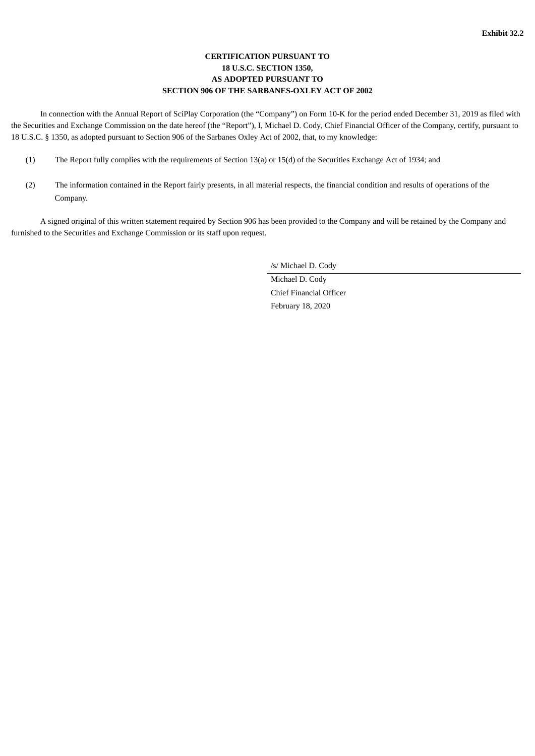**Exhibit 32.2**

**CERTIFICATION PURSUANT TO**
**18 U.S.C. SECTION 1350,**
**AS ADOPTED PURSUANT TO**
**SECTION 906 OF THE SARBANES-OXLEY ACT OF 2002**

In connection with the Annual Report of SciPlay Corporation (the "Company") on Form 10-K for the period ended December 31, 2019 as filed with the Securities and Exchange Commission on the date hereof (the "Report"), I, Michael D. Cody, Chief Financial Officer of the Company, certify, pursuant to 18 U.S.C. § 1350, as adopted pursuant to Section 906 of the Sarbanes Oxley Act of 2002, that, to my knowledge:

(1) The Report fully complies with the requirements of Section 13(a) or 15(d) of the Securities Exchange Act of 1934; and

(2) The information contained in the Report fairly presents, in all material respects, the financial condition and results of operations of the Company.

A signed original of this written statement required by Section 906 has been provided to the Company and will be retained by the Company and furnished to the Securities and Exchange Commission or its staff upon request.

/s/ Michael D. Cody

Michael D. Cody
Chief Financial Officer
February 18, 2020